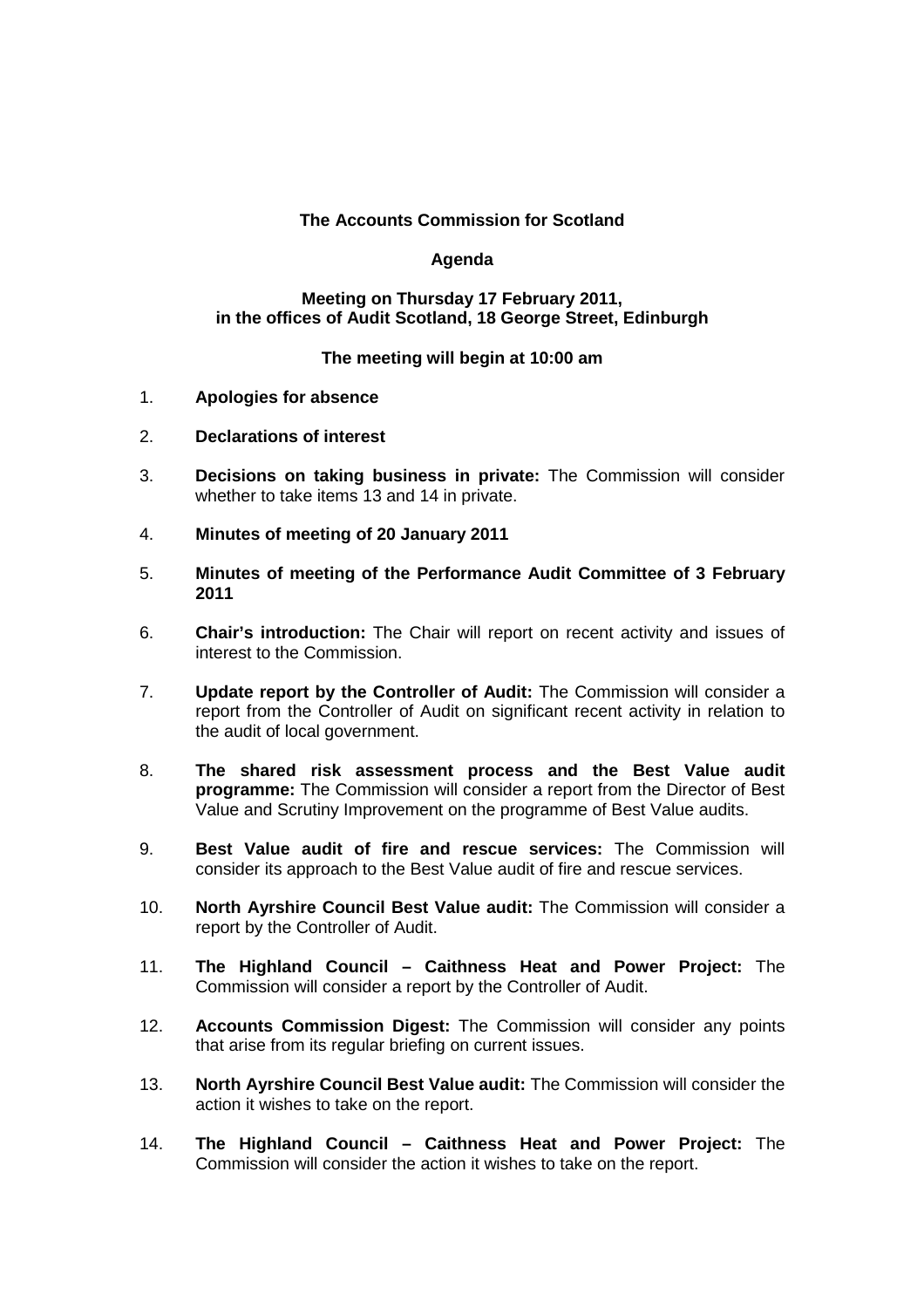**The Accounts Commission for Scotland**

**Agenda**

**Meeting on Thursday 17 February 2011, in the offices of Audit Scotland, 18 George Street, Edinburgh**

**The meeting will begin at 10:00 am**

1. **Apologies for absence**
2. **Declarations of interest**
3. **Decisions on taking business in private:** The Commission will consider whether to take items 13 and 14 in private.
4. **Minutes of meeting of 20 January 2011**
5. **Minutes of meeting of the Performance Audit Committee of 3 February 2011**
6. **Chair's introduction:** The Chair will report on recent activity and issues of interest to the Commission.
7. **Update report by the Controller of Audit:** The Commission will consider a report from the Controller of Audit on significant recent activity in relation to the audit of local government.
8. **The shared risk assessment process and the Best Value audit programme:** The Commission will consider a report from the Director of Best Value and Scrutiny Improvement on the programme of Best Value audits.
9. **Best Value audit of fire and rescue services:** The Commission will consider its approach to the Best Value audit of fire and rescue services.
10. **North Ayrshire Council Best Value audit:** The Commission will consider a report by the Controller of Audit.
11. **The Highland Council – Caithness Heat and Power Project:** The Commission will consider a report by the Controller of Audit.
12. **Accounts Commission Digest:** The Commission will consider any points that arise from its regular briefing on current issues.
13. **North Ayrshire Council Best Value audit:** The Commission will consider the action it wishes to take on the report.
14. **The Highland Council – Caithness Heat and Power Project:** The Commission will consider the action it wishes to take on the report.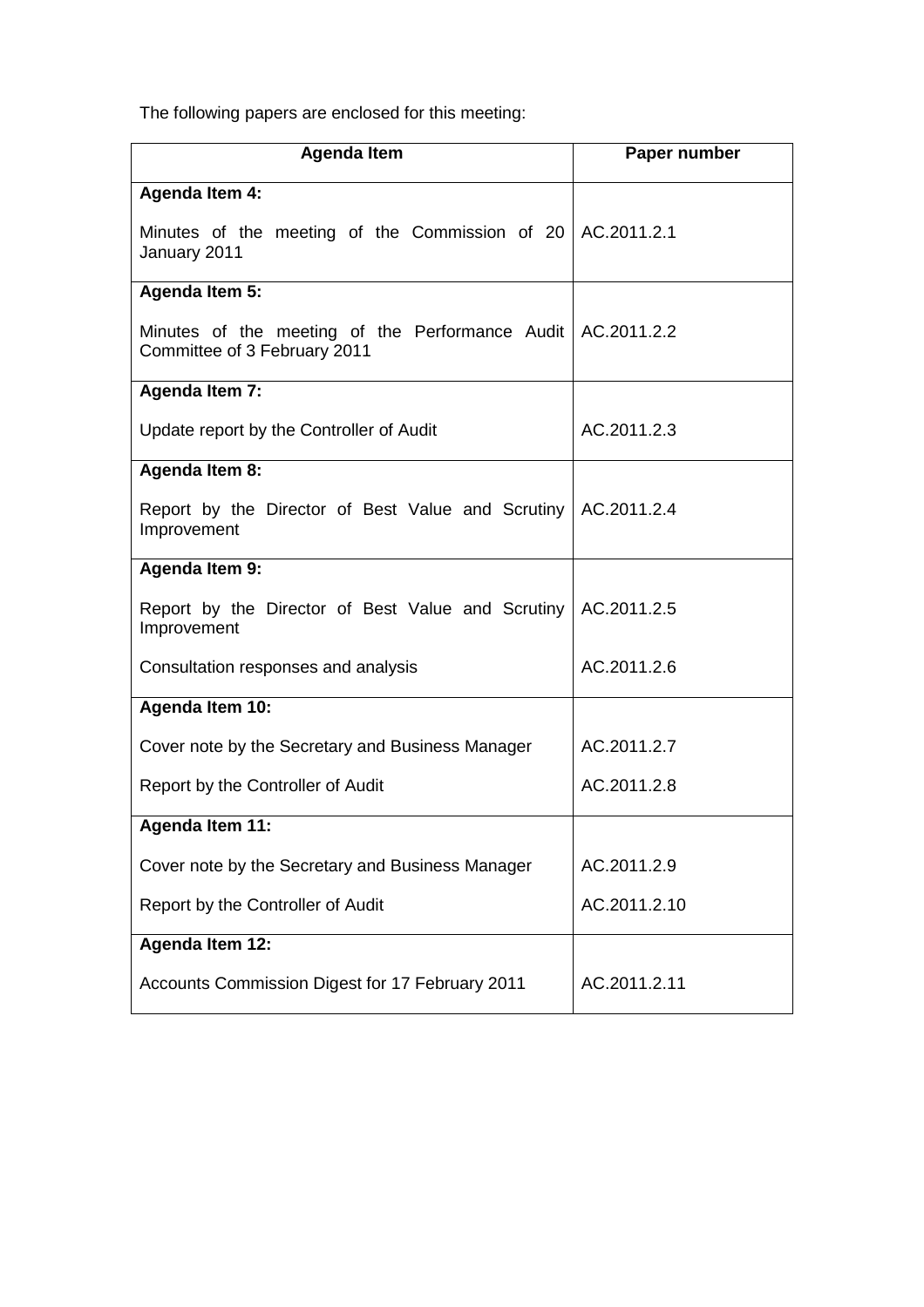The following papers are enclosed for this meeting:

| Agenda Item | Paper number |
|---|---|
| **Agenda Item 4:**<br><br>Minutes of the meeting of the Commission of 20 January 2011 | AC.2011.2.1 |
| **Agenda Item 5:**<br><br>Minutes of the meeting of the Performance Audit Committee of 3 February 2011 | AC.2011.2.2 |
| **Agenda Item 7:**<br><br>Update report by the Controller of Audit | AC.2011.2.3 |
| **Agenda Item 8:**<br><br>Report by the Director of Best Value and Scrutiny Improvement | AC.2011.2.4 |
| **Agenda Item 9:**<br><br>Report by the Director of Best Value and Scrutiny Improvement<br><br>Consultation responses and analysis | AC.2011.2.5<br><br>AC.2011.2.6 |
| **Agenda Item 10:**<br><br>Cover note by the Secretary and Business Manager<br><br>Report by the Controller of Audit | AC.2011.2.7<br><br>AC.2011.2.8 |
| **Agenda Item 11:**<br><br>Cover note by the Secretary and Business Manager<br><br>Report by the Controller of Audit | AC.2011.2.9<br><br>AC.2011.2.10 |
| **Agenda Item 12:**<br><br>Accounts Commission Digest for 17 February 2011 | AC.2011.2.11 |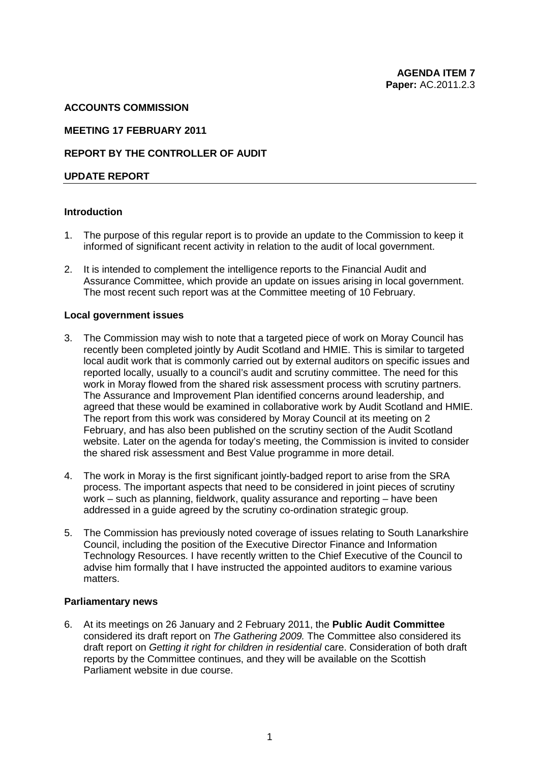**AGENDA ITEM 7**
**Paper:** AC.2011.2.3

**ACCOUNTS COMMISSION**

**MEETING 17 FEBRUARY 2011**

**REPORT BY THE CONTROLLER OF AUDIT**

**UPDATE REPORT**

### Introduction

1. The purpose of this regular report is to provide an update to the Commission to keep it informed of significant recent activity in relation to the audit of local government.

2. It is intended to complement the intelligence reports to the Financial Audit and Assurance Committee, which provide an update on issues arising in local government. The most recent such report was at the Committee meeting of 10 February.

### Local government issues

3. The Commission may wish to note that a targeted piece of work on Moray Council has recently been completed jointly by Audit Scotland and HMIE. This is similar to targeted local audit work that is commonly carried out by external auditors on specific issues and reported locally, usually to a council's audit and scrutiny committee. The need for this work in Moray flowed from the shared risk assessment process with scrutiny partners. The Assurance and Improvement Plan identified concerns around leadership, and agreed that these would be examined in collaborative work by Audit Scotland and HMIE. The report from this work was considered by Moray Council at its meeting on 2 February, and has also been published on the scrutiny section of the Audit Scotland website. Later on the agenda for today's meeting, the Commission is invited to consider the shared risk assessment and Best Value programme in more detail.

4. The work in Moray is the first significant jointly-badged report to arise from the SRA process. The important aspects that need to be considered in joint pieces of scrutiny work – such as planning, fieldwork, quality assurance and reporting – have been addressed in a guide agreed by the scrutiny co-ordination strategic group.

5. The Commission has previously noted coverage of issues relating to South Lanarkshire Council, including the position of the Executive Director Finance and Information Technology Resources. I have recently written to the Chief Executive of the Council to advise him formally that I have instructed the appointed auditors to examine various matters.

### Parliamentary news

6. At its meetings on 26 January and 2 February 2011, the **Public Audit Committee** considered its draft report on *The Gathering 2009.* The Committee also considered its draft report on *Getting it right for children in residential* care. Consideration of both draft reports by the Committee continues, and they will be available on the Scottish Parliament website in due course.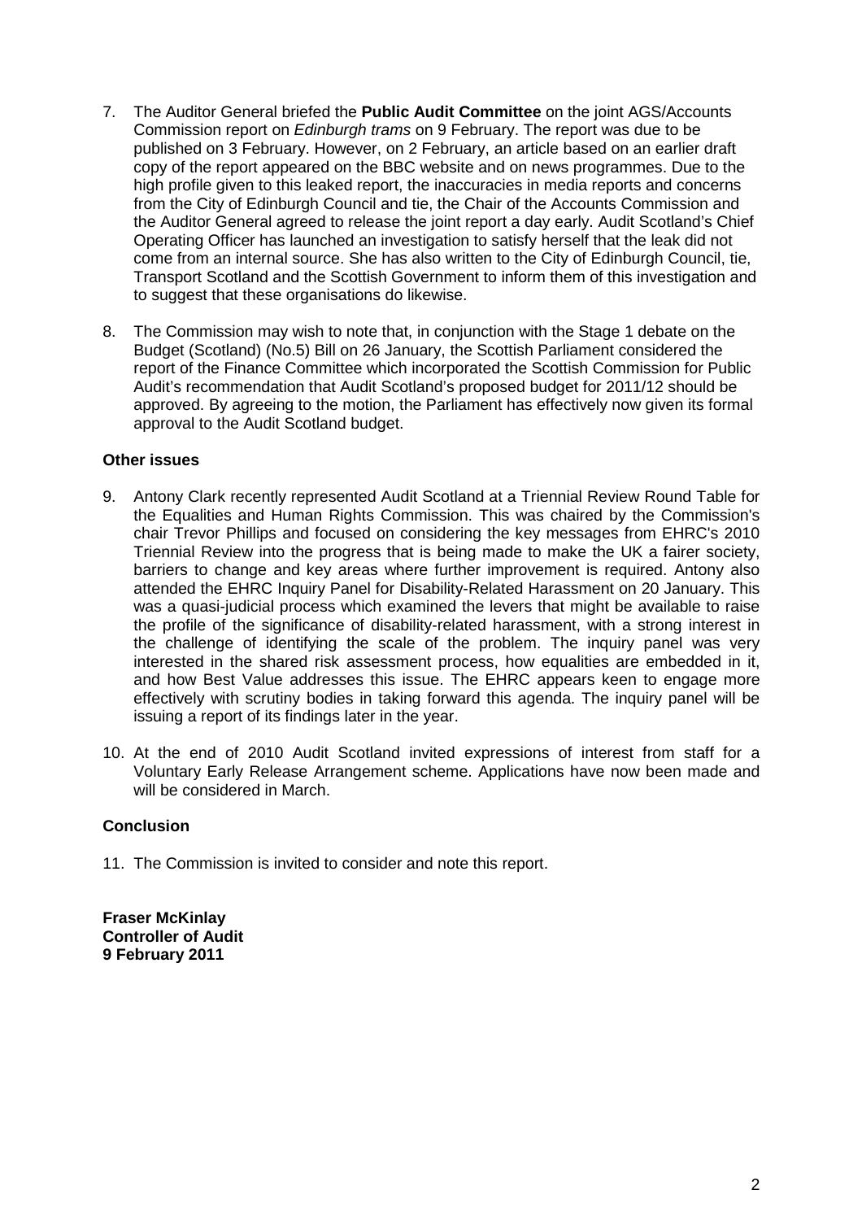7. The Auditor General briefed the **Public Audit Committee** on the joint AGS/Accounts Commission report on *Edinburgh trams* on 9 February. The report was due to be published on 3 February. However, on 2 February, an article based on an earlier draft copy of the report appeared on the BBC website and on news programmes. Due to the high profile given to this leaked report, the inaccuracies in media reports and concerns from the City of Edinburgh Council and tie, the Chair of the Accounts Commission and the Auditor General agreed to release the joint report a day early. Audit Scotland's Chief Operating Officer has launched an investigation to satisfy herself that the leak did not come from an internal source. She has also written to the City of Edinburgh Council, tie, Transport Scotland and the Scottish Government to inform them of this investigation and to suggest that these organisations do likewise.

8. The Commission may wish to note that, in conjunction with the Stage 1 debate on the Budget (Scotland) (No.5) Bill on 26 January, the Scottish Parliament considered the report of the Finance Committee which incorporated the Scottish Commission for Public Audit's recommendation that Audit Scotland's proposed budget for 2011/12 should be approved. By agreeing to the motion, the Parliament has effectively now given its formal approval to the Audit Scotland budget.

**Other issues**

9. Antony Clark recently represented Audit Scotland at a Triennial Review Round Table for the Equalities and Human Rights Commission. This was chaired by the Commission's chair Trevor Phillips and focused on considering the key messages from EHRC's 2010 Triennial Review into the progress that is being made to make the UK a fairer society, barriers to change and key areas where further improvement is required. Antony also attended the EHRC Inquiry Panel for Disability-Related Harassment on 20 January. This was a quasi-judicial process which examined the levers that might be available to raise the profile of the significance of disability-related harassment, with a strong interest in the challenge of identifying the scale of the problem. The inquiry panel was very interested in the shared risk assessment process, how equalities are embedded in it, and how Best Value addresses this issue. The EHRC appears keen to engage more effectively with scrutiny bodies in taking forward this agenda. The inquiry panel will be issuing a report of its findings later in the year.

10. At the end of 2010 Audit Scotland invited expressions of interest from staff for a Voluntary Early Release Arrangement scheme. Applications have now been made and will be considered in March.

**Conclusion**

11. The Commission is invited to consider and note this report.

**Fraser McKinlay**
**Controller of Audit**
**9 February 2011**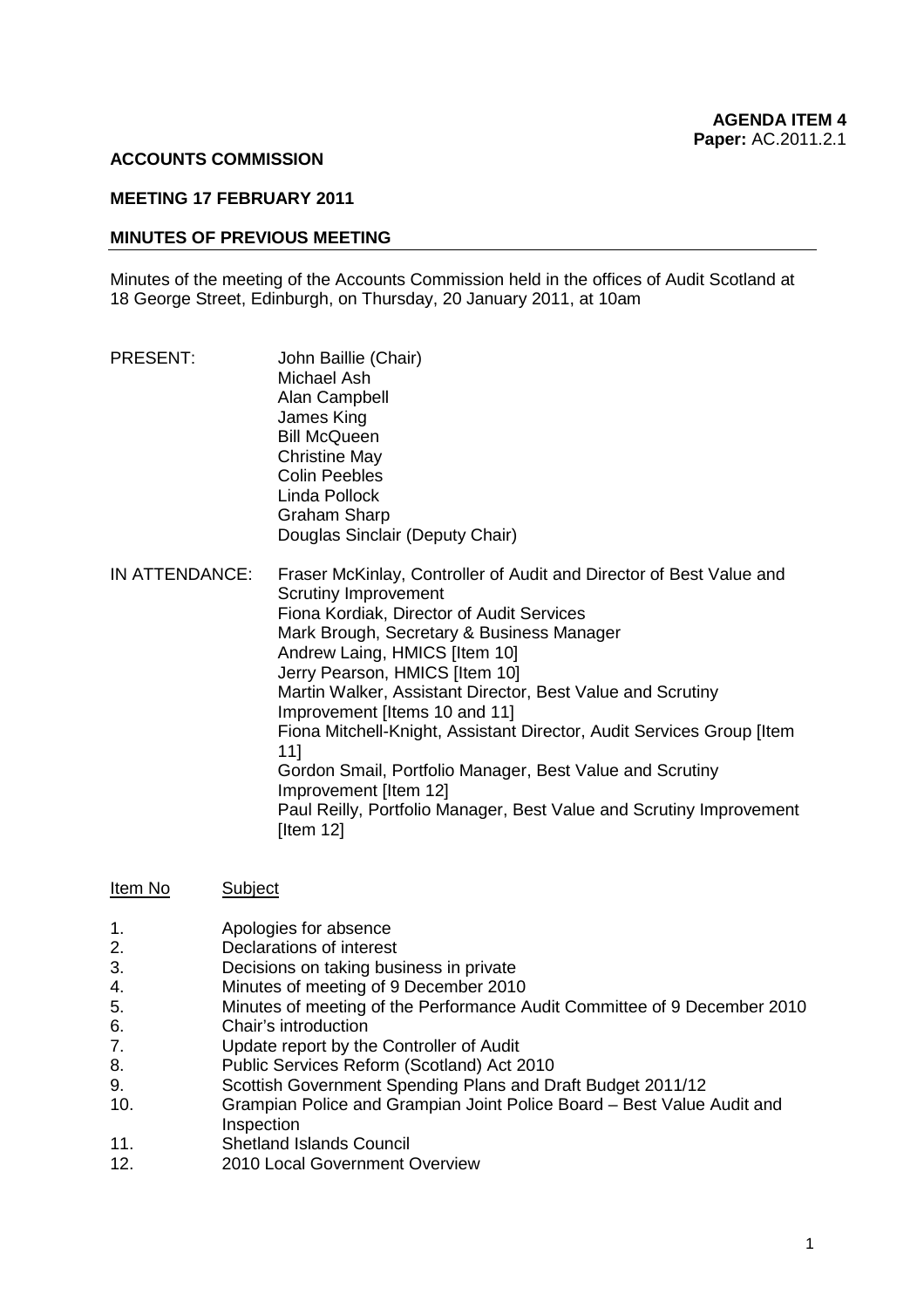**AGENDA ITEM 4**
**Paper:** AC.2011.2.1

**ACCOUNTS COMMISSION**

**MEETING 17 FEBRUARY 2011**

**MINUTES OF PREVIOUS MEETING**

Minutes of the meeting of the Accounts Commission held in the offices of Audit Scotland at 18 George Street, Edinburgh, on Thursday, 20 January 2011, at 10am

PRESENT:
John Baillie (Chair)
Michael Ash
Alan Campbell
James King
Bill McQueen
Christine May
Colin Peebles
Linda Pollock
Graham Sharp
Douglas Sinclair (Deputy Chair)

IN ATTENDANCE:
Fraser McKinlay, Controller of Audit and Director of Best Value and Scrutiny Improvement
Fiona Kordiak, Director of Audit Services
Mark Brough, Secretary & Business Manager
Andrew Laing, HMICS [Item 10]
Jerry Pearson, HMICS [Item 10]
Martin Walker, Assistant Director, Best Value and Scrutiny Improvement [Items 10 and 11]
Fiona Mitchell-Knight, Assistant Director, Audit Services Group [Item 11]
Gordon Smail, Portfolio Manager, Best Value and Scrutiny Improvement [Item 12]
Paul Reilly, Portfolio Manager, Best Value and Scrutiny Improvement [Item 12]

| Item No | Subject |
|---|---|
| 1. | Apologies for absence |
| 2. | Declarations of interest |
| 3. | Decisions on taking business in private |
| 4. | Minutes of meeting of 9 December 2010 |
| 5. | Minutes of meeting of the Performance Audit Committee of 9 December 2010 |
| 6. | Chair's introduction |
| 7. | Update report by the Controller of Audit |
| 8. | Public Services Reform (Scotland) Act 2010 |
| 9. | Scottish Government Spending Plans and Draft Budget 2011/12 |
| 10. | Grampian Police and Grampian Joint Police Board – Best Value Audit and Inspection |
| 11. | Shetland Islands Council |
| 12. | 2010 Local Government Overview |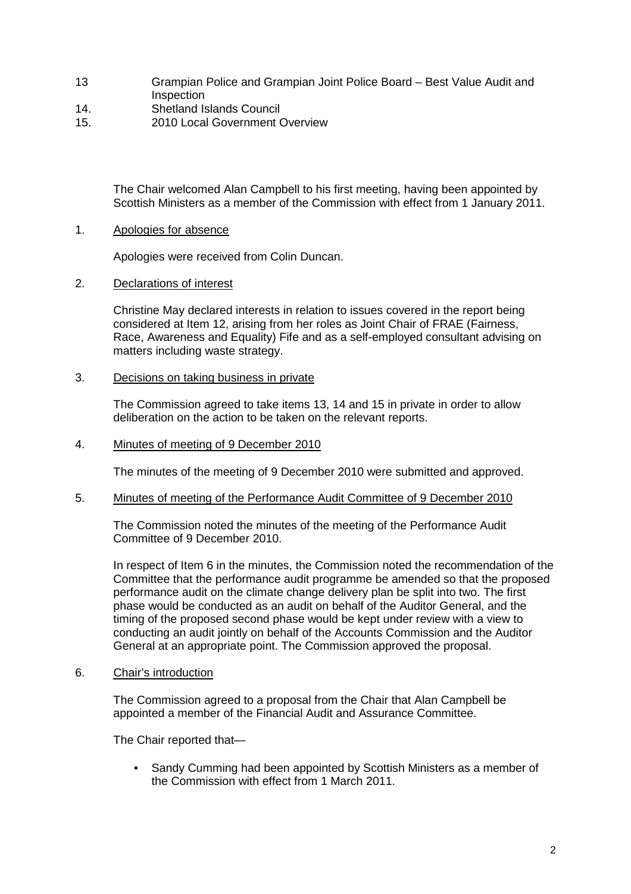13 Grampian Police and Grampian Joint Police Board – Best Value Audit and Inspection
14. Shetland Islands Council
15. 2010 Local Government Overview

The Chair welcomed Alan Campbell to his first meeting, having been appointed by Scottish Ministers as a member of the Commission with effect from 1 January 2011.

1. Apologies for absence

Apologies were received from Colin Duncan.

2. Declarations of interest

Christine May declared interests in relation to issues covered in the report being considered at Item 12, arising from her roles as Joint Chair of FRAE (Fairness, Race, Awareness and Equality) Fife and as a self-employed consultant advising on matters including waste strategy.

3. Decisions on taking business in private

The Commission agreed to take items 13, 14 and 15 in private in order to allow deliberation on the action to be taken on the relevant reports.

4. Minutes of meeting of 9 December 2010

The minutes of the meeting of 9 December 2010 were submitted and approved.

5. Minutes of meeting of the Performance Audit Committee of 9 December 2010

The Commission noted the minutes of the meeting of the Performance Audit Committee of 9 December 2010.

In respect of Item 6 in the minutes, the Commission noted the recommendation of the Committee that the performance audit programme be amended so that the proposed performance audit on the climate change delivery plan be split into two. The first phase would be conducted as an audit on behalf of the Auditor General, and the timing of the proposed second phase would be kept under review with a view to conducting an audit jointly on behalf of the Accounts Commission and the Auditor General at an appropriate point. The Commission approved the proposal.

6. Chair's introduction

The Commission agreed to a proposal from the Chair that Alan Campbell be appointed a member of the Financial Audit and Assurance Committee.

The Chair reported that—

- Sandy Cumming had been appointed by Scottish Ministers as a member of the Commission with effect from 1 March 2011.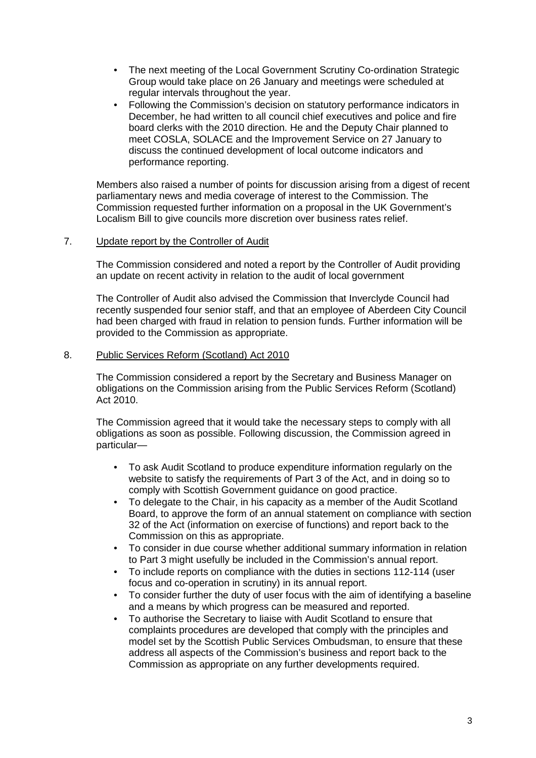- The next meeting of the Local Government Scrutiny Co-ordination Strategic Group would take place on 26 January and meetings were scheduled at regular intervals throughout the year.
- Following the Commission's decision on statutory performance indicators in December, he had written to all council chief executives and police and fire board clerks with the 2010 direction. He and the Deputy Chair planned to meet COSLA, SOLACE and the Improvement Service on 27 January to discuss the continued development of local outcome indicators and performance reporting.

Members also raised a number of points for discussion arising from a digest of recent parliamentary news and media coverage of interest to the Commission. The Commission requested further information on a proposal in the UK Government's Localism Bill to give councils more discretion over business rates relief.

7. Update report by the Controller of Audit

The Commission considered and noted a report by the Controller of Audit providing an update on recent activity in relation to the audit of local government

The Controller of Audit also advised the Commission that Inverclyde Council had recently suspended four senior staff, and that an employee of Aberdeen City Council had been charged with fraud in relation to pension funds. Further information will be provided to the Commission as appropriate.

8. Public Services Reform (Scotland) Act 2010

The Commission considered a report by the Secretary and Business Manager on obligations on the Commission arising from the Public Services Reform (Scotland) Act 2010.

The Commission agreed that it would take the necessary steps to comply with all obligations as soon as possible. Following discussion, the Commission agreed in particular—

- To ask Audit Scotland to produce expenditure information regularly on the website to satisfy the requirements of Part 3 of the Act, and in doing so to comply with Scottish Government guidance on good practice.
- To delegate to the Chair, in his capacity as a member of the Audit Scotland Board, to approve the form of an annual statement on compliance with section 32 of the Act (information on exercise of functions) and report back to the Commission on this as appropriate.
- To consider in due course whether additional summary information in relation to Part 3 might usefully be included in the Commission's annual report.
- To include reports on compliance with the duties in sections 112-114 (user focus and co-operation in scrutiny) in its annual report.
- To consider further the duty of user focus with the aim of identifying a baseline and a means by which progress can be measured and reported.
- To authorise the Secretary to liaise with Audit Scotland to ensure that complaints procedures are developed that comply with the principles and model set by the Scottish Public Services Ombudsman, to ensure that these address all aspects of the Commission's business and report back to the Commission as appropriate on any further developments required.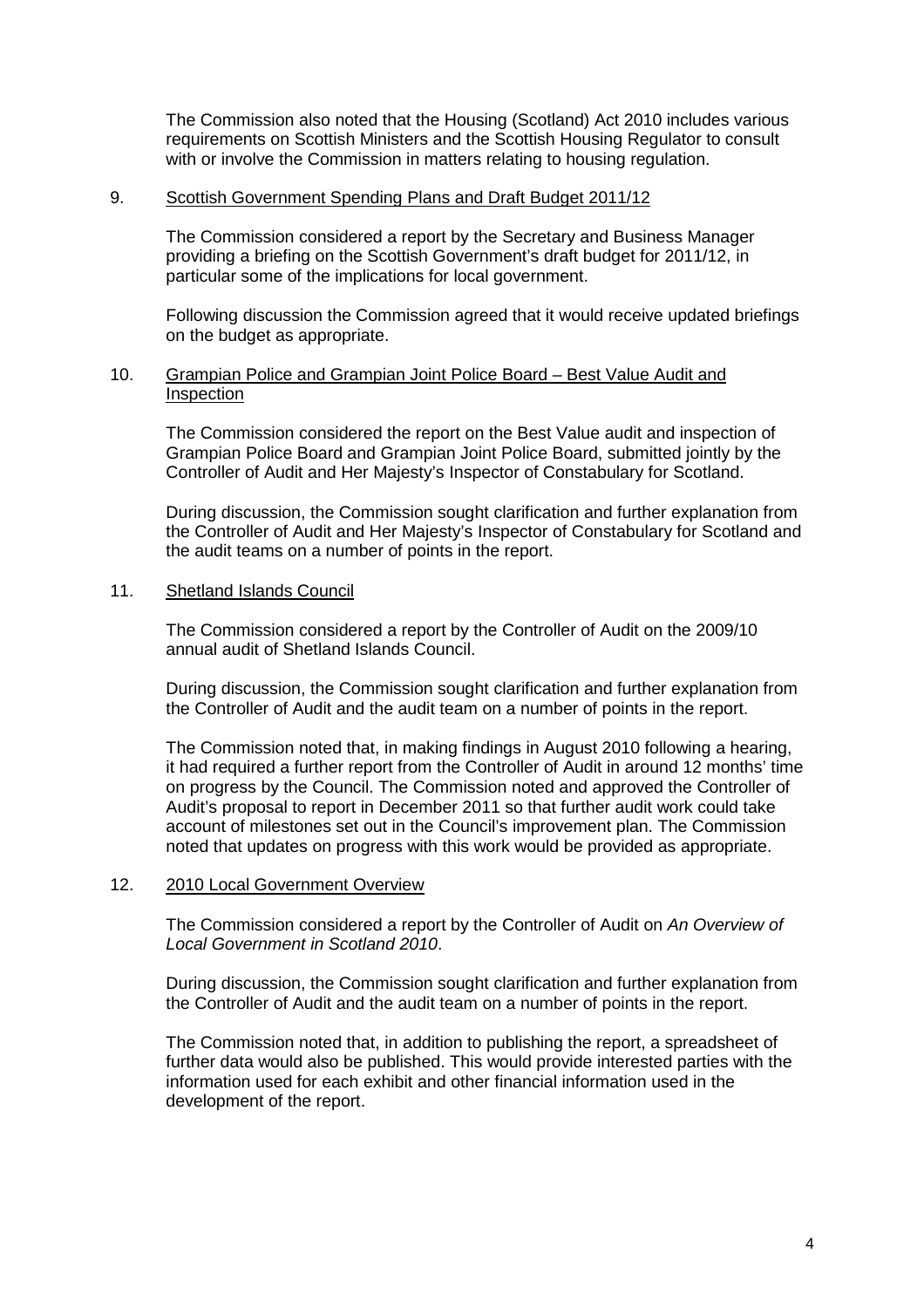The Commission also noted that the Housing (Scotland) Act 2010 includes various requirements on Scottish Ministers and the Scottish Housing Regulator to consult with or involve the Commission in matters relating to housing regulation.

9. Scottish Government Spending Plans and Draft Budget 2011/12

The Commission considered a report by the Secretary and Business Manager providing a briefing on the Scottish Government's draft budget for 2011/12, in particular some of the implications for local government.

Following discussion the Commission agreed that it would receive updated briefings on the budget as appropriate.

10. Grampian Police and Grampian Joint Police Board – Best Value Audit and Inspection

The Commission considered the report on the Best Value audit and inspection of Grampian Police Board and Grampian Joint Police Board, submitted jointly by the Controller of Audit and Her Majesty's Inspector of Constabulary for Scotland.

During discussion, the Commission sought clarification and further explanation from the Controller of Audit and Her Majesty's Inspector of Constabulary for Scotland and the audit teams on a number of points in the report.

11. Shetland Islands Council

The Commission considered a report by the Controller of Audit on the 2009/10 annual audit of Shetland Islands Council.

During discussion, the Commission sought clarification and further explanation from the Controller of Audit and the audit team on a number of points in the report.

The Commission noted that, in making findings in August 2010 following a hearing, it had required a further report from the Controller of Audit in around 12 months' time on progress by the Council. The Commission noted and approved the Controller of Audit's proposal to report in December 2011 so that further audit work could take account of milestones set out in the Council's improvement plan. The Commission noted that updates on progress with this work would be provided as appropriate.

12. 2010 Local Government Overview

The Commission considered a report by the Controller of Audit on *An Overview of Local Government in Scotland 2010*.

During discussion, the Commission sought clarification and further explanation from the Controller of Audit and the audit team on a number of points in the report.

The Commission noted that, in addition to publishing the report, a spreadsheet of further data would also be published. This would provide interested parties with the information used for each exhibit and other financial information used in the development of the report.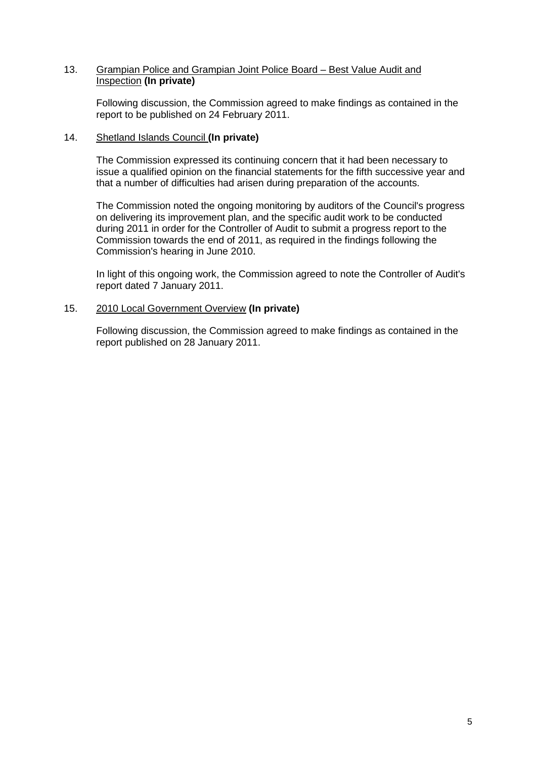13. Grampian Police and Grampian Joint Police Board – Best Value Audit and Inspection **(In private)**

    Following discussion, the Commission agreed to make findings as contained in the report to be published on 24 February 2011.

14. Shetland Islands Council **(In private)**

    The Commission expressed its continuing concern that it had been necessary to issue a qualified opinion on the financial statements for the fifth successive year and that a number of difficulties had arisen during preparation of the accounts.

    The Commission noted the ongoing monitoring by auditors of the Council's progress on delivering its improvement plan, and the specific audit work to be conducted during 2011 in order for the Controller of Audit to submit a progress report to the Commission towards the end of 2011, as required in the findings following the Commission's hearing in June 2010.

    In light of this ongoing work, the Commission agreed to note the Controller of Audit's report dated 7 January 2011.

15. 2010 Local Government Overview **(In private)**

    Following discussion, the Commission agreed to make findings as contained in the report published on 28 January 2011.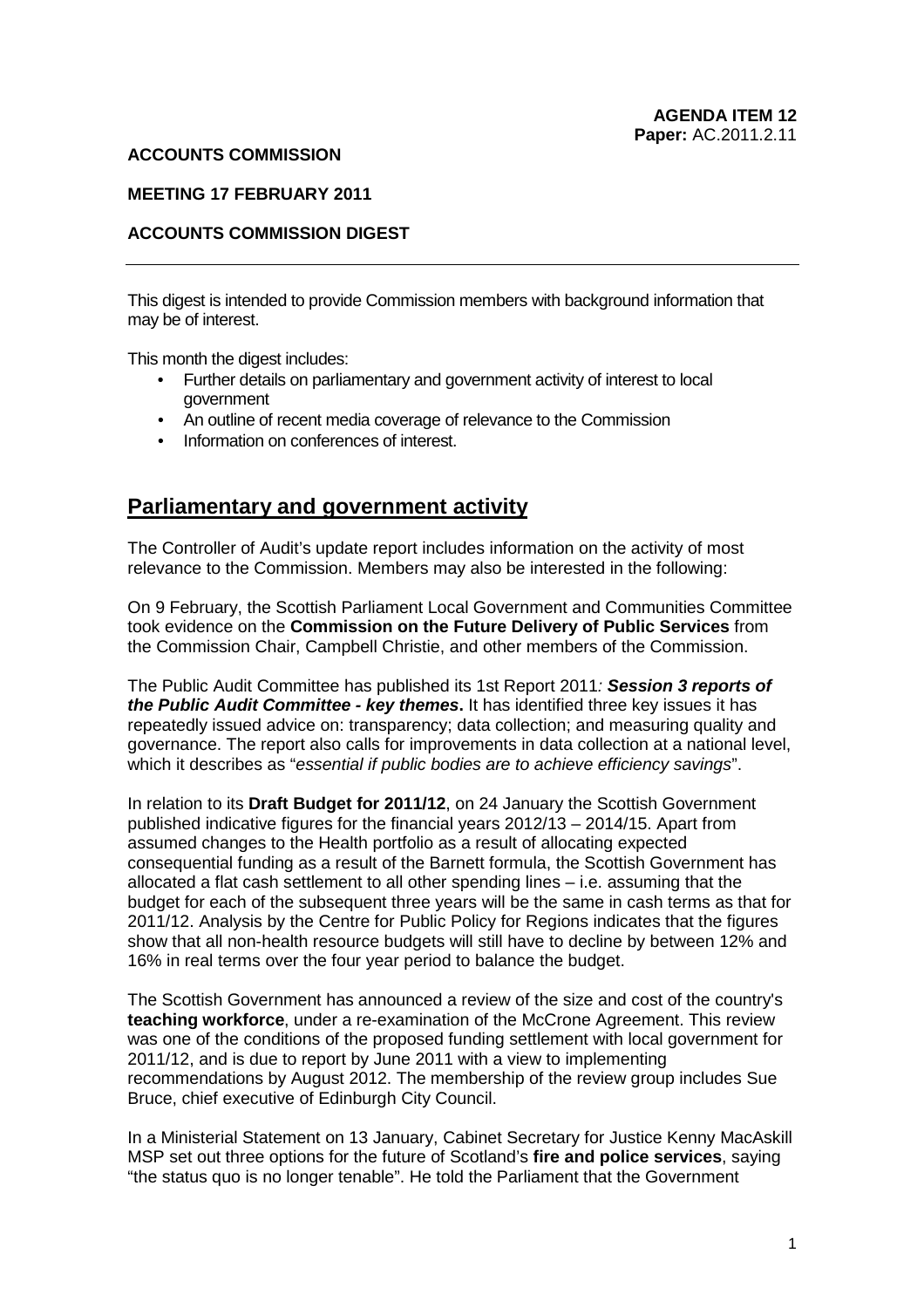**AGENDA ITEM 12**
**Paper:** AC.2011.2.11

**ACCOUNTS COMMISSION**

**MEETING 17 FEBRUARY 2011**

**ACCOUNTS COMMISSION DIGEST**

---

This digest is intended to provide Commission members with background information that may be of interest.

This month the digest includes:

- Further details on parliamentary and government activity of interest to local government
- An outline of recent media coverage of relevance to the Commission
- Information on conferences of interest.

## Parliamentary and government activity

The Controller of Audit's update report includes information on the activity of most relevance to the Commission. Members may also be interested in the following:

On 9 February, the Scottish Parliament Local Government and Communities Committee took evidence on the **Commission on the Future Delivery of Public Services** from the Commission Chair, Campbell Christie, and other members of the Commission.

The Public Audit Committee has published its 1st Report 2011*: **Session 3 reports of the Public Audit Committee - key themes***. It has identified three key issues it has repeatedly issued advice on: transparency; data collection; and measuring quality and governance. The report also calls for improvements in data collection at a national level, which it describes as "*essential if public bodies are to achieve efficiency savings*".

In relation to its **Draft Budget for 2011/12**, on 24 January the Scottish Government published indicative figures for the financial years 2012/13 – 2014/15. Apart from assumed changes to the Health portfolio as a result of allocating expected consequential funding as a result of the Barnett formula, the Scottish Government has allocated a flat cash settlement to all other spending lines – i.e. assuming that the budget for each of the subsequent three years will be the same in cash terms as that for 2011/12. Analysis by the Centre for Public Policy for Regions indicates that the figures show that all non-health resource budgets will still have to decline by between 12% and 16% in real terms over the four year period to balance the budget.

The Scottish Government has announced a review of the size and cost of the country's **teaching workforce**, under a re-examination of the McCrone Agreement. This review was one of the conditions of the proposed funding settlement with local government for 2011/12, and is due to report by June 2011 with a view to implementing recommendations by August 2012. The membership of the review group includes Sue Bruce, chief executive of Edinburgh City Council.

In a Ministerial Statement on 13 January, Cabinet Secretary for Justice Kenny MacAskill MSP set out three options for the future of Scotland's **fire and police services**, saying "the status quo is no longer tenable". He told the Parliament that the Government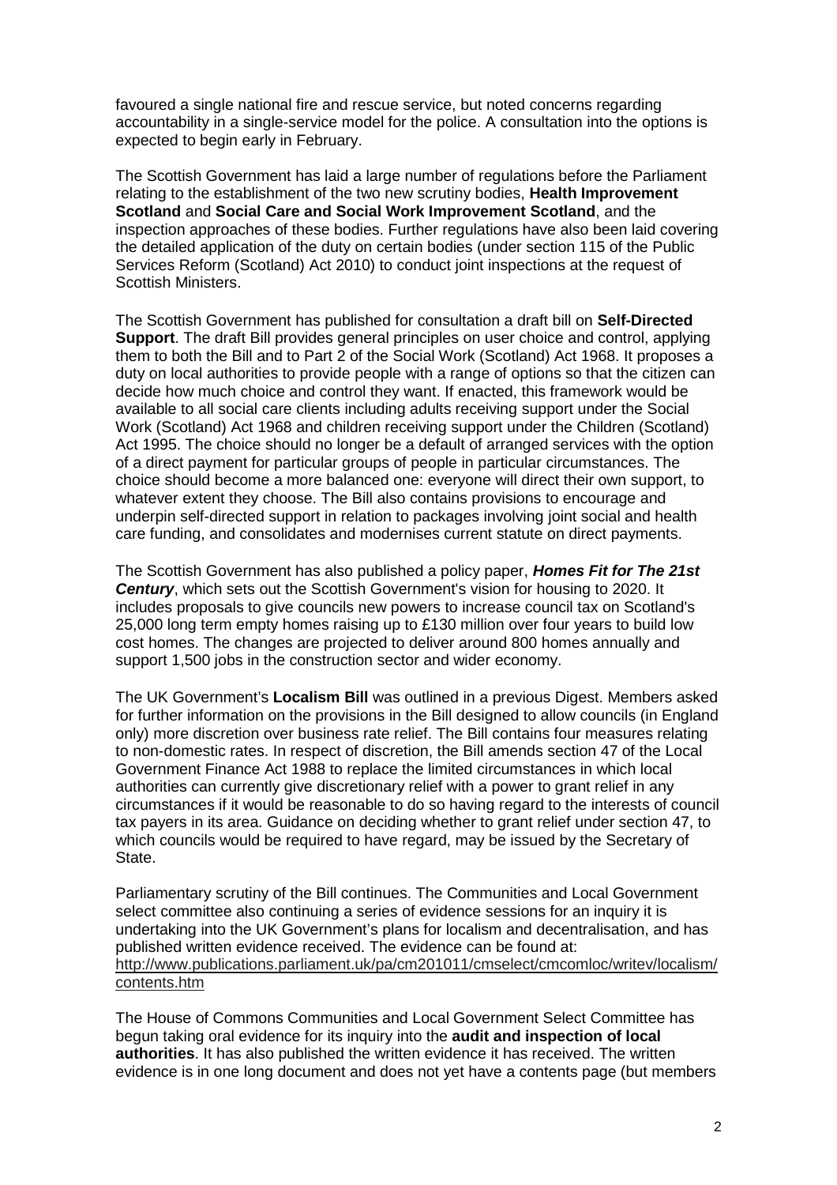favoured a single national fire and rescue service, but noted concerns regarding accountability in a single-service model for the police. A consultation into the options is expected to begin early in February.

The Scottish Government has laid a large number of regulations before the Parliament relating to the establishment of the two new scrutiny bodies, **Health Improvement Scotland** and **Social Care and Social Work Improvement Scotland**, and the inspection approaches of these bodies. Further regulations have also been laid covering the detailed application of the duty on certain bodies (under section 115 of the Public Services Reform (Scotland) Act 2010) to conduct joint inspections at the request of Scottish Ministers.

The Scottish Government has published for consultation a draft bill on **Self-Directed Support**. The draft Bill provides general principles on user choice and control, applying them to both the Bill and to Part 2 of the Social Work (Scotland) Act 1968. It proposes a duty on local authorities to provide people with a range of options so that the citizen can decide how much choice and control they want. If enacted, this framework would be available to all social care clients including adults receiving support under the Social Work (Scotland) Act 1968 and children receiving support under the Children (Scotland) Act 1995. The choice should no longer be a default of arranged services with the option of a direct payment for particular groups of people in particular circumstances. The choice should become a more balanced one: everyone will direct their own support, to whatever extent they choose. The Bill also contains provisions to encourage and underpin self-directed support in relation to packages involving joint social and health care funding, and consolidates and modernises current statute on direct payments.

The Scottish Government has also published a policy paper, ***Homes Fit for The 21st Century***, which sets out the Scottish Government's vision for housing to 2020. It includes proposals to give councils new powers to increase council tax on Scotland's 25,000 long term empty homes raising up to £130 million over four years to build low cost homes. The changes are projected to deliver around 800 homes annually and support 1,500 jobs in the construction sector and wider economy.

The UK Government's **Localism Bill** was outlined in a previous Digest. Members asked for further information on the provisions in the Bill designed to allow councils (in England only) more discretion over business rate relief. The Bill contains four measures relating to non-domestic rates. In respect of discretion, the Bill amends section 47 of the Local Government Finance Act 1988 to replace the limited circumstances in which local authorities can currently give discretionary relief with a power to grant relief in any circumstances if it would be reasonable to do so having regard to the interests of council tax payers in its area. Guidance on deciding whether to grant relief under section 47, to which councils would be required to have regard, may be issued by the Secretary of State.

Parliamentary scrutiny of the Bill continues. The Communities and Local Government select committee also continuing a series of evidence sessions for an inquiry it is undertaking into the UK Government's plans for localism and decentralisation, and has published written evidence received. The evidence can be found at: http://www.publications.parliament.uk/pa/cm201011/cmselect/cmcomloc/writev/localism/contents.htm

The House of Commons Communities and Local Government Select Committee has begun taking oral evidence for its inquiry into the **audit and inspection of local authorities**. It has also published the written evidence it has received. The written evidence is in one long document and does not yet have a contents page (but members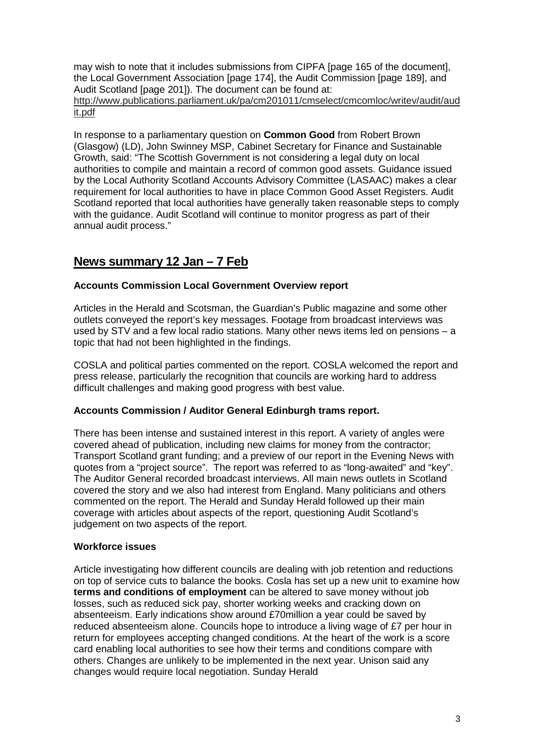may wish to note that it includes submissions from CIPFA [page 165 of the document], the Local Government Association [page 174], the Audit Commission [page 189], and Audit Scotland [page 201]). The document can be found at: http://www.publications.parliament.uk/pa/cm201011/cmselect/cmcomloc/writev/audit/audit.pdf

In response to a parliamentary question on **Common Good** from Robert Brown (Glasgow) (LD), John Swinney MSP, Cabinet Secretary for Finance and Sustainable Growth, said: "The Scottish Government is not considering a legal duty on local authorities to compile and maintain a record of common good assets. Guidance issued by the Local Authority Scotland Accounts Advisory Committee (LASAAC) makes a clear requirement for local authorities to have in place Common Good Asset Registers. Audit Scotland reported that local authorities have generally taken reasonable steps to comply with the guidance. Audit Scotland will continue to monitor progress as part of their annual audit process."

## News summary 12 Jan – 7 Feb

### Accounts Commission Local Government Overview report

Articles in the Herald and Scotsman, the Guardian's Public magazine and some other outlets conveyed the report's key messages. Footage from broadcast interviews was used by STV and a few local radio stations. Many other news items led on pensions – a topic that had not been highlighted in the findings.

COSLA and political parties commented on the report. COSLA welcomed the report and press release, particularly the recognition that councils are working hard to address difficult challenges and making good progress with best value.

### Accounts Commission / Auditor General Edinburgh trams report.

There has been intense and sustained interest in this report. A variety of angles were covered ahead of publication, including new claims for money from the contractor; Transport Scotland grant funding; and a preview of our report in the Evening News with quotes from a "project source". The report was referred to as "long-awaited" and "key". The Auditor General recorded broadcast interviews. All main news outlets in Scotland covered the story and we also had interest from England. Many politicians and others commented on the report. The Herald and Sunday Herald followed up their main coverage with articles about aspects of the report, questioning Audit Scotland's judgement on two aspects of the report.

### Workforce issues

Article investigating how different councils are dealing with job retention and reductions on top of service cuts to balance the books. Cosla has set up a new unit to examine how **terms and conditions of employment** can be altered to save money without job losses, such as reduced sick pay, shorter working weeks and cracking down on absenteeism. Early indications show around £70million a year could be saved by reduced absenteeism alone. Councils hope to introduce a living wage of £7 per hour in return for employees accepting changed conditions. At the heart of the work is a score card enabling local authorities to see how their terms and conditions compare with others. Changes are unlikely to be implemented in the next year. Unison said any changes would require local negotiation. Sunday Herald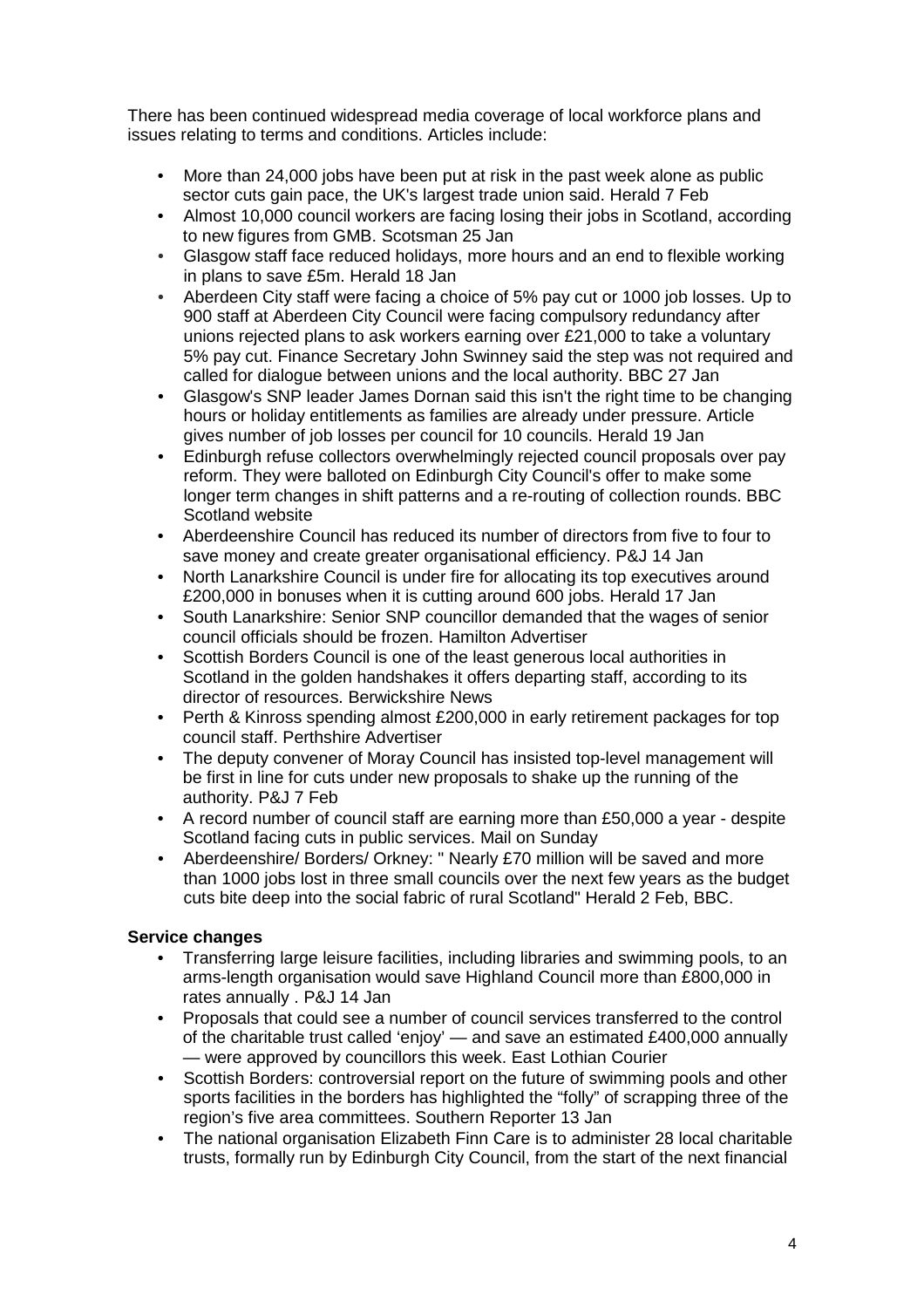There has been continued widespread media coverage of local workforce plans and issues relating to terms and conditions. Articles include:

- More than 24,000 jobs have been put at risk in the past week alone as public sector cuts gain pace, the UK's largest trade union said. Herald 7 Feb
- Almost 10,000 council workers are facing losing their jobs in Scotland, according to new figures from GMB. Scotsman 25 Jan
- Glasgow staff face reduced holidays, more hours and an end to flexible working in plans to save £5m. Herald 18 Jan
- Aberdeen City staff were facing a choice of 5% pay cut or 1000 job losses. Up to 900 staff at Aberdeen City Council were facing compulsory redundancy after unions rejected plans to ask workers earning over £21,000 to take a voluntary 5% pay cut. Finance Secretary John Swinney said the step was not required and called for dialogue between unions and the local authority. BBC 27 Jan
- Glasgow's SNP leader James Dornan said this isn't the right time to be changing hours or holiday entitlements as families are already under pressure. Article gives number of job losses per council for 10 councils. Herald 19 Jan
- Edinburgh refuse collectors overwhelmingly rejected council proposals over pay reform. They were balloted on Edinburgh City Council's offer to make some longer term changes in shift patterns and a re-routing of collection rounds. BBC Scotland website
- Aberdeenshire Council has reduced its number of directors from five to four to save money and create greater organisational efficiency. P&J 14 Jan
- North Lanarkshire Council is under fire for allocating its top executives around £200,000 in bonuses when it is cutting around 600 jobs. Herald 17 Jan
- South Lanarkshire: Senior SNP councillor demanded that the wages of senior council officials should be frozen. Hamilton Advertiser
- Scottish Borders Council is one of the least generous local authorities in Scotland in the golden handshakes it offers departing staff, according to its director of resources. Berwickshire News
- Perth & Kinross spending almost £200,000 in early retirement packages for top council staff. Perthshire Advertiser
- The deputy convener of Moray Council has insisted top-level management will be first in line for cuts under new proposals to shake up the running of the authority. P&J 7 Feb
- A record number of council staff are earning more than £50,000 a year - despite Scotland facing cuts in public services. Mail on Sunday
- Aberdeenshire/ Borders/ Orkney: " Nearly £70 million will be saved and more than 1000 jobs lost in three small councils over the next few years as the budget cuts bite deep into the social fabric of rural Scotland" Herald 2 Feb, BBC.

**Service changes**

- Transferring large leisure facilities, including libraries and swimming pools, to an arms-length organisation would save Highland Council more than £800,000 in rates annually . P&J 14 Jan
- Proposals that could see a number of council services transferred to the control of the charitable trust called 'enjoy' — and save an estimated £400,000 annually — were approved by councillors this week. East Lothian Courier
- Scottish Borders: controversial report on the future of swimming pools and other sports facilities in the borders has highlighted the "folly" of scrapping three of the region's five area committees. Southern Reporter 13 Jan
- The national organisation Elizabeth Finn Care is to administer 28 local charitable trusts, formally run by Edinburgh City Council, from the start of the next financial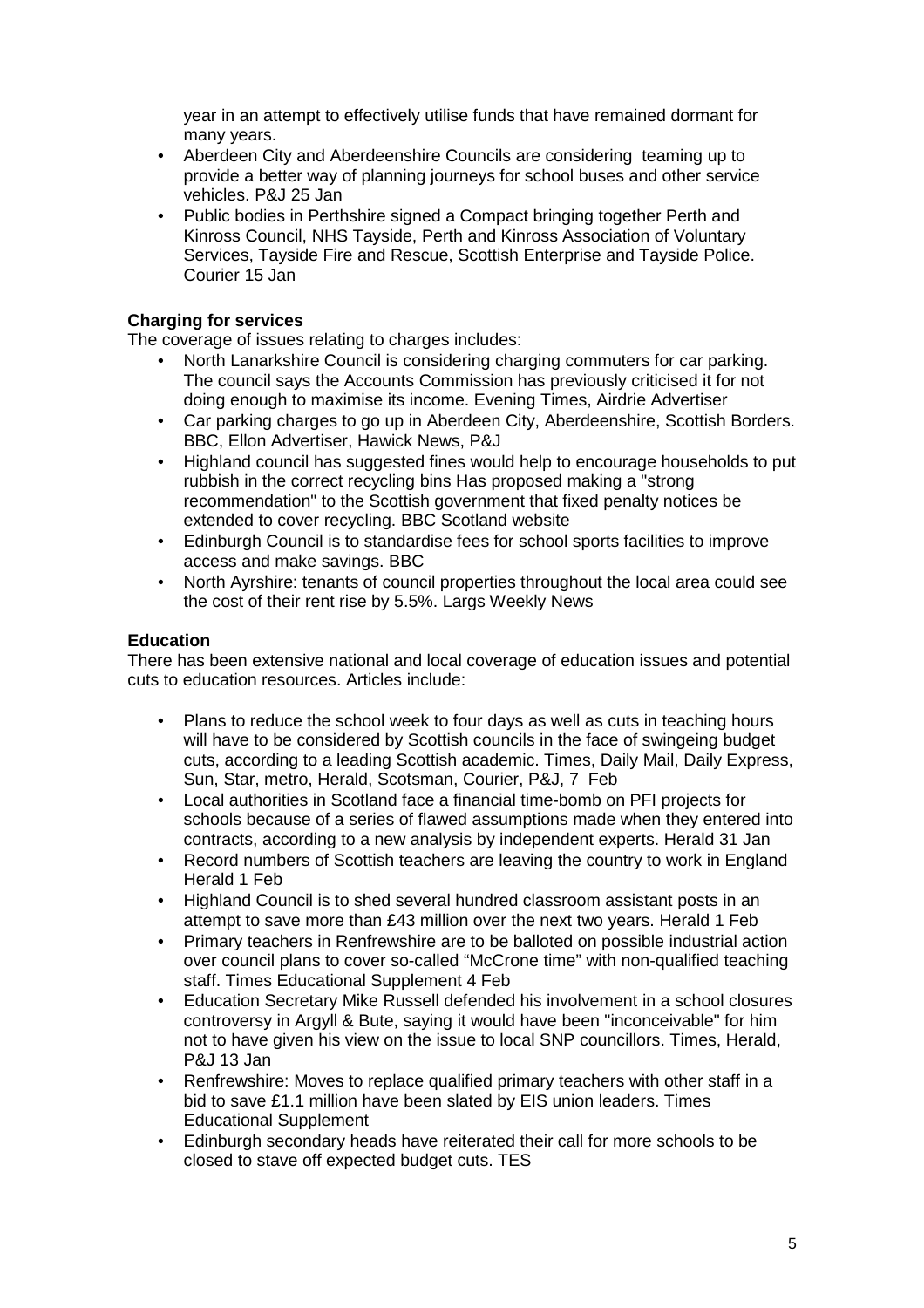year in an attempt to effectively utilise funds that have remained dormant for many years.

- Aberdeen City and Aberdeenshire Councils are considering teaming up to provide a better way of planning journeys for school buses and other service vehicles. P&J 25 Jan
- Public bodies in Perthshire signed a Compact bringing together Perth and Kinross Council, NHS Tayside, Perth and Kinross Association of Voluntary Services, Tayside Fire and Rescue, Scottish Enterprise and Tayside Police. Courier 15 Jan

**Charging for services**

The coverage of issues relating to charges includes:

- North Lanarkshire Council is considering charging commuters for car parking. The council says the Accounts Commission has previously criticised it for not doing enough to maximise its income. Evening Times, Airdrie Advertiser
- Car parking charges to go up in Aberdeen City, Aberdeenshire, Scottish Borders. BBC, Ellon Advertiser, Hawick News, P&J
- Highland council has suggested fines would help to encourage households to put rubbish in the correct recycling bins Has proposed making a "strong recommendation" to the Scottish government that fixed penalty notices be extended to cover recycling. BBC Scotland website
- Edinburgh Council is to standardise fees for school sports facilities to improve access and make savings. BBC
- North Ayrshire: tenants of council properties throughout the local area could see the cost of their rent rise by 5.5%. Largs Weekly News

**Education**

There has been extensive national and local coverage of education issues and potential cuts to education resources. Articles include:

- Plans to reduce the school week to four days as well as cuts in teaching hours will have to be considered by Scottish councils in the face of swingeing budget cuts, according to a leading Scottish academic. Times, Daily Mail, Daily Express, Sun, Star, metro, Herald, Scotsman, Courier, P&J, 7 Feb
- Local authorities in Scotland face a financial time-bomb on PFI projects for schools because of a series of flawed assumptions made when they entered into contracts, according to a new analysis by independent experts. Herald 31 Jan
- Record numbers of Scottish teachers are leaving the country to work in England Herald 1 Feb
- Highland Council is to shed several hundred classroom assistant posts in an attempt to save more than £43 million over the next two years. Herald 1 Feb
- Primary teachers in Renfrewshire are to be balloted on possible industrial action over council plans to cover so-called "McCrone time" with non-qualified teaching staff. Times Educational Supplement 4 Feb
- Education Secretary Mike Russell defended his involvement in a school closures controversy in Argyll & Bute, saying it would have been "inconceivable" for him not to have given his view on the issue to local SNP councillors. Times, Herald, P&J 13 Jan
- Renfrewshire: Moves to replace qualified primary teachers with other staff in a bid to save £1.1 million have been slated by EIS union leaders. Times Educational Supplement
- Edinburgh secondary heads have reiterated their call for more schools to be closed to stave off expected budget cuts. TES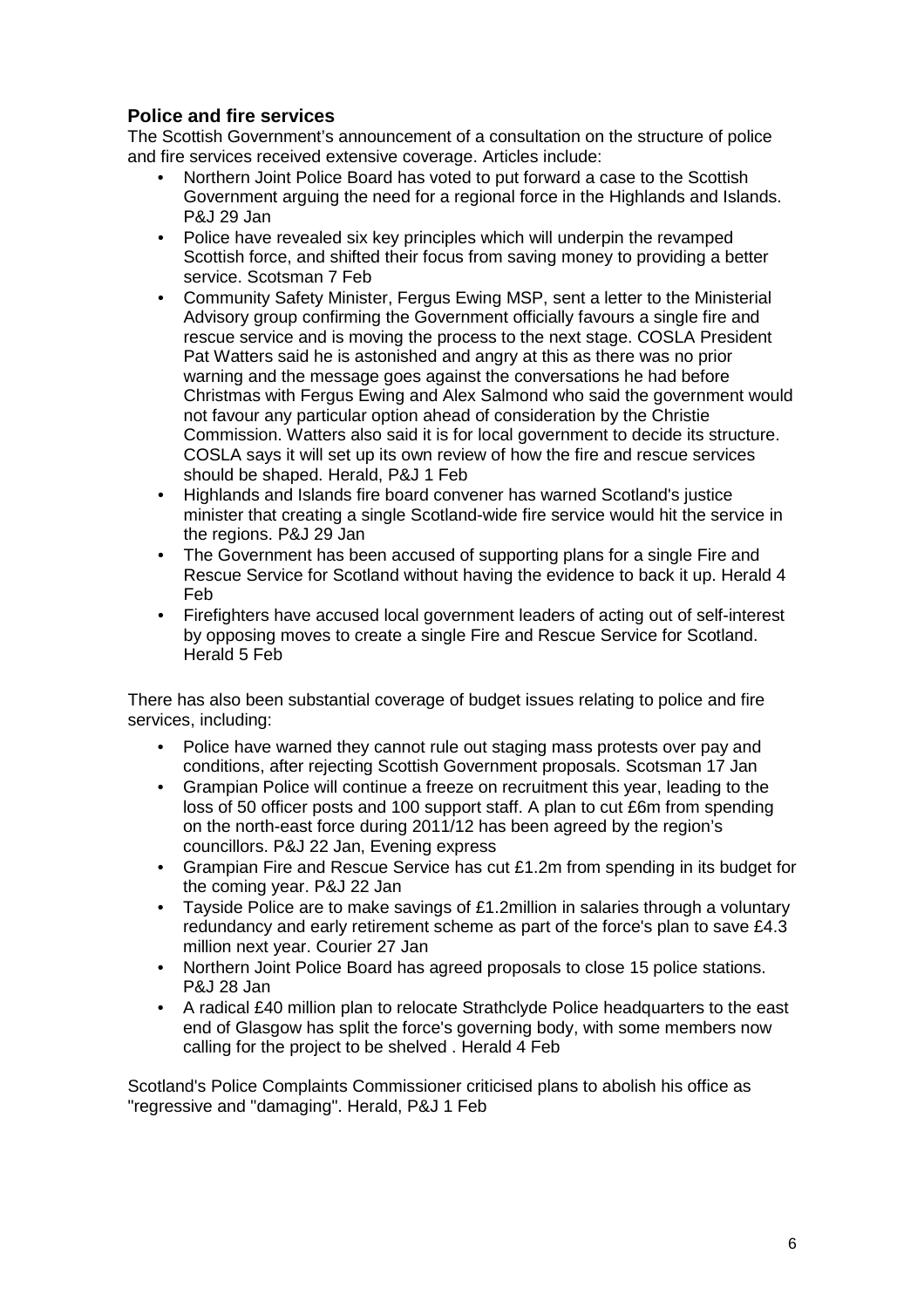### Police and fire services

The Scottish Government's announcement of a consultation on the structure of police and fire services received extensive coverage. Articles include:

- Northern Joint Police Board has voted to put forward a case to the Scottish Government arguing the need for a regional force in the Highlands and Islands. P&J 29 Jan
- Police have revealed six key principles which will underpin the revamped Scottish force, and shifted their focus from saving money to providing a better service. Scotsman 7 Feb
- Community Safety Minister, Fergus Ewing MSP, sent a letter to the Ministerial Advisory group confirming the Government officially favours a single fire and rescue service and is moving the process to the next stage. COSLA President Pat Watters said he is astonished and angry at this as there was no prior warning and the message goes against the conversations he had before Christmas with Fergus Ewing and Alex Salmond who said the government would not favour any particular option ahead of consideration by the Christie Commission. Watters also said it is for local government to decide its structure. COSLA says it will set up its own review of how the fire and rescue services should be shaped. Herald, P&J 1 Feb
- Highlands and Islands fire board convener has warned Scotland's justice minister that creating a single Scotland-wide fire service would hit the service in the regions. P&J 29 Jan
- The Government has been accused of supporting plans for a single Fire and Rescue Service for Scotland without having the evidence to back it up. Herald 4 Feb
- Firefighters have accused local government leaders of acting out of self-interest by opposing moves to create a single Fire and Rescue Service for Scotland. Herald 5 Feb

There has also been substantial coverage of budget issues relating to police and fire services, including:

- Police have warned they cannot rule out staging mass protests over pay and conditions, after rejecting Scottish Government proposals. Scotsman 17 Jan
- Grampian Police will continue a freeze on recruitment this year, leading to the loss of 50 officer posts and 100 support staff. A plan to cut £6m from spending on the north-east force during 2011/12 has been agreed by the region's councillors. P&J 22 Jan, Evening express
- Grampian Fire and Rescue Service has cut £1.2m from spending in its budget for the coming year. P&J 22 Jan
- Tayside Police are to make savings of £1.2million in salaries through a voluntary redundancy and early retirement scheme as part of the force's plan to save £4.3 million next year. Courier 27 Jan
- Northern Joint Police Board has agreed proposals to close 15 police stations. P&J 28 Jan
- A radical £40 million plan to relocate Strathclyde Police headquarters to the east end of Glasgow has split the force's governing body, with some members now calling for the project to be shelved . Herald 4 Feb

Scotland's Police Complaints Commissioner criticised plans to abolish his office as "regressive and "damaging". Herald, P&J 1 Feb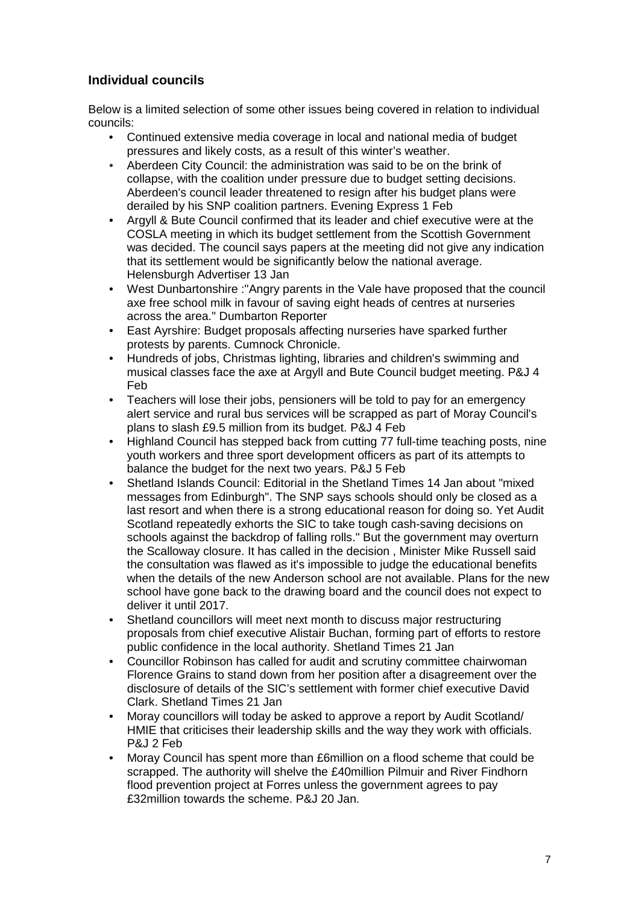## Individual councils

Below is a limited selection of some other issues being covered in relation to individual councils:

- Continued extensive media coverage in local and national media of budget pressures and likely costs, as a result of this winter's weather.
- Aberdeen City Council: the administration was said to be on the brink of collapse, with the coalition under pressure due to budget setting decisions. Aberdeen's council leader threatened to resign after his budget plans were derailed by his SNP coalition partners. Evening Express 1 Feb
- Argyll & Bute Council confirmed that its leader and chief executive were at the COSLA meeting in which its budget settlement from the Scottish Government was decided. The council says papers at the meeting did not give any indication that its settlement would be significantly below the national average. Helensburgh Advertiser 13 Jan
- West Dunbartonshire :"Angry parents in the Vale have proposed that the council axe free school milk in favour of saving eight heads of centres at nurseries across the area." Dumbarton Reporter
- East Ayrshire: Budget proposals affecting nurseries have sparked further protests by parents. Cumnock Chronicle.
- Hundreds of jobs, Christmas lighting, libraries and children's swimming and musical classes face the axe at Argyll and Bute Council budget meeting. P&J 4 Feb
- Teachers will lose their jobs, pensioners will be told to pay for an emergency alert service and rural bus services will be scrapped as part of Moray Council's plans to slash £9.5 million from its budget. P&J 4 Feb
- Highland Council has stepped back from cutting 77 full-time teaching posts, nine youth workers and three sport development officers as part of its attempts to balance the budget for the next two years. P&J 5 Feb
- Shetland Islands Council: Editorial in the Shetland Times 14 Jan about "mixed messages from Edinburgh". The SNP says schools should only be closed as a last resort and when there is a strong educational reason for doing so. Yet Audit Scotland repeatedly exhorts the SIC to take tough cash-saving decisions on schools against the backdrop of falling rolls." But the government may overturn the Scalloway closure. It has called in the decision , Minister Mike Russell said the consultation was flawed as it's impossible to judge the educational benefits when the details of the new Anderson school are not available. Plans for the new school have gone back to the drawing board and the council does not expect to deliver it until 2017.
- Shetland councillors will meet next month to discuss major restructuring proposals from chief executive Alistair Buchan, forming part of efforts to restore public confidence in the local authority. Shetland Times 21 Jan
- Councillor Robinson has called for audit and scrutiny committee chairwoman Florence Grains to stand down from her position after a disagreement over the disclosure of details of the SIC's settlement with former chief executive David Clark. Shetland Times 21 Jan
- Moray councillors will today be asked to approve a report by Audit Scotland/ HMIE that criticises their leadership skills and the way they work with officials. P&J 2 Feb
- Moray Council has spent more than £6million on a flood scheme that could be scrapped. The authority will shelve the £40million Pilmuir and River Findhorn flood prevention project at Forres unless the government agrees to pay £32million towards the scheme. P&J 20 Jan.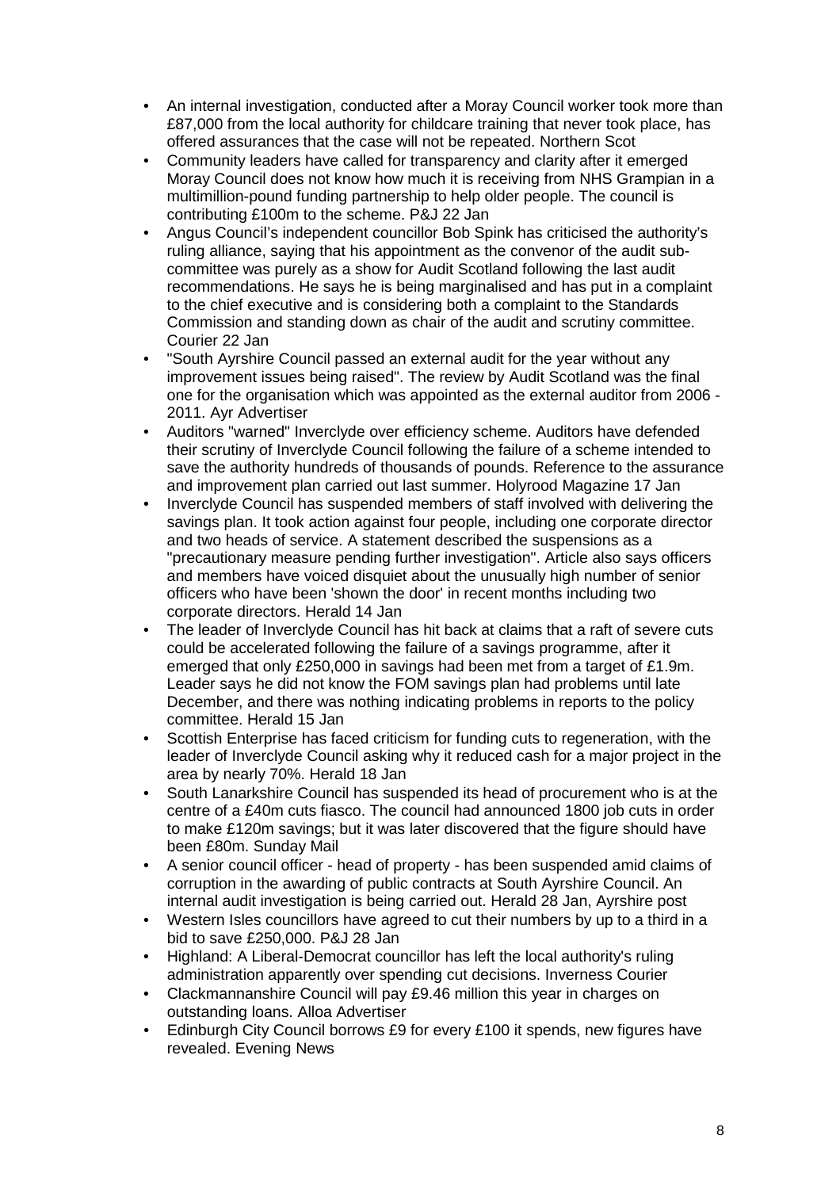- An internal investigation, conducted after a Moray Council worker took more than £87,000 from the local authority for childcare training that never took place, has offered assurances that the case will not be repeated. Northern Scot
- Community leaders have called for transparency and clarity after it emerged Moray Council does not know how much it is receiving from NHS Grampian in a multimillion-pound funding partnership to help older people. The council is contributing £100m to the scheme. P&J 22 Jan
- Angus Council's independent councillor Bob Spink has criticised the authority's ruling alliance, saying that his appointment as the convenor of the audit sub-committee was purely as a show for Audit Scotland following the last audit recommendations. He says he is being marginalised and has put in a complaint to the chief executive and is considering both a complaint to the Standards Commission and standing down as chair of the audit and scrutiny committee. Courier 22 Jan
- "South Ayrshire Council passed an external audit for the year without any improvement issues being raised". The review by Audit Scotland was the final one for the organisation which was appointed as the external auditor from 2006 - 2011. Ayr Advertiser
- Auditors "warned" Inverclyde over efficiency scheme. Auditors have defended their scrutiny of Inverclyde Council following the failure of a scheme intended to save the authority hundreds of thousands of pounds. Reference to the assurance and improvement plan carried out last summer. Holyrood Magazine 17 Jan
- Inverclyde Council has suspended members of staff involved with delivering the savings plan. It took action against four people, including one corporate director and two heads of service. A statement described the suspensions as a "precautionary measure pending further investigation". Article also says officers and members have voiced disquiet about the unusually high number of senior officers who have been 'shown the door' in recent months including two corporate directors. Herald 14 Jan
- The leader of Inverclyde Council has hit back at claims that a raft of severe cuts could be accelerated following the failure of a savings programme, after it emerged that only £250,000 in savings had been met from a target of £1.9m. Leader says he did not know the FOM savings plan had problems until late December, and there was nothing indicating problems in reports to the policy committee. Herald 15 Jan
- Scottish Enterprise has faced criticism for funding cuts to regeneration, with the leader of Inverclyde Council asking why it reduced cash for a major project in the area by nearly 70%. Herald 18 Jan
- South Lanarkshire Council has suspended its head of procurement who is at the centre of a £40m cuts fiasco. The council had announced 1800 job cuts in order to make £120m savings; but it was later discovered that the figure should have been £80m. Sunday Mail
- A senior council officer - head of property - has been suspended amid claims of corruption in the awarding of public contracts at South Ayrshire Council. An internal audit investigation is being carried out. Herald 28 Jan, Ayrshire post
- Western Isles councillors have agreed to cut their numbers by up to a third in a bid to save £250,000. P&J 28 Jan
- Highland: A Liberal-Democrat councillor has left the local authority's ruling administration apparently over spending cut decisions. Inverness Courier
- Clackmannanshire Council will pay £9.46 million this year in charges on outstanding loans. Alloa Advertiser
- Edinburgh City Council borrows £9 for every £100 it spends, new figures have revealed. Evening News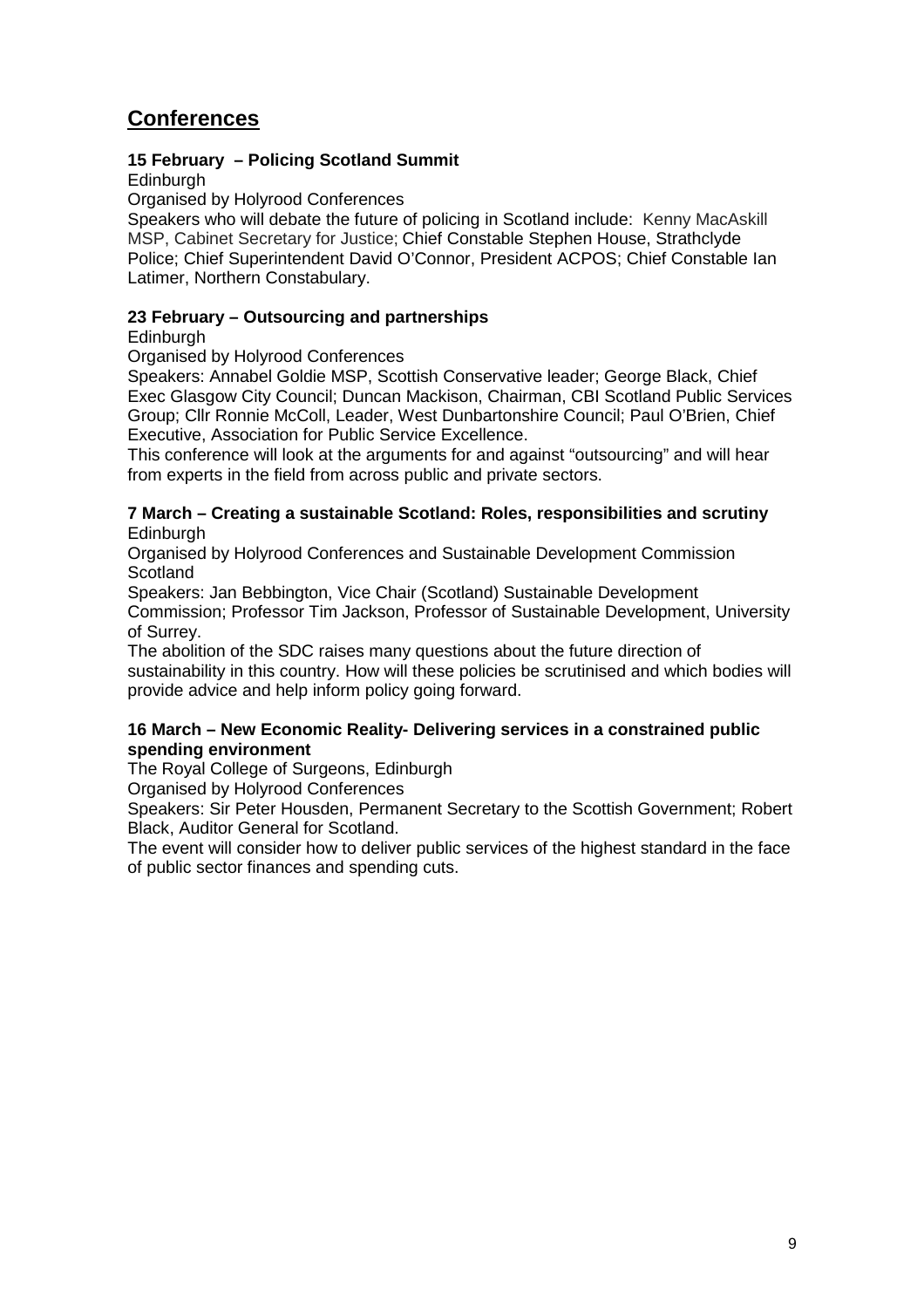## Conferences

**15 February – Policing Scotland Summit**
Edinburgh
Organised by Holyrood Conferences
Speakers who will debate the future of policing in Scotland include: Kenny MacAskill MSP, Cabinet Secretary for Justice; Chief Constable Stephen House, Strathclyde Police; Chief Superintendent David O'Connor, President ACPOS; Chief Constable Ian Latimer, Northern Constabulary.

**23 February – Outsourcing and partnerships**
Edinburgh
Organised by Holyrood Conferences
Speakers: Annabel Goldie MSP, Scottish Conservative leader; George Black, Chief Exec Glasgow City Council; Duncan Mackison, Chairman, CBI Scotland Public Services Group; Cllr Ronnie McColl, Leader, West Dunbartonshire Council; Paul O'Brien, Chief Executive, Association for Public Service Excellence.
This conference will look at the arguments for and against "outsourcing" and will hear from experts in the field from across public and private sectors.

**7 March – Creating a sustainable Scotland: Roles, responsibilities and scrutiny**
Edinburgh
Organised by Holyrood Conferences and Sustainable Development Commission Scotland
Speakers: Jan Bebbington, Vice Chair (Scotland) Sustainable Development Commission; Professor Tim Jackson, Professor of Sustainable Development, University of Surrey.
The abolition of the SDC raises many questions about the future direction of sustainability in this country. How will these policies be scrutinised and which bodies will provide advice and help inform policy going forward.

**16 March – New Economic Reality- Delivering services in a constrained public spending environment**
The Royal College of Surgeons, Edinburgh
Organised by Holyrood Conferences
Speakers: Sir Peter Housden, Permanent Secretary to the Scottish Government; Robert Black, Auditor General for Scotland.
The event will consider how to deliver public services of the highest standard in the face of public sector finances and spending cuts.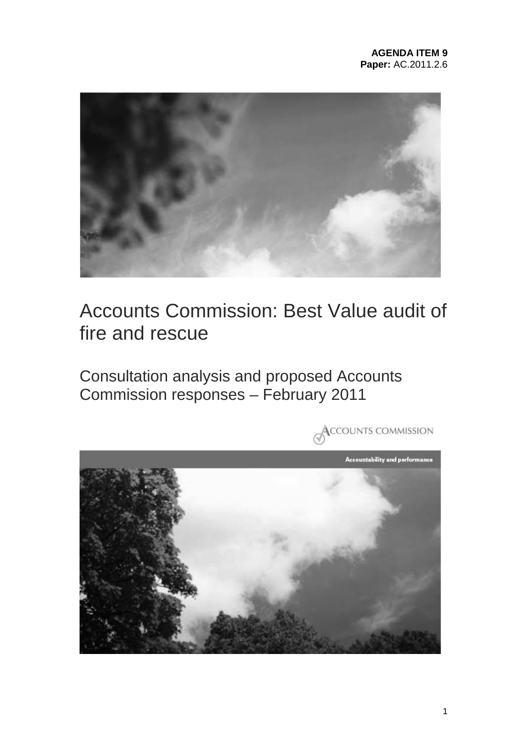**AGENDA ITEM 9**
**Paper:** AC.2011.2.6

# Accounts Commission: Best Value audit of fire and rescue

## Consultation analysis and proposed Accounts Commission responses – February 2011

ACCOUNTS COMMISSION

Accountability and performance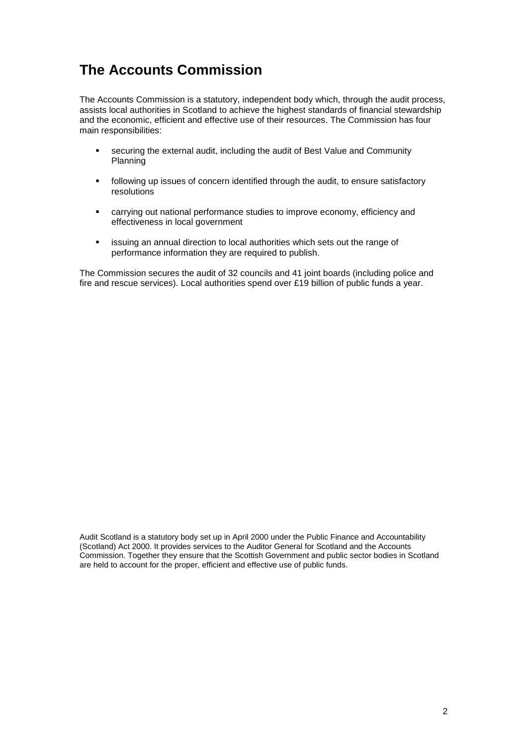# The Accounts Commission

The Accounts Commission is a statutory, independent body which, through the audit process, assists local authorities in Scotland to achieve the highest standards of financial stewardship and the economic, efficient and effective use of their resources. The Commission has four main responsibilities:

- securing the external audit, including the audit of Best Value and Community Planning
- following up issues of concern identified through the audit, to ensure satisfactory resolutions
- carrying out national performance studies to improve economy, efficiency and effectiveness in local government
- issuing an annual direction to local authorities which sets out the range of performance information they are required to publish.

The Commission secures the audit of 32 councils and 41 joint boards (including police and fire and rescue services). Local authorities spend over £19 billion of public funds a year.

Audit Scotland is a statutory body set up in April 2000 under the Public Finance and Accountability (Scotland) Act 2000. It provides services to the Auditor General for Scotland and the Accounts Commission. Together they ensure that the Scottish Government and public sector bodies in Scotland are held to account for the proper, efficient and effective use of public funds.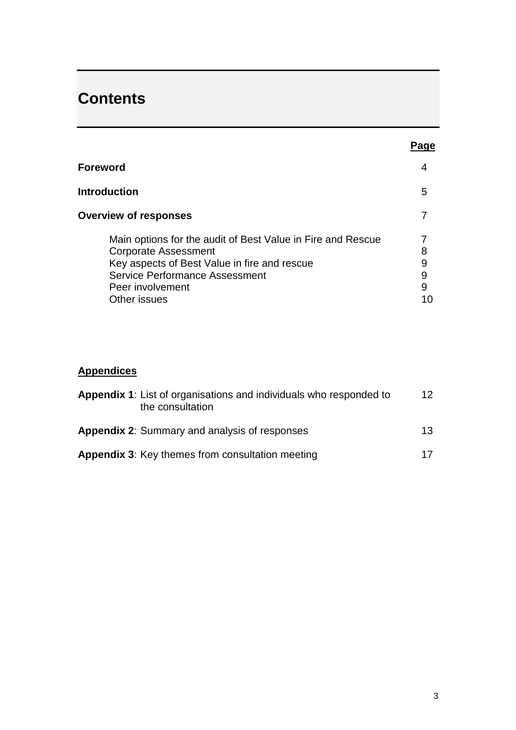# Contents

| | Page |
|---|---|
| **Foreword** | 4 |
| **Introduction** | 5 |
| **Overview of responses** | 7 |
| Main options for the audit of Best Value in Fire and Rescue | 7 |
| Corporate Assessment | 8 |
| Key aspects of Best Value in fire and rescue | 9 |
| Service Performance Assessment | 9 |
| Peer involvement | 9 |
| Other issues | 10 |

**Appendices**

| | |
|---|---|
| **Appendix 1**: List of organisations and individuals who responded to the consultation | 12 |
| **Appendix 2**: Summary and analysis of responses | 13 |
| **Appendix 3**: Key themes from consultation meeting | 17 |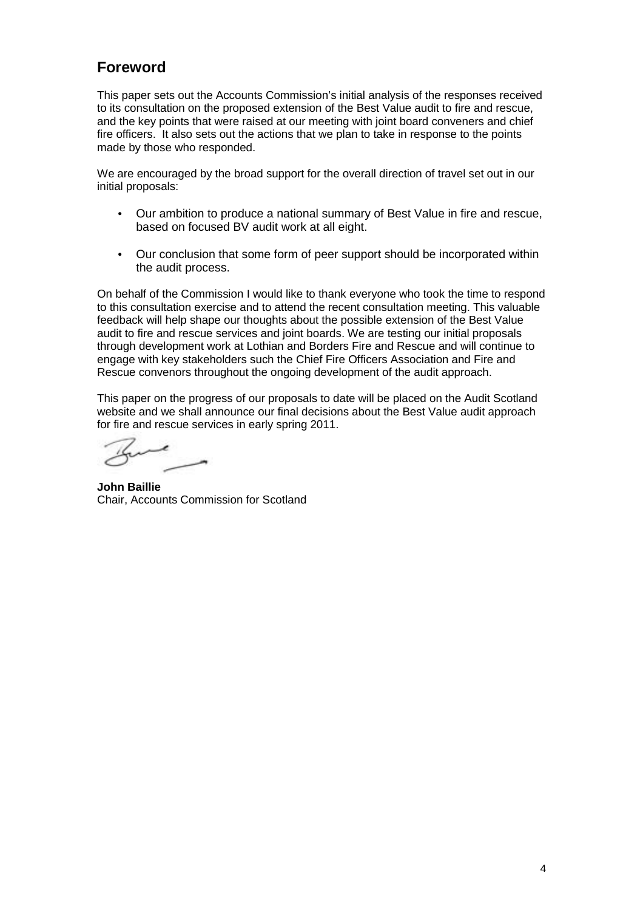## Foreword

This paper sets out the Accounts Commission's initial analysis of the responses received to its consultation on the proposed extension of the Best Value audit to fire and rescue, and the key points that were raised at our meeting with joint board conveners and chief fire officers. It also sets out the actions that we plan to take in response to the points made by those who responded.

We are encouraged by the broad support for the overall direction of travel set out in our initial proposals:

- Our ambition to produce a national summary of Best Value in fire and rescue, based on focused BV audit work at all eight.
- Our conclusion that some form of peer support should be incorporated within the audit process.

On behalf of the Commission I would like to thank everyone who took the time to respond to this consultation exercise and to attend the recent consultation meeting. This valuable feedback will help shape our thoughts about the possible extension of the Best Value audit to fire and rescue services and joint boards. We are testing our initial proposals through development work at Lothian and Borders Fire and Rescue and will continue to engage with key stakeholders such the Chief Fire Officers Association and Fire and Rescue convenors throughout the ongoing development of the audit approach.

This paper on the progress of our proposals to date will be placed on the Audit Scotland website and we shall announce our final decisions about the Best Value audit approach for fire and rescue services in early spring 2011.

**John Baillie**
Chair, Accounts Commission for Scotland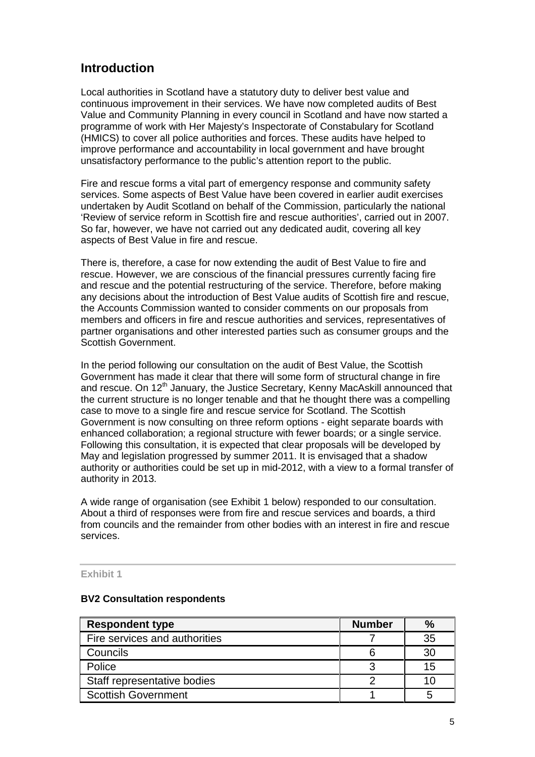## Introduction

Local authorities in Scotland have a statutory duty to deliver best value and continuous improvement in their services. We have now completed audits of Best Value and Community Planning in every council in Scotland and have now started a programme of work with Her Majesty's Inspectorate of Constabulary for Scotland (HMICS) to cover all police authorities and forces. These audits have helped to improve performance and accountability in local government and have brought unsatisfactory performance to the public's attention report to the public.

Fire and rescue forms a vital part of emergency response and community safety services. Some aspects of Best Value have been covered in earlier audit exercises undertaken by Audit Scotland on behalf of the Commission, particularly the national 'Review of service reform in Scottish fire and rescue authorities', carried out in 2007. So far, however, we have not carried out any dedicated audit, covering all key aspects of Best Value in fire and rescue.

There is, therefore, a case for now extending the audit of Best Value to fire and rescue. However, we are conscious of the financial pressures currently facing fire and rescue and the potential restructuring of the service. Therefore, before making any decisions about the introduction of Best Value audits of Scottish fire and rescue, the Accounts Commission wanted to consider comments on our proposals from members and officers in fire and rescue authorities and services, representatives of partner organisations and other interested parties such as consumer groups and the Scottish Government.

In the period following our consultation on the audit of Best Value, the Scottish Government has made it clear that there will some form of structural change in fire and rescue. On 12th January, the Justice Secretary, Kenny MacAskill announced that the current structure is no longer tenable and that he thought there was a compelling case to move to a single fire and rescue service for Scotland. The Scottish Government is now consulting on three reform options - eight separate boards with enhanced collaboration; a regional structure with fewer boards; or a single service. Following this consultation, it is expected that clear proposals will be developed by May and legislation progressed by summer 2011. It is envisaged that a shadow authority or authorities could be set up in mid-2012, with a view to a formal transfer of authority in 2013.

A wide range of organisation (see Exhibit 1 below) responded to our consultation. About a third of responses were from fire and rescue services and boards, a third from councils and the remainder from other bodies with an interest in fire and rescue services.

**Exhibit 1**

**BV2 Consultation respondents**

| Respondent type | Number | % |
|---|---|---|
| Fire services and authorities | 7 | 35 |
| Councils | 6 | 30 |
| Police | 3 | 15 |
| Staff representative bodies | 2 | 10 |
| Scottish Government | 1 | 5 |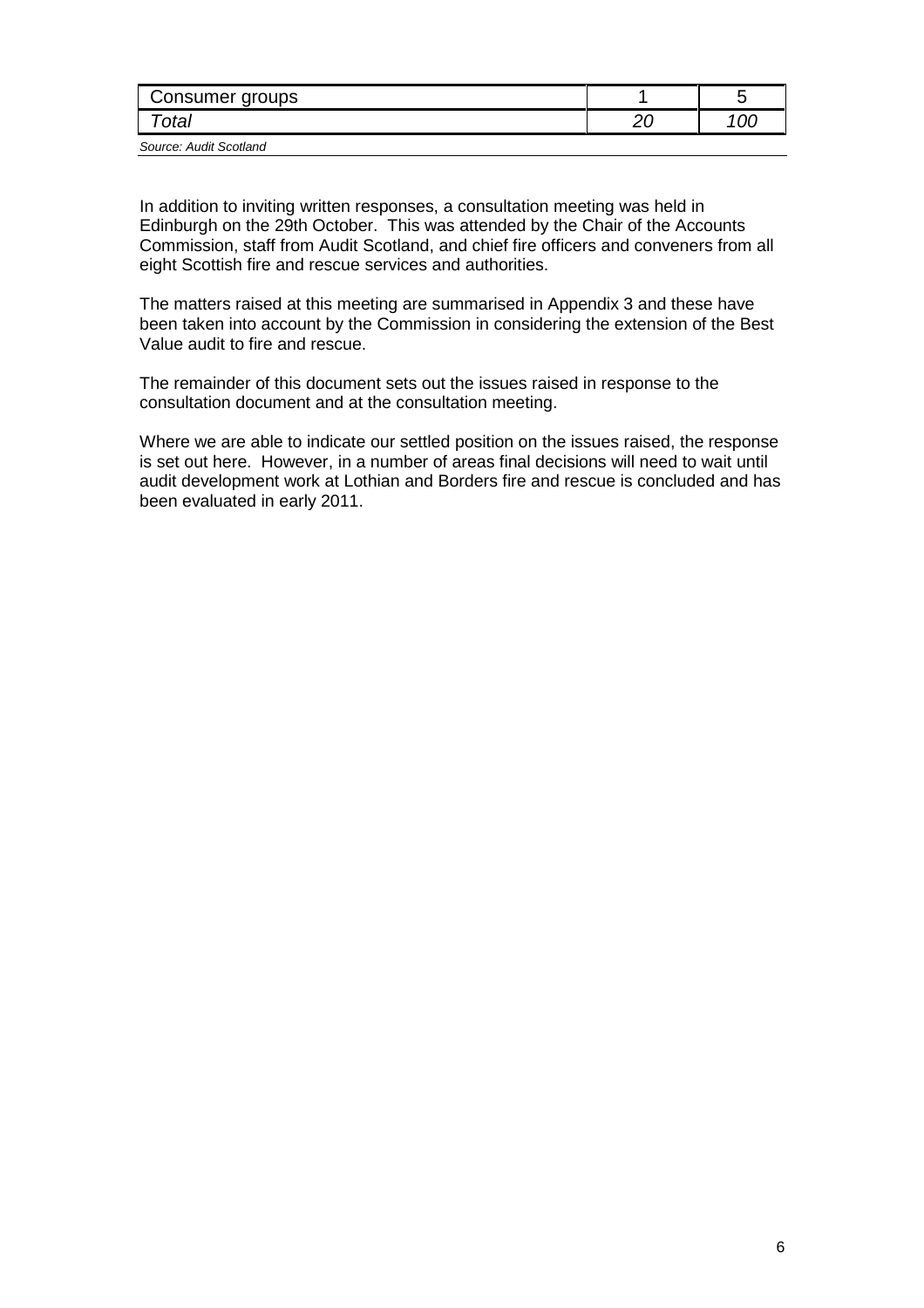| Consumer groups | 1 | 5 |
|---|---|---|
| *Total* | *20* | *100* |

*Source: Audit Scotland*

In addition to inviting written responses, a consultation meeting was held in Edinburgh on the 29th October. This was attended by the Chair of the Accounts Commission, staff from Audit Scotland, and chief fire officers and conveners from all eight Scottish fire and rescue services and authorities.

The matters raised at this meeting are summarised in Appendix 3 and these have been taken into account by the Commission in considering the extension of the Best Value audit to fire and rescue.

The remainder of this document sets out the issues raised in response to the consultation document and at the consultation meeting.

Where we are able to indicate our settled position on the issues raised, the response is set out here. However, in a number of areas final decisions will need to wait until audit development work at Lothian and Borders fire and rescue is concluded and has been evaluated in early 2011.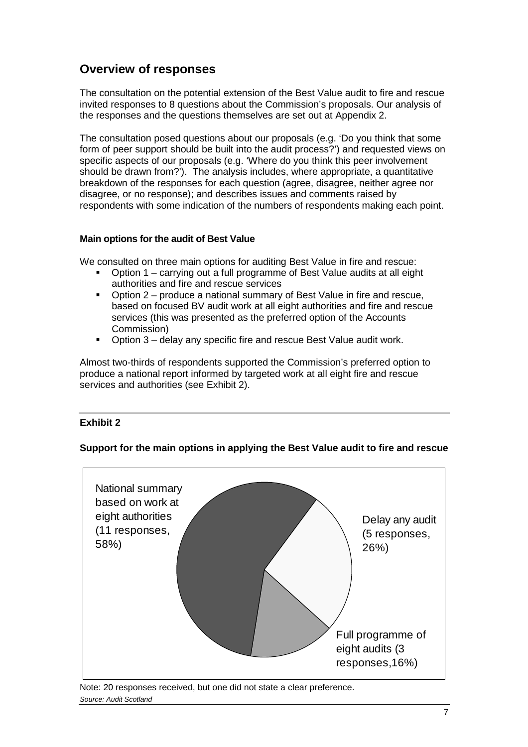## Overview of responses

The consultation on the potential extension of the Best Value audit to fire and rescue invited responses to 8 questions about the Commission's proposals. Our analysis of the responses and the questions themselves are set out at Appendix 2.

The consultation posed questions about our proposals (e.g. 'Do you think that some form of peer support should be built into the audit process?') and requested views on specific aspects of our proposals (e.g. 'Where do you think this peer involvement should be drawn from?'). The analysis includes, where appropriate, a quantitative breakdown of the responses for each question (agree, disagree, neither agree nor disagree, or no response); and describes issues and comments raised by respondents with some indication of the numbers of respondents making each point.

#### Main options for the audit of Best Value

We consulted on three main options for auditing Best Value in fire and rescue:

- Option 1 – carrying out a full programme of Best Value audits at all eight authorities and fire and rescue services
- Option 2 – produce a national summary of Best Value in fire and rescue, based on focused BV audit work at all eight authorities and fire and rescue services (this was presented as the preferred option of the Accounts Commission)
- Option 3 – delay any specific fire and rescue Best Value audit work.

Almost two-thirds of respondents supported the Commission's preferred option to produce a national report informed by targeted work at all eight fire and rescue services and authorities (see Exhibit 2).

**Exhibit 2**

**Support for the main options in applying the Best Value audit to fire and rescue**

National summary based on work at eight authorities (11 responses, 58%)

Delay any audit (5 responses, 26%)

Full programme of eight audits (3 responses,16%)

Note: 20 responses received, but one did not state a clear preference.

*Source: Audit Scotland*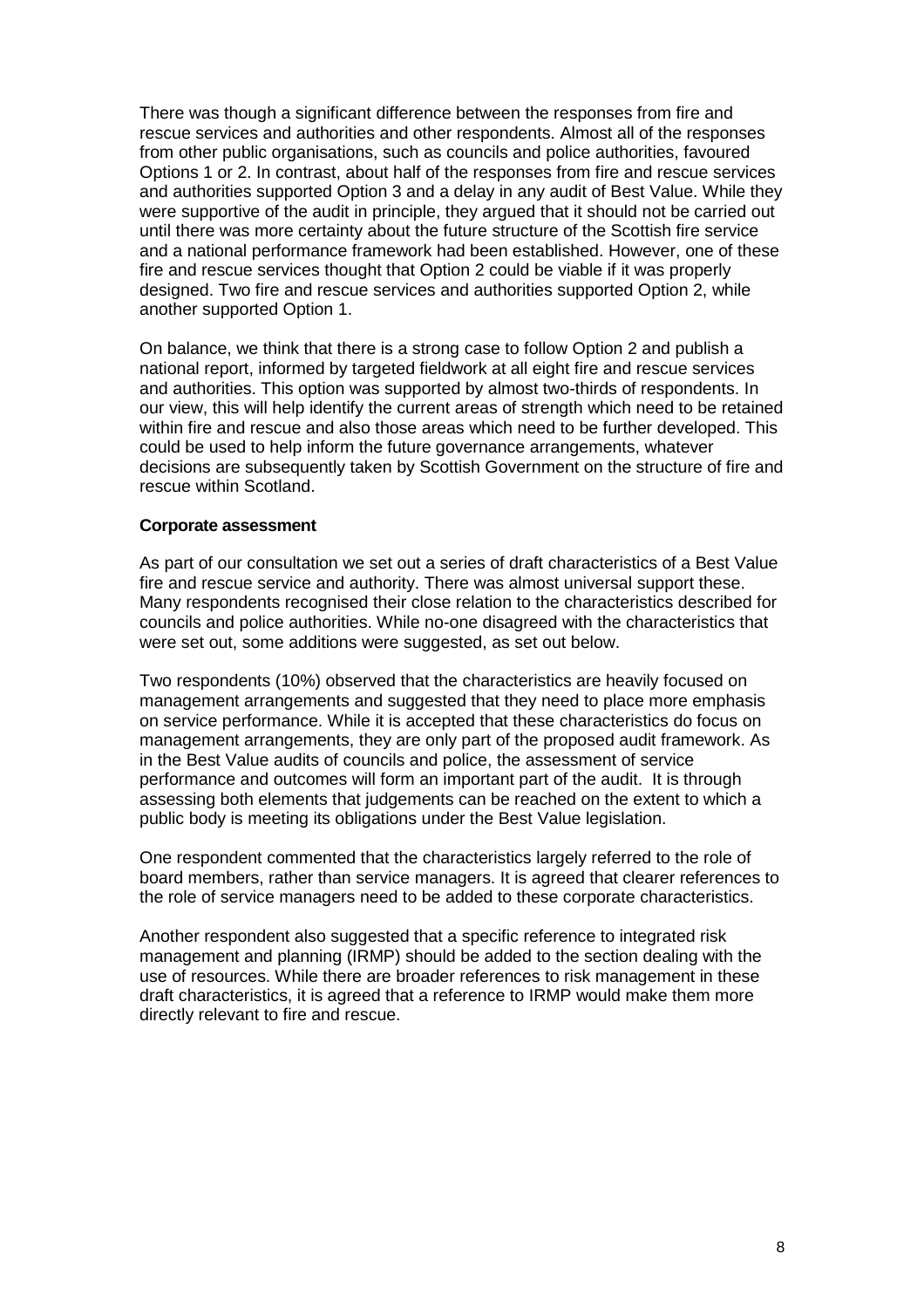There was though a significant difference between the responses from fire and rescue services and authorities and other respondents. Almost all of the responses from other public organisations, such as councils and police authorities, favoured Options 1 or 2. In contrast, about half of the responses from fire and rescue services and authorities supported Option 3 and a delay in any audit of Best Value. While they were supportive of the audit in principle, they argued that it should not be carried out until there was more certainty about the future structure of the Scottish fire service and a national performance framework had been established. However, one of these fire and rescue services thought that Option 2 could be viable if it was properly designed. Two fire and rescue services and authorities supported Option 2, while another supported Option 1.

On balance, we think that there is a strong case to follow Option 2 and publish a national report, informed by targeted fieldwork at all eight fire and rescue services and authorities. This option was supported by almost two-thirds of respondents. In our view, this will help identify the current areas of strength which need to be retained within fire and rescue and also those areas which need to be further developed. This could be used to help inform the future governance arrangements, whatever decisions are subsequently taken by Scottish Government on the structure of fire and rescue within Scotland.

**Corporate assessment**

As part of our consultation we set out a series of draft characteristics of a Best Value fire and rescue service and authority. There was almost universal support these. Many respondents recognised their close relation to the characteristics described for councils and police authorities. While no-one disagreed with the characteristics that were set out, some additions were suggested, as set out below.

Two respondents (10%) observed that the characteristics are heavily focused on management arrangements and suggested that they need to place more emphasis on service performance. While it is accepted that these characteristics do focus on management arrangements, they are only part of the proposed audit framework. As in the Best Value audits of councils and police, the assessment of service performance and outcomes will form an important part of the audit. It is through assessing both elements that judgements can be reached on the extent to which a public body is meeting its obligations under the Best Value legislation.

One respondent commented that the characteristics largely referred to the role of board members, rather than service managers. It is agreed that clearer references to the role of service managers need to be added to these corporate characteristics.

Another respondent also suggested that a specific reference to integrated risk management and planning (IRMP) should be added to the section dealing with the use of resources. While there are broader references to risk management in these draft characteristics, it is agreed that a reference to IRMP would make them more directly relevant to fire and rescue.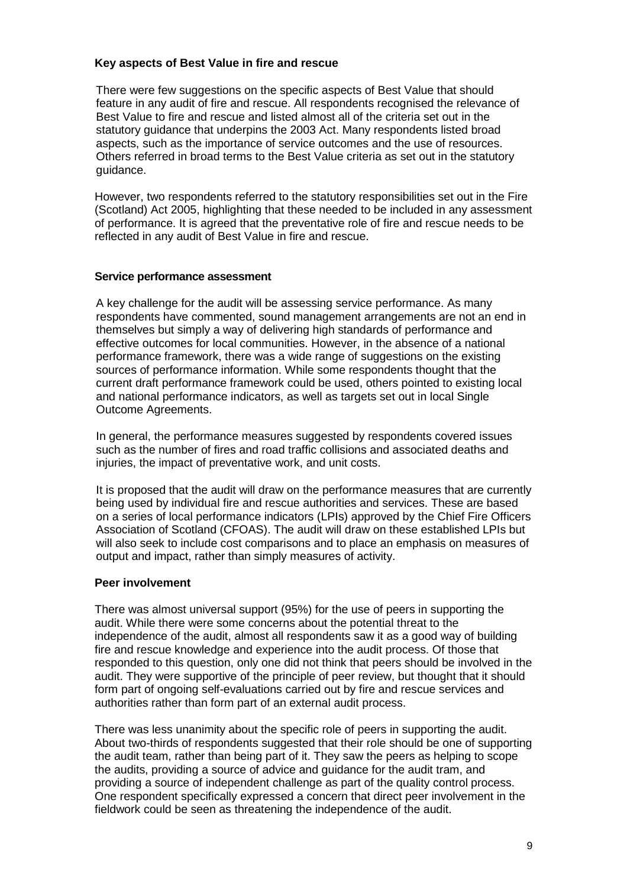### Key aspects of Best Value in fire and rescue

There were few suggestions on the specific aspects of Best Value that should feature in any audit of fire and rescue. All respondents recognised the relevance of Best Value to fire and rescue and listed almost all of the criteria set out in the statutory guidance that underpins the 2003 Act. Many respondents listed broad aspects, such as the importance of service outcomes and the use of resources. Others referred in broad terms to the Best Value criteria as set out in the statutory guidance.

However, two respondents referred to the statutory responsibilities set out in the Fire (Scotland) Act 2005, highlighting that these needed to be included in any assessment of performance. It is agreed that the preventative role of fire and rescue needs to be reflected in any audit of Best Value in fire and rescue.

### Service performance assessment

A key challenge for the audit will be assessing service performance. As many respondents have commented, sound management arrangements are not an end in themselves but simply a way of delivering high standards of performance and effective outcomes for local communities. However, in the absence of a national performance framework, there was a wide range of suggestions on the existing sources of performance information. While some respondents thought that the current draft performance framework could be used, others pointed to existing local and national performance indicators, as well as targets set out in local Single Outcome Agreements.

In general, the performance measures suggested by respondents covered issues such as the number of fires and road traffic collisions and associated deaths and injuries, the impact of preventative work, and unit costs.

It is proposed that the audit will draw on the performance measures that are currently being used by individual fire and rescue authorities and services. These are based on a series of local performance indicators (LPIs) approved by the Chief Fire Officers Association of Scotland (CFOAS). The audit will draw on these established LPIs but will also seek to include cost comparisons and to place an emphasis on measures of output and impact, rather than simply measures of activity.

### Peer involvement

There was almost universal support (95%) for the use of peers in supporting the audit. While there were some concerns about the potential threat to the independence of the audit, almost all respondents saw it as a good way of building fire and rescue knowledge and experience into the audit process. Of those that responded to this question, only one did not think that peers should be involved in the audit. They were supportive of the principle of peer review, but thought that it should form part of ongoing self-evaluations carried out by fire and rescue services and authorities rather than form part of an external audit process.

There was less unanimity about the specific role of peers in supporting the audit. About two-thirds of respondents suggested that their role should be one of supporting the audit team, rather than being part of it. They saw the peers as helping to scope the audits, providing a source of advice and guidance for the audit tram, and providing a source of independent challenge as part of the quality control process. One respondent specifically expressed a concern that direct peer involvement in the fieldwork could be seen as threatening the independence of the audit.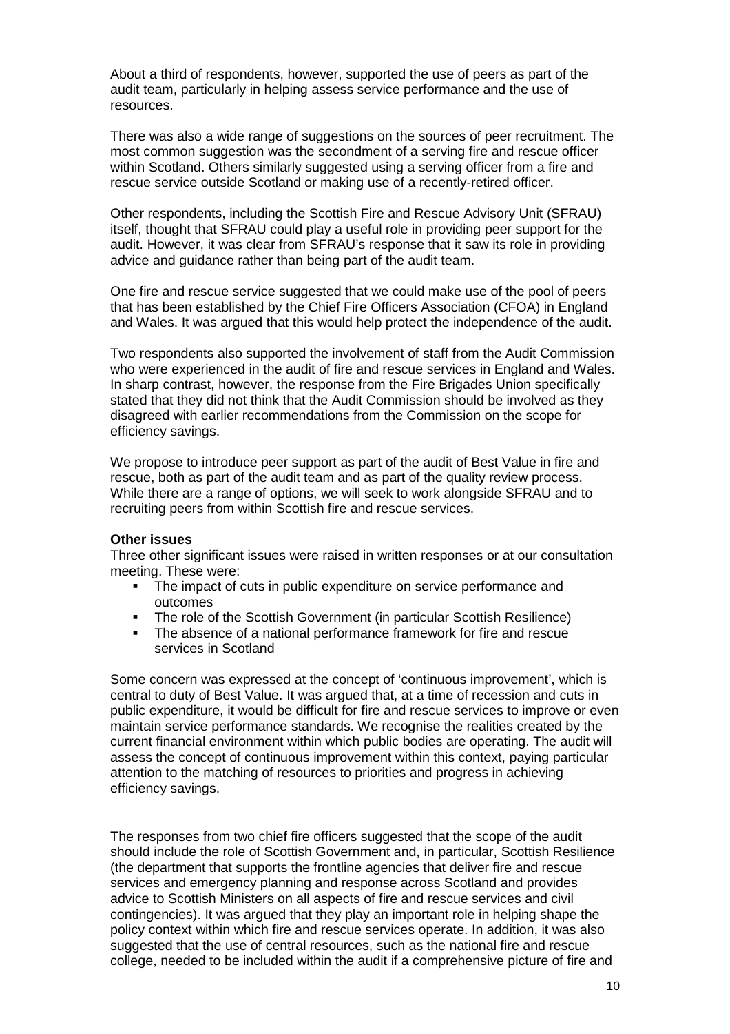About a third of respondents, however, supported the use of peers as part of the audit team, particularly in helping assess service performance and the use of resources.

There was also a wide range of suggestions on the sources of peer recruitment. The most common suggestion was the secondment of a serving fire and rescue officer within Scotland. Others similarly suggested using a serving officer from a fire and rescue service outside Scotland or making use of a recently-retired officer.

Other respondents, including the Scottish Fire and Rescue Advisory Unit (SFRAU) itself, thought that SFRAU could play a useful role in providing peer support for the audit. However, it was clear from SFRAU's response that it saw its role in providing advice and guidance rather than being part of the audit team.

One fire and rescue service suggested that we could make use of the pool of peers that has been established by the Chief Fire Officers Association (CFOA) in England and Wales. It was argued that this would help protect the independence of the audit.

Two respondents also supported the involvement of staff from the Audit Commission who were experienced in the audit of fire and rescue services in England and Wales. In sharp contrast, however, the response from the Fire Brigades Union specifically stated that they did not think that the Audit Commission should be involved as they disagreed with earlier recommendations from the Commission on the scope for efficiency savings.

We propose to introduce peer support as part of the audit of Best Value in fire and rescue, both as part of the audit team and as part of the quality review process. While there are a range of options, we will seek to work alongside SFRAU and to recruiting peers from within Scottish fire and rescue services.

**Other issues**

Three other significant issues were raised in written responses or at our consultation meeting. These were:

- The impact of cuts in public expenditure on service performance and outcomes
- The role of the Scottish Government (in particular Scottish Resilience)
- The absence of a national performance framework for fire and rescue services in Scotland

Some concern was expressed at the concept of 'continuous improvement', which is central to duty of Best Value. It was argued that, at a time of recession and cuts in public expenditure, it would be difficult for fire and rescue services to improve or even maintain service performance standards. We recognise the realities created by the current financial environment within which public bodies are operating. The audit will assess the concept of continuous improvement within this context, paying particular attention to the matching of resources to priorities and progress in achieving efficiency savings.

The responses from two chief fire officers suggested that the scope of the audit should include the role of Scottish Government and, in particular, Scottish Resilience (the department that supports the frontline agencies that deliver fire and rescue services and emergency planning and response across Scotland and provides advice to Scottish Ministers on all aspects of fire and rescue services and civil contingencies). It was argued that they play an important role in helping shape the policy context within which fire and rescue services operate. In addition, it was also suggested that the use of central resources, such as the national fire and rescue college, needed to be included within the audit if a comprehensive picture of fire and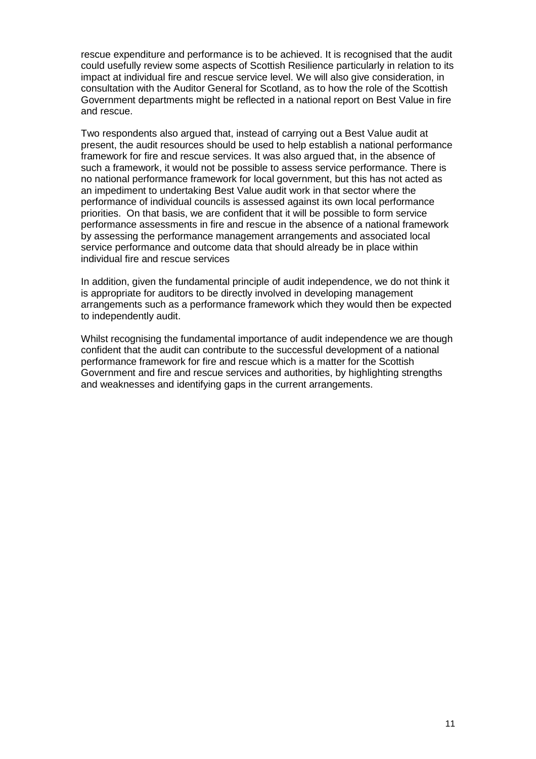rescue expenditure and performance is to be achieved. It is recognised that the audit could usefully review some aspects of Scottish Resilience particularly in relation to its impact at individual fire and rescue service level. We will also give consideration, in consultation with the Auditor General for Scotland, as to how the role of the Scottish Government departments might be reflected in a national report on Best Value in fire and rescue.

Two respondents also argued that, instead of carrying out a Best Value audit at present, the audit resources should be used to help establish a national performance framework for fire and rescue services. It was also argued that, in the absence of such a framework, it would not be possible to assess service performance. There is no national performance framework for local government, but this has not acted as an impediment to undertaking Best Value audit work in that sector where the performance of individual councils is assessed against its own local performance priorities. On that basis, we are confident that it will be possible to form service performance assessments in fire and rescue in the absence of a national framework by assessing the performance management arrangements and associated local service performance and outcome data that should already be in place within individual fire and rescue services

In addition, given the fundamental principle of audit independence, we do not think it is appropriate for auditors to be directly involved in developing management arrangements such as a performance framework which they would then be expected to independently audit.

Whilst recognising the fundamental importance of audit independence we are though confident that the audit can contribute to the successful development of a national performance framework for fire and rescue which is a matter for the Scottish Government and fire and rescue services and authorities, by highlighting strengths and weaknesses and identifying gaps in the current arrangements.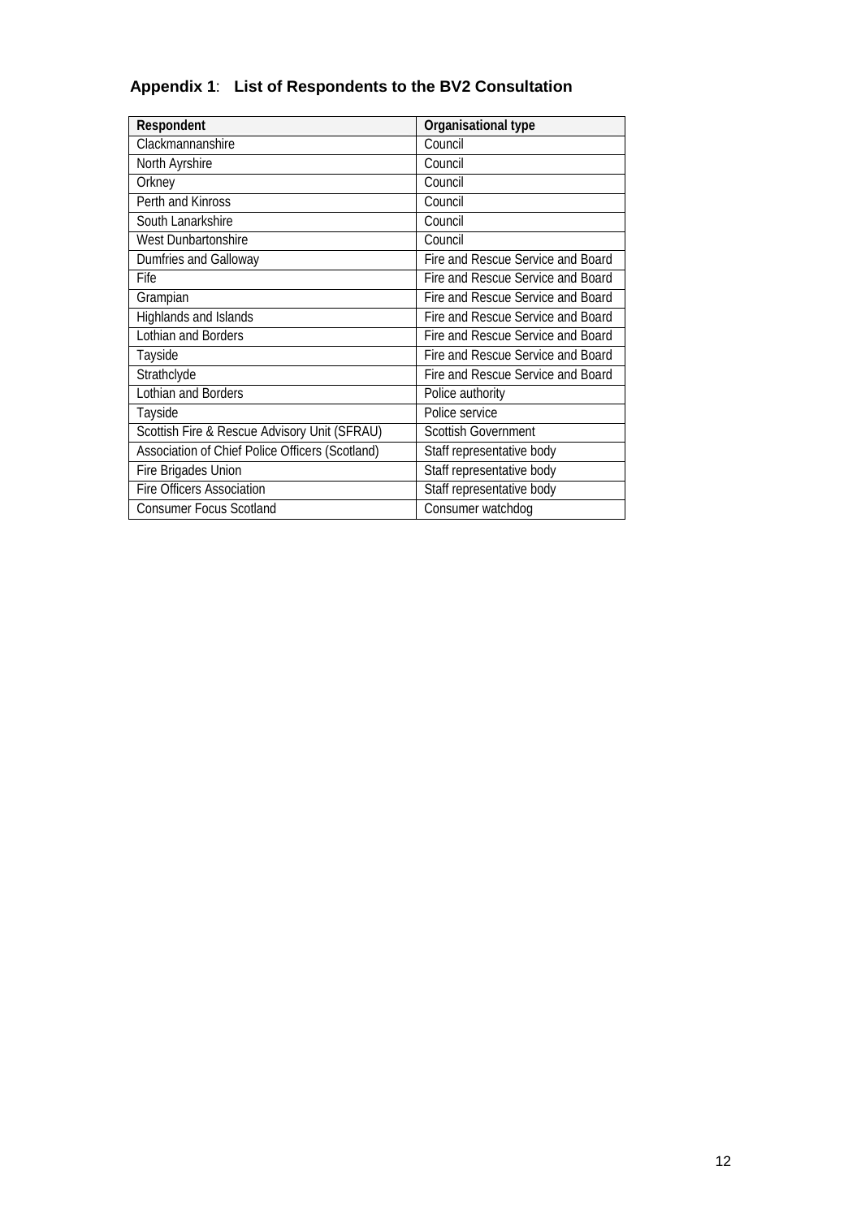## **Appendix 1**: List of Respondents to the BV2 Consultation

| Respondent | Organisational type |
|---|---|
| Clackmannanshire | Council |
| North Ayrshire | Council |
| Orkney | Council |
| Perth and Kinross | Council |
| South Lanarkshire | Council |
| West Dunbartonshire | Council |
| Dumfries and Galloway | Fire and Rescue Service and Board |
| Fife | Fire and Rescue Service and Board |
| Grampian | Fire and Rescue Service and Board |
| Highlands and Islands | Fire and Rescue Service and Board |
| Lothian and Borders | Fire and Rescue Service and Board |
| Tayside | Fire and Rescue Service and Board |
| Strathclyde | Fire and Rescue Service and Board |
| Lothian and Borders | Police authority |
| Tayside | Police service |
| Scottish Fire & Rescue Advisory Unit (SFRAU) | Scottish Government |
| Association of Chief Police Officers (Scotland) | Staff representative body |
| Fire Brigades Union | Staff representative body |
| Fire Officers Association | Staff representative body |
| Consumer Focus Scotland | Consumer watchdog |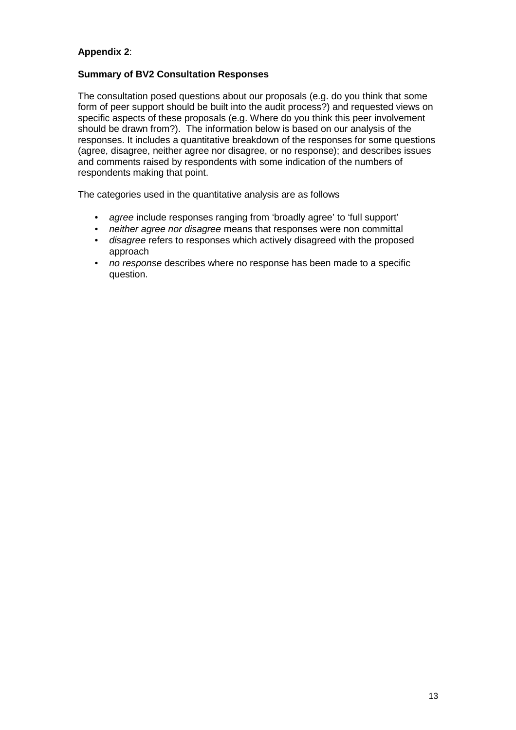**Appendix 2**:

**Summary of BV2 Consultation Responses**

The consultation posed questions about our proposals (e.g. do you think that some form of peer support should be built into the audit process?) and requested views on specific aspects of these proposals (e.g. Where do you think this peer involvement should be drawn from?). The information below is based on our analysis of the responses. It includes a quantitative breakdown of the responses for some questions (agree, disagree, neither agree nor disagree, or no response); and describes issues and comments raised by respondents with some indication of the numbers of respondents making that point.

The categories used in the quantitative analysis are as follows

- *agree* include responses ranging from 'broadly agree' to 'full support'
- *neither agree nor disagree* means that responses were non committal
- *disagree* refers to responses which actively disagreed with the proposed approach
- *no response* describes where no response has been made to a specific question.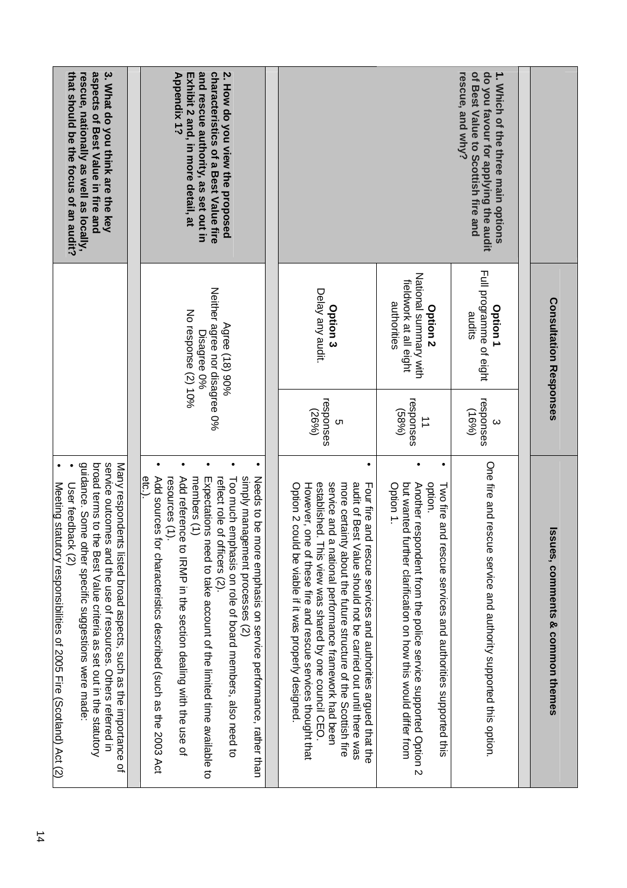| | Consultation Responses | | Issues, comments & common themes |
|---|---|---|---|
| **1. Which of the three main options do you favour for applying the audit of Best Value to Scottish fire and rescue, and why?** | **Option 1** Full programme of eight audits | 3 responses (16%) | One fire and rescue service and authority supported this option. |
| | **Option 2** National summary with fieldwork at all eight authorities | 11 responses (58%) | • Two fire and rescue services and authorities supported this option.<br>• Another respondent from the police service supported Option 2 but wanted further clarification on how this would differ from Option 1. |
| | **Option 3** Delay any audit. | 5 responses (26%) | • Four fire and rescue services and authorities argued that the audit of Best Value should not be carried out until there was more certainty about the future structure of the Scottish fire service and a national performance framework had been established. This view was shared by one council CEO. However, one of these fire and rescue services thought that Option 2 could be viable if it was properly designed. |
| **2. How do you view the proposed characteristics of a Best Value fire and rescue authority, as set out in Exhibit 2 and, in more detail, at Appendix 1?** | Agree (18) 90%<br>Neither agree nor disagree 0%<br>Disagree 0%<br>No response (2) 10% | | • Needs to be more emphasis on service performance, rather than simply management processes (2)<br>• Too much emphasis on role of board members, also need to reflect role of officers (2).<br>• Expectations need to take account of the limited time available to members (1)<br>• Add reference to IRMP in the section dealing with the use of resources (1).<br>• Add sources for characteristics described (such as the 2003 Act etc.). |
| **3. What do you think are the key aspects of Best Value in fire and rescue, nationally as well as locally, that should be the focus of an audit?** | | | Many respondents listed broad aspects, such as the importance of service outcomes and the use of resources. Others referred in broad terms to the Best Value criteria as set out in the statutory guidance. Some other specific suggestions were made:<br>• User feedback (2)<br>• Meeting statutory responsibilities of 2005 Fire (Scotland) Act (2) |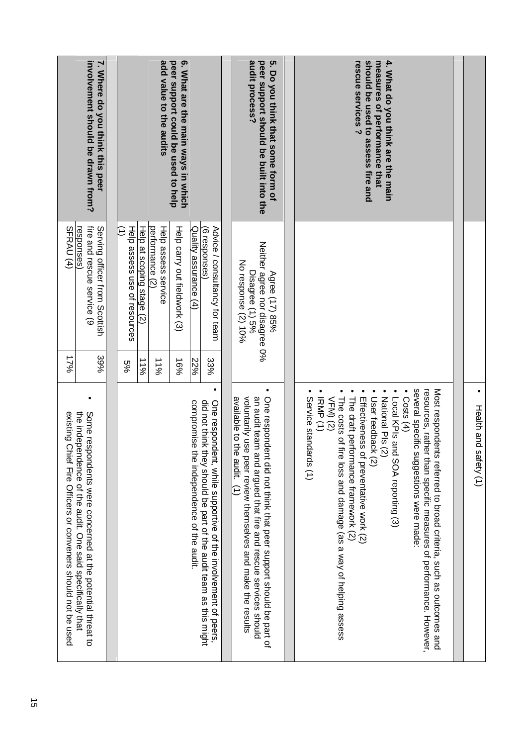| Question | Response | % | Comments |
|---|---|---|---|
| | | | • Health and safety (1) |
| **4. What do you think are the main measures of performance that should be used to assess fire and rescue services ?** | | | Most respondents referred to broad criteria, such as outcomes and resources, rather than specific measures of performance. However, several specific suggestions were made:<br>• Costs (4)<br>• Local KPIs and SOA reporting (3)<br>• National PIs (2)<br>• User feedback (2)<br>• Effectiveness of preventative work (2)<br>• The draft performance framework (2)<br>• The costs of fire loss and damage (as a way of helping assess VFM) (2)<br>• IRMP (1)<br>• Service standards (1) |
| **5. Do you think that some form of peer support should be built into the audit process?** | Agree (17) 85%<br>Neither agree nor disagree 0%<br>Disagree (1) 5%<br>No response (2) 10% | | • One respondent did not think that peer support should be part of an audit team and argued that fire and rescue services should voluntarily use peer review themselves and make the results available to the audit. (1) |
| **6. What are the main ways in which peer support could be used to help add value to the audits** | Advice / consultancy for team (6 responses) | 33% | • One respondent, while supportive of the involvement of peers, did not think they should be part of the audit team as this might compromise the independence of the audit. |
| | Quality assurance (4) | 22% | |
| | Help carry out fieldwork (3) | 16% | |
| | Help assess service performance (2) | 11% | |
| | Help at scoping stage (2) | 11% | |
| | Help assess use of resources (1) | 5% | |
| **7. Where do you think this peer involvement should be drawn from?** | Serving officer from Scottish fire and rescue service (9 responses) | 39% | • Some respondents were concerned at the potential threat to the independence of the audit. One said specifically that existing Chief Fire Officers or conveners should not be used |
| | SFRAU (4) | 17% | |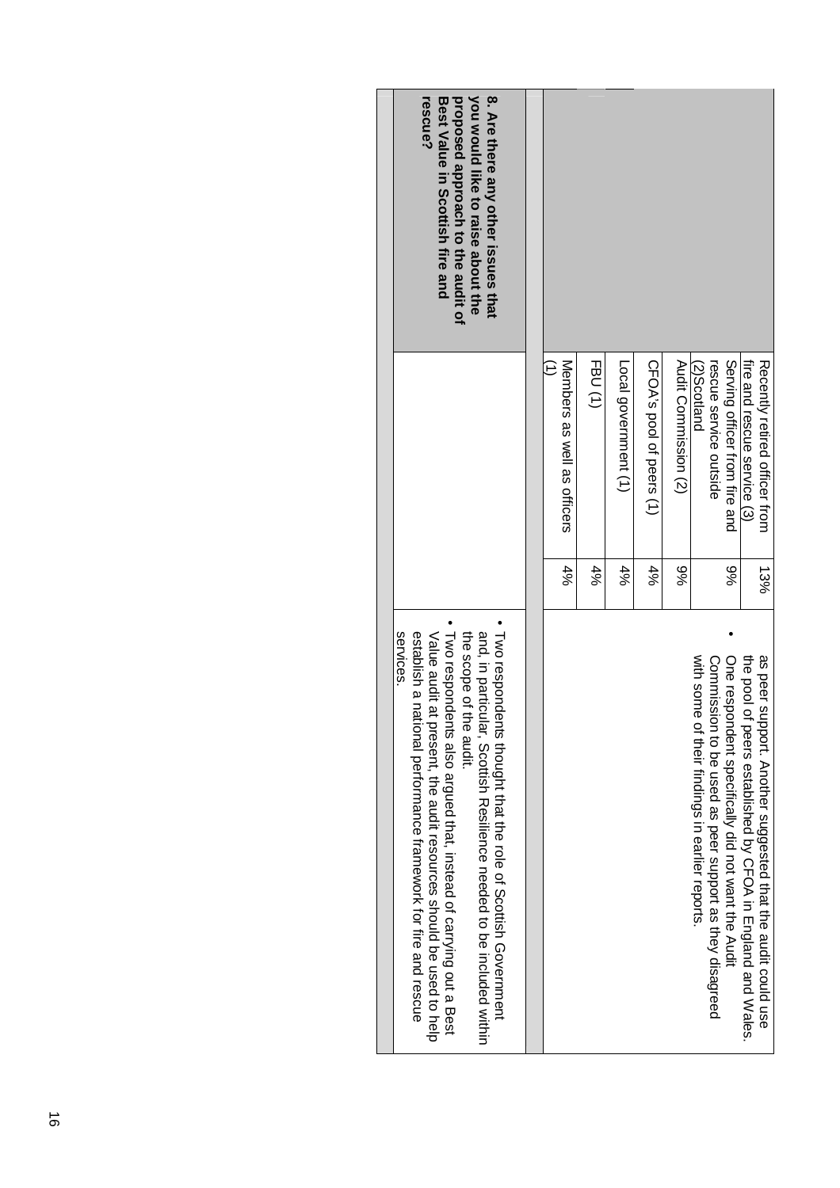| | | | |
|---|---|---|---|
| | Recently retired officer from fire and rescue service (3) | 13% | as peer support. Another suggested that the audit could use the pool of peers established by CFOA in England and Wales.<br>• One respondent specifically did not want the Audit Commission to be used as peer support as they disagreed with some of their findings in earlier reports. |
| | Serving officer from fire and rescue service outside (2)Scotland | 9% | |
| | Audit Commission (2) | 9% | |
| | CFOA's pool of peers (1) | 4% | |
| | Local government (1) | 4% | |
| | FBU (1) | 4% | |
| | Members as well as officers (1) | 4% | |
| **8. Are there any other issues that you would like to raise about the proposed approach to the audit of Best Value in Scottish fire and rescue?** | | | • Two respondents thought that the role of Scottish Government and, in particular, Scottish Resilience needed to be included within the scope of the audit.<br>• Two respondents also argued that, instead of carrying out a Best Value audit at present, the audit resources should be used to help establish a national performance framework for fire and rescue services. |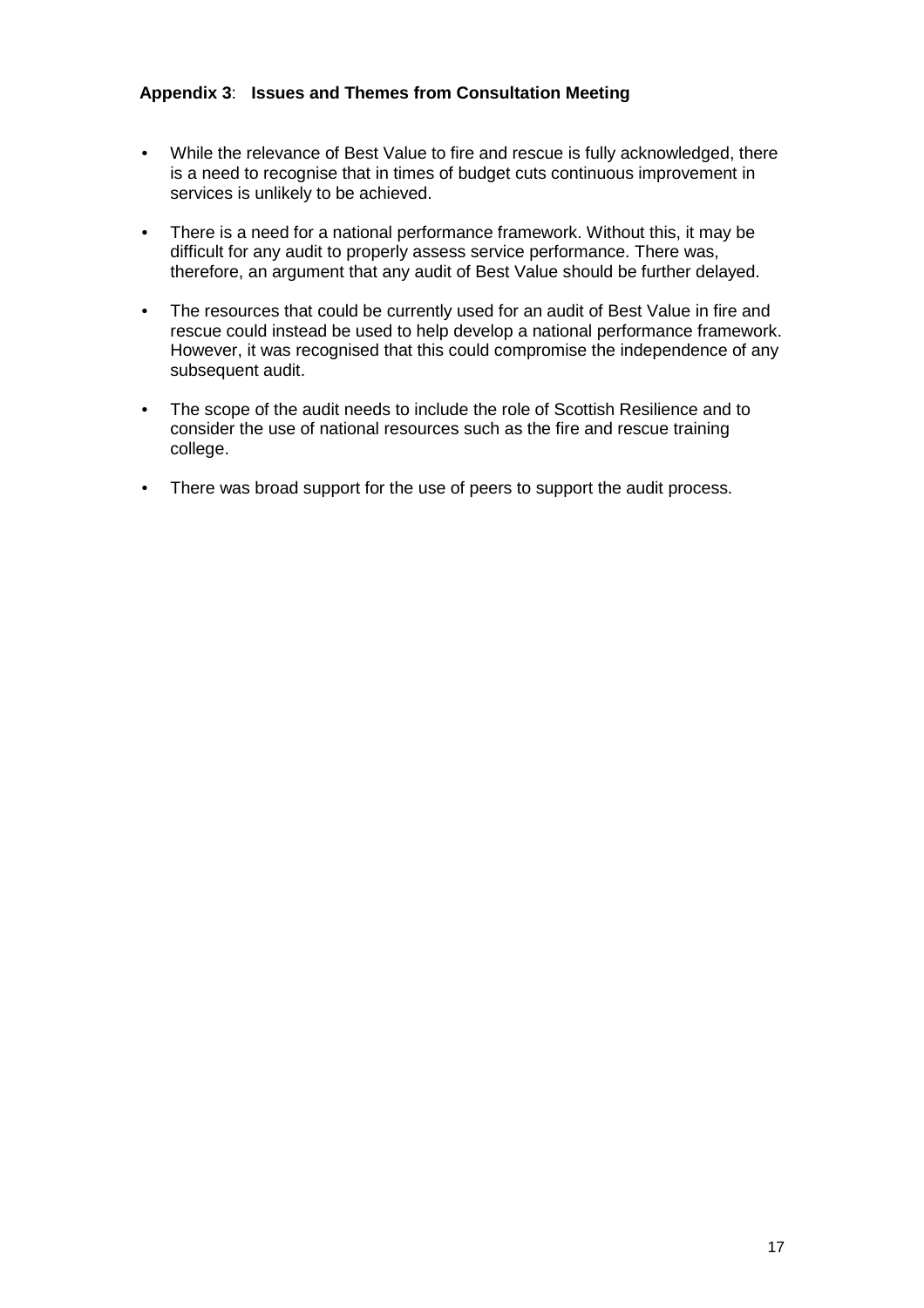**Appendix 3**: **Issues and Themes from Consultation Meeting**

- While the relevance of Best Value to fire and rescue is fully acknowledged, there is a need to recognise that in times of budget cuts continuous improvement in services is unlikely to be achieved.
- There is a need for a national performance framework. Without this, it may be difficult for any audit to properly assess service performance. There was, therefore, an argument that any audit of Best Value should be further delayed.
- The resources that could be currently used for an audit of Best Value in fire and rescue could instead be used to help develop a national performance framework. However, it was recognised that this could compromise the independence of any subsequent audit.
- The scope of the audit needs to include the role of Scottish Resilience and to consider the use of national resources such as the fire and rescue training college.
- There was broad support for the use of peers to support the audit process.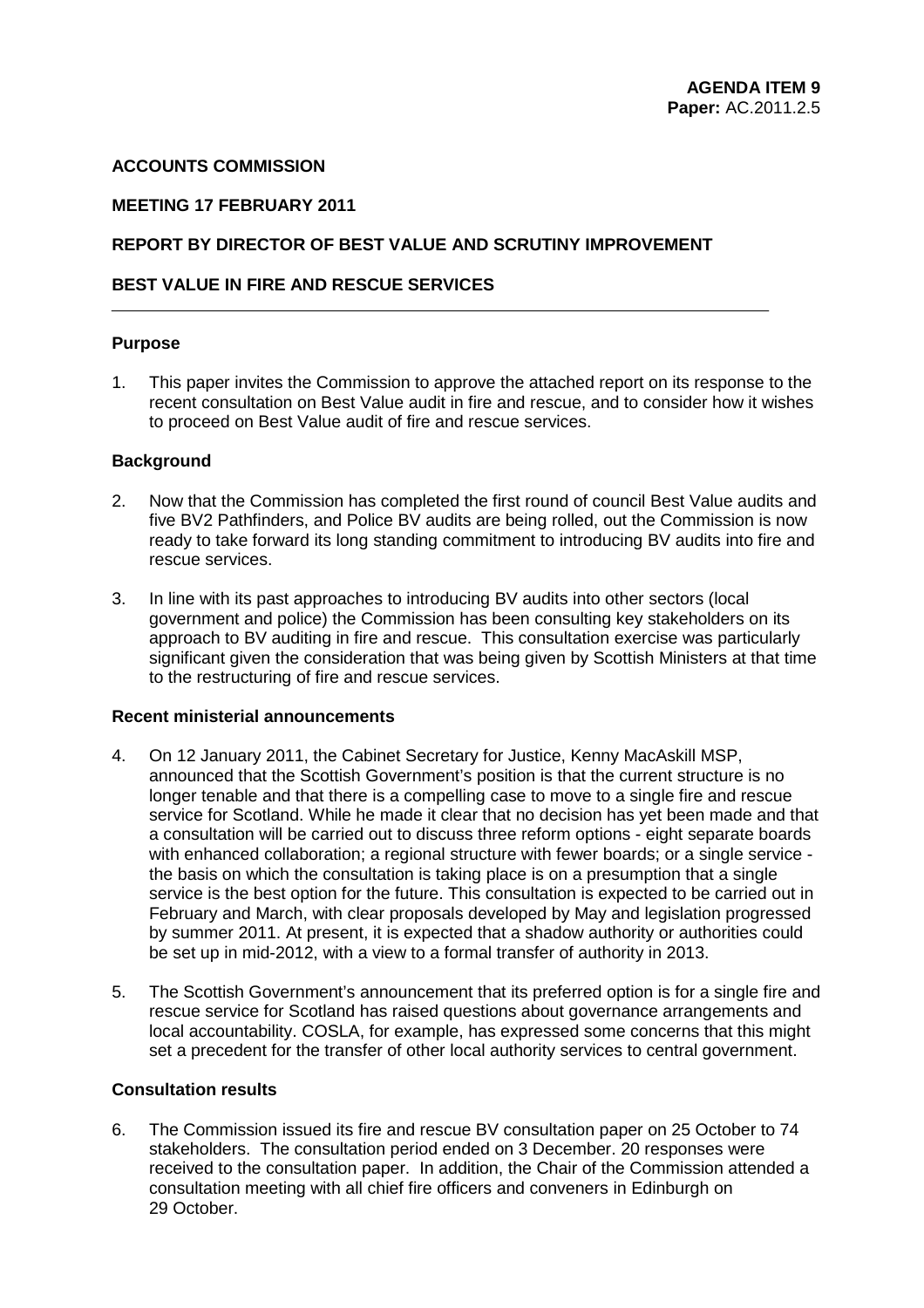**AGENDA ITEM 9**
**Paper:** AC.2011.2.5

**ACCOUNTS COMMISSION**

**MEETING 17 FEBRUARY 2011**

**REPORT BY DIRECTOR OF BEST VALUE AND SCRUTINY IMPROVEMENT**

**BEST VALUE IN FIRE AND RESCUE SERVICES**

---

**Purpose**

1. This paper invites the Commission to approve the attached report on its response to the recent consultation on Best Value audit in fire and rescue, and to consider how it wishes to proceed on Best Value audit of fire and rescue services.

**Background**

2. Now that the Commission has completed the first round of council Best Value audits and five BV2 Pathfinders, and Police BV audits are being rolled, out the Commission is now ready to take forward its long standing commitment to introducing BV audits into fire and rescue services.

3. In line with its past approaches to introducing BV audits into other sectors (local government and police) the Commission has been consulting key stakeholders on its approach to BV auditing in fire and rescue. This consultation exercise was particularly significant given the consideration that was being given by Scottish Ministers at that time to the restructuring of fire and rescue services.

**Recent ministerial announcements**

4. On 12 January 2011, the Cabinet Secretary for Justice, Kenny MacAskill MSP, announced that the Scottish Government's position is that the current structure is no longer tenable and that there is a compelling case to move to a single fire and rescue service for Scotland. While he made it clear that no decision has yet been made and that a consultation will be carried out to discuss three reform options - eight separate boards with enhanced collaboration; a regional structure with fewer boards; or a single service - the basis on which the consultation is taking place is on a presumption that a single service is the best option for the future. This consultation is expected to be carried out in February and March, with clear proposals developed by May and legislation progressed by summer 2011. At present, it is expected that a shadow authority or authorities could be set up in mid-2012, with a view to a formal transfer of authority in 2013.

5. The Scottish Government's announcement that its preferred option is for a single fire and rescue service for Scotland has raised questions about governance arrangements and local accountability. COSLA, for example, has expressed some concerns that this might set a precedent for the transfer of other local authority services to central government.

**Consultation results**

6. The Commission issued its fire and rescue BV consultation paper on 25 October to 74 stakeholders. The consultation period ended on 3 December. 20 responses were received to the consultation paper. In addition, the Chair of the Commission attended a consultation meeting with all chief fire officers and conveners in Edinburgh on 29 October.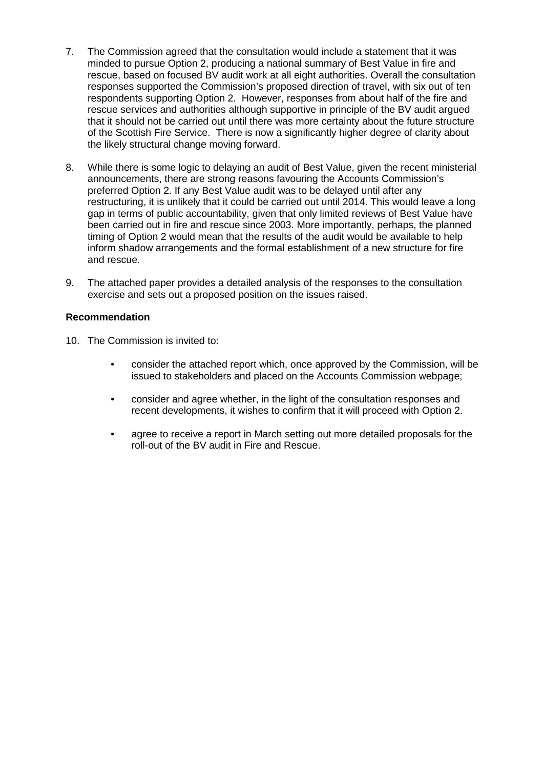7. The Commission agreed that the consultation would include a statement that it was minded to pursue Option 2, producing a national summary of Best Value in fire and rescue, based on focused BV audit work at all eight authorities. Overall the consultation responses supported the Commission's proposed direction of travel, with six out of ten respondents supporting Option 2. However, responses from about half of the fire and rescue services and authorities although supportive in principle of the BV audit argued that it should not be carried out until there was more certainty about the future structure of the Scottish Fire Service. There is now a significantly higher degree of clarity about the likely structural change moving forward.

8. While there is some logic to delaying an audit of Best Value, given the recent ministerial announcements, there are strong reasons favouring the Accounts Commission's preferred Option 2. If any Best Value audit was to be delayed until after any restructuring, it is unlikely that it could be carried out until 2014. This would leave a long gap in terms of public accountability, given that only limited reviews of Best Value have been carried out in fire and rescue since 2003. More importantly, perhaps, the planned timing of Option 2 would mean that the results of the audit would be available to help inform shadow arrangements and the formal establishment of a new structure for fire and rescue.

9. The attached paper provides a detailed analysis of the responses to the consultation exercise and sets out a proposed position on the issues raised.

**Recommendation**

10. The Commission is invited to:

    - consider the attached report which, once approved by the Commission, will be issued to stakeholders and placed on the Accounts Commission webpage;
    - consider and agree whether, in the light of the consultation responses and recent developments, it wishes to confirm that it will proceed with Option 2.
    - agree to receive a report in March setting out more detailed proposals for the roll-out of the BV audit in Fire and Rescue.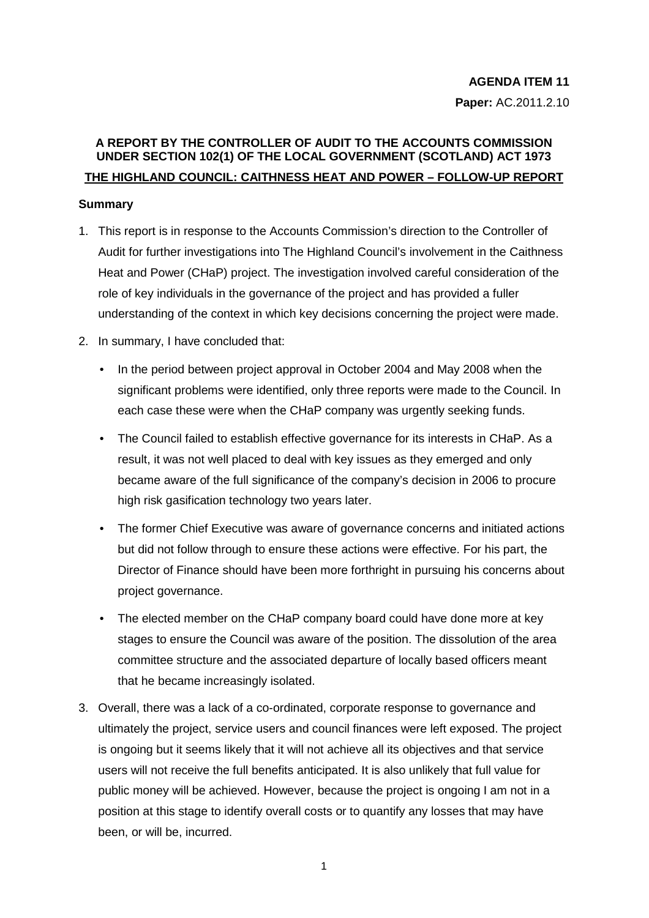**AGENDA ITEM 11**

**Paper:** AC.2011.2.10

**A REPORT BY THE CONTROLLER OF AUDIT TO THE ACCOUNTS COMMISSION UNDER SECTION 102(1) OF THE LOCAL GOVERNMENT (SCOTLAND) ACT 1973**

**THE HIGHLAND COUNCIL: CAITHNESS HEAT AND POWER – FOLLOW-UP REPORT**

**Summary**

1. This report is in response to the Accounts Commission's direction to the Controller of Audit for further investigations into The Highland Council's involvement in the Caithness Heat and Power (CHaP) project. The investigation involved careful consideration of the role of key individuals in the governance of the project and has provided a fuller understanding of the context in which key decisions concerning the project were made.

2. In summary, I have concluded that:

   - In the period between project approval in October 2004 and May 2008 when the significant problems were identified, only three reports were made to the Council. In each case these were when the CHaP company was urgently seeking funds.
   - The Council failed to establish effective governance for its interests in CHaP. As a result, it was not well placed to deal with key issues as they emerged and only became aware of the full significance of the company's decision in 2006 to procure high risk gasification technology two years later.
   - The former Chief Executive was aware of governance concerns and initiated actions but did not follow through to ensure these actions were effective. For his part, the Director of Finance should have been more forthright in pursuing his concerns about project governance.
   - The elected member on the CHaP company board could have done more at key stages to ensure the Council was aware of the position. The dissolution of the area committee structure and the associated departure of locally based officers meant that he became increasingly isolated.

3. Overall, there was a lack of a co-ordinated, corporate response to governance and ultimately the project, service users and council finances were left exposed. The project is ongoing but it seems likely that it will not achieve all its objectives and that service users will not receive the full benefits anticipated. It is also unlikely that full value for public money will be achieved. However, because the project is ongoing I am not in a position at this stage to identify overall costs or to quantify any losses that may have been, or will be, incurred.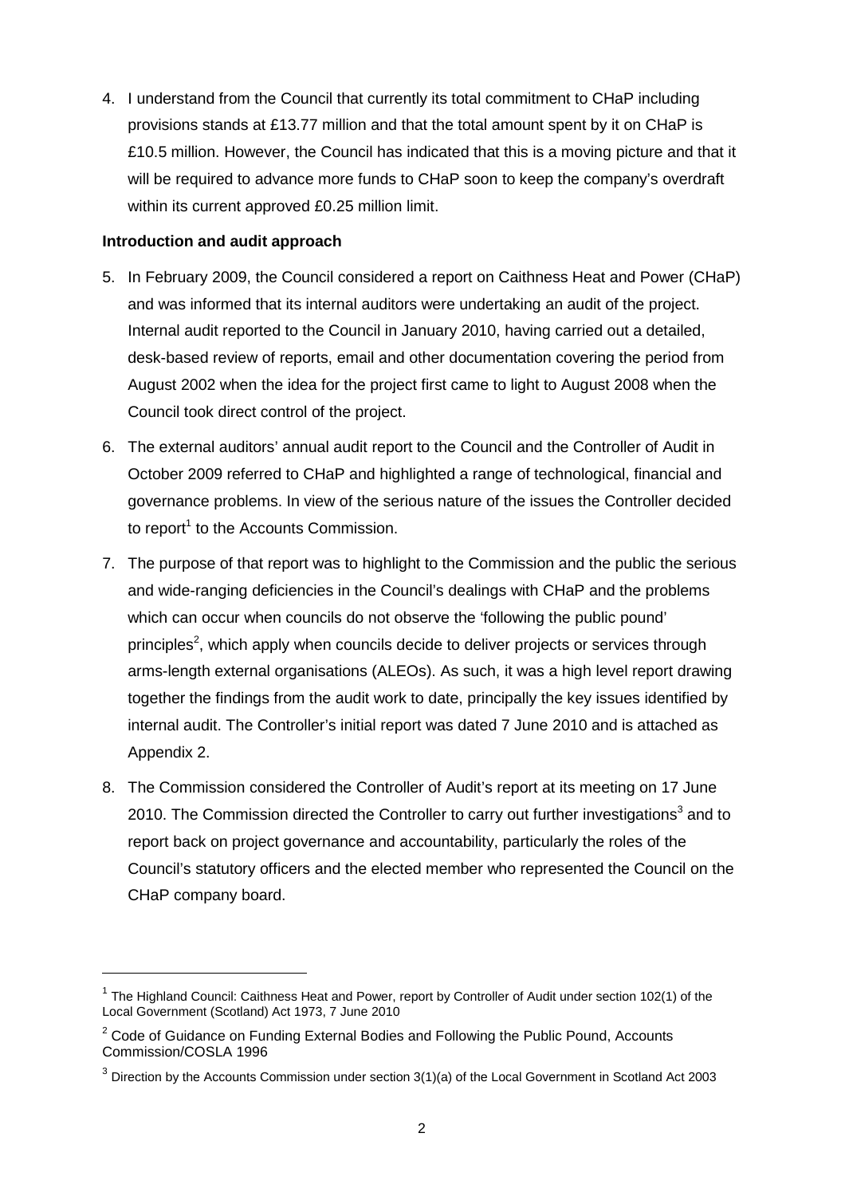4. I understand from the Council that currently its total commitment to CHaP including provisions stands at £13.77 million and that the total amount spent by it on CHaP is £10.5 million. However, the Council has indicated that this is a moving picture and that it will be required to advance more funds to CHaP soon to keep the company's overdraft within its current approved £0.25 million limit.

**Introduction and audit approach**

5. In February 2009, the Council considered a report on Caithness Heat and Power (CHaP) and was informed that its internal auditors were undertaking an audit of the project. Internal audit reported to the Council in January 2010, having carried out a detailed, desk-based review of reports, email and other documentation covering the period from August 2002 when the idea for the project first came to light to August 2008 when the Council took direct control of the project.

6. The external auditors' annual audit report to the Council and the Controller of Audit in October 2009 referred to CHaP and highlighted a range of technological, financial and governance problems. In view of the serious nature of the issues the Controller decided to report[1] to the Accounts Commission.

7. The purpose of that report was to highlight to the Commission and the public the serious and wide-ranging deficiencies in the Council's dealings with CHaP and the problems which can occur when councils do not observe the 'following the public pound' principles[2], which apply when councils decide to deliver projects or services through arms-length external organisations (ALEOs). As such, it was a high level report drawing together the findings from the audit work to date, principally the key issues identified by internal audit. The Controller's initial report was dated 7 June 2010 and is attached as Appendix 2.

8. The Commission considered the Controller of Audit's report at its meeting on 17 June 2010. The Commission directed the Controller to carry out further investigations[3] and to report back on project governance and accountability, particularly the roles of the Council's statutory officers and the elected member who represented the Council on the CHaP company board.

---

[1] The Highland Council: Caithness Heat and Power, report by Controller of Audit under section 102(1) of the Local Government (Scotland) Act 1973, 7 June 2010

[2] Code of Guidance on Funding External Bodies and Following the Public Pound, Accounts Commission/COSLA 1996

[3] Direction by the Accounts Commission under section 3(1)(a) of the Local Government in Scotland Act 2003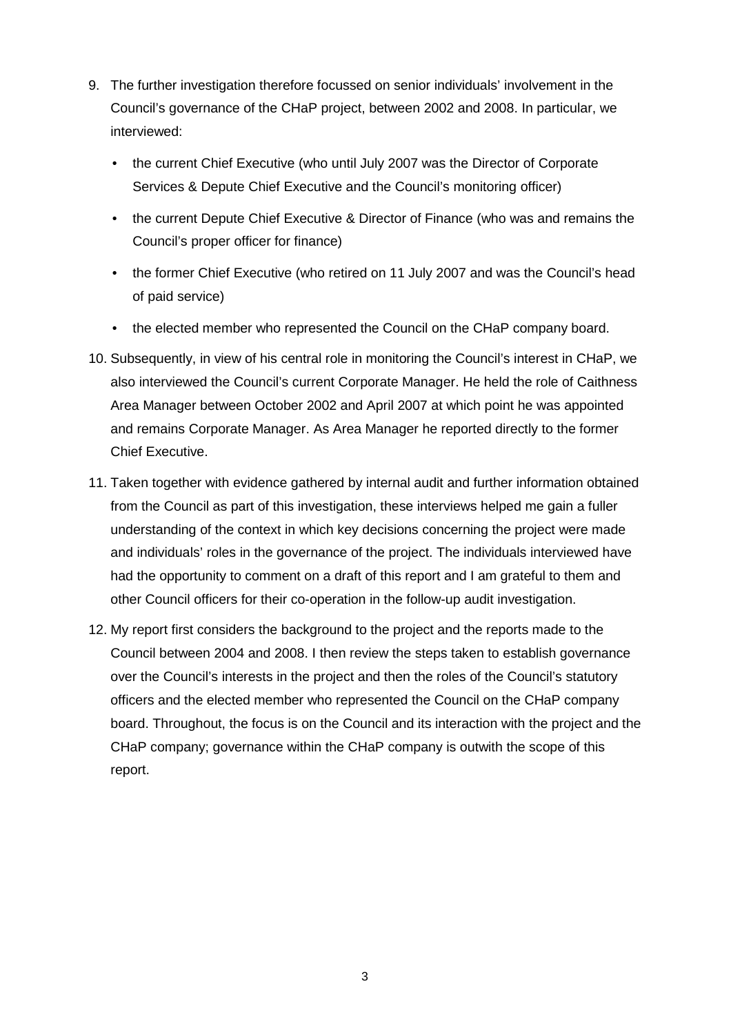9. The further investigation therefore focussed on senior individuals' involvement in the Council's governance of the CHaP project, between 2002 and 2008. In particular, we interviewed:

   - the current Chief Executive (who until July 2007 was the Director of Corporate Services & Depute Chief Executive and the Council's monitoring officer)
   - the current Depute Chief Executive & Director of Finance (who was and remains the Council's proper officer for finance)
   - the former Chief Executive (who retired on 11 July 2007 and was the Council's head of paid service)
   - the elected member who represented the Council on the CHaP company board.

10. Subsequently, in view of his central role in monitoring the Council's interest in CHaP, we also interviewed the Council's current Corporate Manager. He held the role of Caithness Area Manager between October 2002 and April 2007 at which point he was appointed and remains Corporate Manager. As Area Manager he reported directly to the former Chief Executive.

11. Taken together with evidence gathered by internal audit and further information obtained from the Council as part of this investigation, these interviews helped me gain a fuller understanding of the context in which key decisions concerning the project were made and individuals' roles in the governance of the project. The individuals interviewed have had the opportunity to comment on a draft of this report and I am grateful to them and other Council officers for their co-operation in the follow-up audit investigation.

12. My report first considers the background to the project and the reports made to the Council between 2004 and 2008. I then review the steps taken to establish governance over the Council's interests in the project and then the roles of the Council's statutory officers and the elected member who represented the Council on the CHaP company board. Throughout, the focus is on the Council and its interaction with the project and the CHaP company; governance within the CHaP company is outwith the scope of this report.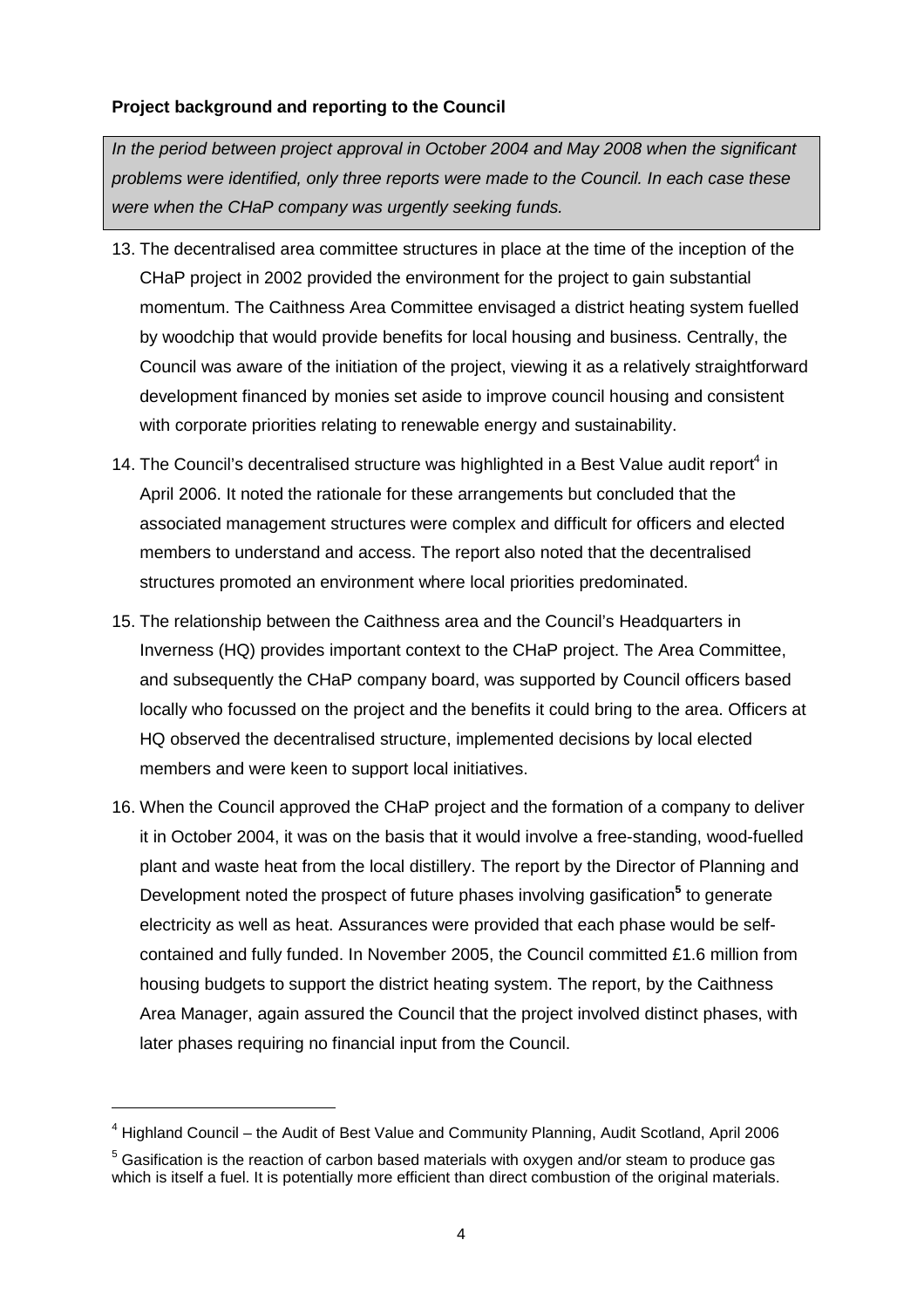**Project background and reporting to the Council**

*In the period between project approval in October 2004 and May 2008 when the significant problems were identified, only three reports were made to the Council. In each case these were when the CHaP company was urgently seeking funds.*

13. The decentralised area committee structures in place at the time of the inception of the CHaP project in 2002 provided the environment for the project to gain substantial momentum. The Caithness Area Committee envisaged a district heating system fuelled by woodchip that would provide benefits for local housing and business. Centrally, the Council was aware of the initiation of the project, viewing it as a relatively straightforward development financed by monies set aside to improve council housing and consistent with corporate priorities relating to renewable energy and sustainability.

14. The Council's decentralised structure was highlighted in a Best Value audit report[4] in April 2006. It noted the rationale for these arrangements but concluded that the associated management structures were complex and difficult for officers and elected members to understand and access. The report also noted that the decentralised structures promoted an environment where local priorities predominated.

15. The relationship between the Caithness area and the Council's Headquarters in Inverness (HQ) provides important context to the CHaP project. The Area Committee, and subsequently the CHaP company board, was supported by Council officers based locally who focussed on the project and the benefits it could bring to the area. Officers at HQ observed the decentralised structure, implemented decisions by local elected members and were keen to support local initiatives.

16. When the Council approved the CHaP project and the formation of a company to deliver it in October 2004, it was on the basis that it would involve a free-standing, wood-fuelled plant and waste heat from the local distillery. The report by the Director of Planning and Development noted the prospect of future phases involving gasification[5] to generate electricity as well as heat. Assurances were provided that each phase would be self-contained and fully funded. In November 2005, the Council committed £1.6 million from housing budgets to support the district heating system. The report, by the Caithness Area Manager, again assured the Council that the project involved distinct phases, with later phases requiring no financial input from the Council.

---

[4] Highland Council – the Audit of Best Value and Community Planning, Audit Scotland, April 2006

[5] Gasification is the reaction of carbon based materials with oxygen and/or steam to produce gas which is itself a fuel. It is potentially more efficient than direct combustion of the original materials.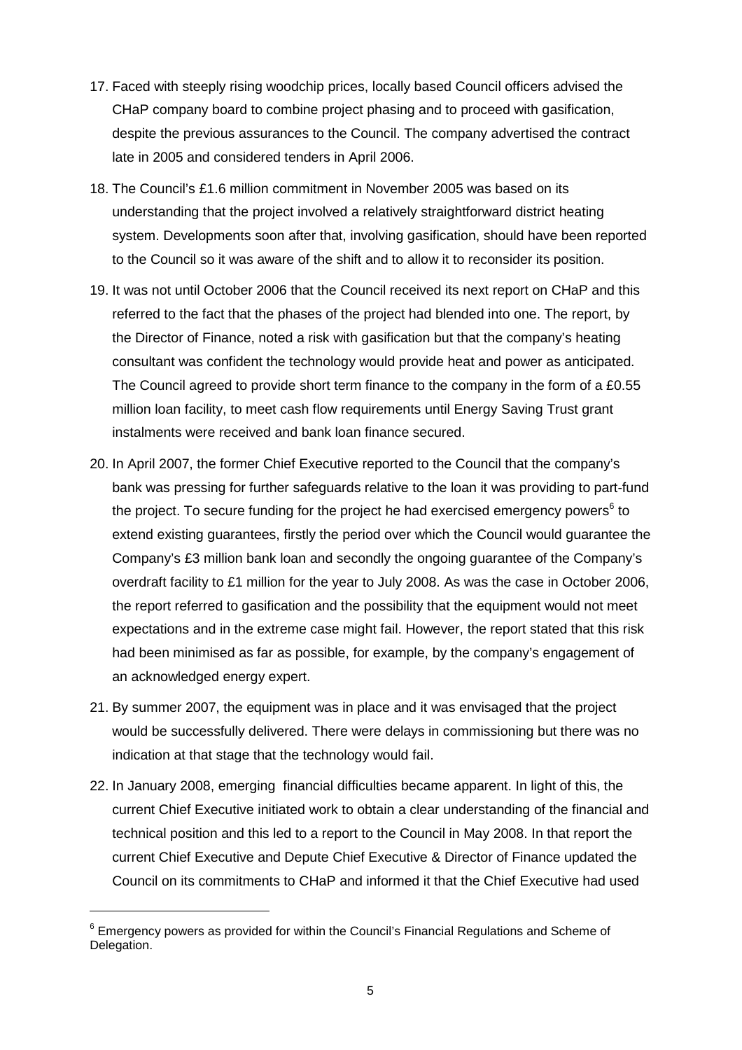17. Faced with steeply rising woodchip prices, locally based Council officers advised the CHaP company board to combine project phasing and to proceed with gasification, despite the previous assurances to the Council. The company advertised the contract late in 2005 and considered tenders in April 2006.

18. The Council's £1.6 million commitment in November 2005 was based on its understanding that the project involved a relatively straightforward district heating system. Developments soon after that, involving gasification, should have been reported to the Council so it was aware of the shift and to allow it to reconsider its position.

19. It was not until October 2006 that the Council received its next report on CHaP and this referred to the fact that the phases of the project had blended into one. The report, by the Director of Finance, noted a risk with gasification but that the company's heating consultant was confident the technology would provide heat and power as anticipated. The Council agreed to provide short term finance to the company in the form of a £0.55 million loan facility, to meet cash flow requirements until Energy Saving Trust grant instalments were received and bank loan finance secured.

20. In April 2007, the former Chief Executive reported to the Council that the company's bank was pressing for further safeguards relative to the loan it was providing to part-fund the project. To secure funding for the project he had exercised emergency powers[6] to extend existing guarantees, firstly the period over which the Council would guarantee the Company's £3 million bank loan and secondly the ongoing guarantee of the Company's overdraft facility to £1 million for the year to July 2008. As was the case in October 2006, the report referred to gasification and the possibility that the equipment would not meet expectations and in the extreme case might fail. However, the report stated that this risk had been minimised as far as possible, for example, by the company's engagement of an acknowledged energy expert.

21. By summer 2007, the equipment was in place and it was envisaged that the project would be successfully delivered. There were delays in commissioning but there was no indication at that stage that the technology would fail.

22. In January 2008, emerging financial difficulties became apparent. In light of this, the current Chief Executive initiated work to obtain a clear understanding of the financial and technical position and this led to a report to the Council in May 2008. In that report the current Chief Executive and Depute Chief Executive & Director of Finance updated the Council on its commitments to CHaP and informed it that the Chief Executive had used

[6] Emergency powers as provided for within the Council's Financial Regulations and Scheme of Delegation.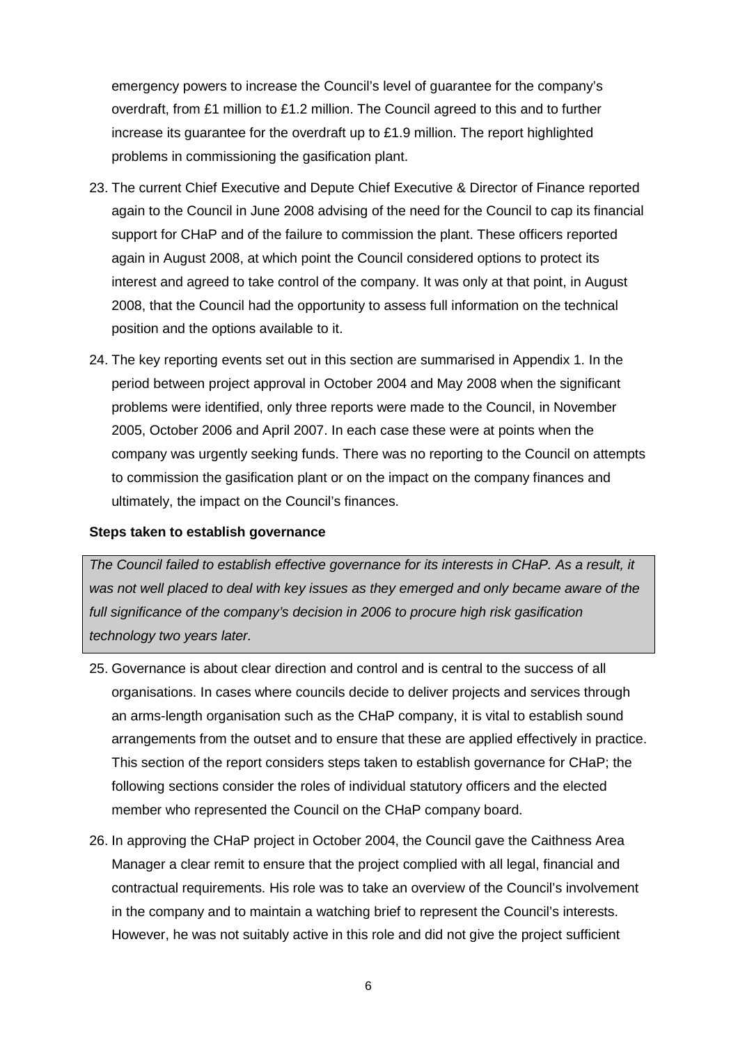emergency powers to increase the Council's level of guarantee for the company's overdraft, from £1 million to £1.2 million. The Council agreed to this and to further increase its guarantee for the overdraft up to £1.9 million. The report highlighted problems in commissioning the gasification plant.

23. The current Chief Executive and Depute Chief Executive & Director of Finance reported again to the Council in June 2008 advising of the need for the Council to cap its financial support for CHaP and of the failure to commission the plant. These officers reported again in August 2008, at which point the Council considered options to protect its interest and agreed to take control of the company. It was only at that point, in August 2008, that the Council had the opportunity to assess full information on the technical position and the options available to it.

24. The key reporting events set out in this section are summarised in Appendix 1. In the period between project approval in October 2004 and May 2008 when the significant problems were identified, only three reports were made to the Council, in November 2005, October 2006 and April 2007. In each case these were at points when the company was urgently seeking funds. There was no reporting to the Council on attempts to commission the gasification plant or on the impact on the company finances and ultimately, the impact on the Council's finances.

**Steps taken to establish governance**

*The Council failed to establish effective governance for its interests in CHaP. As a result, it was not well placed to deal with key issues as they emerged and only became aware of the full significance of the company's decision in 2006 to procure high risk gasification technology two years later.*

25. Governance is about clear direction and control and is central to the success of all organisations. In cases where councils decide to deliver projects and services through an arms-length organisation such as the CHaP company, it is vital to establish sound arrangements from the outset and to ensure that these are applied effectively in practice. This section of the report considers steps taken to establish governance for CHaP; the following sections consider the roles of individual statutory officers and the elected member who represented the Council on the CHaP company board.

26. In approving the CHaP project in October 2004, the Council gave the Caithness Area Manager a clear remit to ensure that the project complied with all legal, financial and contractual requirements. His role was to take an overview of the Council's involvement in the company and to maintain a watching brief to represent the Council's interests. However, he was not suitably active in this role and did not give the project sufficient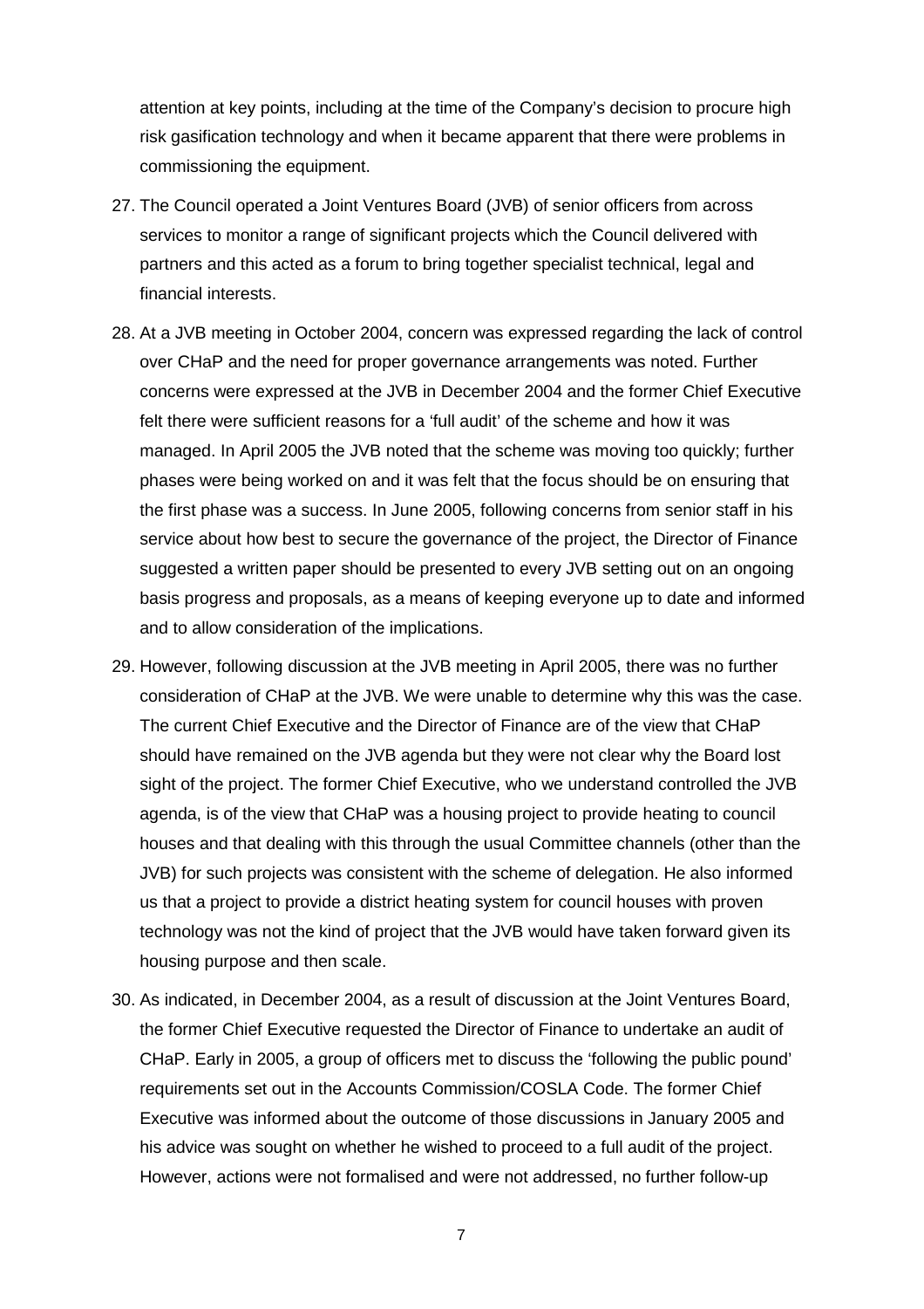attention at key points, including at the time of the Company's decision to procure high risk gasification technology and when it became apparent that there were problems in commissioning the equipment.

27. The Council operated a Joint Ventures Board (JVB) of senior officers from across services to monitor a range of significant projects which the Council delivered with partners and this acted as a forum to bring together specialist technical, legal and financial interests.

28. At a JVB meeting in October 2004, concern was expressed regarding the lack of control over CHaP and the need for proper governance arrangements was noted. Further concerns were expressed at the JVB in December 2004 and the former Chief Executive felt there were sufficient reasons for a 'full audit' of the scheme and how it was managed. In April 2005 the JVB noted that the scheme was moving too quickly; further phases were being worked on and it was felt that the focus should be on ensuring that the first phase was a success. In June 2005, following concerns from senior staff in his service about how best to secure the governance of the project, the Director of Finance suggested a written paper should be presented to every JVB setting out on an ongoing basis progress and proposals, as a means of keeping everyone up to date and informed and to allow consideration of the implications.

29. However, following discussion at the JVB meeting in April 2005, there was no further consideration of CHaP at the JVB. We were unable to determine why this was the case. The current Chief Executive and the Director of Finance are of the view that CHaP should have remained on the JVB agenda but they were not clear why the Board lost sight of the project. The former Chief Executive, who we understand controlled the JVB agenda, is of the view that CHaP was a housing project to provide heating to council houses and that dealing with this through the usual Committee channels (other than the JVB) for such projects was consistent with the scheme of delegation. He also informed us that a project to provide a district heating system for council houses with proven technology was not the kind of project that the JVB would have taken forward given its housing purpose and then scale.

30. As indicated, in December 2004, as a result of discussion at the Joint Ventures Board, the former Chief Executive requested the Director of Finance to undertake an audit of CHaP. Early in 2005, a group of officers met to discuss the 'following the public pound' requirements set out in the Accounts Commission/COSLA Code. The former Chief Executive was informed about the outcome of those discussions in January 2005 and his advice was sought on whether he wished to proceed to a full audit of the project. However, actions were not formalised and were not addressed, no further follow-up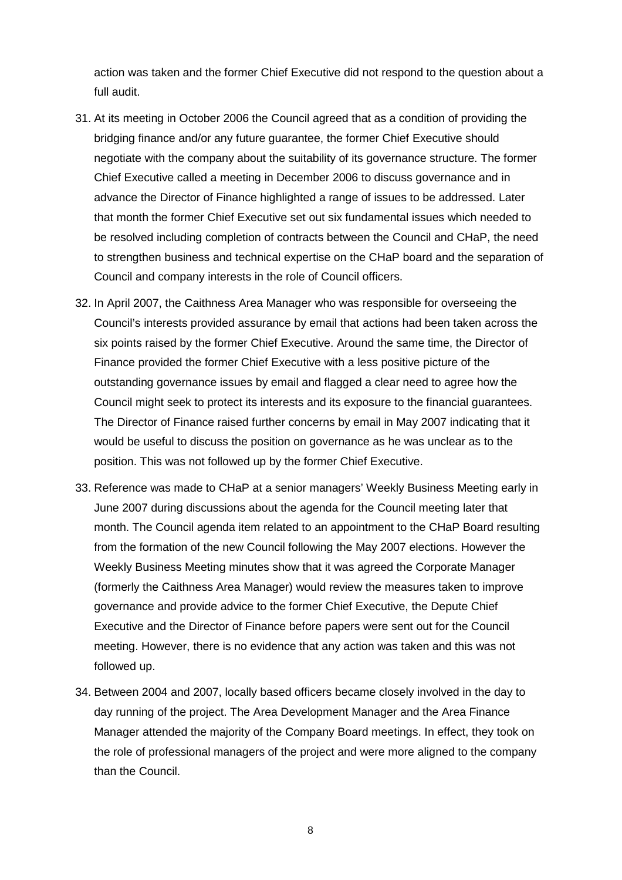action was taken and the former Chief Executive did not respond to the question about a full audit.

31. At its meeting in October 2006 the Council agreed that as a condition of providing the bridging finance and/or any future guarantee, the former Chief Executive should negotiate with the company about the suitability of its governance structure. The former Chief Executive called a meeting in December 2006 to discuss governance and in advance the Director of Finance highlighted a range of issues to be addressed. Later that month the former Chief Executive set out six fundamental issues which needed to be resolved including completion of contracts between the Council and CHaP, the need to strengthen business and technical expertise on the CHaP board and the separation of Council and company interests in the role of Council officers.

32. In April 2007, the Caithness Area Manager who was responsible for overseeing the Council's interests provided assurance by email that actions had been taken across the six points raised by the former Chief Executive. Around the same time, the Director of Finance provided the former Chief Executive with a less positive picture of the outstanding governance issues by email and flagged a clear need to agree how the Council might seek to protect its interests and its exposure to the financial guarantees. The Director of Finance raised further concerns by email in May 2007 indicating that it would be useful to discuss the position on governance as he was unclear as to the position. This was not followed up by the former Chief Executive.

33. Reference was made to CHaP at a senior managers' Weekly Business Meeting early in June 2007 during discussions about the agenda for the Council meeting later that month. The Council agenda item related to an appointment to the CHaP Board resulting from the formation of the new Council following the May 2007 elections. However the Weekly Business Meeting minutes show that it was agreed the Corporate Manager (formerly the Caithness Area Manager) would review the measures taken to improve governance and provide advice to the former Chief Executive, the Depute Chief Executive and the Director of Finance before papers were sent out for the Council meeting. However, there is no evidence that any action was taken and this was not followed up.

34. Between 2004 and 2007, locally based officers became closely involved in the day to day running of the project. The Area Development Manager and the Area Finance Manager attended the majority of the Company Board meetings. In effect, they took on the role of professional managers of the project and were more aligned to the company than the Council.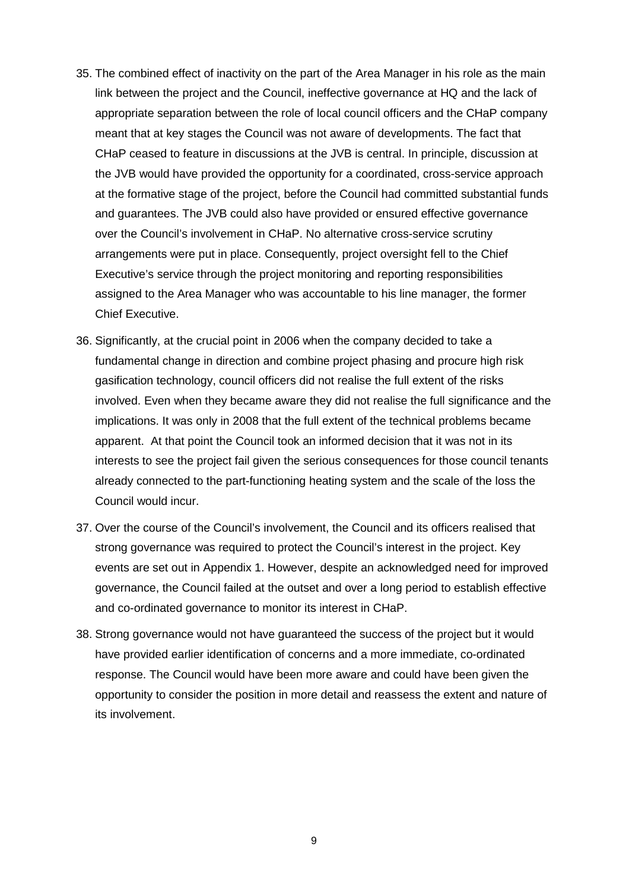35. The combined effect of inactivity on the part of the Area Manager in his role as the main link between the project and the Council, ineffective governance at HQ and the lack of appropriate separation between the role of local council officers and the CHaP company meant that at key stages the Council was not aware of developments. The fact that CHaP ceased to feature in discussions at the JVB is central. In principle, discussion at the JVB would have provided the opportunity for a coordinated, cross-service approach at the formative stage of the project, before the Council had committed substantial funds and guarantees. The JVB could also have provided or ensured effective governance over the Council's involvement in CHaP. No alternative cross-service scrutiny arrangements were put in place. Consequently, project oversight fell to the Chief Executive's service through the project monitoring and reporting responsibilities assigned to the Area Manager who was accountable to his line manager, the former Chief Executive.

36. Significantly, at the crucial point in 2006 when the company decided to take a fundamental change in direction and combine project phasing and procure high risk gasification technology, council officers did not realise the full extent of the risks involved. Even when they became aware they did not realise the full significance and the implications. It was only in 2008 that the full extent of the technical problems became apparent. At that point the Council took an informed decision that it was not in its interests to see the project fail given the serious consequences for those council tenants already connected to the part-functioning heating system and the scale of the loss the Council would incur.

37. Over the course of the Council's involvement, the Council and its officers realised that strong governance was required to protect the Council's interest in the project. Key events are set out in Appendix 1. However, despite an acknowledged need for improved governance, the Council failed at the outset and over a long period to establish effective and co-ordinated governance to monitor its interest in CHaP.

38. Strong governance would not have guaranteed the success of the project but it would have provided earlier identification of concerns and a more immediate, co-ordinated response. The Council would have been more aware and could have been given the opportunity to consider the position in more detail and reassess the extent and nature of its involvement.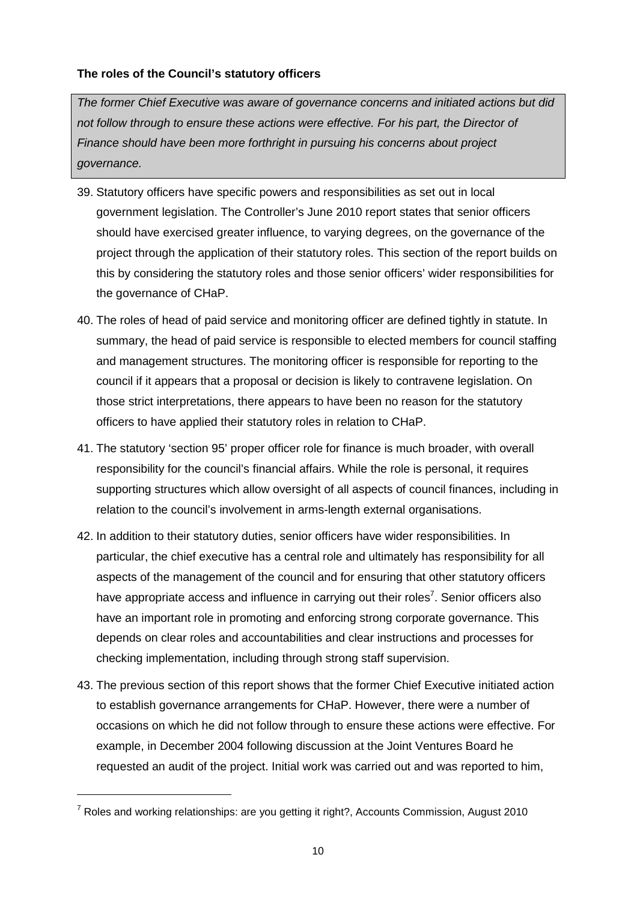**The roles of the Council's statutory officers**

*The former Chief Executive was aware of governance concerns and initiated actions but did not follow through to ensure these actions were effective. For his part, the Director of Finance should have been more forthright in pursuing his concerns about project governance.*

39. Statutory officers have specific powers and responsibilities as set out in local government legislation. The Controller's June 2010 report states that senior officers should have exercised greater influence, to varying degrees, on the governance of the project through the application of their statutory roles. This section of the report builds on this by considering the statutory roles and those senior officers' wider responsibilities for the governance of CHaP.

40. The roles of head of paid service and monitoring officer are defined tightly in statute. In summary, the head of paid service is responsible to elected members for council staffing and management structures. The monitoring officer is responsible for reporting to the council if it appears that a proposal or decision is likely to contravene legislation. On those strict interpretations, there appears to have been no reason for the statutory officers to have applied their statutory roles in relation to CHaP.

41. The statutory 'section 95' proper officer role for finance is much broader, with overall responsibility for the council's financial affairs. While the role is personal, it requires supporting structures which allow oversight of all aspects of council finances, including in relation to the council's involvement in arms-length external organisations.

42. In addition to their statutory duties, senior officers have wider responsibilities. In particular, the chief executive has a central role and ultimately has responsibility for all aspects of the management of the council and for ensuring that other statutory officers have appropriate access and influence in carrying out their roles[7]. Senior officers also have an important role in promoting and enforcing strong corporate governance. This depends on clear roles and accountabilities and clear instructions and processes for checking implementation, including through strong staff supervision.

43. The previous section of this report shows that the former Chief Executive initiated action to establish governance arrangements for CHaP. However, there were a number of occasions on which he did not follow through to ensure these actions were effective. For example, in December 2004 following discussion at the Joint Ventures Board he requested an audit of the project. Initial work was carried out and was reported to him,

[7] Roles and working relationships: are you getting it right?, Accounts Commission, August 2010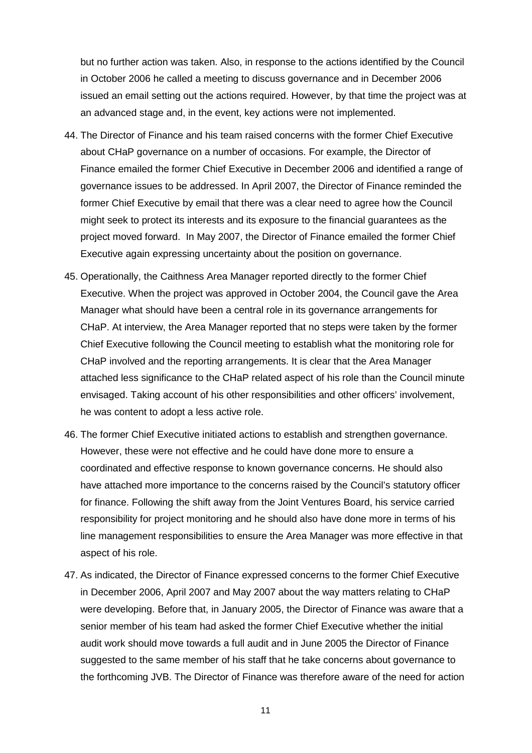but no further action was taken. Also, in response to the actions identified by the Council in October 2006 he called a meeting to discuss governance and in December 2006 issued an email setting out the actions required. However, by that time the project was at an advanced stage and, in the event, key actions were not implemented.

44. The Director of Finance and his team raised concerns with the former Chief Executive about CHaP governance on a number of occasions. For example, the Director of Finance emailed the former Chief Executive in December 2006 and identified a range of governance issues to be addressed. In April 2007, the Director of Finance reminded the former Chief Executive by email that there was a clear need to agree how the Council might seek to protect its interests and its exposure to the financial guarantees as the project moved forward. In May 2007, the Director of Finance emailed the former Chief Executive again expressing uncertainty about the position on governance.

45. Operationally, the Caithness Area Manager reported directly to the former Chief Executive. When the project was approved in October 2004, the Council gave the Area Manager what should have been a central role in its governance arrangements for CHaP. At interview, the Area Manager reported that no steps were taken by the former Chief Executive following the Council meeting to establish what the monitoring role for CHaP involved and the reporting arrangements. It is clear that the Area Manager attached less significance to the CHaP related aspect of his role than the Council minute envisaged. Taking account of his other responsibilities and other officers' involvement, he was content to adopt a less active role.

46. The former Chief Executive initiated actions to establish and strengthen governance. However, these were not effective and he could have done more to ensure a coordinated and effective response to known governance concerns. He should also have attached more importance to the concerns raised by the Council's statutory officer for finance. Following the shift away from the Joint Ventures Board, his service carried responsibility for project monitoring and he should also have done more in terms of his line management responsibilities to ensure the Area Manager was more effective in that aspect of his role.

47. As indicated, the Director of Finance expressed concerns to the former Chief Executive in December 2006, April 2007 and May 2007 about the way matters relating to CHaP were developing. Before that, in January 2005, the Director of Finance was aware that a senior member of his team had asked the former Chief Executive whether the initial audit work should move towards a full audit and in June 2005 the Director of Finance suggested to the same member of his staff that he take concerns about governance to the forthcoming JVB. The Director of Finance was therefore aware of the need for action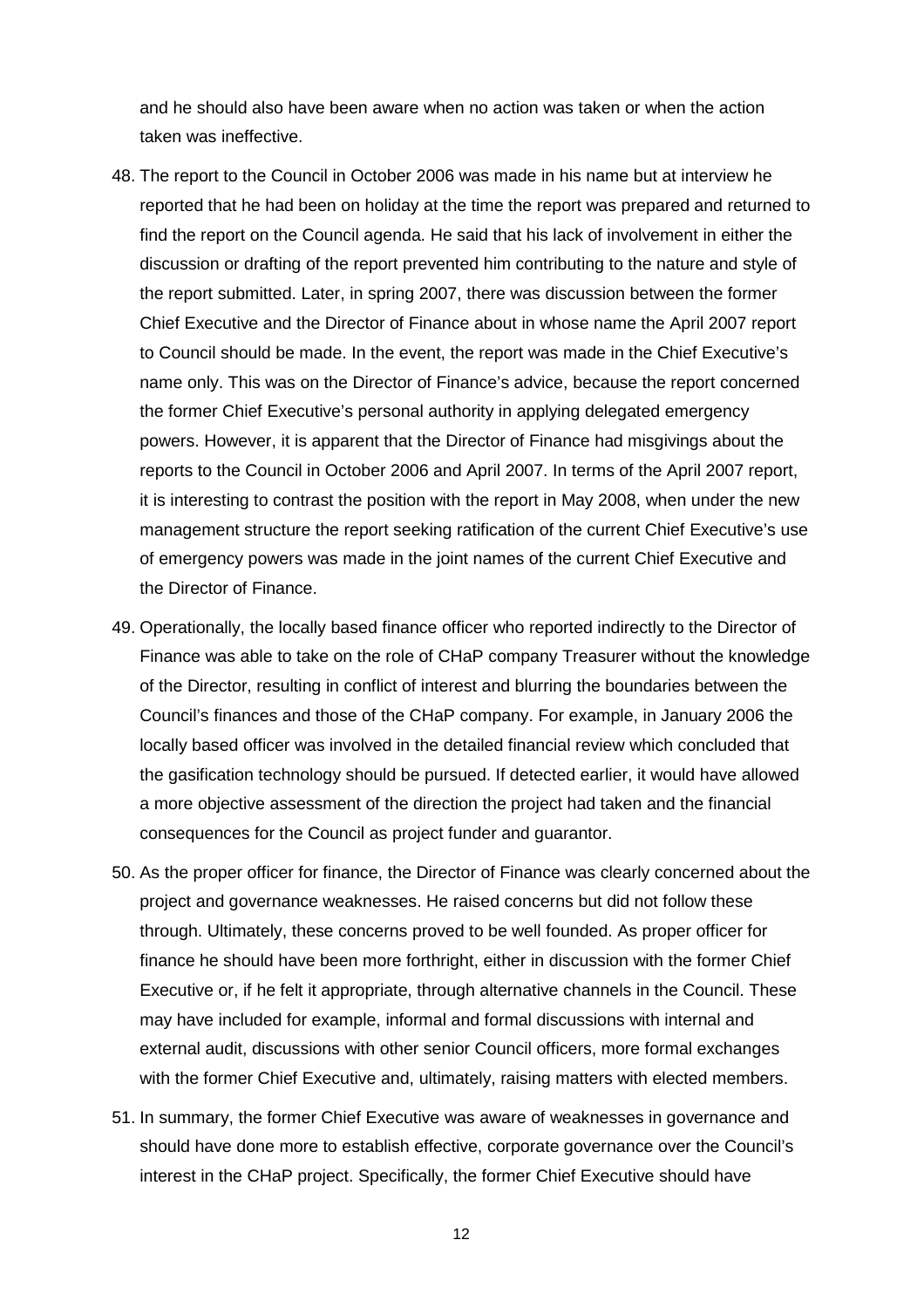and he should also have been aware when no action was taken or when the action taken was ineffective.

48. The report to the Council in October 2006 was made in his name but at interview he reported that he had been on holiday at the time the report was prepared and returned to find the report on the Council agenda. He said that his lack of involvement in either the discussion or drafting of the report prevented him contributing to the nature and style of the report submitted. Later, in spring 2007, there was discussion between the former Chief Executive and the Director of Finance about in whose name the April 2007 report to Council should be made. In the event, the report was made in the Chief Executive's name only. This was on the Director of Finance's advice, because the report concerned the former Chief Executive's personal authority in applying delegated emergency powers. However, it is apparent that the Director of Finance had misgivings about the reports to the Council in October 2006 and April 2007. In terms of the April 2007 report, it is interesting to contrast the position with the report in May 2008, when under the new management structure the report seeking ratification of the current Chief Executive's use of emergency powers was made in the joint names of the current Chief Executive and the Director of Finance.

49. Operationally, the locally based finance officer who reported indirectly to the Director of Finance was able to take on the role of CHaP company Treasurer without the knowledge of the Director, resulting in conflict of interest and blurring the boundaries between the Council's finances and those of the CHaP company. For example, in January 2006 the locally based officer was involved in the detailed financial review which concluded that the gasification technology should be pursued. If detected earlier, it would have allowed a more objective assessment of the direction the project had taken and the financial consequences for the Council as project funder and guarantor.

50. As the proper officer for finance, the Director of Finance was clearly concerned about the project and governance weaknesses. He raised concerns but did not follow these through. Ultimately, these concerns proved to be well founded. As proper officer for finance he should have been more forthright, either in discussion with the former Chief Executive or, if he felt it appropriate, through alternative channels in the Council. These may have included for example, informal and formal discussions with internal and external audit, discussions with other senior Council officers, more formal exchanges with the former Chief Executive and, ultimately, raising matters with elected members.

51. In summary, the former Chief Executive was aware of weaknesses in governance and should have done more to establish effective, corporate governance over the Council's interest in the CHaP project. Specifically, the former Chief Executive should have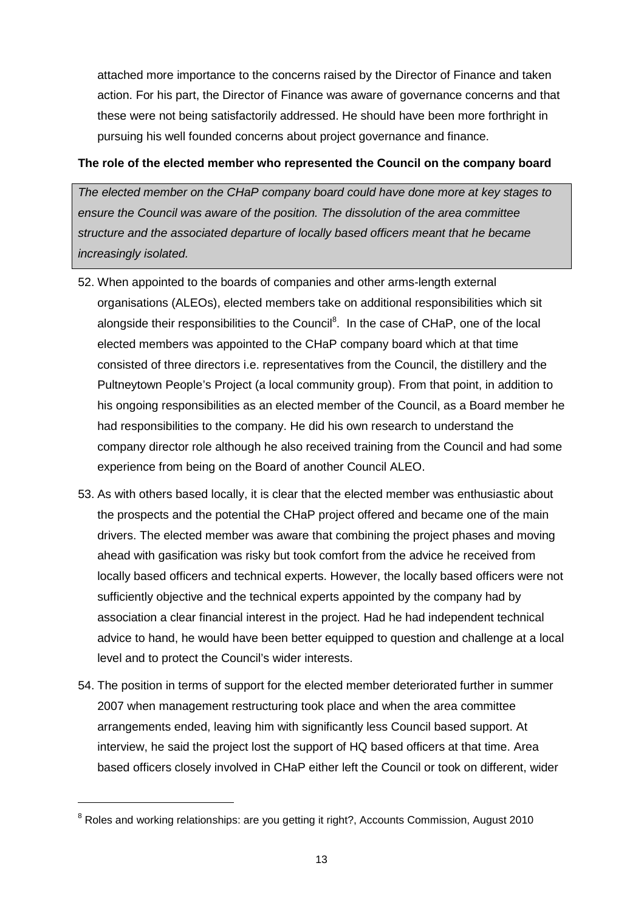attached more importance to the concerns raised by the Director of Finance and taken action. For his part, the Director of Finance was aware of governance concerns and that these were not being satisfactorily addressed. He should have been more forthright in pursuing his well founded concerns about project governance and finance.

**The role of the elected member who represented the Council on the company board**

*The elected member on the CHaP company board could have done more at key stages to ensure the Council was aware of the position. The dissolution of the area committee structure and the associated departure of locally based officers meant that he became increasingly isolated.*

52. When appointed to the boards of companies and other arms-length external organisations (ALEOs), elected members take on additional responsibilities which sit alongside their responsibilities to the Council[8]. In the case of CHaP, one of the local elected members was appointed to the CHaP company board which at that time consisted of three directors i.e. representatives from the Council, the distillery and the Pultneytown People's Project (a local community group). From that point, in addition to his ongoing responsibilities as an elected member of the Council, as a Board member he had responsibilities to the company. He did his own research to understand the company director role although he also received training from the Council and had some experience from being on the Board of another Council ALEO.

53. As with others based locally, it is clear that the elected member was enthusiastic about the prospects and the potential the CHaP project offered and became one of the main drivers. The elected member was aware that combining the project phases and moving ahead with gasification was risky but took comfort from the advice he received from locally based officers and technical experts. However, the locally based officers were not sufficiently objective and the technical experts appointed by the company had by association a clear financial interest in the project. Had he had independent technical advice to hand, he would have been better equipped to question and challenge at a local level and to protect the Council's wider interests.

54. The position in terms of support for the elected member deteriorated further in summer 2007 when management restructuring took place and when the area committee arrangements ended, leaving him with significantly less Council based support. At interview, he said the project lost the support of HQ based officers at that time. Area based officers closely involved in CHaP either left the Council or took on different, wider

[8] Roles and working relationships: are you getting it right?, Accounts Commission, August 2010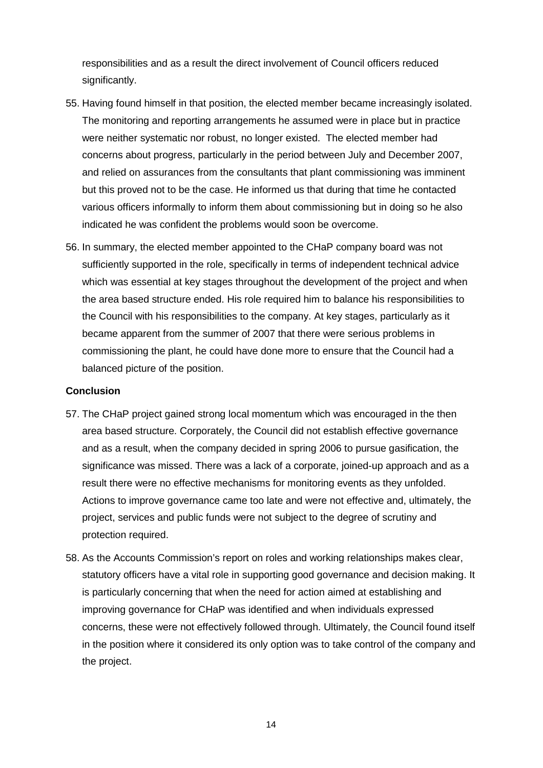responsibilities and as a result the direct involvement of Council officers reduced significantly.

55. Having found himself in that position, the elected member became increasingly isolated. The monitoring and reporting arrangements he assumed were in place but in practice were neither systematic nor robust, no longer existed. The elected member had concerns about progress, particularly in the period between July and December 2007, and relied on assurances from the consultants that plant commissioning was imminent but this proved not to be the case. He informed us that during that time he contacted various officers informally to inform them about commissioning but in doing so he also indicated he was confident the problems would soon be overcome.

56. In summary, the elected member appointed to the CHaP company board was not sufficiently supported in the role, specifically in terms of independent technical advice which was essential at key stages throughout the development of the project and when the area based structure ended. His role required him to balance his responsibilities to the Council with his responsibilities to the company. At key stages, particularly as it became apparent from the summer of 2007 that there were serious problems in commissioning the plant, he could have done more to ensure that the Council had a balanced picture of the position.

**Conclusion**

57. The CHaP project gained strong local momentum which was encouraged in the then area based structure. Corporately, the Council did not establish effective governance and as a result, when the company decided in spring 2006 to pursue gasification, the significance was missed. There was a lack of a corporate, joined-up approach and as a result there were no effective mechanisms for monitoring events as they unfolded. Actions to improve governance came too late and were not effective and, ultimately, the project, services and public funds were not subject to the degree of scrutiny and protection required.

58. As the Accounts Commission's report on roles and working relationships makes clear, statutory officers have a vital role in supporting good governance and decision making. It is particularly concerning that when the need for action aimed at establishing and improving governance for CHaP was identified and when individuals expressed concerns, these were not effectively followed through. Ultimately, the Council found itself in the position where it considered its only option was to take control of the company and the project.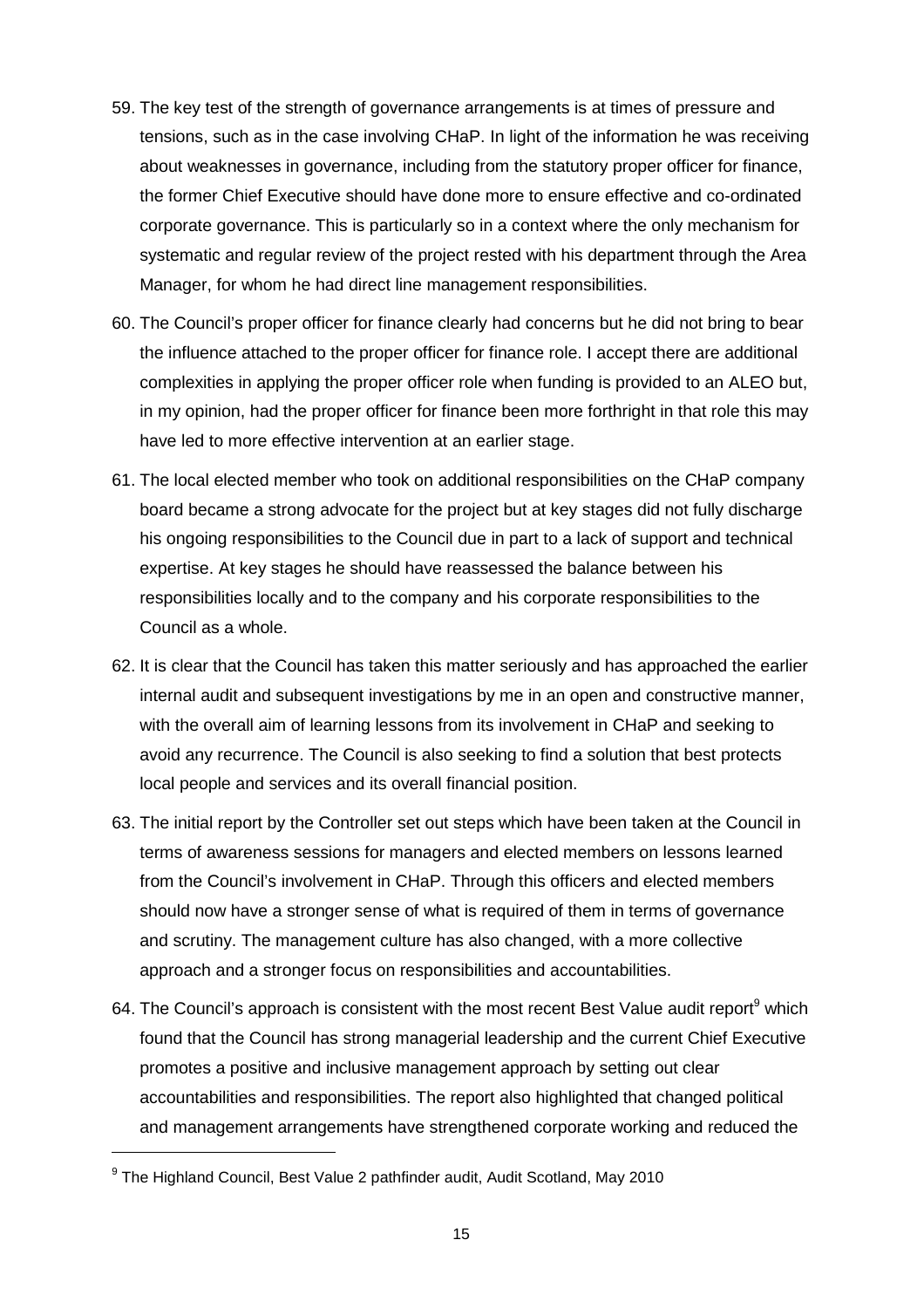59. The key test of the strength of governance arrangements is at times of pressure and tensions, such as in the case involving CHaP. In light of the information he was receiving about weaknesses in governance, including from the statutory proper officer for finance, the former Chief Executive should have done more to ensure effective and co-ordinated corporate governance. This is particularly so in a context where the only mechanism for systematic and regular review of the project rested with his department through the Area Manager, for whom he had direct line management responsibilities.

60. The Council's proper officer for finance clearly had concerns but he did not bring to bear the influence attached to the proper officer for finance role. I accept there are additional complexities in applying the proper officer role when funding is provided to an ALEO but, in my opinion, had the proper officer for finance been more forthright in that role this may have led to more effective intervention at an earlier stage.

61. The local elected member who took on additional responsibilities on the CHaP company board became a strong advocate for the project but at key stages did not fully discharge his ongoing responsibilities to the Council due in part to a lack of support and technical expertise. At key stages he should have reassessed the balance between his responsibilities locally and to the company and his corporate responsibilities to the Council as a whole.

62. It is clear that the Council has taken this matter seriously and has approached the earlier internal audit and subsequent investigations by me in an open and constructive manner, with the overall aim of learning lessons from its involvement in CHaP and seeking to avoid any recurrence. The Council is also seeking to find a solution that best protects local people and services and its overall financial position.

63. The initial report by the Controller set out steps which have been taken at the Council in terms of awareness sessions for managers and elected members on lessons learned from the Council's involvement in CHaP. Through this officers and elected members should now have a stronger sense of what is required of them in terms of governance and scrutiny. The management culture has also changed, with a more collective approach and a stronger focus on responsibilities and accountabilities.

64. The Council's approach is consistent with the most recent Best Value audit report[9] which found that the Council has strong managerial leadership and the current Chief Executive promotes a positive and inclusive management approach by setting out clear accountabilities and responsibilities. The report also highlighted that changed political and management arrangements have strengthened corporate working and reduced the

---

[9] The Highland Council, Best Value 2 pathfinder audit, Audit Scotland, May 2010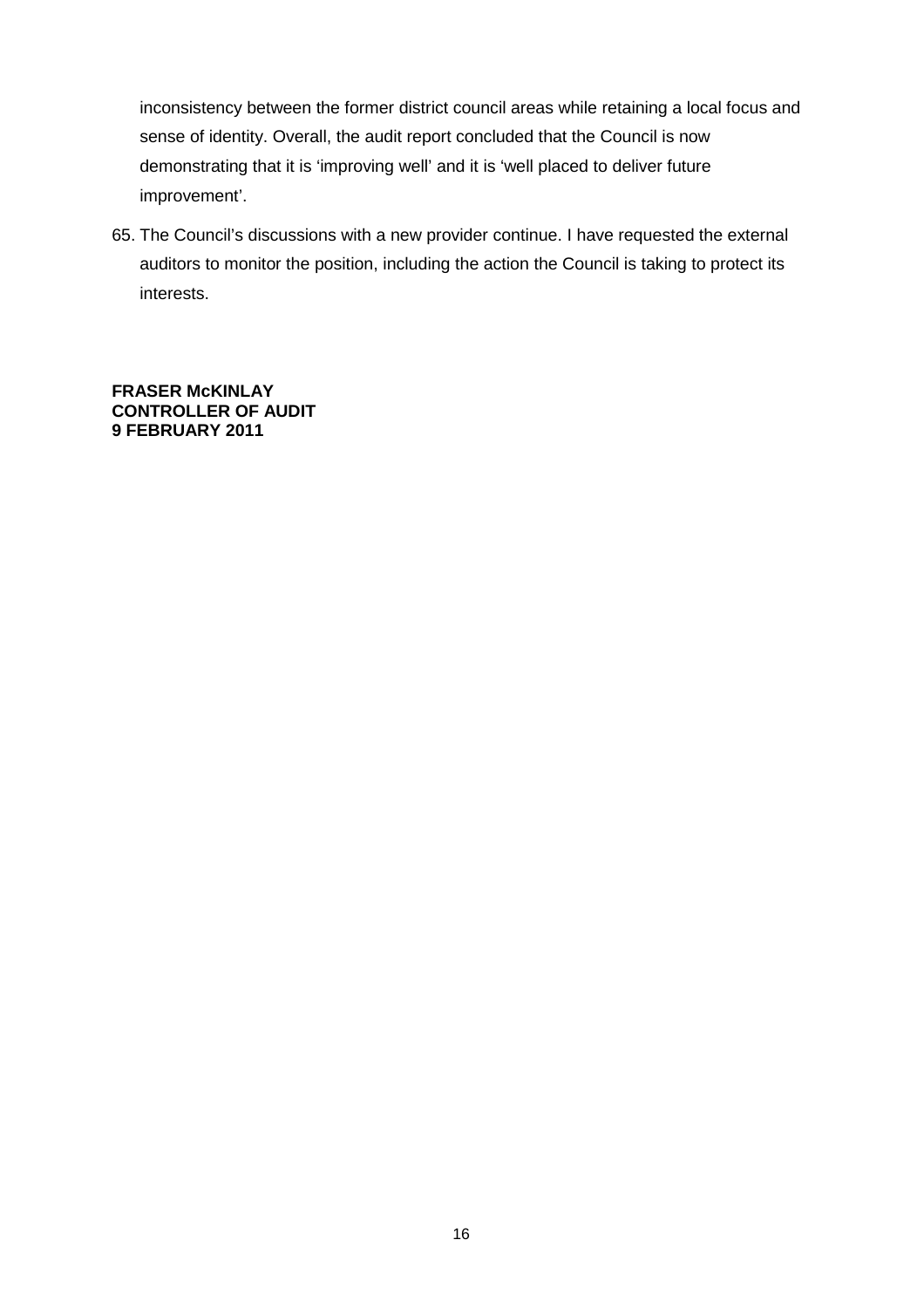inconsistency between the former district council areas while retaining a local focus and sense of identity. Overall, the audit report concluded that the Council is now demonstrating that it is 'improving well' and it is 'well placed to deliver future improvement'.

65. The Council's discussions with a new provider continue. I have requested the external auditors to monitor the position, including the action the Council is taking to protect its interests.

**FRASER McKINLAY**
**CONTROLLER OF AUDIT**
**9 FEBRUARY 2011**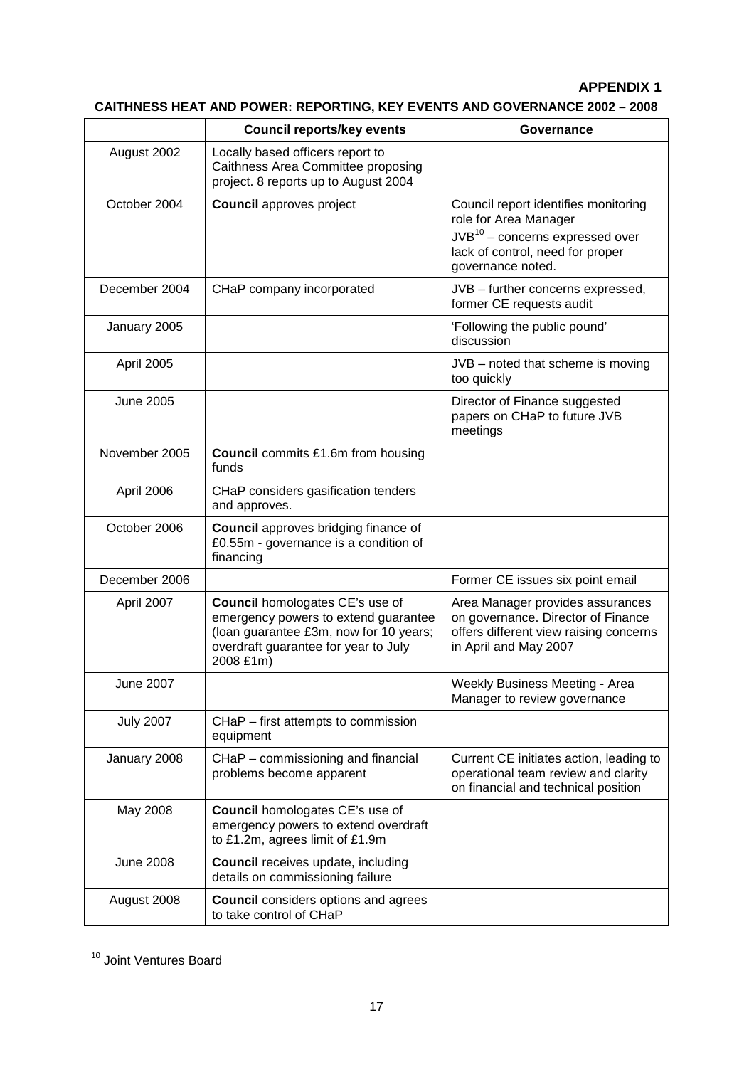**APPENDIX 1**

**CAITHNESS HEAT AND POWER: REPORTING, KEY EVENTS AND GOVERNANCE 2002 – 2008**

| | Council reports/key events | Governance |
|---|---|---|
| August 2002 | Locally based officers report to Caithness Area Committee proposing project. 8 reports up to August 2004 | |
| October 2004 | **Council** approves project | Council report identifies monitoring role for Area Manager<br>JVB[10] – concerns expressed over lack of control, need for proper governance noted. |
| December 2004 | CHaP company incorporated | JVB – further concerns expressed, former CE requests audit |
| January 2005 | | 'Following the public pound' discussion |
| April 2005 | | JVB – noted that scheme is moving too quickly |
| June 2005 | | Director of Finance suggested papers on CHaP to future JVB meetings |
| November 2005 | **Council** commits £1.6m from housing funds | |
| April 2006 | CHaP considers gasification tenders and approves. | |
| October 2006 | **Council** approves bridging finance of £0.55m - governance is a condition of financing | |
| December 2006 | | Former CE issues six point email |
| April 2007 | **Council** homologates CE's use of emergency powers to extend guarantee (loan guarantee £3m, now for 10 years; overdraft guarantee for year to July 2008 £1m) | Area Manager provides assurances on governance. Director of Finance offers different view raising concerns in April and May 2007 |
| June 2007 | | Weekly Business Meeting - Area Manager to review governance |
| July 2007 | CHaP – first attempts to commission equipment | |
| January 2008 | CHaP – commissioning and financial problems become apparent | Current CE initiates action, leading to operational team review and clarity on financial and technical position |
| May 2008 | **Council** homologates CE's use of emergency powers to extend overdraft to £1.2m, agrees limit of £1.9m | |
| June 2008 | **Council** receives update, including details on commissioning failure | |
| August 2008 | **Council** considers options and agrees to take control of CHaP | |

[10] Joint Ventures Board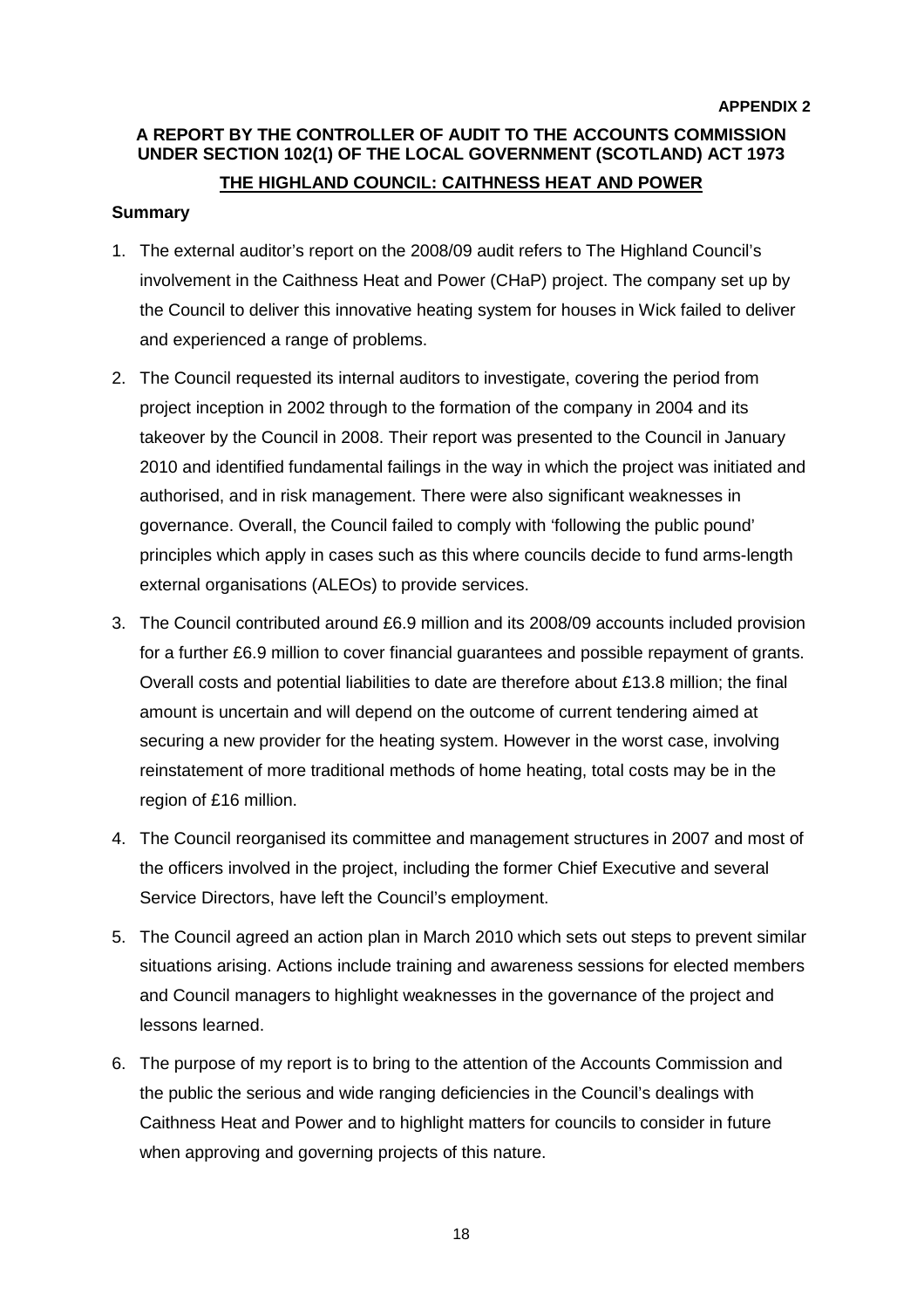**APPENDIX 2**

**A REPORT BY THE CONTROLLER OF AUDIT TO THE ACCOUNTS COMMISSION UNDER SECTION 102(1) OF THE LOCAL GOVERNMENT (SCOTLAND) ACT 1973**

**THE HIGHLAND COUNCIL: CAITHNESS HEAT AND POWER**

**Summary**

1. The external auditor's report on the 2008/09 audit refers to The Highland Council's involvement in the Caithness Heat and Power (CHaP) project. The company set up by the Council to deliver this innovative heating system for houses in Wick failed to deliver and experienced a range of problems.

2. The Council requested its internal auditors to investigate, covering the period from project inception in 2002 through to the formation of the company in 2004 and its takeover by the Council in 2008. Their report was presented to the Council in January 2010 and identified fundamental failings in the way in which the project was initiated and authorised, and in risk management. There were also significant weaknesses in governance. Overall, the Council failed to comply with 'following the public pound' principles which apply in cases such as this where councils decide to fund arms-length external organisations (ALEOs) to provide services.

3. The Council contributed around £6.9 million and its 2008/09 accounts included provision for a further £6.9 million to cover financial guarantees and possible repayment of grants. Overall costs and potential liabilities to date are therefore about £13.8 million; the final amount is uncertain and will depend on the outcome of current tendering aimed at securing a new provider for the heating system. However in the worst case, involving reinstatement of more traditional methods of home heating, total costs may be in the region of £16 million.

4. The Council reorganised its committee and management structures in 2007 and most of the officers involved in the project, including the former Chief Executive and several Service Directors, have left the Council's employment.

5. The Council agreed an action plan in March 2010 which sets out steps to prevent similar situations arising. Actions include training and awareness sessions for elected members and Council managers to highlight weaknesses in the governance of the project and lessons learned.

6. The purpose of my report is to bring to the attention of the Accounts Commission and the public the serious and wide ranging deficiencies in the Council's dealings with Caithness Heat and Power and to highlight matters for councils to consider in future when approving and governing projects of this nature.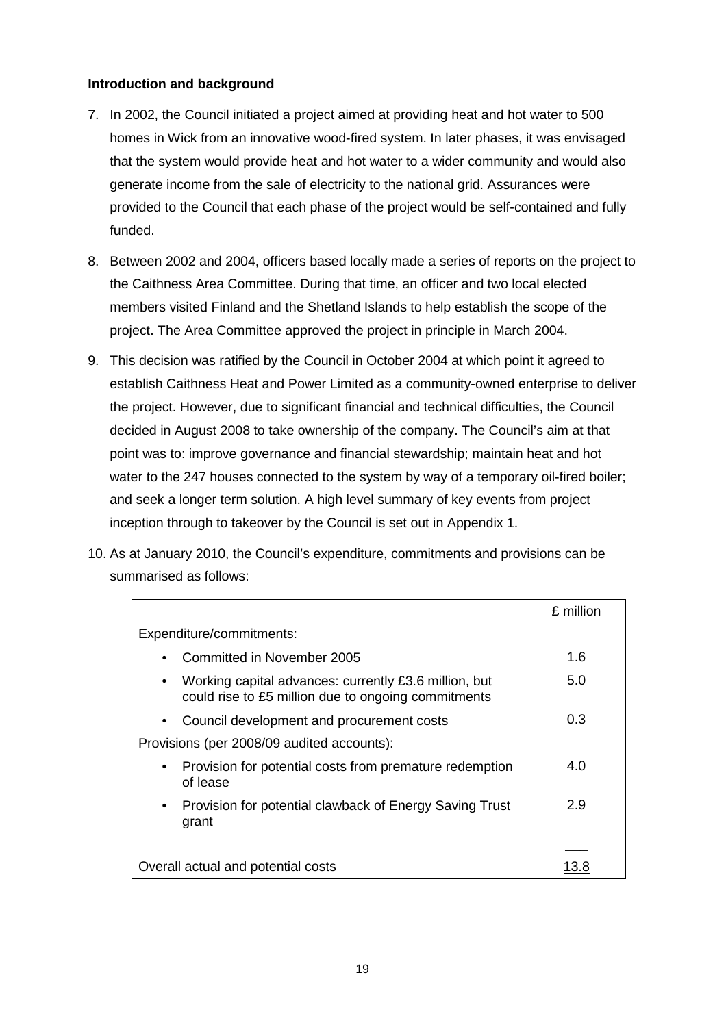**Introduction and background**

7. In 2002, the Council initiated a project aimed at providing heat and hot water to 500 homes in Wick from an innovative wood-fired system. In later phases, it was envisaged that the system would provide heat and hot water to a wider community and would also generate income from the sale of electricity to the national grid. Assurances were provided to the Council that each phase of the project would be self-contained and fully funded.

8. Between 2002 and 2004, officers based locally made a series of reports on the project to the Caithness Area Committee. During that time, an officer and two local elected members visited Finland and the Shetland Islands to help establish the scope of the project. The Area Committee approved the project in principle in March 2004.

9. This decision was ratified by the Council in October 2004 at which point it agreed to establish Caithness Heat and Power Limited as a community-owned enterprise to deliver the project. However, due to significant financial and technical difficulties, the Council decided in August 2008 to take ownership of the company. The Council's aim at that point was to: improve governance and financial stewardship; maintain heat and hot water to the 247 houses connected to the system by way of a temporary oil-fired boiler; and seek a longer term solution. A high level summary of key events from project inception through to takeover by the Council is set out in Appendix 1.

10. As at January 2010, the Council's expenditure, commitments and provisions can be summarised as follows:

| | £ million |
|---|---|
| Expenditure/commitments: | |
| • Committed in November 2005 | 1.6 |
| • Working capital advances: currently £3.6 million, but could rise to £5 million due to ongoing commitments | 5.0 |
| • Council development and procurement costs | 0.3 |
| Provisions (per 2008/09 audited accounts): | |
| • Provision for potential costs from premature redemption of lease | 4.0 |
| • Provision for potential clawback of Energy Saving Trust grant | 2.9 |
| Overall actual and potential costs | 13.8 |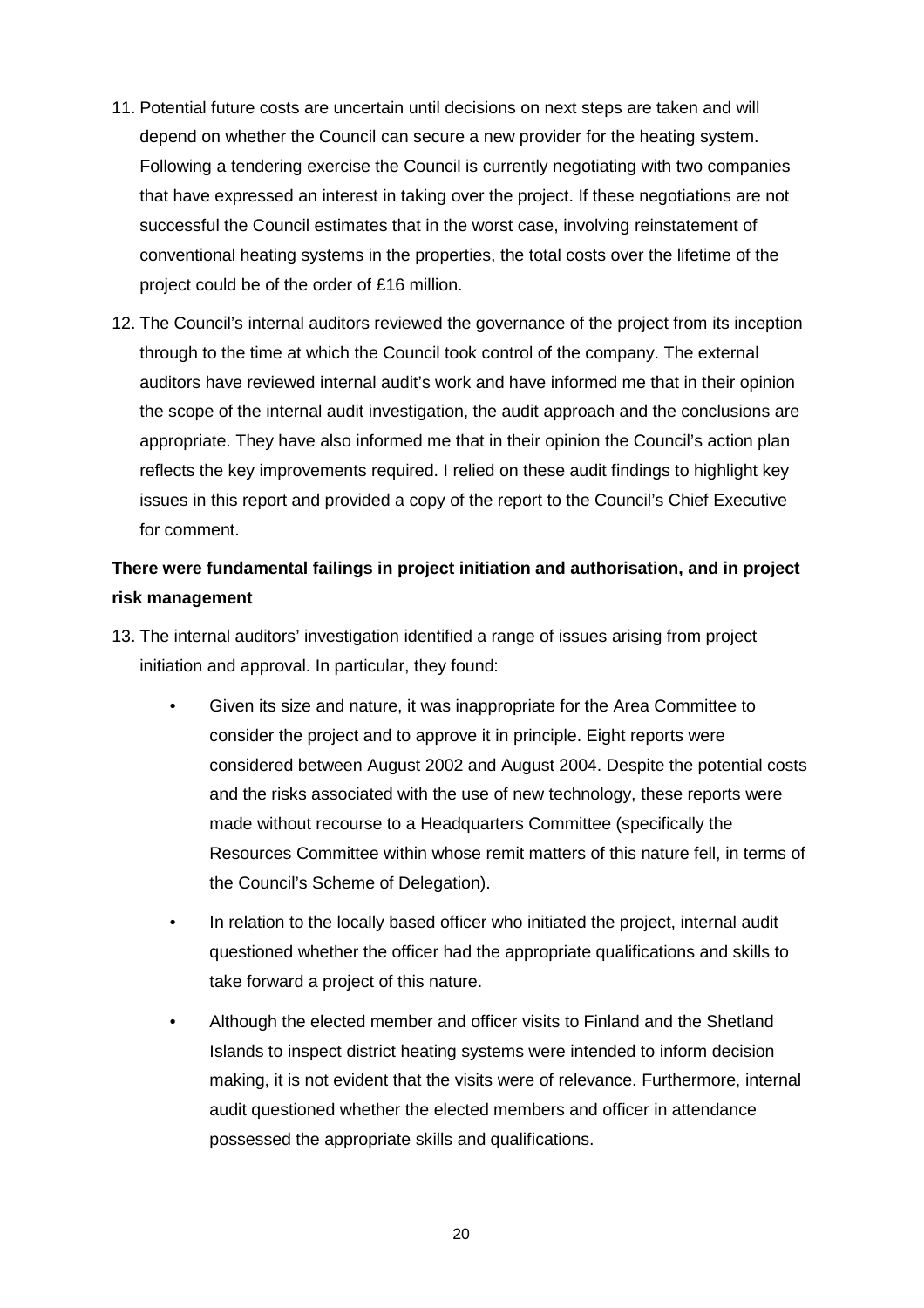11. Potential future costs are uncertain until decisions on next steps are taken and will depend on whether the Council can secure a new provider for the heating system. Following a tendering exercise the Council is currently negotiating with two companies that have expressed an interest in taking over the project. If these negotiations are not successful the Council estimates that in the worst case, involving reinstatement of conventional heating systems in the properties, the total costs over the lifetime of the project could be of the order of £16 million.

12. The Council's internal auditors reviewed the governance of the project from its inception through to the time at which the Council took control of the company. The external auditors have reviewed internal audit's work and have informed me that in their opinion the scope of the internal audit investigation, the audit approach and the conclusions are appropriate. They have also informed me that in their opinion the Council's action plan reflects the key improvements required. I relied on these audit findings to highlight key issues in this report and provided a copy of the report to the Council's Chief Executive for comment.

**There were fundamental failings in project initiation and authorisation, and in project risk management**

13. The internal auditors' investigation identified a range of issues arising from project initiation and approval. In particular, they found:

    - Given its size and nature, it was inappropriate for the Area Committee to consider the project and to approve it in principle. Eight reports were considered between August 2002 and August 2004. Despite the potential costs and the risks associated with the use of new technology, these reports were made without recourse to a Headquarters Committee (specifically the Resources Committee within whose remit matters of this nature fell, in terms of the Council's Scheme of Delegation).

    - In relation to the locally based officer who initiated the project, internal audit questioned whether the officer had the appropriate qualifications and skills to take forward a project of this nature.

    - Although the elected member and officer visits to Finland and the Shetland Islands to inspect district heating systems were intended to inform decision making, it is not evident that the visits were of relevance. Furthermore, internal audit questioned whether the elected members and officer in attendance possessed the appropriate skills and qualifications.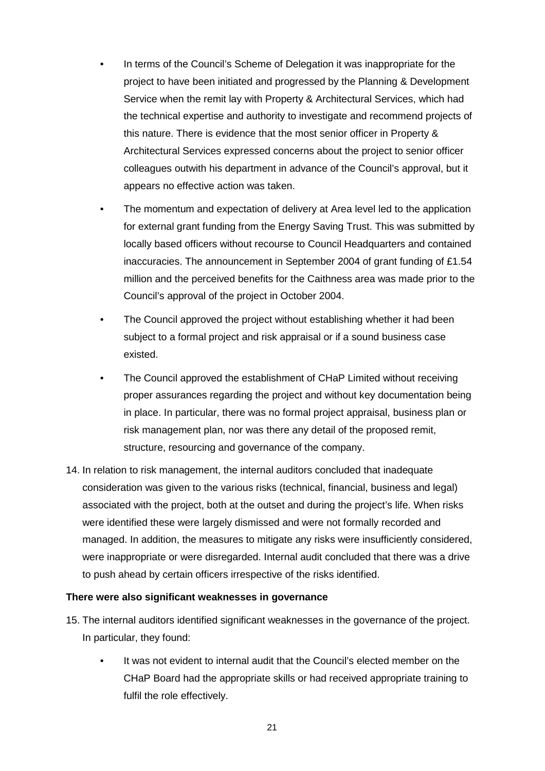- In terms of the Council's Scheme of Delegation it was inappropriate for the project to have been initiated and progressed by the Planning & Development Service when the remit lay with Property & Architectural Services, which had the technical expertise and authority to investigate and recommend projects of this nature. There is evidence that the most senior officer in Property & Architectural Services expressed concerns about the project to senior officer colleagues outwith his department in advance of the Council's approval, but it appears no effective action was taken.
- The momentum and expectation of delivery at Area level led to the application for external grant funding from the Energy Saving Trust. This was submitted by locally based officers without recourse to Council Headquarters and contained inaccuracies. The announcement in September 2004 of grant funding of £1.54 million and the perceived benefits for the Caithness area was made prior to the Council's approval of the project in October 2004.
- The Council approved the project without establishing whether it had been subject to a formal project and risk appraisal or if a sound business case existed.
- The Council approved the establishment of CHaP Limited without receiving proper assurances regarding the project and without key documentation being in place. In particular, there was no formal project appraisal, business plan or risk management plan, nor was there any detail of the proposed remit, structure, resourcing and governance of the company.

14. In relation to risk management, the internal auditors concluded that inadequate consideration was given to the various risks (technical, financial, business and legal) associated with the project, both at the outset and during the project's life. When risks were identified these were largely dismissed and were not formally recorded and managed. In addition, the measures to mitigate any risks were insufficiently considered, were inappropriate or were disregarded. Internal audit concluded that there was a drive to push ahead by certain officers irrespective of the risks identified.

**There were also significant weaknesses in governance**

15. The internal auditors identified significant weaknesses in the governance of the project. In particular, they found:

    - It was not evident to internal audit that the Council's elected member on the CHaP Board had the appropriate skills or had received appropriate training to fulfil the role effectively.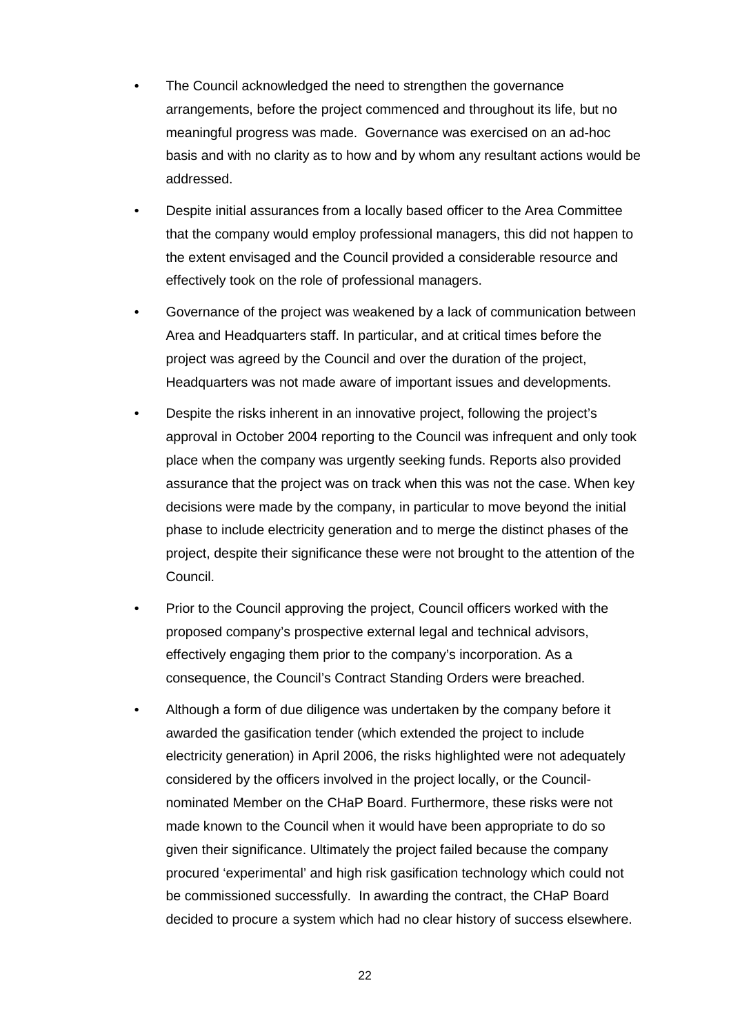- The Council acknowledged the need to strengthen the governance arrangements, before the project commenced and throughout its life, but no meaningful progress was made. Governance was exercised on an ad-hoc basis and with no clarity as to how and by whom any resultant actions would be addressed.

- Despite initial assurances from a locally based officer to the Area Committee that the company would employ professional managers, this did not happen to the extent envisaged and the Council provided a considerable resource and effectively took on the role of professional managers.

- Governance of the project was weakened by a lack of communication between Area and Headquarters staff. In particular, and at critical times before the project was agreed by the Council and over the duration of the project, Headquarters was not made aware of important issues and developments.

- Despite the risks inherent in an innovative project, following the project's approval in October 2004 reporting to the Council was infrequent and only took place when the company was urgently seeking funds. Reports also provided assurance that the project was on track when this was not the case. When key decisions were made by the company, in particular to move beyond the initial phase to include electricity generation and to merge the distinct phases of the project, despite their significance these were not brought to the attention of the Council.

- Prior to the Council approving the project, Council officers worked with the proposed company's prospective external legal and technical advisors, effectively engaging them prior to the company's incorporation. As a consequence, the Council's Contract Standing Orders were breached.

- Although a form of due diligence was undertaken by the company before it awarded the gasification tender (which extended the project to include electricity generation) in April 2006, the risks highlighted were not adequately considered by the officers involved in the project locally, or the Council-nominated Member on the CHaP Board. Furthermore, these risks were not made known to the Council when it would have been appropriate to do so given their significance. Ultimately the project failed because the company procured 'experimental' and high risk gasification technology which could not be commissioned successfully. In awarding the contract, the CHaP Board decided to procure a system which had no clear history of success elsewhere.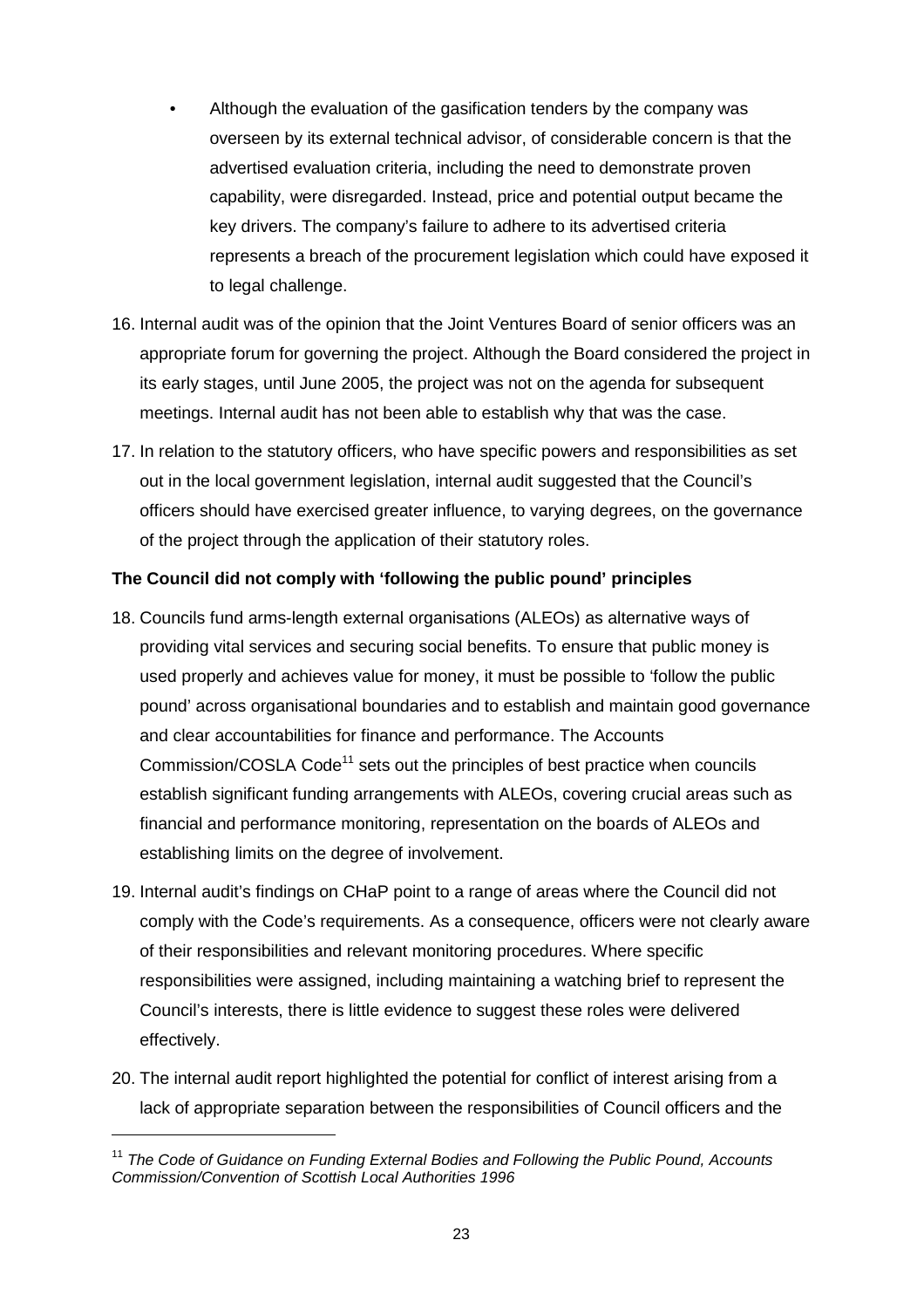- Although the evaluation of the gasification tenders by the company was overseen by its external technical advisor, of considerable concern is that the advertised evaluation criteria, including the need to demonstrate proven capability, were disregarded. Instead, price and potential output became the key drivers. The company's failure to adhere to its advertised criteria represents a breach of the procurement legislation which could have exposed it to legal challenge.

16. Internal audit was of the opinion that the Joint Ventures Board of senior officers was an appropriate forum for governing the project. Although the Board considered the project in its early stages, until June 2005, the project was not on the agenda for subsequent meetings. Internal audit has not been able to establish why that was the case.

17. In relation to the statutory officers, who have specific powers and responsibilities as set out in the local government legislation, internal audit suggested that the Council's officers should have exercised greater influence, to varying degrees, on the governance of the project through the application of their statutory roles.

**The Council did not comply with 'following the public pound' principles**

18. Councils fund arms-length external organisations (ALEOs) as alternative ways of providing vital services and securing social benefits. To ensure that public money is used properly and achieves value for money, it must be possible to 'follow the public pound' across organisational boundaries and to establish and maintain good governance and clear accountabilities for finance and performance. The Accounts Commission/COSLA Code[11] sets out the principles of best practice when councils establish significant funding arrangements with ALEOs, covering crucial areas such as financial and performance monitoring, representation on the boards of ALEOs and establishing limits on the degree of involvement.

19. Internal audit's findings on CHaP point to a range of areas where the Council did not comply with the Code's requirements. As a consequence, officers were not clearly aware of their responsibilities and relevant monitoring procedures. Where specific responsibilities were assigned, including maintaining a watching brief to represent the Council's interests, there is little evidence to suggest these roles were delivered effectively.

20. The internal audit report highlighted the potential for conflict of interest arising from a lack of appropriate separation between the responsibilities of Council officers and the

---

[11] *The Code of Guidance on Funding External Bodies and Following the Public Pound, Accounts Commission/Convention of Scottish Local Authorities 1996*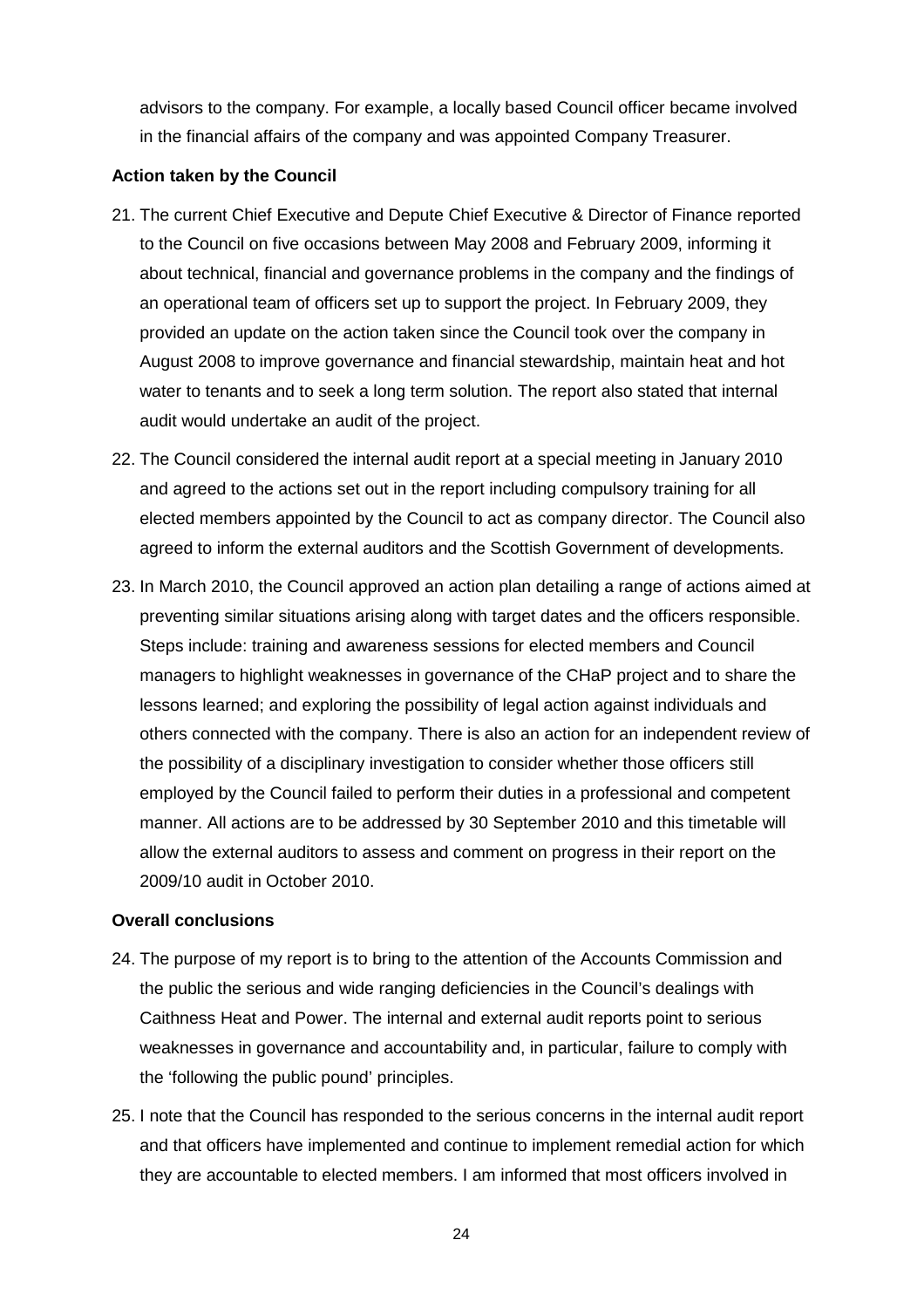advisors to the company. For example, a locally based Council officer became involved in the financial affairs of the company and was appointed Company Treasurer.

**Action taken by the Council**

21. The current Chief Executive and Depute Chief Executive & Director of Finance reported to the Council on five occasions between May 2008 and February 2009, informing it about technical, financial and governance problems in the company and the findings of an operational team of officers set up to support the project. In February 2009, they provided an update on the action taken since the Council took over the company in August 2008 to improve governance and financial stewardship, maintain heat and hot water to tenants and to seek a long term solution. The report also stated that internal audit would undertake an audit of the project.

22. The Council considered the internal audit report at a special meeting in January 2010 and agreed to the actions set out in the report including compulsory training for all elected members appointed by the Council to act as company director. The Council also agreed to inform the external auditors and the Scottish Government of developments.

23. In March 2010, the Council approved an action plan detailing a range of actions aimed at preventing similar situations arising along with target dates and the officers responsible. Steps include: training and awareness sessions for elected members and Council managers to highlight weaknesses in governance of the CHaP project and to share the lessons learned; and exploring the possibility of legal action against individuals and others connected with the company. There is also an action for an independent review of the possibility of a disciplinary investigation to consider whether those officers still employed by the Council failed to perform their duties in a professional and competent manner. All actions are to be addressed by 30 September 2010 and this timetable will allow the external auditors to assess and comment on progress in their report on the 2009/10 audit in October 2010.

**Overall conclusions**

24. The purpose of my report is to bring to the attention of the Accounts Commission and the public the serious and wide ranging deficiencies in the Council's dealings with Caithness Heat and Power. The internal and external audit reports point to serious weaknesses in governance and accountability and, in particular, failure to comply with the 'following the public pound' principles.

25. I note that the Council has responded to the serious concerns in the internal audit report and that officers have implemented and continue to implement remedial action for which they are accountable to elected members. I am informed that most officers involved in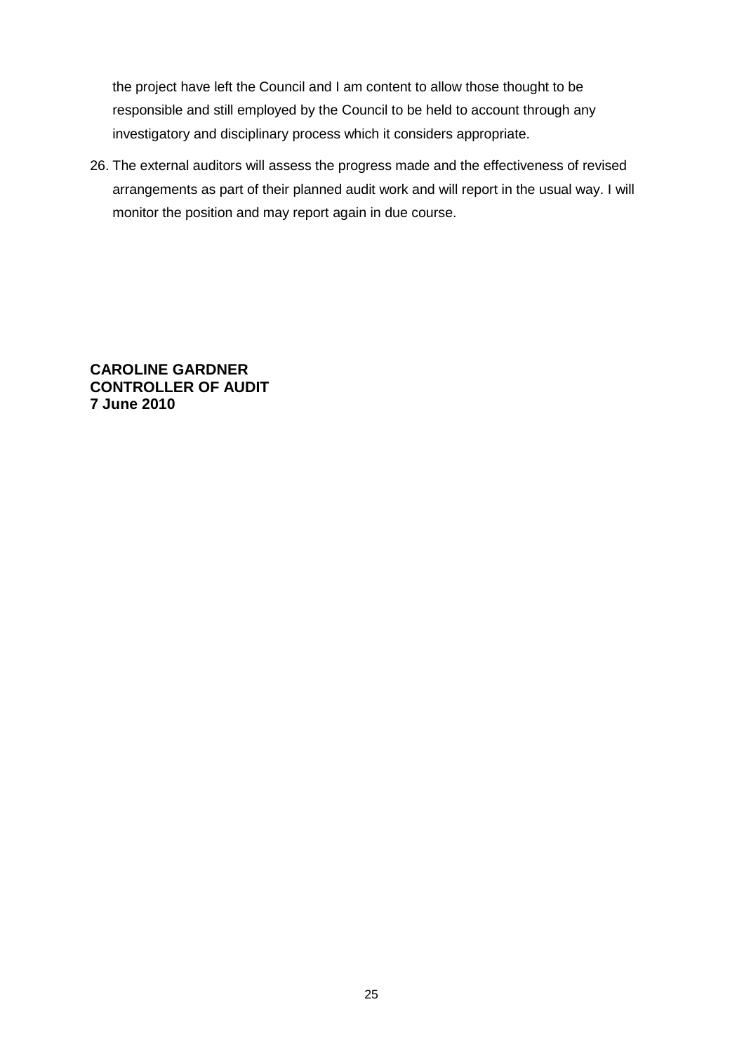the project have left the Council and I am content to allow those thought to be responsible and still employed by the Council to be held to account through any investigatory and disciplinary process which it considers appropriate.

26. The external auditors will assess the progress made and the effectiveness of revised arrangements as part of their planned audit work and will report in the usual way. I will monitor the position and may report again in due course.

**CAROLINE GARDNER**
**CONTROLLER OF AUDIT**
**7 June 2010**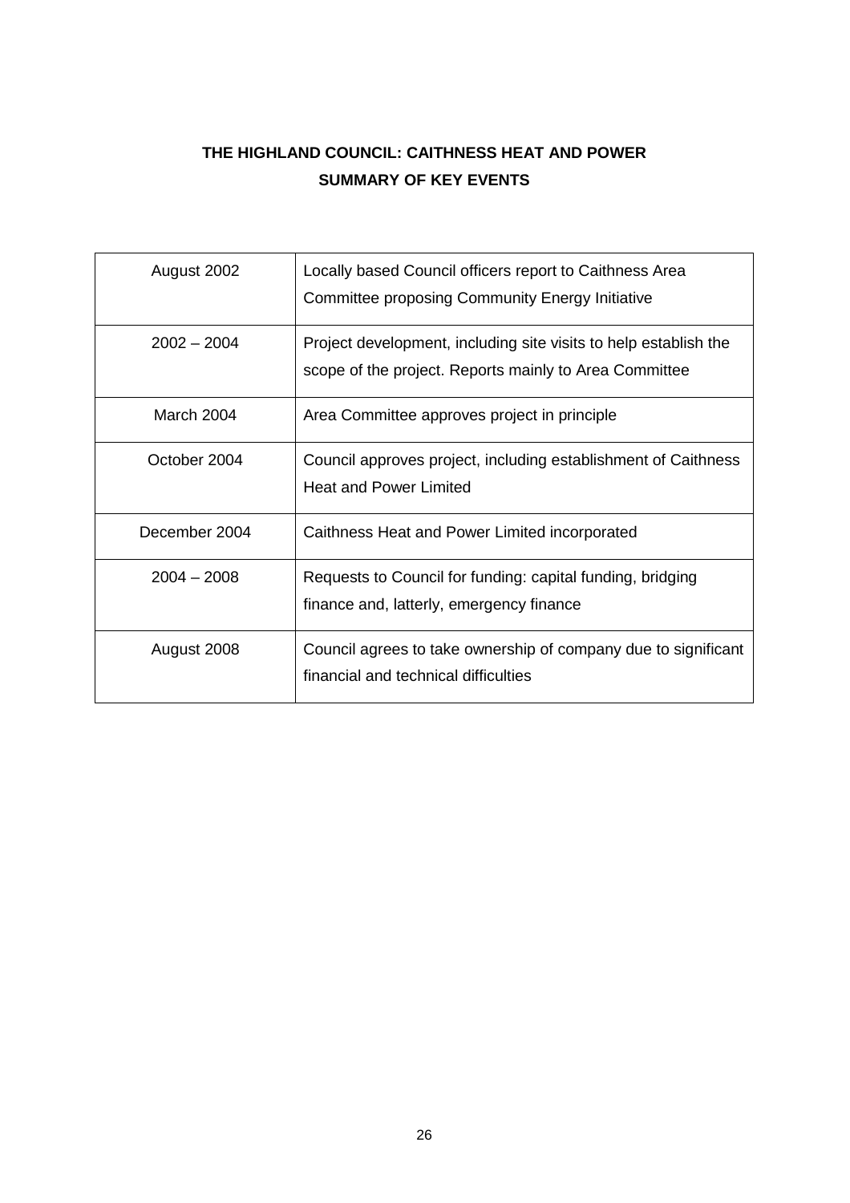## THE HIGHLAND COUNCIL: CAITHNESS HEAT AND POWER
## SUMMARY OF KEY EVENTS

| Date | Event |
|---|---|
| August 2002 | Locally based Council officers report to Caithness Area Committee proposing Community Energy Initiative |
| 2002 – 2004 | Project development, including site visits to help establish the scope of the project. Reports mainly to Area Committee |
| March 2004 | Area Committee approves project in principle |
| October 2004 | Council approves project, including establishment of Caithness Heat and Power Limited |
| December 2004 | Caithness Heat and Power Limited incorporated |
| 2004 – 2008 | Requests to Council for funding: capital funding, bridging finance and, latterly, emergency finance |
| August 2008 | Council agrees to take ownership of company due to significant financial and technical difficulties |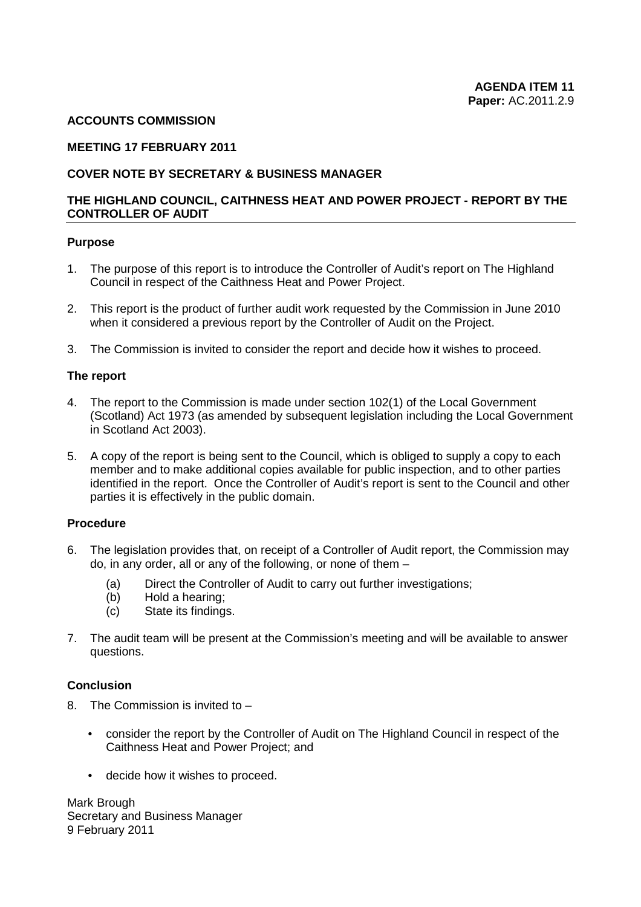**AGENDA ITEM 11**
**Paper:** AC.2011.2.9

**ACCOUNTS COMMISSION**

**MEETING 17 FEBRUARY 2011**

**COVER NOTE BY SECRETARY & BUSINESS MANAGER**

**THE HIGHLAND COUNCIL, CAITHNESS HEAT AND POWER PROJECT - REPORT BY THE CONTROLLER OF AUDIT**

### Purpose

1. The purpose of this report is to introduce the Controller of Audit's report on The Highland Council in respect of the Caithness Heat and Power Project.

2. This report is the product of further audit work requested by the Commission in June 2010 when it considered a previous report by the Controller of Audit on the Project.

3. The Commission is invited to consider the report and decide how it wishes to proceed.

### The report

4. The report to the Commission is made under section 102(1) of the Local Government (Scotland) Act 1973 (as amended by subsequent legislation including the Local Government in Scotland Act 2003).

5. A copy of the report is being sent to the Council, which is obliged to supply a copy to each member and to make additional copies available for public inspection, and to other parties identified in the report. Once the Controller of Audit's report is sent to the Council and other parties it is effectively in the public domain.

### Procedure

6. The legislation provides that, on receipt of a Controller of Audit report, the Commission may do, in any order, all or any of the following, or none of them –

   (a) Direct the Controller of Audit to carry out further investigations;
   (b) Hold a hearing;
   (c) State its findings.

7. The audit team will be present at the Commission's meeting and will be available to answer questions.

### Conclusion

8. The Commission is invited to –

   - consider the report by the Controller of Audit on The Highland Council in respect of the Caithness Heat and Power Project; and

   - decide how it wishes to proceed.

Mark Brough
Secretary and Business Manager
9 February 2011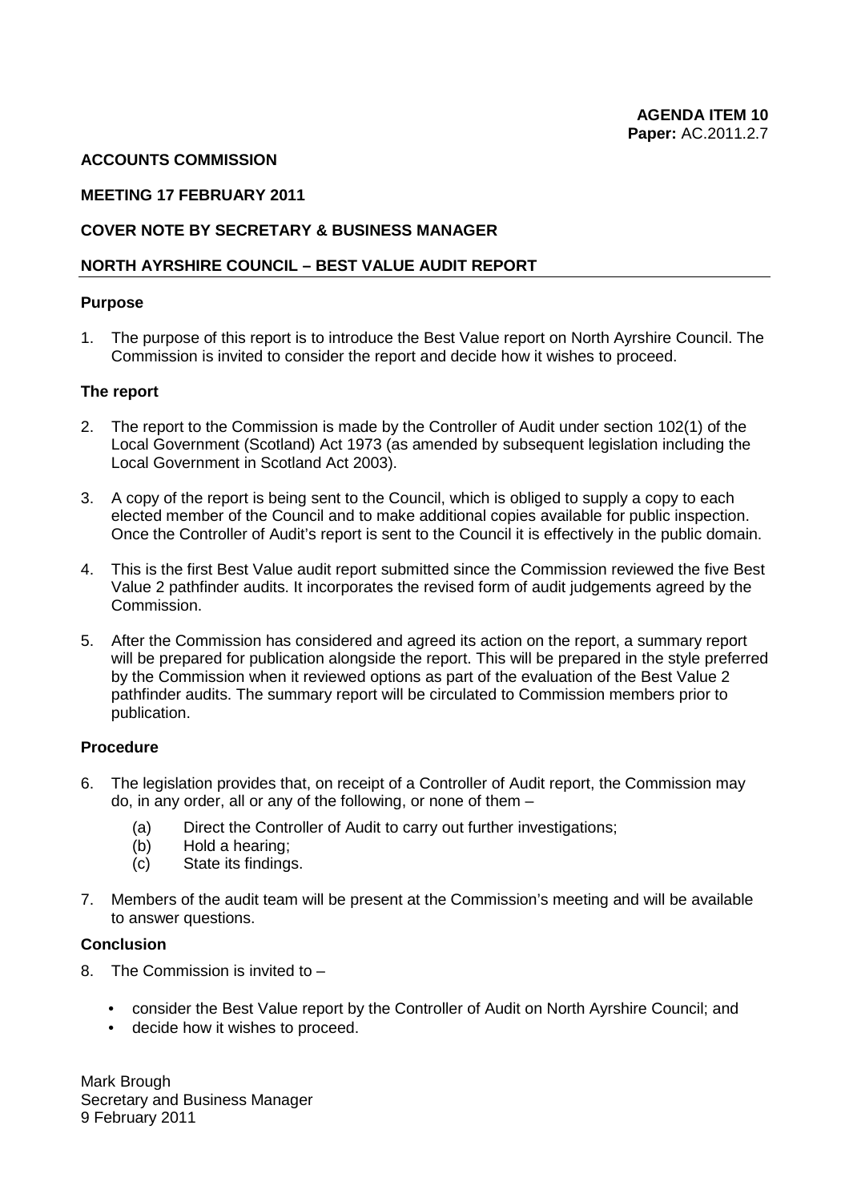**AGENDA ITEM 10**
**Paper:** AC.2011.2.7

**ACCOUNTS COMMISSION**

**MEETING 17 FEBRUARY 2011**

**COVER NOTE BY SECRETARY & BUSINESS MANAGER**

**NORTH AYRSHIRE COUNCIL – BEST VALUE AUDIT REPORT**

**Purpose**

1. The purpose of this report is to introduce the Best Value report on North Ayrshire Council. The Commission is invited to consider the report and decide how it wishes to proceed.

**The report**

2. The report to the Commission is made by the Controller of Audit under section 102(1) of the Local Government (Scotland) Act 1973 (as amended by subsequent legislation including the Local Government in Scotland Act 2003).

3. A copy of the report is being sent to the Council, which is obliged to supply a copy to each elected member of the Council and to make additional copies available for public inspection. Once the Controller of Audit's report is sent to the Council it is effectively in the public domain.

4. This is the first Best Value audit report submitted since the Commission reviewed the five Best Value 2 pathfinder audits. It incorporates the revised form of audit judgements agreed by the Commission.

5. After the Commission has considered and agreed its action on the report, a summary report will be prepared for publication alongside the report. This will be prepared in the style preferred by the Commission when it reviewed options as part of the evaluation of the Best Value 2 pathfinder audits. The summary report will be circulated to Commission members prior to publication.

**Procedure**

6. The legislation provides that, on receipt of a Controller of Audit report, the Commission may do, in any order, all or any of the following, or none of them –
   - (a) Direct the Controller of Audit to carry out further investigations;
   - (b) Hold a hearing;
   - (c) State its findings.

7. Members of the audit team will be present at the Commission's meeting and will be available to answer questions.

**Conclusion**

8. The Commission is invited to –
   - consider the Best Value report by the Controller of Audit on North Ayrshire Council; and
   - decide how it wishes to proceed.

Mark Brough
Secretary and Business Manager
9 February 2011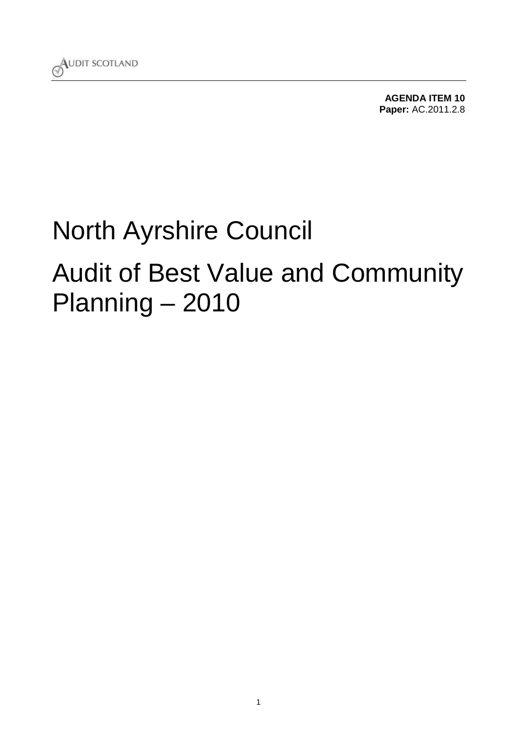AUDIT SCOTLAND

**AGENDA ITEM 10**
**Paper:** AC.2011.2.8

# North Ayrshire Council

# Audit of Best Value and Community Planning – 2010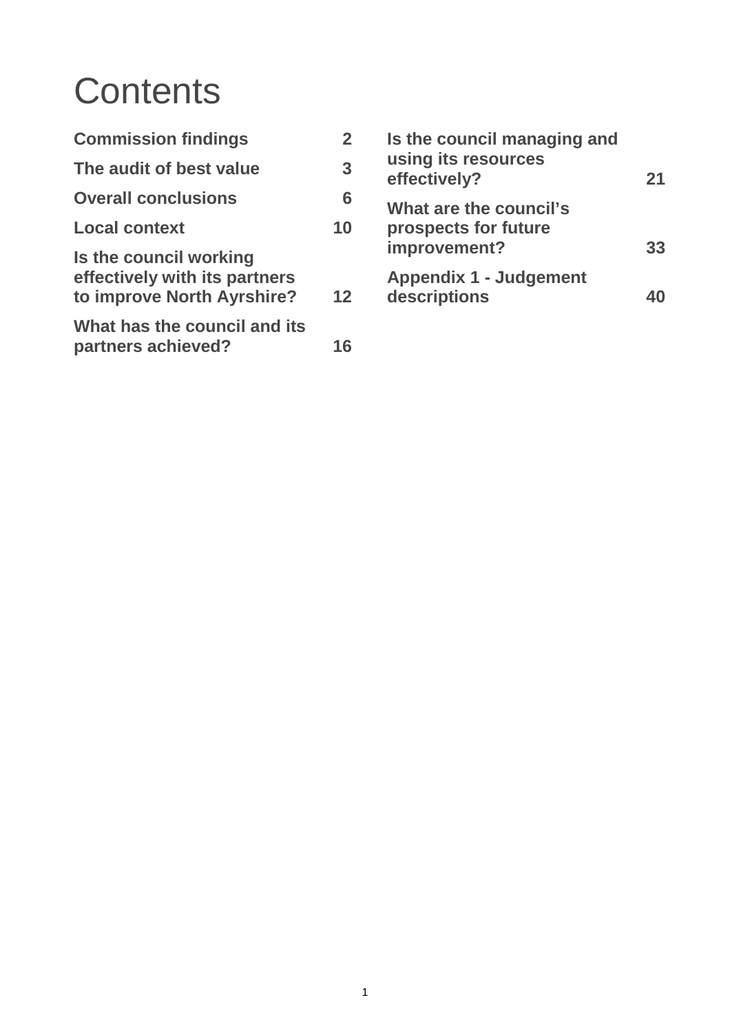# Contents

| | |
|---|---|
| **Commission findings** | **2** |
| **The audit of best value** | **3** |
| **Overall conclusions** | **6** |
| **Local context** | **10** |
| **Is the council working effectively with its partners to improve North Ayrshire?** | **12** |
| **What has the council and its partners achieved?** | **16** |
| **Is the council managing and using its resources effectively?** | **21** |
| **What are the council's prospects for future improvement?** | **33** |
| **Appendix 1 - Judgement descriptions** | **40** |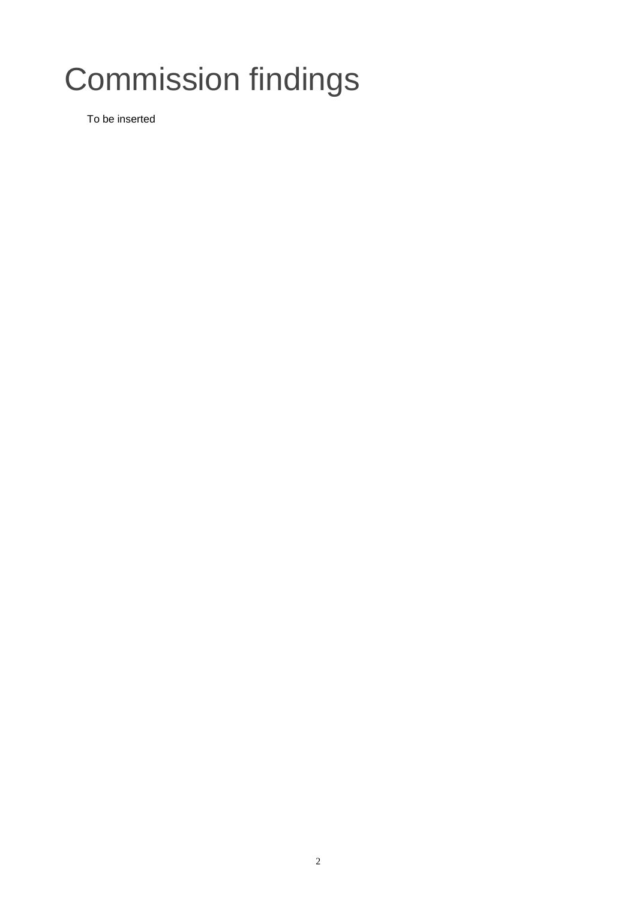# Commission findings

To be inserted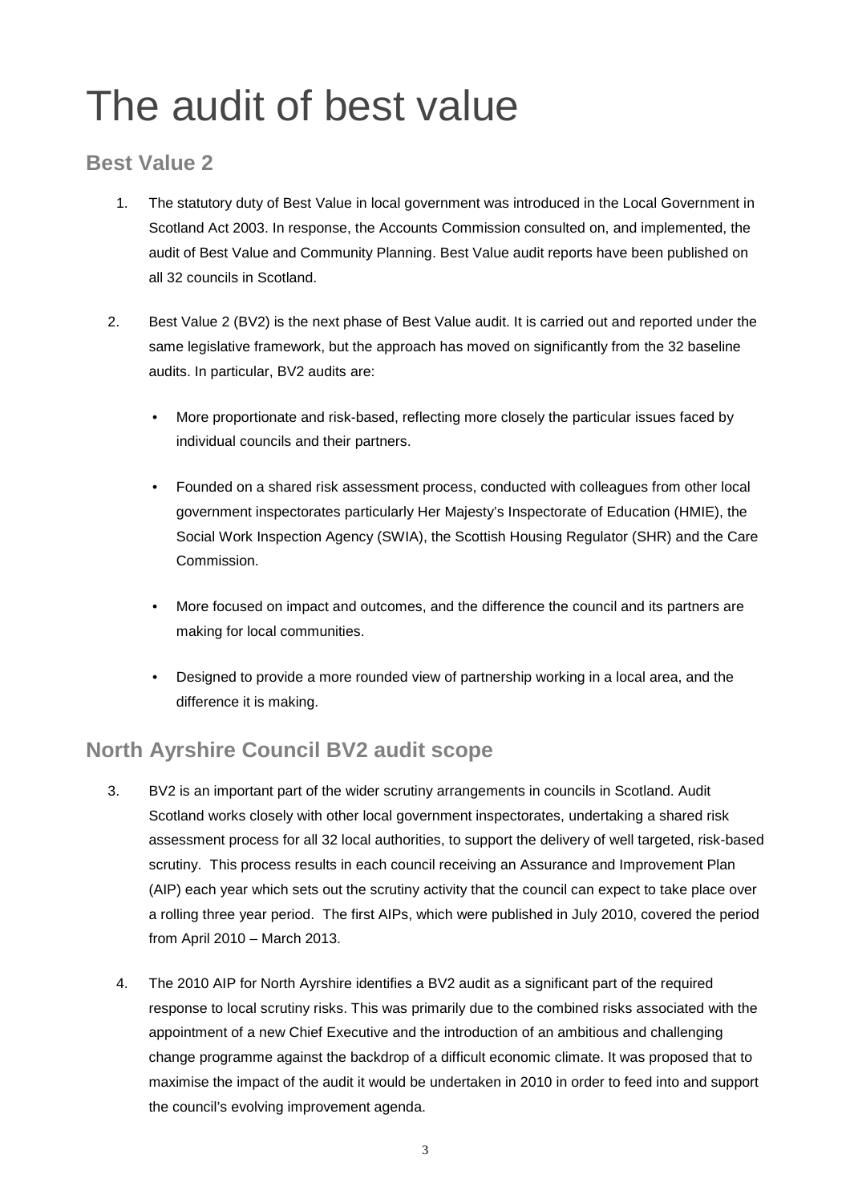# The audit of best value

## Best Value 2

1. The statutory duty of Best Value in local government was introduced in the Local Government in Scotland Act 2003. In response, the Accounts Commission consulted on, and implemented, the audit of Best Value and Community Planning. Best Value audit reports have been published on all 32 councils in Scotland.

2. Best Value 2 (BV2) is the next phase of Best Value audit. It is carried out and reported under the same legislative framework, but the approach has moved on significantly from the 32 baseline audits. In particular, BV2 audits are:

    - More proportionate and risk-based, reflecting more closely the particular issues faced by individual councils and their partners.
    - Founded on a shared risk assessment process, conducted with colleagues from other local government inspectorates particularly Her Majesty's Inspectorate of Education (HMIE), the Social Work Inspection Agency (SWIA), the Scottish Housing Regulator (SHR) and the Care Commission.
    - More focused on impact and outcomes, and the difference the council and its partners are making for local communities.
    - Designed to provide a more rounded view of partnership working in a local area, and the difference it is making.

## North Ayrshire Council BV2 audit scope

3. BV2 is an important part of the wider scrutiny arrangements in councils in Scotland. Audit Scotland works closely with other local government inspectorates, undertaking a shared risk assessment process for all 32 local authorities, to support the delivery of well targeted, risk-based scrutiny. This process results in each council receiving an Assurance and Improvement Plan (AIP) each year which sets out the scrutiny activity that the council can expect to take place over a rolling three year period. The first AIPs, which were published in July 2010, covered the period from April 2010 – March 2013.

4. The 2010 AIP for North Ayrshire identifies a BV2 audit as a significant part of the required response to local scrutiny risks. This was primarily due to the combined risks associated with the appointment of a new Chief Executive and the introduction of an ambitious and challenging change programme against the backdrop of a difficult economic climate. It was proposed that to maximise the impact of the audit it would be undertaken in 2010 in order to feed into and support the council's evolving improvement agenda.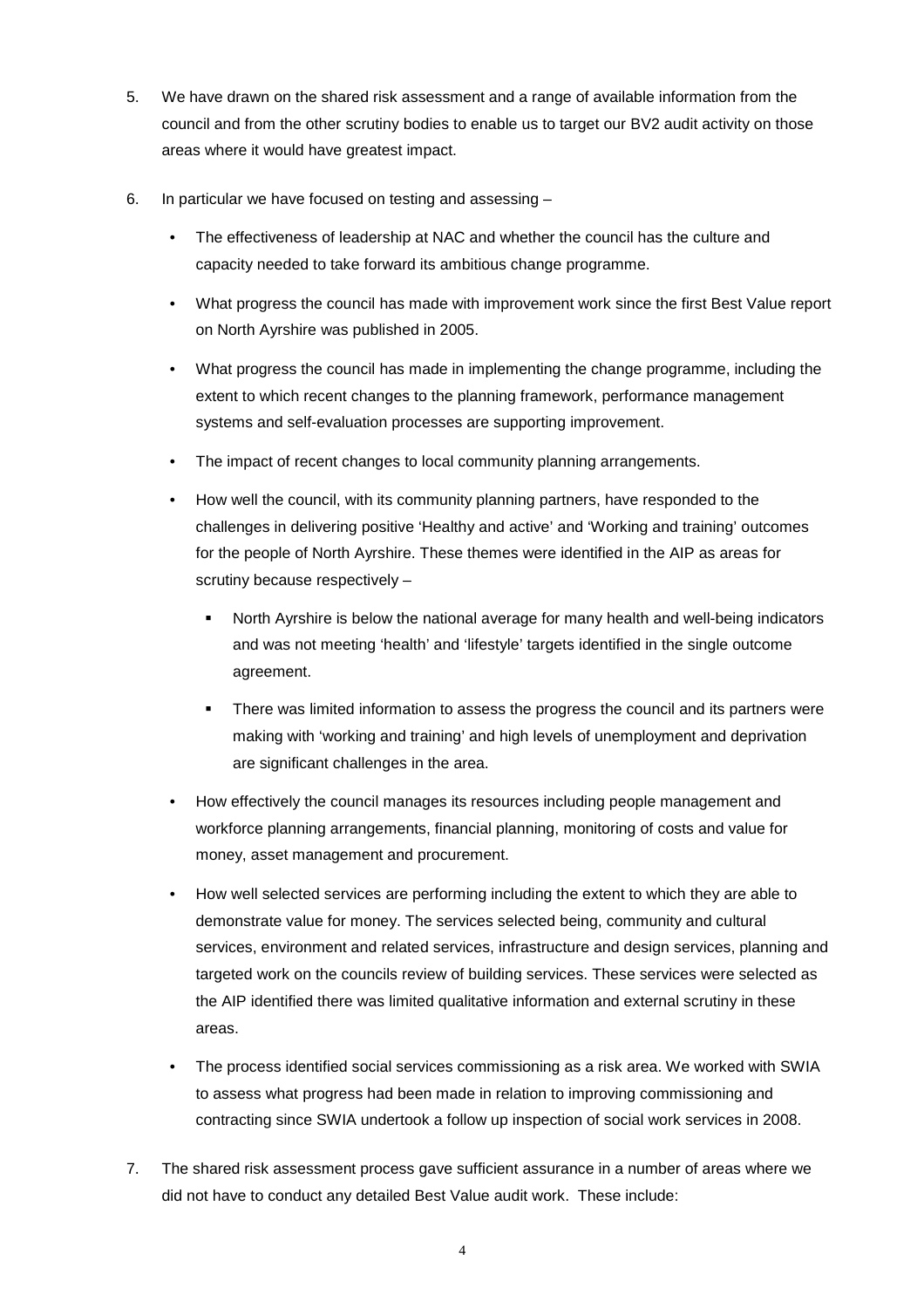5. We have drawn on the shared risk assessment and a range of available information from the council and from the other scrutiny bodies to enable us to target our BV2 audit activity on those areas where it would have greatest impact.

6. In particular we have focused on testing and assessing –

   - The effectiveness of leadership at NAC and whether the council has the culture and capacity needed to take forward its ambitious change programme.
   - What progress the council has made with improvement work since the first Best Value report on North Ayrshire was published in 2005.
   - What progress the council has made in implementing the change programme, including the extent to which recent changes to the planning framework, performance management systems and self-evaluation processes are supporting improvement.
   - The impact of recent changes to local community planning arrangements.
   - How well the council, with its community planning partners, have responded to the challenges in delivering positive 'Healthy and active' and 'Working and training' outcomes for the people of North Ayrshire. These themes were identified in the AIP as areas for scrutiny because respectively –
     - North Ayrshire is below the national average for many health and well-being indicators and was not meeting 'health' and 'lifestyle' targets identified in the single outcome agreement.
     - There was limited information to assess the progress the council and its partners were making with 'working and training' and high levels of unemployment and deprivation are significant challenges in the area.
   - How effectively the council manages its resources including people management and workforce planning arrangements, financial planning, monitoring of costs and value for money, asset management and procurement.
   - How well selected services are performing including the extent to which they are able to demonstrate value for money. The services selected being, community and cultural services, environment and related services, infrastructure and design services, planning and targeted work on the councils review of building services. These services were selected as the AIP identified there was limited qualitative information and external scrutiny in these areas.
   - The process identified social services commissioning as a risk area. We worked with SWIA to assess what progress had been made in relation to improving commissioning and contracting since SWIA undertook a follow up inspection of social work services in 2008.

7. The shared risk assessment process gave sufficient assurance in a number of areas where we did not have to conduct any detailed Best Value audit work. These include: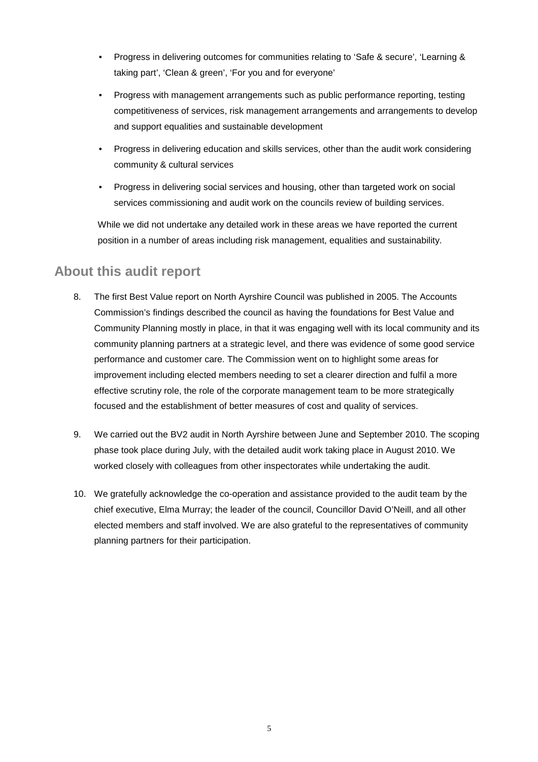- Progress in delivering outcomes for communities relating to 'Safe & secure', 'Learning & taking part', 'Clean & green', 'For you and for everyone'
- Progress with management arrangements such as public performance reporting, testing competitiveness of services, risk management arrangements and arrangements to develop and support equalities and sustainable development
- Progress in delivering education and skills services, other than the audit work considering community & cultural services
- Progress in delivering social services and housing, other than targeted work on social services commissioning and audit work on the councils review of building services.

While we did not undertake any detailed work in these areas we have reported the current position in a number of areas including risk management, equalities and sustainability.

## About this audit report

8. The first Best Value report on North Ayrshire Council was published in 2005. The Accounts Commission's findings described the council as having the foundations for Best Value and Community Planning mostly in place, in that it was engaging well with its local community and its community planning partners at a strategic level, and there was evidence of some good service performance and customer care. The Commission went on to highlight some areas for improvement including elected members needing to set a clearer direction and fulfil a more effective scrutiny role, the role of the corporate management team to be more strategically focused and the establishment of better measures of cost and quality of services.

9. We carried out the BV2 audit in North Ayrshire between June and September 2010. The scoping phase took place during July, with the detailed audit work taking place in August 2010. We worked closely with colleagues from other inspectorates while undertaking the audit.

10. We gratefully acknowledge the co-operation and assistance provided to the audit team by the chief executive, Elma Murray; the leader of the council, Councillor David O'Neill, and all other elected members and staff involved. We are also grateful to the representatives of community planning partners for their participation.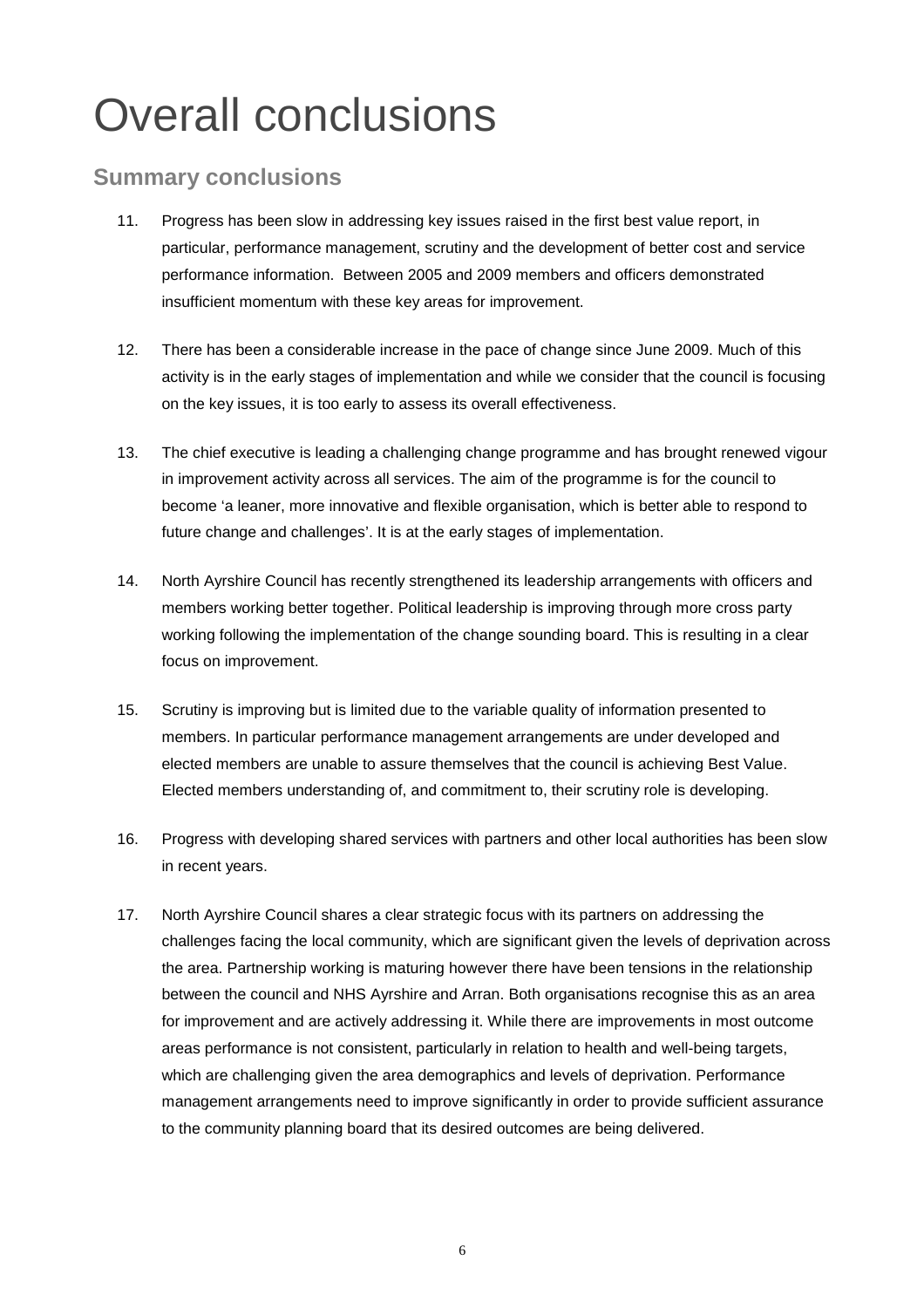# Overall conclusions

## Summary conclusions

11. Progress has been slow in addressing key issues raised in the first best value report, in particular, performance management, scrutiny and the development of better cost and service performance information. Between 2005 and 2009 members and officers demonstrated insufficient momentum with these key areas for improvement.

12. There has been a considerable increase in the pace of change since June 2009. Much of this activity is in the early stages of implementation and while we consider that the council is focusing on the key issues, it is too early to assess its overall effectiveness.

13. The chief executive is leading a challenging change programme and has brought renewed vigour in improvement activity across all services. The aim of the programme is for the council to become 'a leaner, more innovative and flexible organisation, which is better able to respond to future change and challenges'. It is at the early stages of implementation.

14. North Ayrshire Council has recently strengthened its leadership arrangements with officers and members working better together. Political leadership is improving through more cross party working following the implementation of the change sounding board. This is resulting in a clear focus on improvement.

15. Scrutiny is improving but is limited due to the variable quality of information presented to members. In particular performance management arrangements are under developed and elected members are unable to assure themselves that the council is achieving Best Value. Elected members understanding of, and commitment to, their scrutiny role is developing.

16. Progress with developing shared services with partners and other local authorities has been slow in recent years.

17. North Ayrshire Council shares a clear strategic focus with its partners on addressing the challenges facing the local community, which are significant given the levels of deprivation across the area. Partnership working is maturing however there have been tensions in the relationship between the council and NHS Ayrshire and Arran. Both organisations recognise this as an area for improvement and are actively addressing it. While there are improvements in most outcome areas performance is not consistent, particularly in relation to health and well-being targets, which are challenging given the area demographics and levels of deprivation. Performance management arrangements need to improve significantly in order to provide sufficient assurance to the community planning board that its desired outcomes are being delivered.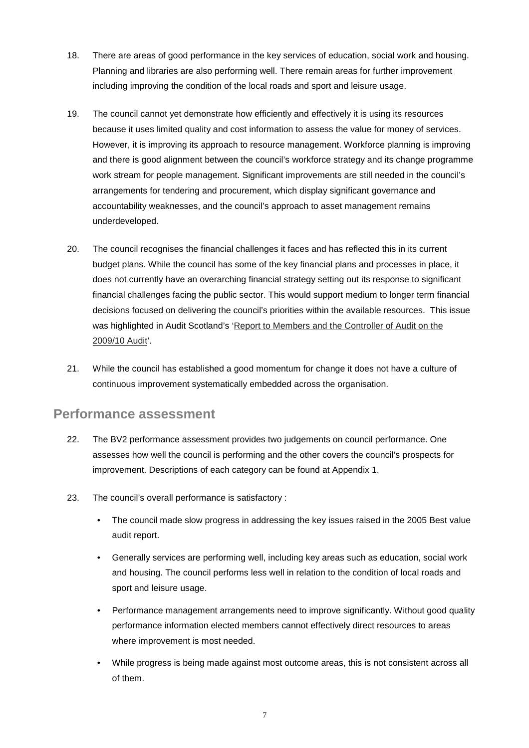18. There are areas of good performance in the key services of education, social work and housing. Planning and libraries are also performing well. There remain areas for further improvement including improving the condition of the local roads and sport and leisure usage.

19. The council cannot yet demonstrate how efficiently and effectively it is using its resources because it uses limited quality and cost information to assess the value for money of services. However, it is improving its approach to resource management. Workforce planning is improving and there is good alignment between the council's workforce strategy and its change programme work stream for people management. Significant improvements are still needed in the council's arrangements for tendering and procurement, which display significant governance and accountability weaknesses, and the council's approach to asset management remains underdeveloped.

20. The council recognises the financial challenges it faces and has reflected this in its current budget plans. While the council has some of the key financial plans and processes in place, it does not currently have an overarching financial strategy setting out its response to significant financial challenges facing the public sector. This would support medium to longer term financial decisions focused on delivering the council's priorities within the available resources. This issue was highlighted in Audit Scotland's 'Report to Members and the Controller of Audit on the 2009/10 Audit'.

21. While the council has established a good momentum for change it does not have a culture of continuous improvement systematically embedded across the organisation.

## Performance assessment

22. The BV2 performance assessment provides two judgements on council performance. One assesses how well the council is performing and the other covers the council's prospects for improvement. Descriptions of each category can be found at Appendix 1.

23. The council's overall performance is satisfactory :

    - The council made slow progress in addressing the key issues raised in the 2005 Best value audit report.
    - Generally services are performing well, including key areas such as education, social work and housing. The council performs less well in relation to the condition of local roads and sport and leisure usage.
    - Performance management arrangements need to improve significantly. Without good quality performance information elected members cannot effectively direct resources to areas where improvement is most needed.
    - While progress is being made against most outcome areas, this is not consistent across all of them.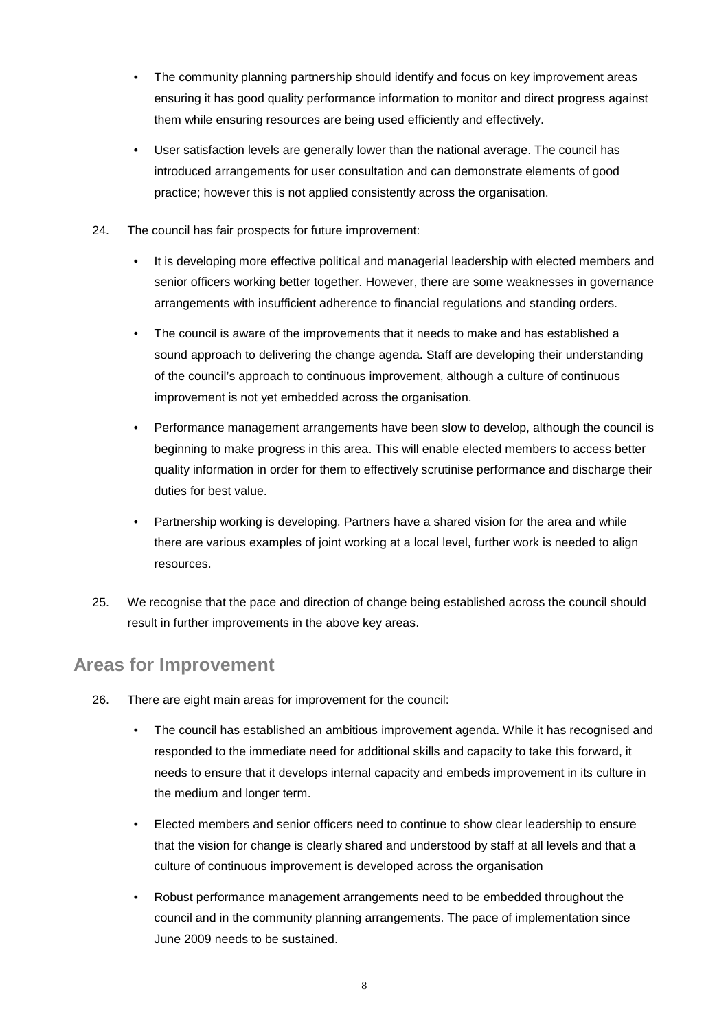- The community planning partnership should identify and focus on key improvement areas ensuring it has good quality performance information to monitor and direct progress against them while ensuring resources are being used efficiently and effectively.
- User satisfaction levels are generally lower than the national average. The council has introduced arrangements for user consultation and can demonstrate elements of good practice; however this is not applied consistently across the organisation.

24. The council has fair prospects for future improvement:

- It is developing more effective political and managerial leadership with elected members and senior officers working better together. However, there are some weaknesses in governance arrangements with insufficient adherence to financial regulations and standing orders.
- The council is aware of the improvements that it needs to make and has established a sound approach to delivering the change agenda. Staff are developing their understanding of the council's approach to continuous improvement, although a culture of continuous improvement is not yet embedded across the organisation.
- Performance management arrangements have been slow to develop, although the council is beginning to make progress in this area. This will enable elected members to access better quality information in order for them to effectively scrutinise performance and discharge their duties for best value.
- Partnership working is developing. Partners have a shared vision for the area and while there are various examples of joint working at a local level, further work is needed to align resources.

25. We recognise that the pace and direction of change being established across the council should result in further improvements in the above key areas.

## Areas for Improvement

26. There are eight main areas for improvement for the council:

- The council has established an ambitious improvement agenda. While it has recognised and responded to the immediate need for additional skills and capacity to take this forward, it needs to ensure that it develops internal capacity and embeds improvement in its culture in the medium and longer term.
- Elected members and senior officers need to continue to show clear leadership to ensure that the vision for change is clearly shared and understood by staff at all levels and that a culture of continuous improvement is developed across the organisation
- Robust performance management arrangements need to be embedded throughout the council and in the community planning arrangements. The pace of implementation since June 2009 needs to be sustained.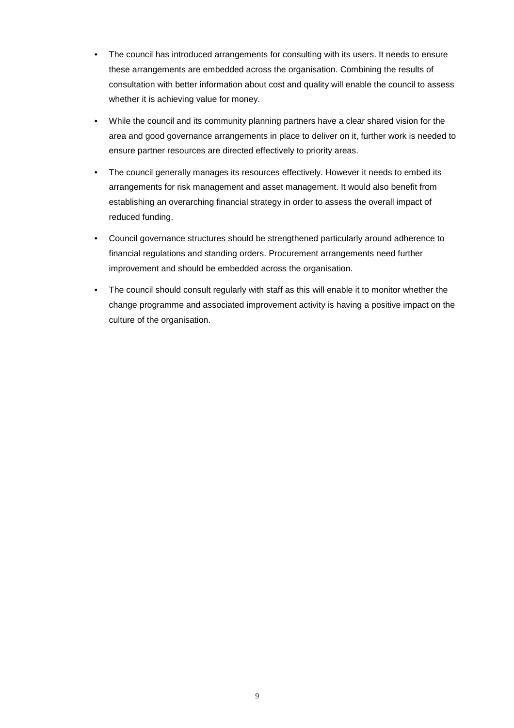- The council has introduced arrangements for consulting with its users. It needs to ensure these arrangements are embedded across the organisation. Combining the results of consultation with better information about cost and quality will enable the council to assess whether it is achieving value for money.
- While the council and its community planning partners have a clear shared vision for the area and good governance arrangements in place to deliver on it, further work is needed to ensure partner resources are directed effectively to priority areas.
- The council generally manages its resources effectively. However it needs to embed its arrangements for risk management and asset management. It would also benefit from establishing an overarching financial strategy in order to assess the overall impact of reduced funding.
- Council governance structures should be strengthened particularly around adherence to financial regulations and standing orders. Procurement arrangements need further improvement and should be embedded across the organisation.
- The council should consult regularly with staff as this will enable it to monitor whether the change programme and associated improvement activity is having a positive impact on the culture of the organisation.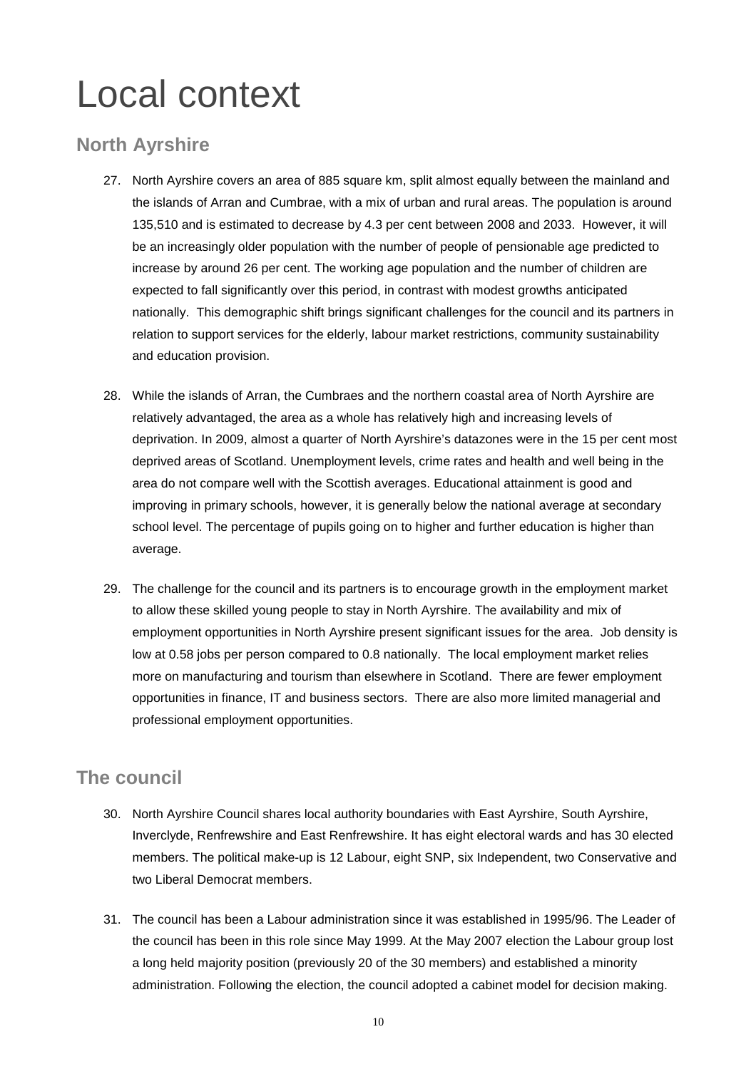# Local context

## North Ayrshire

27. North Ayrshire covers an area of 885 square km, split almost equally between the mainland and the islands of Arran and Cumbrae, with a mix of urban and rural areas. The population is around 135,510 and is estimated to decrease by 4.3 per cent between 2008 and 2033. However, it will be an increasingly older population with the number of people of pensionable age predicted to increase by around 26 per cent. The working age population and the number of children are expected to fall significantly over this period, in contrast with modest growths anticipated nationally. This demographic shift brings significant challenges for the council and its partners in relation to support services for the elderly, labour market restrictions, community sustainability and education provision.

28. While the islands of Arran, the Cumbraes and the northern coastal area of North Ayrshire are relatively advantaged, the area as a whole has relatively high and increasing levels of deprivation. In 2009, almost a quarter of North Ayrshire's datazones were in the 15 per cent most deprived areas of Scotland. Unemployment levels, crime rates and health and well being in the area do not compare well with the Scottish averages. Educational attainment is good and improving in primary schools, however, it is generally below the national average at secondary school level. The percentage of pupils going on to higher and further education is higher than average.

29. The challenge for the council and its partners is to encourage growth in the employment market to allow these skilled young people to stay in North Ayrshire. The availability and mix of employment opportunities in North Ayrshire present significant issues for the area. Job density is low at 0.58 jobs per person compared to 0.8 nationally. The local employment market relies more on manufacturing and tourism than elsewhere in Scotland. There are fewer employment opportunities in finance, IT and business sectors. There are also more limited managerial and professional employment opportunities.

## The council

30. North Ayrshire Council shares local authority boundaries with East Ayrshire, South Ayrshire, Inverclyde, Renfrewshire and East Renfrewshire. It has eight electoral wards and has 30 elected members. The political make-up is 12 Labour, eight SNP, six Independent, two Conservative and two Liberal Democrat members.

31. The council has been a Labour administration since it was established in 1995/96. The Leader of the council has been in this role since May 1999. At the May 2007 election the Labour group lost a long held majority position (previously 20 of the 30 members) and established a minority administration. Following the election, the council adopted a cabinet model for decision making.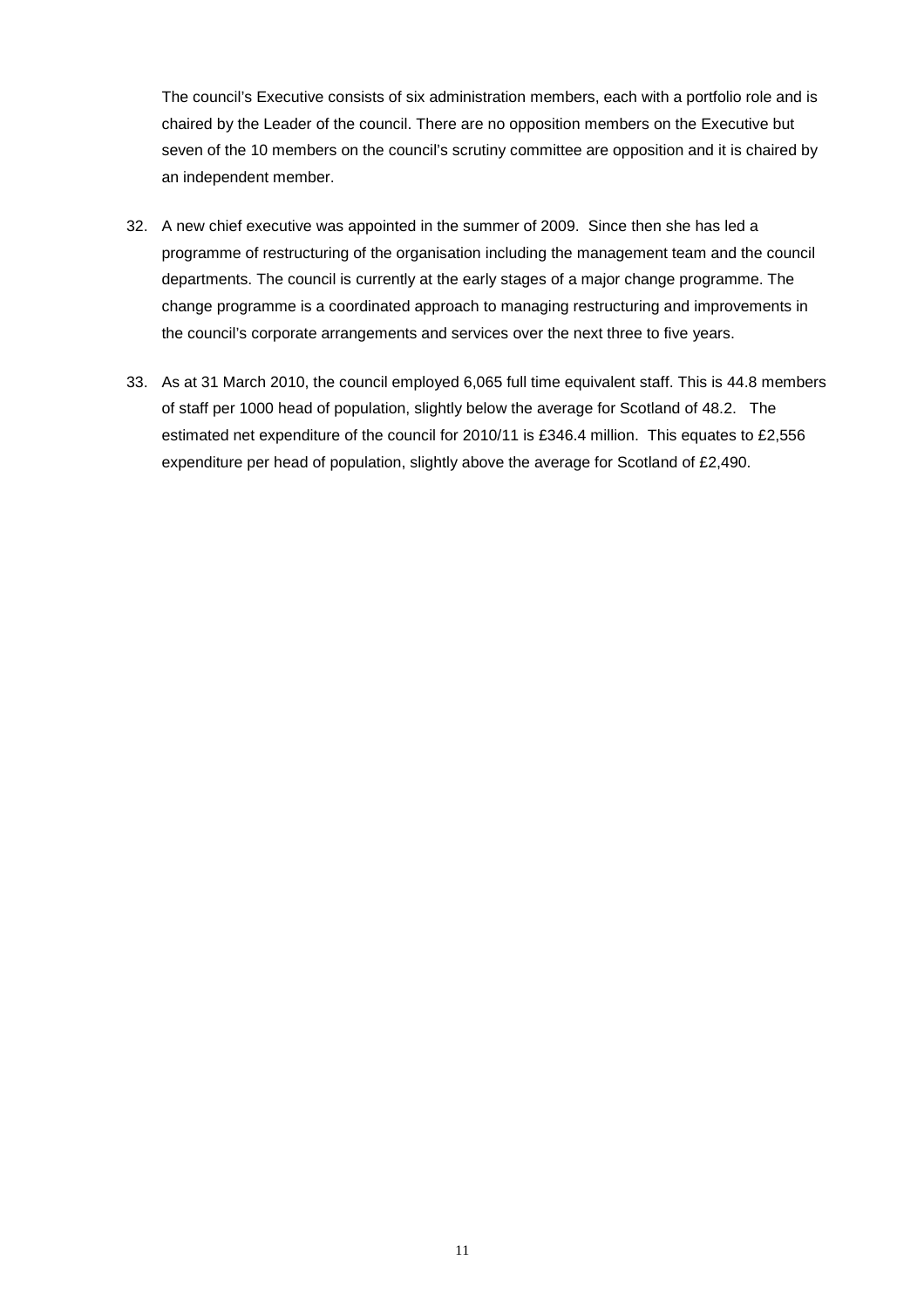The council's Executive consists of six administration members, each with a portfolio role and is chaired by the Leader of the council. There are no opposition members on the Executive but seven of the 10 members on the council's scrutiny committee are opposition and it is chaired by an independent member.

32. A new chief executive was appointed in the summer of 2009. Since then she has led a programme of restructuring of the organisation including the management team and the council departments. The council is currently at the early stages of a major change programme. The change programme is a coordinated approach to managing restructuring and improvements in the council's corporate arrangements and services over the next three to five years.

33. As at 31 March 2010, the council employed 6,065 full time equivalent staff. This is 44.8 members of staff per 1000 head of population, slightly below the average for Scotland of 48.2. The estimated net expenditure of the council for 2010/11 is £346.4 million. This equates to £2,556 expenditure per head of population, slightly above the average for Scotland of £2,490.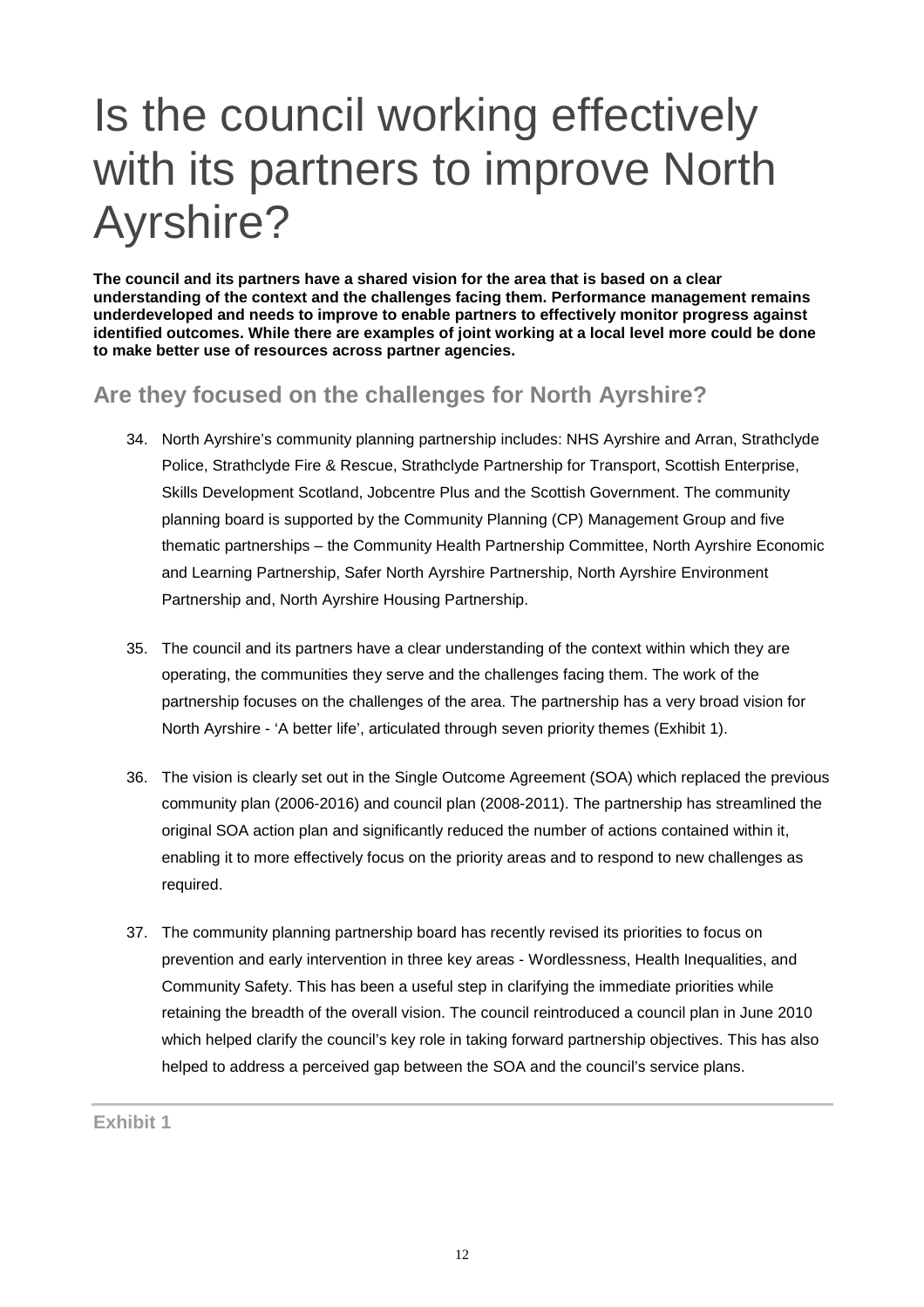# Is the council working effectively with its partners to improve North Ayrshire?

**The council and its partners have a shared vision for the area that is based on a clear understanding of the context and the challenges facing them. Performance management remains underdeveloped and needs to improve to enable partners to effectively monitor progress against identified outcomes. While there are examples of joint working at a local level more could be done to make better use of resources across partner agencies.**

## Are they focused on the challenges for North Ayrshire?

34. North Ayrshire's community planning partnership includes: NHS Ayrshire and Arran, Strathclyde Police, Strathclyde Fire & Rescue, Strathclyde Partnership for Transport, Scottish Enterprise, Skills Development Scotland, Jobcentre Plus and the Scottish Government. The community planning board is supported by the Community Planning (CP) Management Group and five thematic partnerships – the Community Health Partnership Committee, North Ayrshire Economic and Learning Partnership, Safer North Ayrshire Partnership, North Ayrshire Environment Partnership and, North Ayrshire Housing Partnership.

35. The council and its partners have a clear understanding of the context within which they are operating, the communities they serve and the challenges facing them. The work of the partnership focuses on the challenges of the area. The partnership has a very broad vision for North Ayrshire - 'A better life', articulated through seven priority themes (Exhibit 1).

36. The vision is clearly set out in the Single Outcome Agreement (SOA) which replaced the previous community plan (2006-2016) and council plan (2008-2011). The partnership has streamlined the original SOA action plan and significantly reduced the number of actions contained within it, enabling it to more effectively focus on the priority areas and to respond to new challenges as required.

37. The community planning partnership board has recently revised its priorities to focus on prevention and early intervention in three key areas - Wordlessness, Health Inequalities, and Community Safety. This has been a useful step in clarifying the immediate priorities while retaining the breadth of the overall vision. The council reintroduced a council plan in June 2010 which helped clarify the council's key role in taking forward partnership objectives. This has also helped to address a perceived gap between the SOA and the council's service plans.

**Exhibit 1**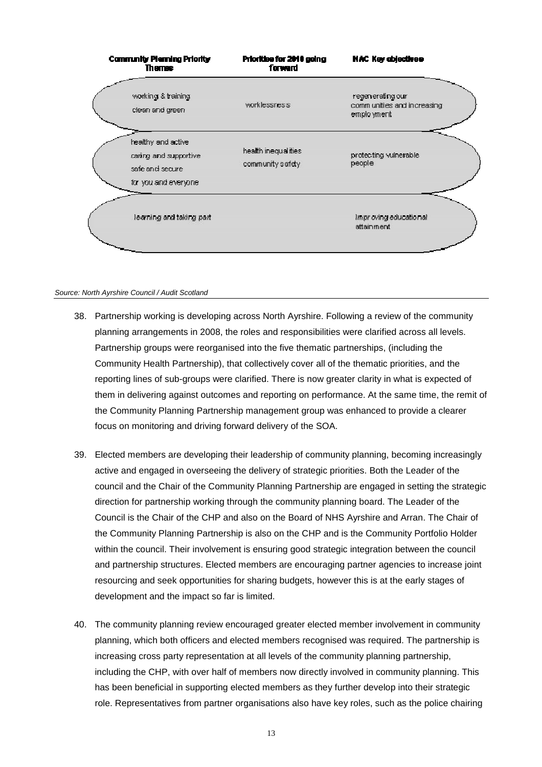| Community Planning Priority Themes | Priorities for 2010 going forward | NAC Key objectives |
|---|---|---|
| working & training<br>clean and green | worklessness | regenerating our communities and increasing employment |
| healthy and active<br>caring and supportive<br>safe and secure<br>for you and everyone | health inequalities<br>community safety | protecting vulnerable people |
| learning and taking part | | improving educational attainment |

*Source: North Ayrshire Council / Audit Scotland*

38. Partnership working is developing across North Ayrshire. Following a review of the community planning arrangements in 2008, the roles and responsibilities were clarified across all levels. Partnership groups were reorganised into the five thematic partnerships, (including the Community Health Partnership), that collectively cover all of the thematic priorities, and the reporting lines of sub-groups were clarified. There is now greater clarity in what is expected of them in delivering against outcomes and reporting on performance. At the same time, the remit of the Community Planning Partnership management group was enhanced to provide a clearer focus on monitoring and driving forward delivery of the SOA.

39. Elected members are developing their leadership of community planning, becoming increasingly active and engaged in overseeing the delivery of strategic priorities. Both the Leader of the council and the Chair of the Community Planning Partnership are engaged in setting the strategic direction for partnership working through the community planning board. The Leader of the Council is the Chair of the CHP and also on the Board of NHS Ayrshire and Arran. The Chair of the Community Planning Partnership is also on the CHP and is the Community Portfolio Holder within the council. Their involvement is ensuring good strategic integration between the council and partnership structures. Elected members are encouraging partner agencies to increase joint resourcing and seek opportunities for sharing budgets, however this is at the early stages of development and the impact so far is limited.

40. The community planning review encouraged greater elected member involvement in community planning, which both officers and elected members recognised was required. The partnership is increasing cross party representation at all levels of the community planning partnership, including the CHP, with over half of members now directly involved in community planning. This has been beneficial in supporting elected members as they further develop into their strategic role. Representatives from partner organisations also have key roles, such as the police chairing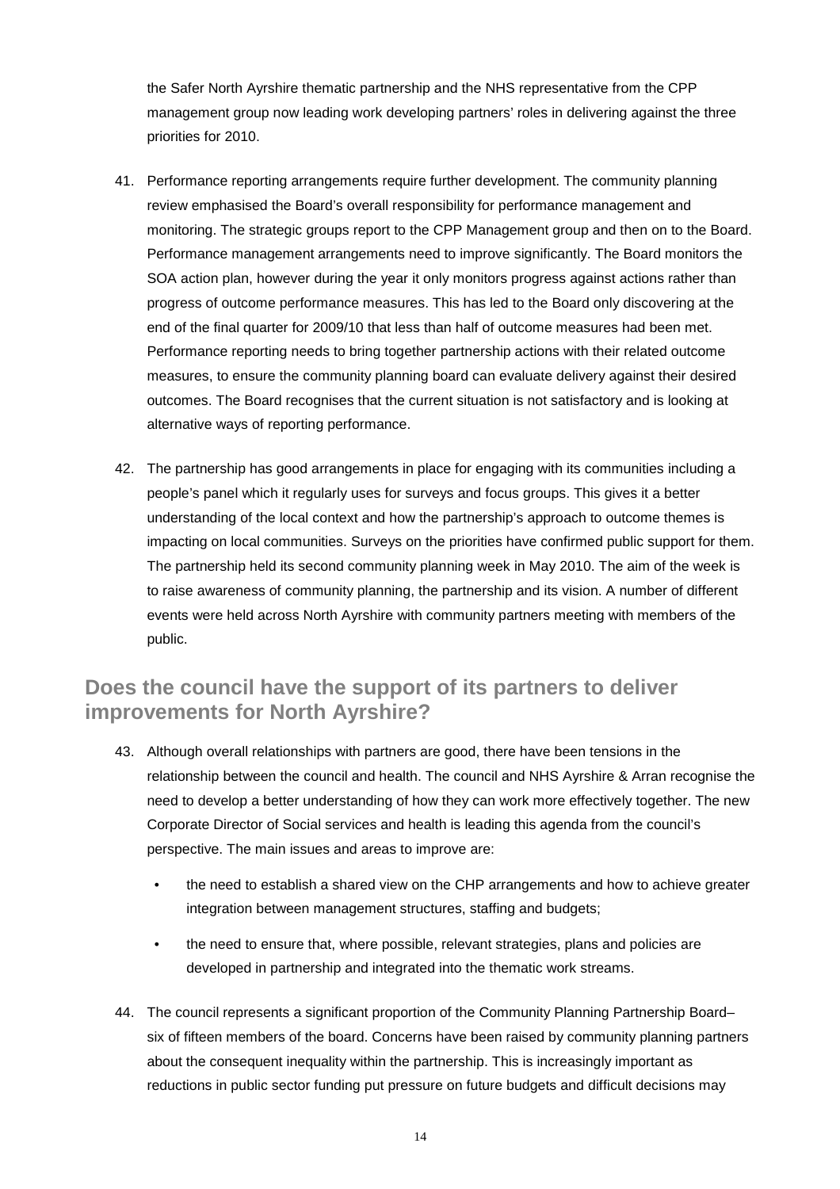the Safer North Ayrshire thematic partnership and the NHS representative from the CPP management group now leading work developing partners' roles in delivering against the three priorities for 2010.

41. Performance reporting arrangements require further development. The community planning review emphasised the Board's overall responsibility for performance management and monitoring. The strategic groups report to the CPP Management group and then on to the Board. Performance management arrangements need to improve significantly. The Board monitors the SOA action plan, however during the year it only monitors progress against actions rather than progress of outcome performance measures. This has led to the Board only discovering at the end of the final quarter for 2009/10 that less than half of outcome measures had been met. Performance reporting needs to bring together partnership actions with their related outcome measures, to ensure the community planning board can evaluate delivery against their desired outcomes. The Board recognises that the current situation is not satisfactory and is looking at alternative ways of reporting performance.

42. The partnership has good arrangements in place for engaging with its communities including a people's panel which it regularly uses for surveys and focus groups. This gives it a better understanding of the local context and how the partnership's approach to outcome themes is impacting on local communities. Surveys on the priorities have confirmed public support for them. The partnership held its second community planning week in May 2010. The aim of the week is to raise awareness of community planning, the partnership and its vision. A number of different events were held across North Ayrshire with community partners meeting with members of the public.

## Does the council have the support of its partners to deliver improvements for North Ayrshire?

43. Although overall relationships with partners are good, there have been tensions in the relationship between the council and health. The council and NHS Ayrshire & Arran recognise the need to develop a better understanding of how they can work more effectively together. The new Corporate Director of Social services and health is leading this agenda from the council's perspective. The main issues and areas to improve are:

    - the need to establish a shared view on the CHP arrangements and how to achieve greater integration between management structures, staffing and budgets;
    - the need to ensure that, where possible, relevant strategies, plans and policies are developed in partnership and integrated into the thematic work streams.

44. The council represents a significant proportion of the Community Planning Partnership Board– six of fifteen members of the board. Concerns have been raised by community planning partners about the consequent inequality within the partnership. This is increasingly important as reductions in public sector funding put pressure on future budgets and difficult decisions may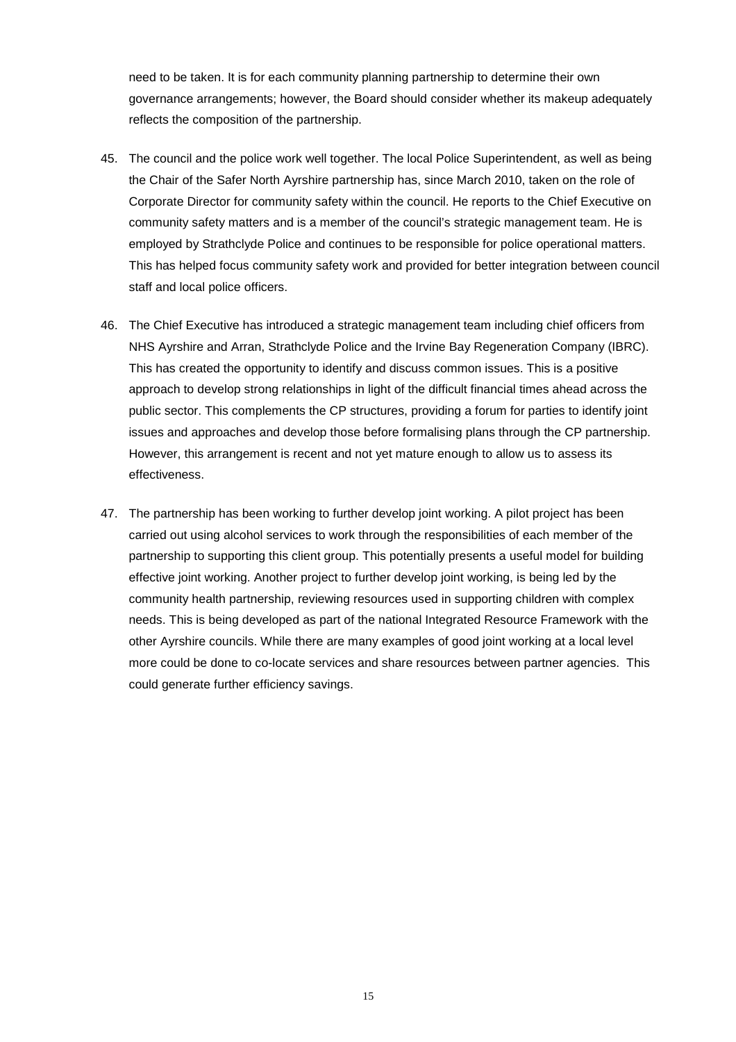need to be taken. It is for each community planning partnership to determine their own governance arrangements; however, the Board should consider whether its makeup adequately reflects the composition of the partnership.

45. The council and the police work well together. The local Police Superintendent, as well as being the Chair of the Safer North Ayrshire partnership has, since March 2010, taken on the role of Corporate Director for community safety within the council. He reports to the Chief Executive on community safety matters and is a member of the council's strategic management team. He is employed by Strathclyde Police and continues to be responsible for police operational matters. This has helped focus community safety work and provided for better integration between council staff and local police officers.

46. The Chief Executive has introduced a strategic management team including chief officers from NHS Ayrshire and Arran, Strathclyde Police and the Irvine Bay Regeneration Company (IBRC). This has created the opportunity to identify and discuss common issues. This is a positive approach to develop strong relationships in light of the difficult financial times ahead across the public sector. This complements the CP structures, providing a forum for parties to identify joint issues and approaches and develop those before formalising plans through the CP partnership. However, this arrangement is recent and not yet mature enough to allow us to assess its effectiveness.

47. The partnership has been working to further develop joint working. A pilot project has been carried out using alcohol services to work through the responsibilities of each member of the partnership to supporting this client group. This potentially presents a useful model for building effective joint working. Another project to further develop joint working, is being led by the community health partnership, reviewing resources used in supporting children with complex needs. This is being developed as part of the national Integrated Resource Framework with the other Ayrshire councils. While there are many examples of good joint working at a local level more could be done to co-locate services and share resources between partner agencies. This could generate further efficiency savings.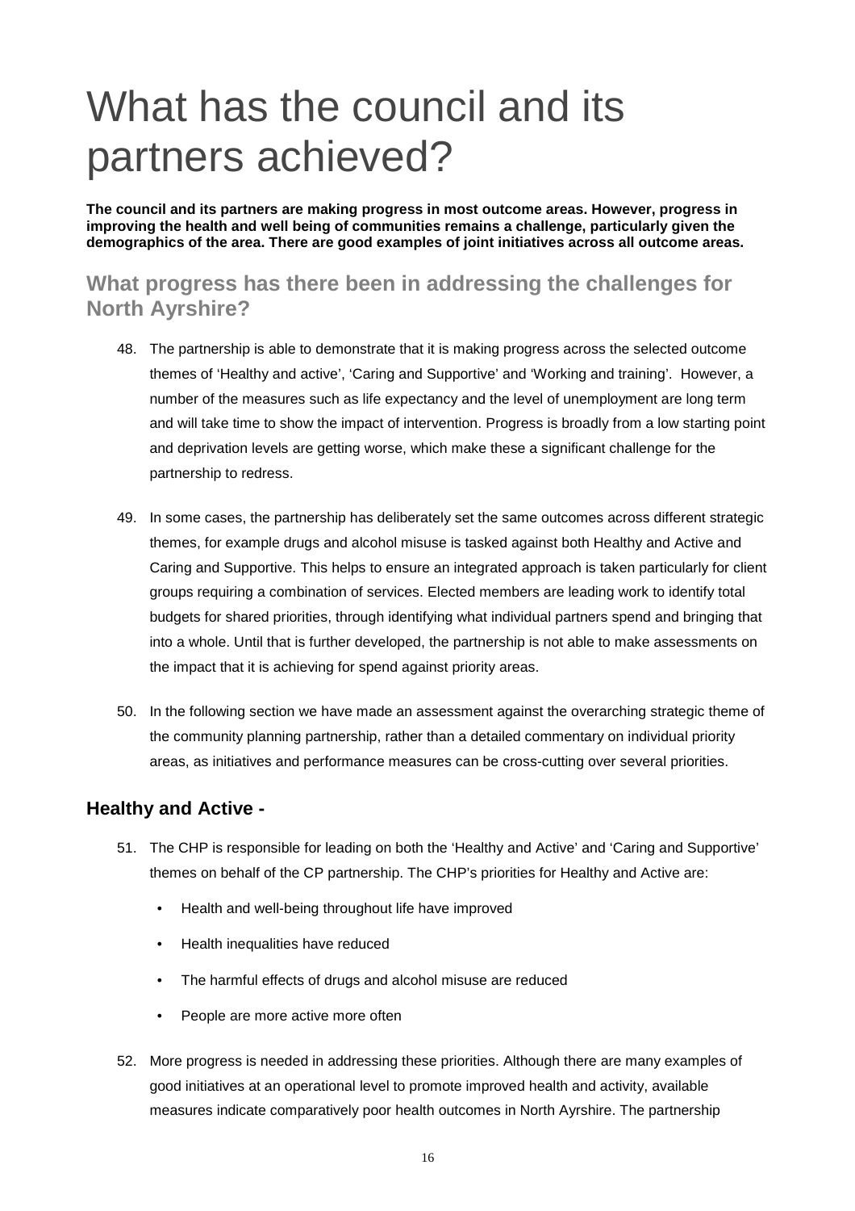# What has the council and its partners achieved?

**The council and its partners are making progress in most outcome areas. However, progress in improving the health and well being of communities remains a challenge, particularly given the demographics of the area. There are good examples of joint initiatives across all outcome areas.**

## What progress has there been in addressing the challenges for North Ayrshire?

48. The partnership is able to demonstrate that it is making progress across the selected outcome themes of 'Healthy and active', 'Caring and Supportive' and 'Working and training'. However, a number of the measures such as life expectancy and the level of unemployment are long term and will take time to show the impact of intervention. Progress is broadly from a low starting point and deprivation levels are getting worse, which make these a significant challenge for the partnership to redress.

49. In some cases, the partnership has deliberately set the same outcomes across different strategic themes, for example drugs and alcohol misuse is tasked against both Healthy and Active and Caring and Supportive. This helps to ensure an integrated approach is taken particularly for client groups requiring a combination of services. Elected members are leading work to identify total budgets for shared priorities, through identifying what individual partners spend and bringing that into a whole. Until that is further developed, the partnership is not able to make assessments on the impact that it is achieving for spend against priority areas.

50. In the following section we have made an assessment against the overarching strategic theme of the community planning partnership, rather than a detailed commentary on individual priority areas, as initiatives and performance measures can be cross-cutting over several priorities.

### Healthy and Active -

51. The CHP is responsible for leading on both the 'Healthy and Active' and 'Caring and Supportive' themes on behalf of the CP partnership. The CHP's priorities for Healthy and Active are:

    - Health and well-being throughout life have improved
    - Health inequalities have reduced
    - The harmful effects of drugs and alcohol misuse are reduced
    - People are more active more often

52. More progress is needed in addressing these priorities. Although there are many examples of good initiatives at an operational level to promote improved health and activity, available measures indicate comparatively poor health outcomes in North Ayrshire. The partnership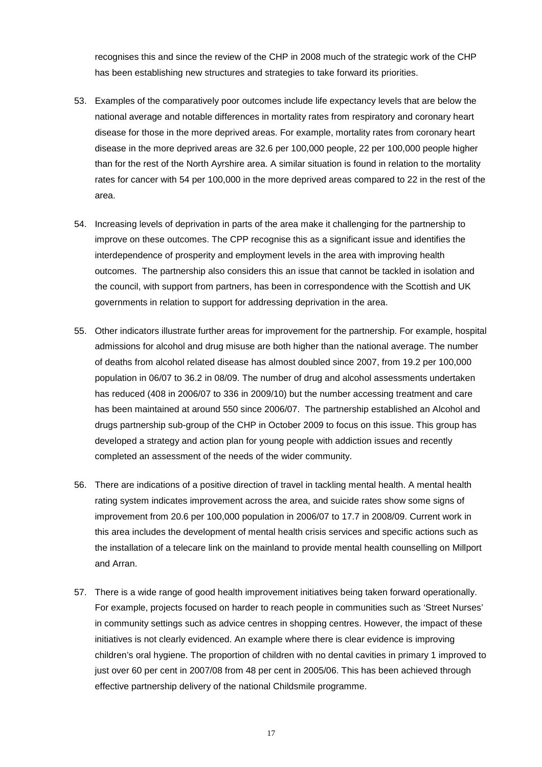recognises this and since the review of the CHP in 2008 much of the strategic work of the CHP has been establishing new structures and strategies to take forward its priorities.

53. Examples of the comparatively poor outcomes include life expectancy levels that are below the national average and notable differences in mortality rates from respiratory and coronary heart disease for those in the more deprived areas. For example, mortality rates from coronary heart disease in the more deprived areas are 32.6 per 100,000 people, 22 per 100,000 people higher than for the rest of the North Ayrshire area. A similar situation is found in relation to the mortality rates for cancer with 54 per 100,000 in the more deprived areas compared to 22 in the rest of the area.

54. Increasing levels of deprivation in parts of the area make it challenging for the partnership to improve on these outcomes. The CPP recognise this as a significant issue and identifies the interdependence of prosperity and employment levels in the area with improving health outcomes. The partnership also considers this an issue that cannot be tackled in isolation and the council, with support from partners, has been in correspondence with the Scottish and UK governments in relation to support for addressing deprivation in the area.

55. Other indicators illustrate further areas for improvement for the partnership. For example, hospital admissions for alcohol and drug misuse are both higher than the national average. The number of deaths from alcohol related disease has almost doubled since 2007, from 19.2 per 100,000 population in 06/07 to 36.2 in 08/09. The number of drug and alcohol assessments undertaken has reduced (408 in 2006/07 to 336 in 2009/10) but the number accessing treatment and care has been maintained at around 550 since 2006/07. The partnership established an Alcohol and drugs partnership sub-group of the CHP in October 2009 to focus on this issue. This group has developed a strategy and action plan for young people with addiction issues and recently completed an assessment of the needs of the wider community.

56. There are indications of a positive direction of travel in tackling mental health. A mental health rating system indicates improvement across the area, and suicide rates show some signs of improvement from 20.6 per 100,000 population in 2006/07 to 17.7 in 2008/09. Current work in this area includes the development of mental health crisis services and specific actions such as the installation of a telecare link on the mainland to provide mental health counselling on Millport and Arran.

57. There is a wide range of good health improvement initiatives being taken forward operationally. For example, projects focused on harder to reach people in communities such as 'Street Nurses' in community settings such as advice centres in shopping centres. However, the impact of these initiatives is not clearly evidenced. An example where there is clear evidence is improving children's oral hygiene. The proportion of children with no dental cavities in primary 1 improved to just over 60 per cent in 2007/08 from 48 per cent in 2005/06. This has been achieved through effective partnership delivery of the national Childsmile programme.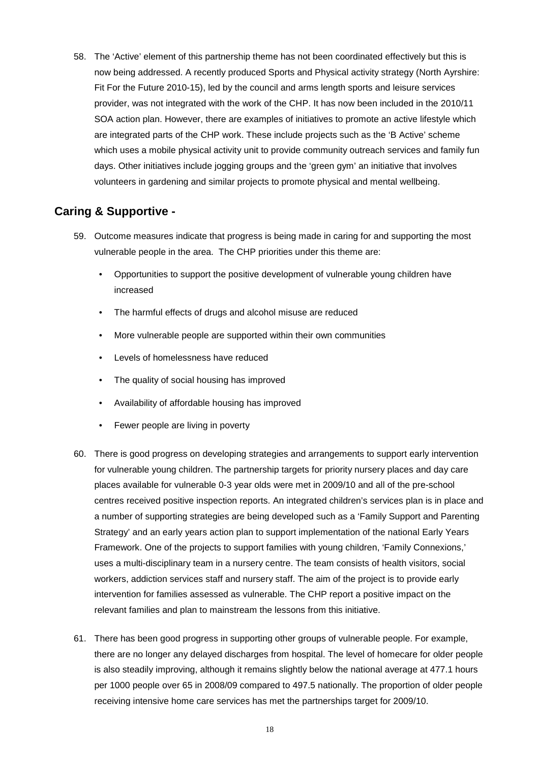58. The 'Active' element of this partnership theme has not been coordinated effectively but this is now being addressed. A recently produced Sports and Physical activity strategy (North Ayrshire: Fit For the Future 2010-15), led by the council and arms length sports and leisure services provider, was not integrated with the work of the CHP. It has now been included in the 2010/11 SOA action plan. However, there are examples of initiatives to promote an active lifestyle which are integrated parts of the CHP work. These include projects such as the 'B Active' scheme which uses a mobile physical activity unit to provide community outreach services and family fun days. Other initiatives include jogging groups and the 'green gym' an initiative that involves volunteers in gardening and similar projects to promote physical and mental wellbeing.

## Caring & Supportive -

59. Outcome measures indicate that progress is being made in caring for and supporting the most vulnerable people in the area. The CHP priorities under this theme are:

   - Opportunities to support the positive development of vulnerable young children have increased
   - The harmful effects of drugs and alcohol misuse are reduced
   - More vulnerable people are supported within their own communities
   - Levels of homelessness have reduced
   - The quality of social housing has improved
   - Availability of affordable housing has improved
   - Fewer people are living in poverty

60. There is good progress on developing strategies and arrangements to support early intervention for vulnerable young children. The partnership targets for priority nursery places and day care places available for vulnerable 0-3 year olds were met in 2009/10 and all of the pre-school centres received positive inspection reports. An integrated children's services plan is in place and a number of supporting strategies are being developed such as a 'Family Support and Parenting Strategy' and an early years action plan to support implementation of the national Early Years Framework. One of the projects to support families with young children, 'Family Connexions,' uses a multi-disciplinary team in a nursery centre. The team consists of health visitors, social workers, addiction services staff and nursery staff. The aim of the project is to provide early intervention for families assessed as vulnerable. The CHP report a positive impact on the relevant families and plan to mainstream the lessons from this initiative.

61. There has been good progress in supporting other groups of vulnerable people. For example, there are no longer any delayed discharges from hospital. The level of homecare for older people is also steadily improving, although it remains slightly below the national average at 477.1 hours per 1000 people over 65 in 2008/09 compared to 497.5 nationally. The proportion of older people receiving intensive home care services has met the partnerships target for 2009/10.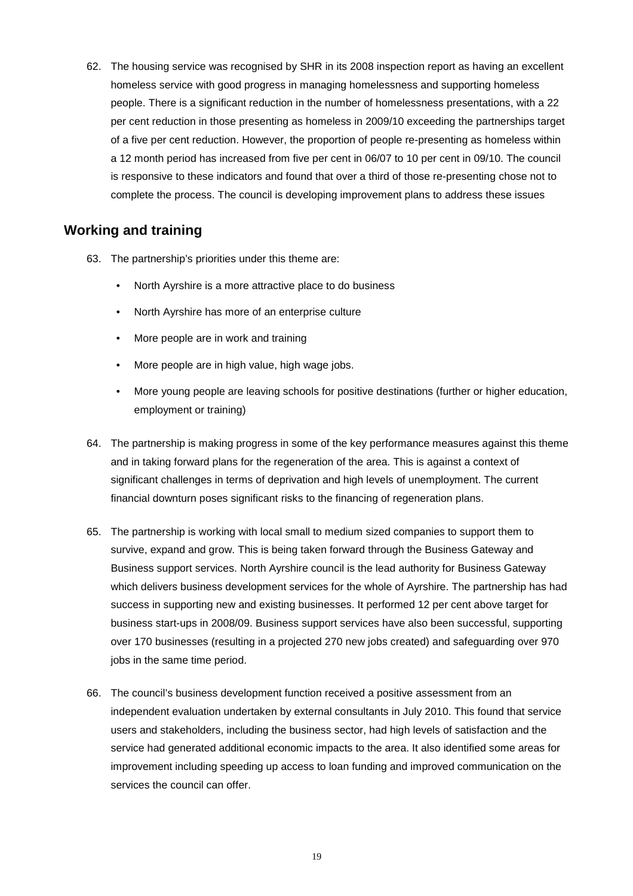62. The housing service was recognised by SHR in its 2008 inspection report as having an excellent homeless service with good progress in managing homelessness and supporting homeless people. There is a significant reduction in the number of homelessness presentations, with a 22 per cent reduction in those presenting as homeless in 2009/10 exceeding the partnerships target of a five per cent reduction. However, the proportion of people re-presenting as homeless within a 12 month period has increased from five per cent in 06/07 to 10 per cent in 09/10. The council is responsive to these indicators and found that over a third of those re-presenting chose not to complete the process. The council is developing improvement plans to address these issues

## Working and training

63. The partnership's priorities under this theme are:

    - North Ayrshire is a more attractive place to do business
    - North Ayrshire has more of an enterprise culture
    - More people are in work and training
    - More people are in high value, high wage jobs.
    - More young people are leaving schools for positive destinations (further or higher education, employment or training)

64. The partnership is making progress in some of the key performance measures against this theme and in taking forward plans for the regeneration of the area. This is against a context of significant challenges in terms of deprivation and high levels of unemployment. The current financial downturn poses significant risks to the financing of regeneration plans.

65. The partnership is working with local small to medium sized companies to support them to survive, expand and grow. This is being taken forward through the Business Gateway and Business support services. North Ayrshire council is the lead authority for Business Gateway which delivers business development services for the whole of Ayrshire. The partnership has had success in supporting new and existing businesses. It performed 12 per cent above target for business start-ups in 2008/09. Business support services have also been successful, supporting over 170 businesses (resulting in a projected 270 new jobs created) and safeguarding over 970 jobs in the same time period.

66. The council's business development function received a positive assessment from an independent evaluation undertaken by external consultants in July 2010. This found that service users and stakeholders, including the business sector, had high levels of satisfaction and the service had generated additional economic impacts to the area. It also identified some areas for improvement including speeding up access to loan funding and improved communication on the services the council can offer.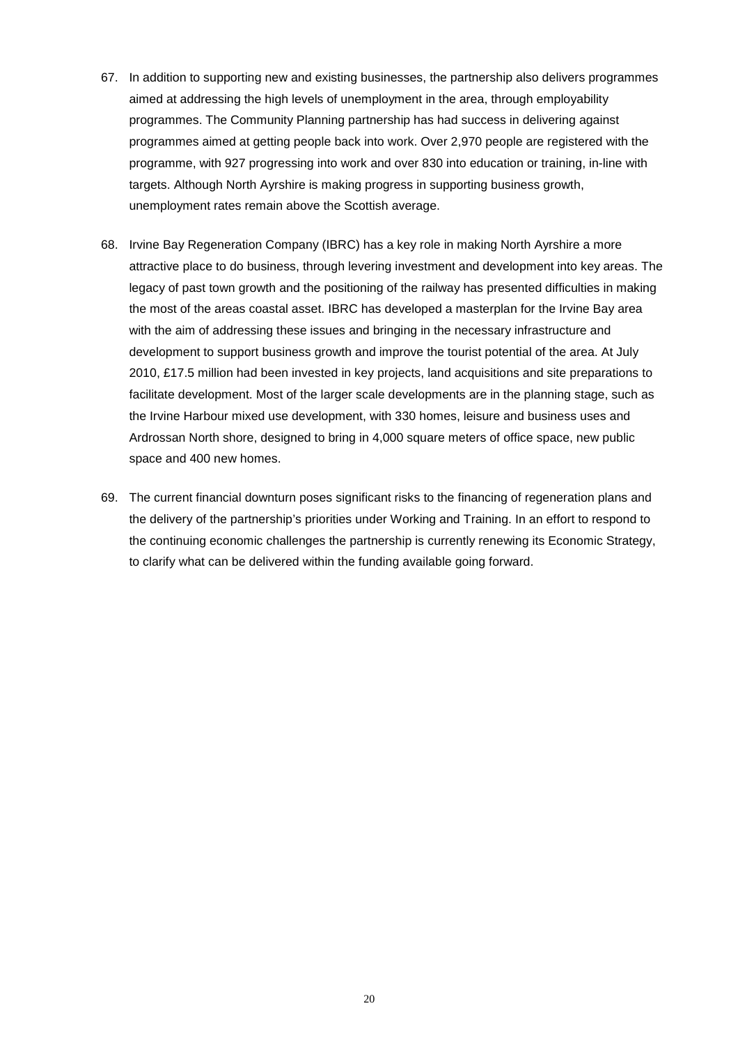67. In addition to supporting new and existing businesses, the partnership also delivers programmes aimed at addressing the high levels of unemployment in the area, through employability programmes. The Community Planning partnership has had success in delivering against programmes aimed at getting people back into work. Over 2,970 people are registered with the programme, with 927 progressing into work and over 830 into education or training, in-line with targets. Although North Ayrshire is making progress in supporting business growth, unemployment rates remain above the Scottish average.

68. Irvine Bay Regeneration Company (IBRC) has a key role in making North Ayrshire a more attractive place to do business, through levering investment and development into key areas. The legacy of past town growth and the positioning of the railway has presented difficulties in making the most of the areas coastal asset. IBRC has developed a masterplan for the Irvine Bay area with the aim of addressing these issues and bringing in the necessary infrastructure and development to support business growth and improve the tourist potential of the area. At July 2010, £17.5 million had been invested in key projects, land acquisitions and site preparations to facilitate development. Most of the larger scale developments are in the planning stage, such as the Irvine Harbour mixed use development, with 330 homes, leisure and business uses and Ardrossan North shore, designed to bring in 4,000 square meters of office space, new public space and 400 new homes.

69. The current financial downturn poses significant risks to the financing of regeneration plans and the delivery of the partnership's priorities under Working and Training. In an effort to respond to the continuing economic challenges the partnership is currently renewing its Economic Strategy, to clarify what can be delivered within the funding available going forward.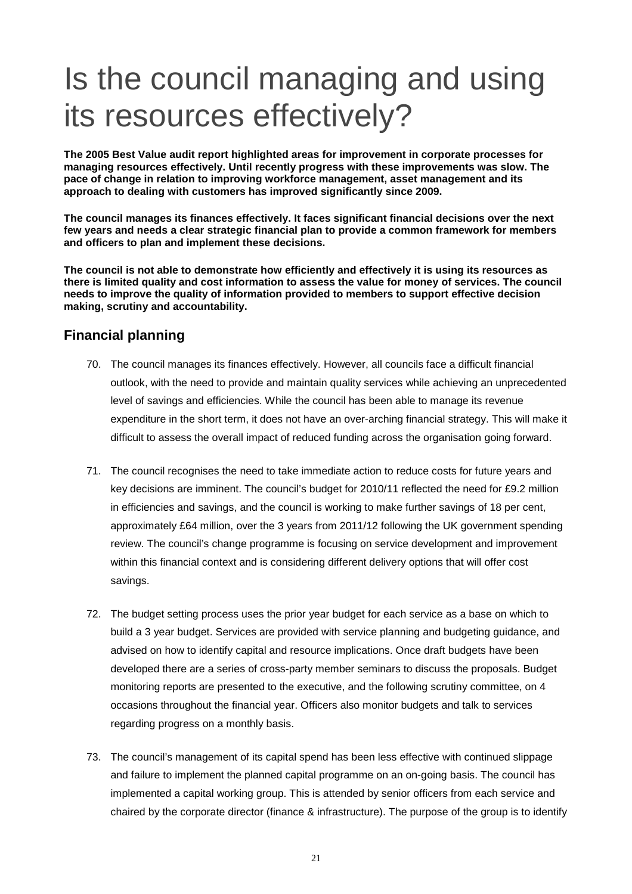# Is the council managing and using its resources effectively?

**The 2005 Best Value audit report highlighted areas for improvement in corporate processes for managing resources effectively. Until recently progress with these improvements was slow. The pace of change in relation to improving workforce management, asset management and its approach to dealing with customers has improved significantly since 2009.**

**The council manages its finances effectively. It faces significant financial decisions over the next few years and needs a clear strategic financial plan to provide a common framework for members and officers to plan and implement these decisions.**

**The council is not able to demonstrate how efficiently and effectively it is using its resources as there is limited quality and cost information to assess the value for money of services. The council needs to improve the quality of information provided to members to support effective decision making, scrutiny and accountability.**

## Financial planning

70. The council manages its finances effectively. However, all councils face a difficult financial outlook, with the need to provide and maintain quality services while achieving an unprecedented level of savings and efficiencies. While the council has been able to manage its revenue expenditure in the short term, it does not have an over-arching financial strategy. This will make it difficult to assess the overall impact of reduced funding across the organisation going forward.

71. The council recognises the need to take immediate action to reduce costs for future years and key decisions are imminent. The council's budget for 2010/11 reflected the need for £9.2 million in efficiencies and savings, and the council is working to make further savings of 18 per cent, approximately £64 million, over the 3 years from 2011/12 following the UK government spending review. The council's change programme is focusing on service development and improvement within this financial context and is considering different delivery options that will offer cost savings.

72. The budget setting process uses the prior year budget for each service as a base on which to build a 3 year budget. Services are provided with service planning and budgeting guidance, and advised on how to identify capital and resource implications. Once draft budgets have been developed there are a series of cross-party member seminars to discuss the proposals. Budget monitoring reports are presented to the executive, and the following scrutiny committee, on 4 occasions throughout the financial year. Officers also monitor budgets and talk to services regarding progress on a monthly basis.

73. The council's management of its capital spend has been less effective with continued slippage and failure to implement the planned capital programme on an on-going basis. The council has implemented a capital working group. This is attended by senior officers from each service and chaired by the corporate director (finance & infrastructure). The purpose of the group is to identify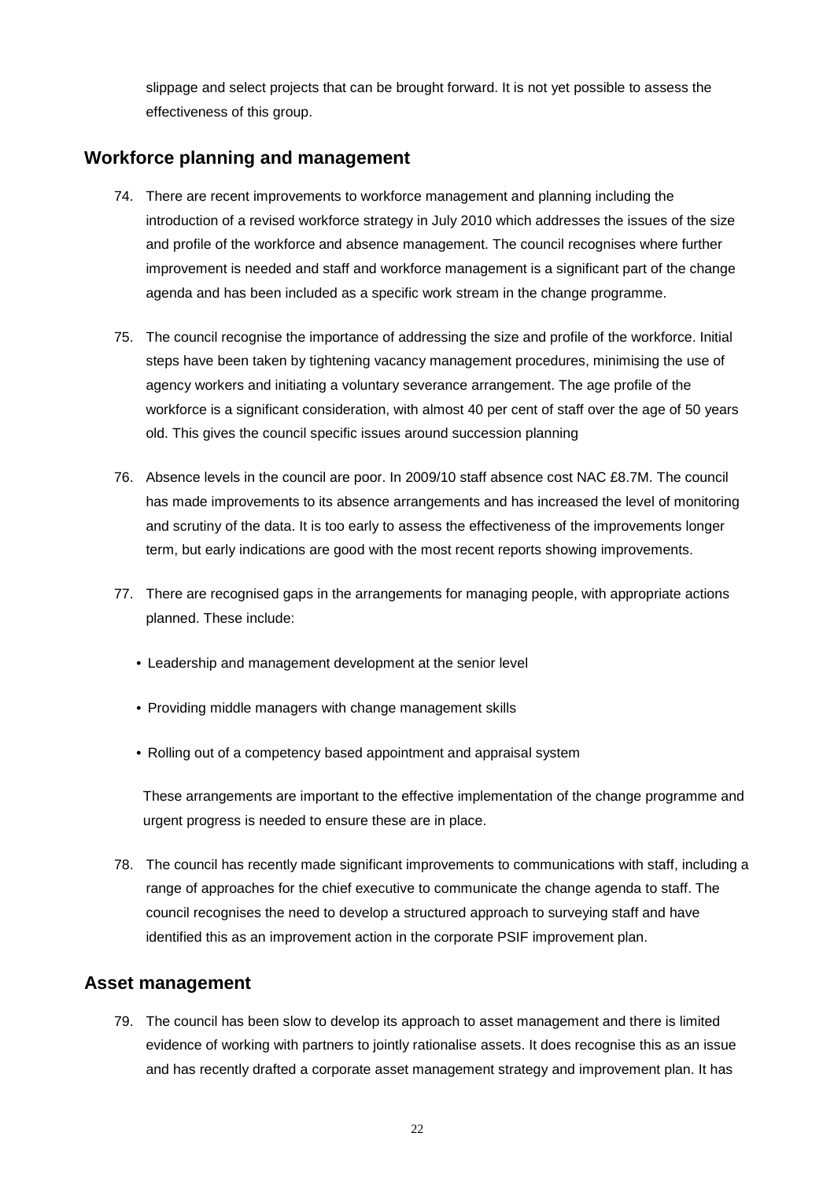slippage and select projects that can be brought forward. It is not yet possible to assess the effectiveness of this group.

## Workforce planning and management

74. There are recent improvements to workforce management and planning including the introduction of a revised workforce strategy in July 2010 which addresses the issues of the size and profile of the workforce and absence management. The council recognises where further improvement is needed and staff and workforce management is a significant part of the change agenda and has been included as a specific work stream in the change programme.

75. The council recognise the importance of addressing the size and profile of the workforce. Initial steps have been taken by tightening vacancy management procedures, minimising the use of agency workers and initiating a voluntary severance arrangement. The age profile of the workforce is a significant consideration, with almost 40 per cent of staff over the age of 50 years old. This gives the council specific issues around succession planning

76. Absence levels in the council are poor. In 2009/10 staff absence cost NAC £8.7M. The council has made improvements to its absence arrangements and has increased the level of monitoring and scrutiny of the data. It is too early to assess the effectiveness of the improvements longer term, but early indications are good with the most recent reports showing improvements.

77. There are recognised gaps in the arrangements for managing people, with appropriate actions planned. These include:

    - Leadership and management development at the senior level
    - Providing middle managers with change management skills
    - Rolling out of a competency based appointment and appraisal system

    These arrangements are important to the effective implementation of the change programme and urgent progress is needed to ensure these are in place.

78. The council has recently made significant improvements to communications with staff, including a range of approaches for the chief executive to communicate the change agenda to staff. The council recognises the need to develop a structured approach to surveying staff and have identified this as an improvement action in the corporate PSIF improvement plan.

## Asset management

79. The council has been slow to develop its approach to asset management and there is limited evidence of working with partners to jointly rationalise assets. It does recognise this as an issue and has recently drafted a corporate asset management strategy and improvement plan. It has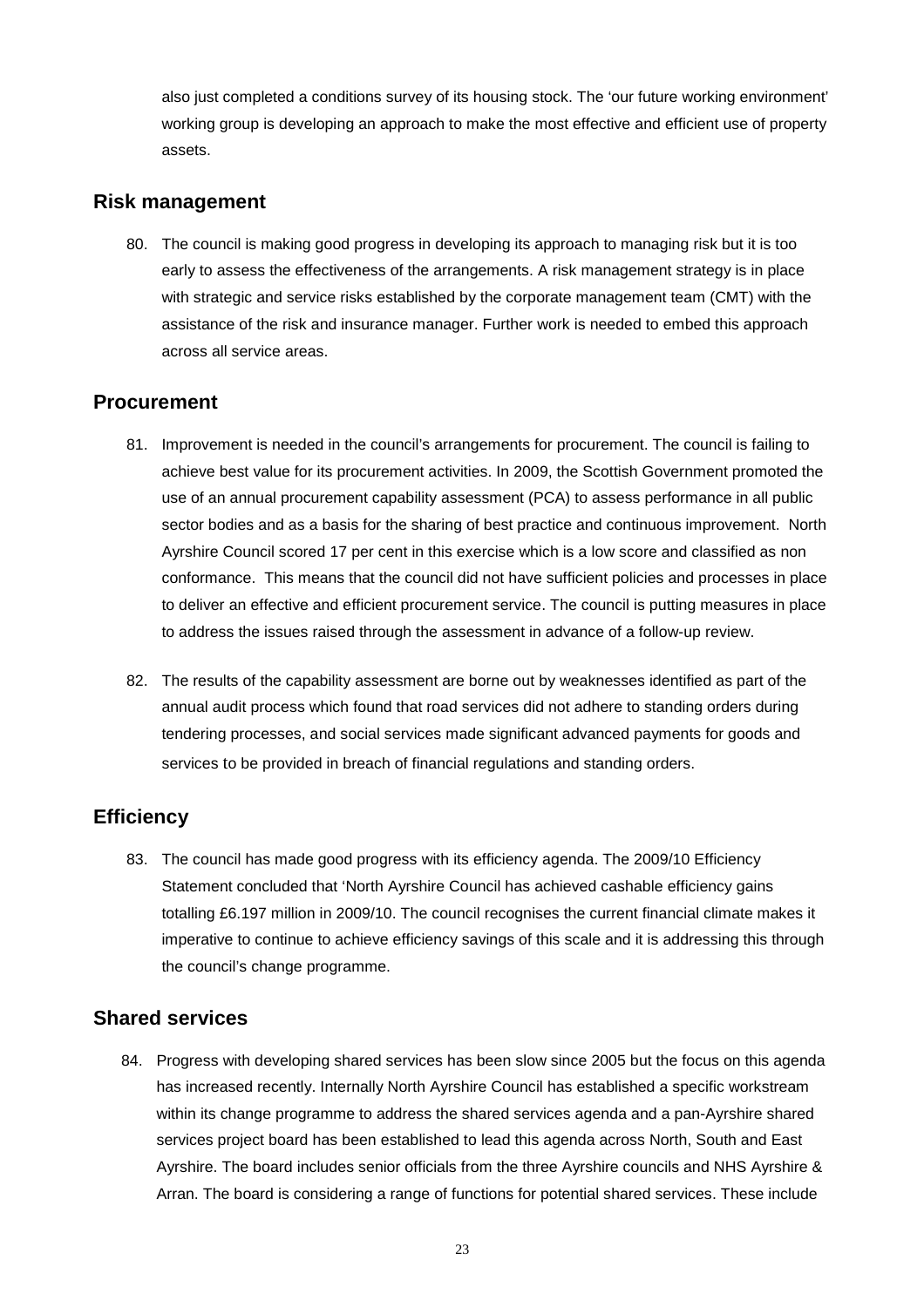also just completed a conditions survey of its housing stock. The 'our future working environment' working group is developing an approach to make the most effective and efficient use of property assets.

## Risk management

80. The council is making good progress in developing its approach to managing risk but it is too early to assess the effectiveness of the arrangements. A risk management strategy is in place with strategic and service risks established by the corporate management team (CMT) with the assistance of the risk and insurance manager. Further work is needed to embed this approach across all service areas.

## Procurement

81. Improvement is needed in the council's arrangements for procurement. The council is failing to achieve best value for its procurement activities. In 2009, the Scottish Government promoted the use of an annual procurement capability assessment (PCA) to assess performance in all public sector bodies and as a basis for the sharing of best practice and continuous improvement. North Ayrshire Council scored 17 per cent in this exercise which is a low score and classified as non conformance. This means that the council did not have sufficient policies and processes in place to deliver an effective and efficient procurement service. The council is putting measures in place to address the issues raised through the assessment in advance of a follow-up review.

82. The results of the capability assessment are borne out by weaknesses identified as part of the annual audit process which found that road services did not adhere to standing orders during tendering processes, and social services made significant advanced payments for goods and services to be provided in breach of financial regulations and standing orders.

## Efficiency

83. The council has made good progress with its efficiency agenda. The 2009/10 Efficiency Statement concluded that 'North Ayrshire Council has achieved cashable efficiency gains totalling £6.197 million in 2009/10. The council recognises the current financial climate makes it imperative to continue to achieve efficiency savings of this scale and it is addressing this through the council's change programme.

## Shared services

84. Progress with developing shared services has been slow since 2005 but the focus on this agenda has increased recently. Internally North Ayrshire Council has established a specific workstream within its change programme to address the shared services agenda and a pan-Ayrshire shared services project board has been established to lead this agenda across North, South and East Ayrshire. The board includes senior officials from the three Ayrshire councils and NHS Ayrshire & Arran. The board is considering a range of functions for potential shared services. These include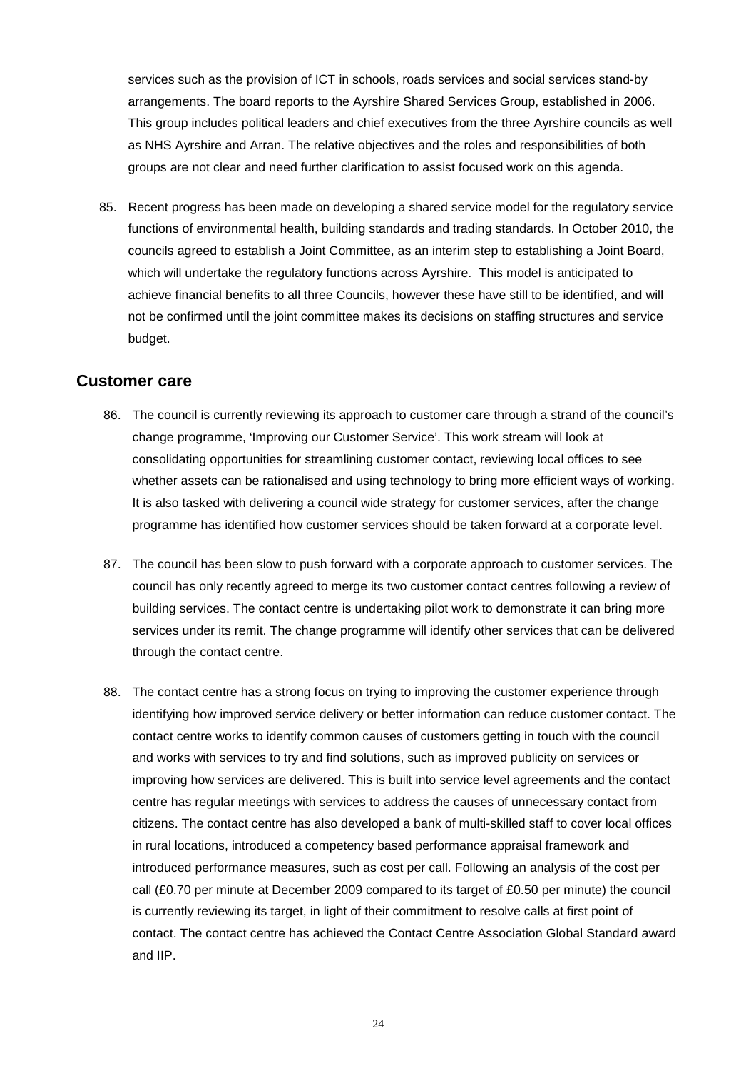services such as the provision of ICT in schools, roads services and social services stand-by arrangements. The board reports to the Ayrshire Shared Services Group, established in 2006. This group includes political leaders and chief executives from the three Ayrshire councils as well as NHS Ayrshire and Arran. The relative objectives and the roles and responsibilities of both groups are not clear and need further clarification to assist focused work on this agenda.

85. Recent progress has been made on developing a shared service model for the regulatory service functions of environmental health, building standards and trading standards. In October 2010, the councils agreed to establish a Joint Committee, as an interim step to establishing a Joint Board, which will undertake the regulatory functions across Ayrshire. This model is anticipated to achieve financial benefits to all three Councils, however these have still to be identified, and will not be confirmed until the joint committee makes its decisions on staffing structures and service budget.

## Customer care

86. The council is currently reviewing its approach to customer care through a strand of the council's change programme, 'Improving our Customer Service'. This work stream will look at consolidating opportunities for streamlining customer contact, reviewing local offices to see whether assets can be rationalised and using technology to bring more efficient ways of working. It is also tasked with delivering a council wide strategy for customer services, after the change programme has identified how customer services should be taken forward at a corporate level.

87. The council has been slow to push forward with a corporate approach to customer services. The council has only recently agreed to merge its two customer contact centres following a review of building services. The contact centre is undertaking pilot work to demonstrate it can bring more services under its remit. The change programme will identify other services that can be delivered through the contact centre.

88. The contact centre has a strong focus on trying to improving the customer experience through identifying how improved service delivery or better information can reduce customer contact. The contact centre works to identify common causes of customers getting in touch with the council and works with services to try and find solutions, such as improved publicity on services or improving how services are delivered. This is built into service level agreements and the contact centre has regular meetings with services to address the causes of unnecessary contact from citizens. The contact centre has also developed a bank of multi-skilled staff to cover local offices in rural locations, introduced a competency based performance appraisal framework and introduced performance measures, such as cost per call. Following an analysis of the cost per call (£0.70 per minute at December 2009 compared to its target of £0.50 per minute) the council is currently reviewing its target, in light of their commitment to resolve calls at first point of contact. The contact centre has achieved the Contact Centre Association Global Standard award and IIP.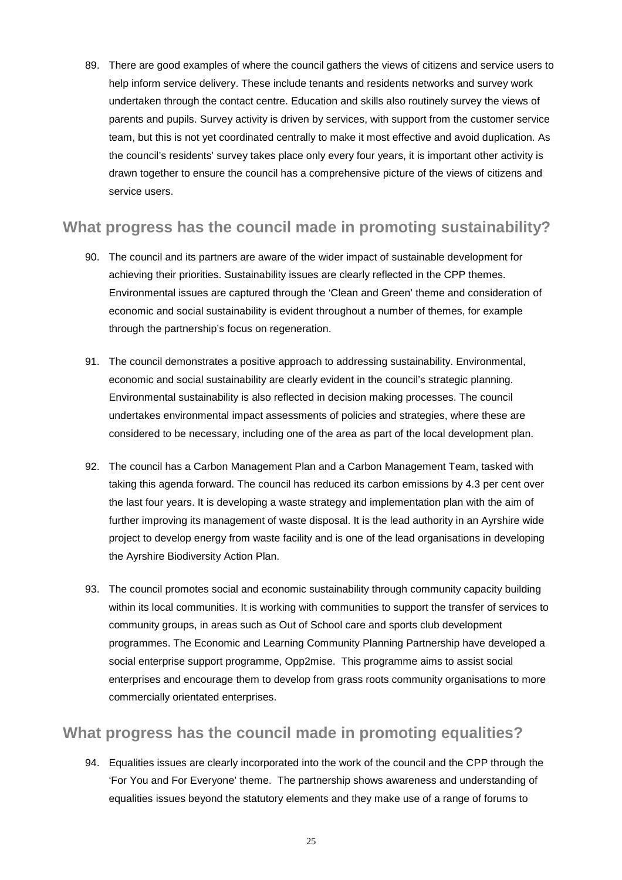89. There are good examples of where the council gathers the views of citizens and service users to help inform service delivery. These include tenants and residents networks and survey work undertaken through the contact centre. Education and skills also routinely survey the views of parents and pupils. Survey activity is driven by services, with support from the customer service team, but this is not yet coordinated centrally to make it most effective and avoid duplication. As the council's residents' survey takes place only every four years, it is important other activity is drawn together to ensure the council has a comprehensive picture of the views of citizens and service users.

## What progress has the council made in promoting sustainability?

90. The council and its partners are aware of the wider impact of sustainable development for achieving their priorities. Sustainability issues are clearly reflected in the CPP themes. Environmental issues are captured through the 'Clean and Green' theme and consideration of economic and social sustainability is evident throughout a number of themes, for example through the partnership's focus on regeneration.

91. The council demonstrates a positive approach to addressing sustainability. Environmental, economic and social sustainability are clearly evident in the council's strategic planning. Environmental sustainability is also reflected in decision making processes. The council undertakes environmental impact assessments of policies and strategies, where these are considered to be necessary, including one of the area as part of the local development plan.

92. The council has a Carbon Management Plan and a Carbon Management Team, tasked with taking this agenda forward. The council has reduced its carbon emissions by 4.3 per cent over the last four years. It is developing a waste strategy and implementation plan with the aim of further improving its management of waste disposal. It is the lead authority in an Ayrshire wide project to develop energy from waste facility and is one of the lead organisations in developing the Ayrshire Biodiversity Action Plan.

93. The council promotes social and economic sustainability through community capacity building within its local communities. It is working with communities to support the transfer of services to community groups, in areas such as Out of School care and sports club development programmes. The Economic and Learning Community Planning Partnership have developed a social enterprise support programme, Opp2mise. This programme aims to assist social enterprises and encourage them to develop from grass roots community organisations to more commercially orientated enterprises.

## What progress has the council made in promoting equalities?

94. Equalities issues are clearly incorporated into the work of the council and the CPP through the 'For You and For Everyone' theme. The partnership shows awareness and understanding of equalities issues beyond the statutory elements and they make use of a range of forums to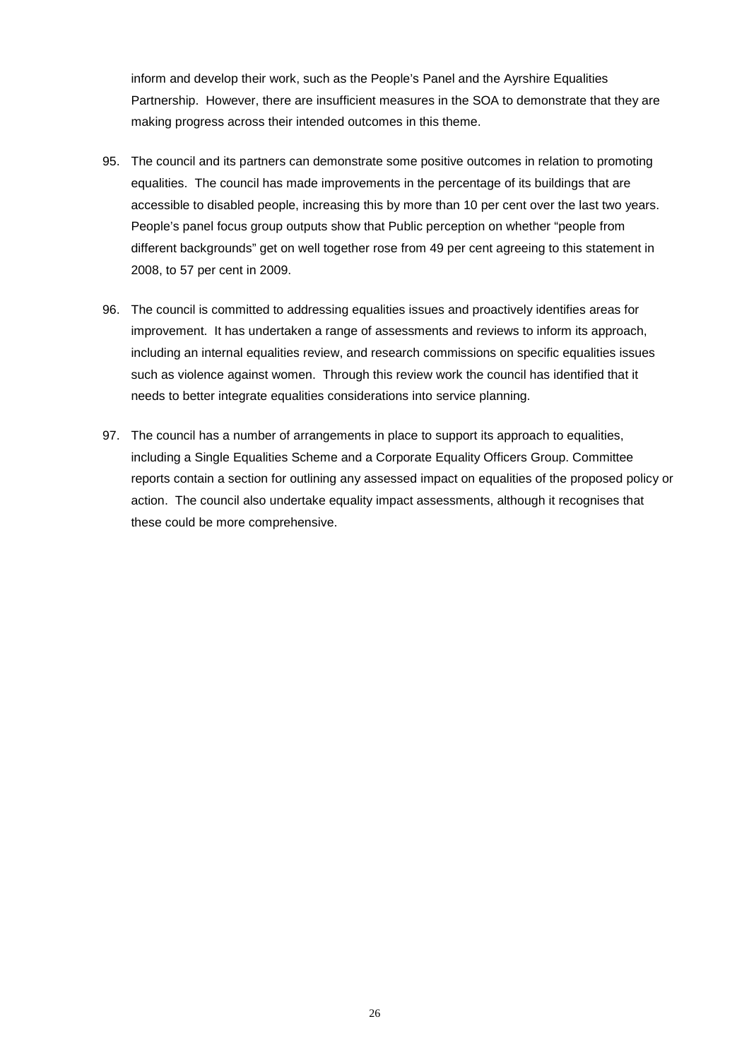inform and develop their work, such as the People's Panel and the Ayrshire Equalities Partnership. However, there are insufficient measures in the SOA to demonstrate that they are making progress across their intended outcomes in this theme.

95. The council and its partners can demonstrate some positive outcomes in relation to promoting equalities. The council has made improvements in the percentage of its buildings that are accessible to disabled people, increasing this by more than 10 per cent over the last two years. People's panel focus group outputs show that Public perception on whether "people from different backgrounds" get on well together rose from 49 per cent agreeing to this statement in 2008, to 57 per cent in 2009.

96. The council is committed to addressing equalities issues and proactively identifies areas for improvement. It has undertaken a range of assessments and reviews to inform its approach, including an internal equalities review, and research commissions on specific equalities issues such as violence against women. Through this review work the council has identified that it needs to better integrate equalities considerations into service planning.

97. The council has a number of arrangements in place to support its approach to equalities, including a Single Equalities Scheme and a Corporate Equality Officers Group. Committee reports contain a section for outlining any assessed impact on equalities of the proposed policy or action. The council also undertake equality impact assessments, although it recognises that these could be more comprehensive.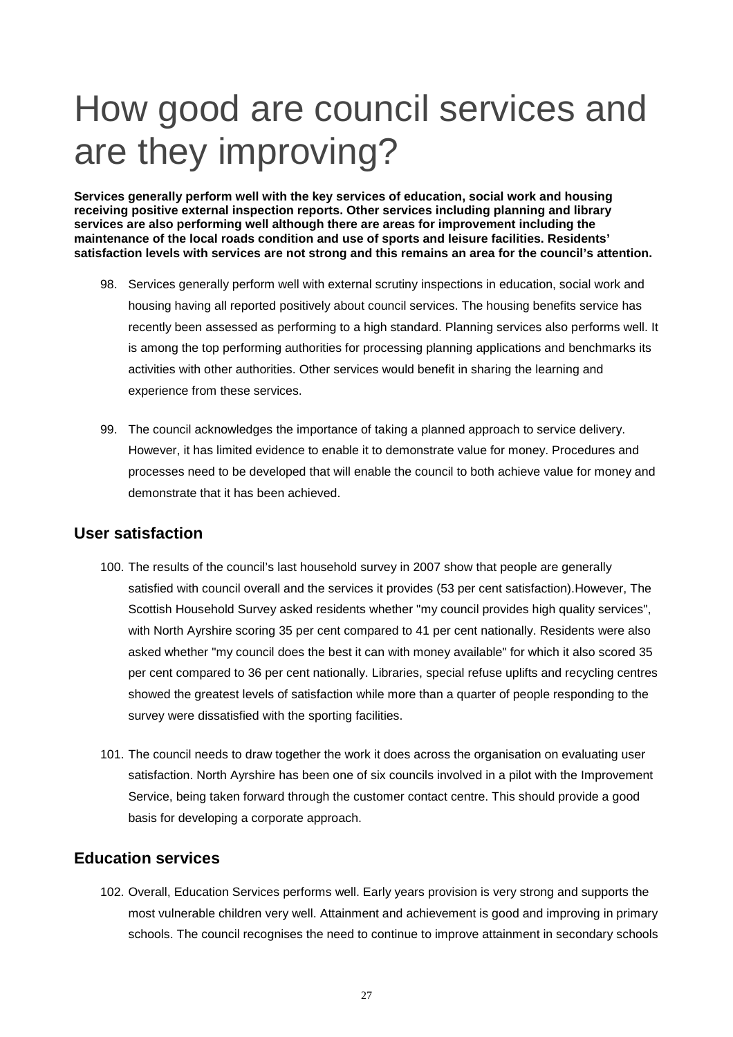# How good are council services and are they improving?

**Services generally perform well with the key services of education, social work and housing receiving positive external inspection reports. Other services including planning and library services are also performing well although there are areas for improvement including the maintenance of the local roads condition and use of sports and leisure facilities. Residents' satisfaction levels with services are not strong and this remains an area for the council's attention.**

98. Services generally perform well with external scrutiny inspections in education, social work and housing having all reported positively about council services. The housing benefits service has recently been assessed as performing to a high standard. Planning services also performs well. It is among the top performing authorities for processing planning applications and benchmarks its activities with other authorities. Other services would benefit in sharing the learning and experience from these services.

99. The council acknowledges the importance of taking a planned approach to service delivery. However, it has limited evidence to enable it to demonstrate value for money. Procedures and processes need to be developed that will enable the council to both achieve value for money and demonstrate that it has been achieved.

## User satisfaction

100. The results of the council's last household survey in 2007 show that people are generally satisfied with council overall and the services it provides (53 per cent satisfaction).However, The Scottish Household Survey asked residents whether "my council provides high quality services", with North Ayrshire scoring 35 per cent compared to 41 per cent nationally. Residents were also asked whether "my council does the best it can with money available" for which it also scored 35 per cent compared to 36 per cent nationally. Libraries, special refuse uplifts and recycling centres showed the greatest levels of satisfaction while more than a quarter of people responding to the survey were dissatisfied with the sporting facilities.

101. The council needs to draw together the work it does across the organisation on evaluating user satisfaction. North Ayrshire has been one of six councils involved in a pilot with the Improvement Service, being taken forward through the customer contact centre. This should provide a good basis for developing a corporate approach.

## Education services

102. Overall, Education Services performs well. Early years provision is very strong and supports the most vulnerable children very well. Attainment and achievement is good and improving in primary schools. The council recognises the need to continue to improve attainment in secondary schools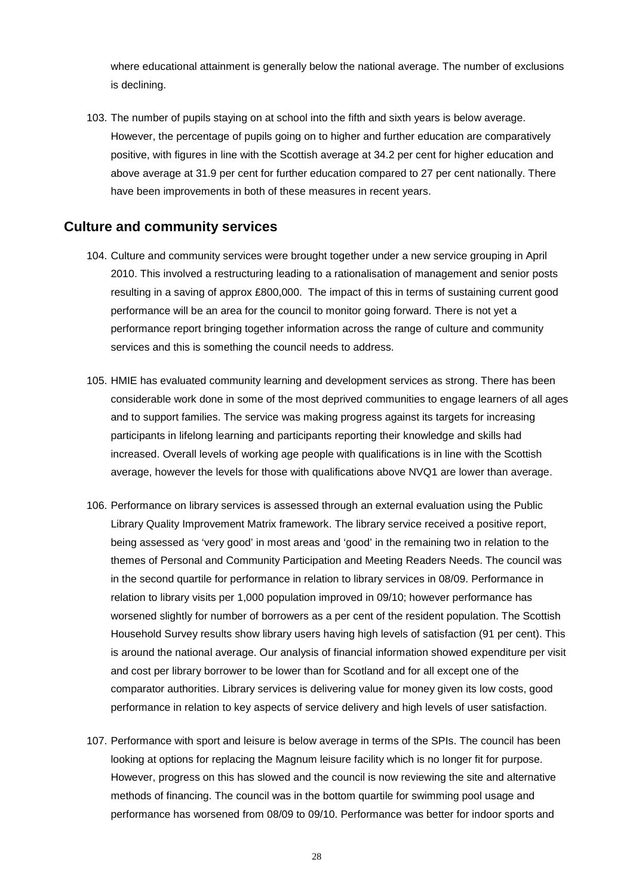where educational attainment is generally below the national average. The number of exclusions is declining.

103. The number of pupils staying on at school into the fifth and sixth years is below average. However, the percentage of pupils going on to higher and further education are comparatively positive, with figures in line with the Scottish average at 34.2 per cent for higher education and above average at 31.9 per cent for further education compared to 27 per cent nationally. There have been improvements in both of these measures in recent years.

## Culture and community services

104. Culture and community services were brought together under a new service grouping in April 2010. This involved a restructuring leading to a rationalisation of management and senior posts resulting in a saving of approx £800,000. The impact of this in terms of sustaining current good performance will be an area for the council to monitor going forward. There is not yet a performance report bringing together information across the range of culture and community services and this is something the council needs to address.

105. HMIE has evaluated community learning and development services as strong. There has been considerable work done in some of the most deprived communities to engage learners of all ages and to support families. The service was making progress against its targets for increasing participants in lifelong learning and participants reporting their knowledge and skills had increased. Overall levels of working age people with qualifications is in line with the Scottish average, however the levels for those with qualifications above NVQ1 are lower than average.

106. Performance on library services is assessed through an external evaluation using the Public Library Quality Improvement Matrix framework. The library service received a positive report, being assessed as 'very good' in most areas and 'good' in the remaining two in relation to the themes of Personal and Community Participation and Meeting Readers Needs. The council was in the second quartile for performance in relation to library services in 08/09. Performance in relation to library visits per 1,000 population improved in 09/10; however performance has worsened slightly for number of borrowers as a per cent of the resident population. The Scottish Household Survey results show library users having high levels of satisfaction (91 per cent). This is around the national average. Our analysis of financial information showed expenditure per visit and cost per library borrower to be lower than for Scotland and for all except one of the comparator authorities. Library services is delivering value for money given its low costs, good performance in relation to key aspects of service delivery and high levels of user satisfaction.

107. Performance with sport and leisure is below average in terms of the SPIs. The council has been looking at options for replacing the Magnum leisure facility which is no longer fit for purpose. However, progress on this has slowed and the council is now reviewing the site and alternative methods of financing. The council was in the bottom quartile for swimming pool usage and performance has worsened from 08/09 to 09/10. Performance was better for indoor sports and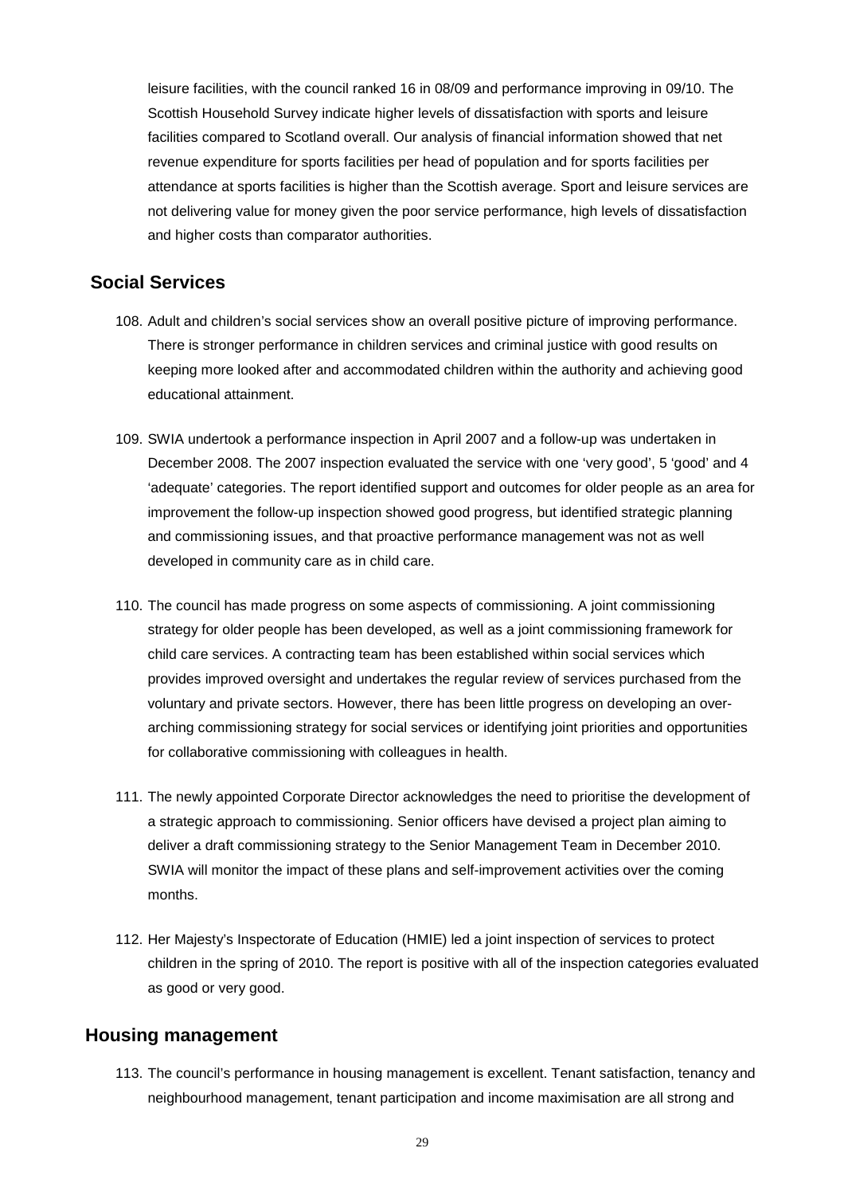leisure facilities, with the council ranked 16 in 08/09 and performance improving in 09/10. The Scottish Household Survey indicate higher levels of dissatisfaction with sports and leisure facilities compared to Scotland overall. Our analysis of financial information showed that net revenue expenditure for sports facilities per head of population and for sports facilities per attendance at sports facilities is higher than the Scottish average. Sport and leisure services are not delivering value for money given the poor service performance, high levels of dissatisfaction and higher costs than comparator authorities.

## Social Services

108. Adult and children's social services show an overall positive picture of improving performance. There is stronger performance in children services and criminal justice with good results on keeping more looked after and accommodated children within the authority and achieving good educational attainment.

109. SWIA undertook a performance inspection in April 2007 and a follow-up was undertaken in December 2008. The 2007 inspection evaluated the service with one 'very good', 5 'good' and 4 'adequate' categories. The report identified support and outcomes for older people as an area for improvement the follow-up inspection showed good progress, but identified strategic planning and commissioning issues, and that proactive performance management was not as well developed in community care as in child care.

110. The council has made progress on some aspects of commissioning. A joint commissioning strategy for older people has been developed, as well as a joint commissioning framework for child care services. A contracting team has been established within social services which provides improved oversight and undertakes the regular review of services purchased from the voluntary and private sectors. However, there has been little progress on developing an over-arching commissioning strategy for social services or identifying joint priorities and opportunities for collaborative commissioning with colleagues in health.

111. The newly appointed Corporate Director acknowledges the need to prioritise the development of a strategic approach to commissioning. Senior officers have devised a project plan aiming to deliver a draft commissioning strategy to the Senior Management Team in December 2010. SWIA will monitor the impact of these plans and self-improvement activities over the coming months.

112. Her Majesty's Inspectorate of Education (HMIE) led a joint inspection of services to protect children in the spring of 2010. The report is positive with all of the inspection categories evaluated as good or very good.

## Housing management

113. The council's performance in housing management is excellent. Tenant satisfaction, tenancy and neighbourhood management, tenant participation and income maximisation are all strong and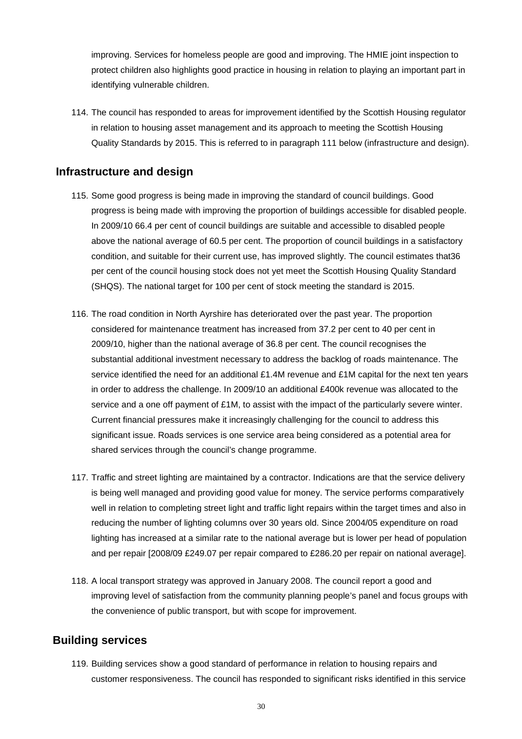improving. Services for homeless people are good and improving. The HMIE joint inspection to protect children also highlights good practice in housing in relation to playing an important part in identifying vulnerable children.

114. The council has responded to areas for improvement identified by the Scottish Housing regulator in relation to housing asset management and its approach to meeting the Scottish Housing Quality Standards by 2015. This is referred to in paragraph 111 below (infrastructure and design).

## Infrastructure and design

115. Some good progress is being made in improving the standard of council buildings. Good progress is being made with improving the proportion of buildings accessible for disabled people. In 2009/10 66.4 per cent of council buildings are suitable and accessible to disabled people above the national average of 60.5 per cent. The proportion of council buildings in a satisfactory condition, and suitable for their current use, has improved slightly. The council estimates that36 per cent of the council housing stock does not yet meet the Scottish Housing Quality Standard (SHQS). The national target for 100 per cent of stock meeting the standard is 2015.

116. The road condition in North Ayrshire has deteriorated over the past year. The proportion considered for maintenance treatment has increased from 37.2 per cent to 40 per cent in 2009/10, higher than the national average of 36.8 per cent. The council recognises the substantial additional investment necessary to address the backlog of roads maintenance. The service identified the need for an additional £1.4M revenue and £1M capital for the next ten years in order to address the challenge. In 2009/10 an additional £400k revenue was allocated to the service and a one off payment of £1M, to assist with the impact of the particularly severe winter. Current financial pressures make it increasingly challenging for the council to address this significant issue. Roads services is one service area being considered as a potential area for shared services through the council's change programme.

117. Traffic and street lighting are maintained by a contractor. Indications are that the service delivery is being well managed and providing good value for money. The service performs comparatively well in relation to completing street light and traffic light repairs within the target times and also in reducing the number of lighting columns over 30 years old. Since 2004/05 expenditure on road lighting has increased at a similar rate to the national average but is lower per head of population and per repair [2008/09 £249.07 per repair compared to £286.20 per repair on national average].

118. A local transport strategy was approved in January 2008. The council report a good and improving level of satisfaction from the community planning people's panel and focus groups with the convenience of public transport, but with scope for improvement.

## Building services

119. Building services show a good standard of performance in relation to housing repairs and customer responsiveness. The council has responded to significant risks identified in this service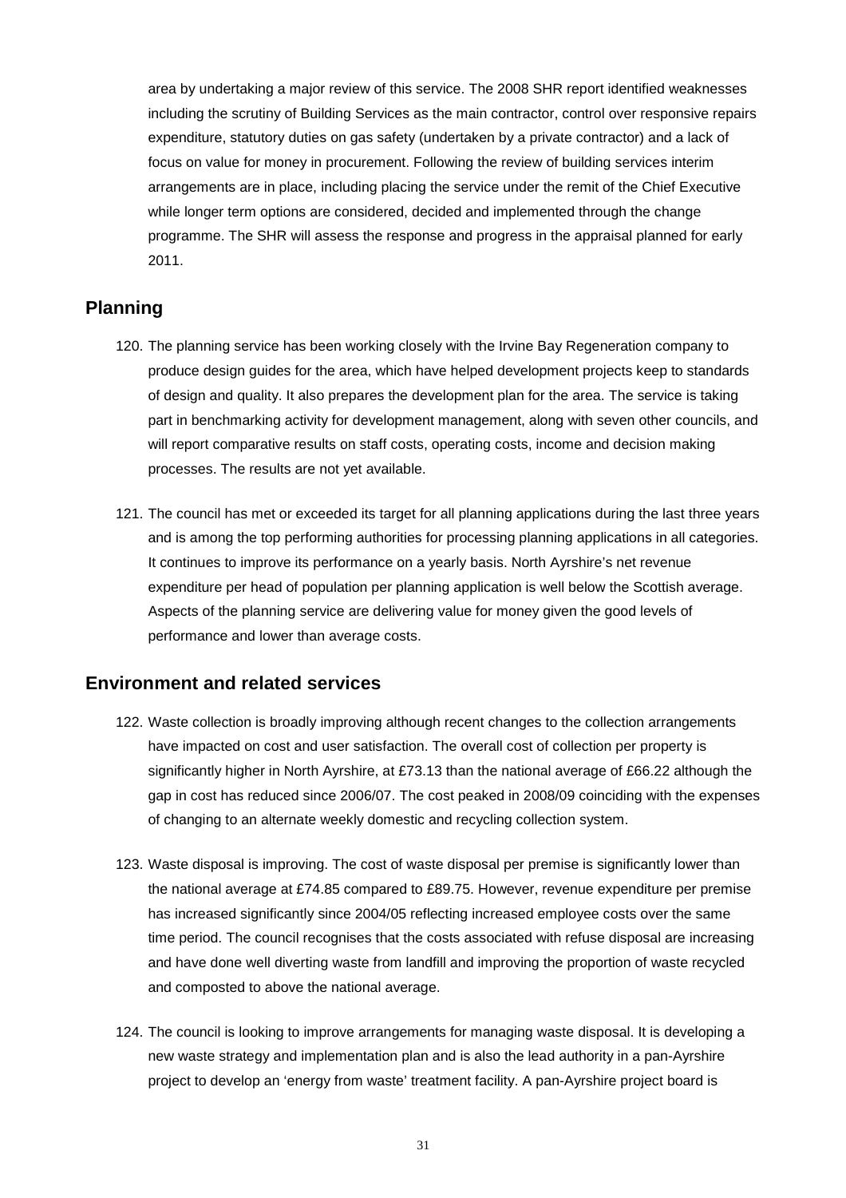area by undertaking a major review of this service. The 2008 SHR report identified weaknesses including the scrutiny of Building Services as the main contractor, control over responsive repairs expenditure, statutory duties on gas safety (undertaken by a private contractor) and a lack of focus on value for money in procurement. Following the review of building services interim arrangements are in place, including placing the service under the remit of the Chief Executive while longer term options are considered, decided and implemented through the change programme. The SHR will assess the response and progress in the appraisal planned for early 2011.

## Planning

120. The planning service has been working closely with the Irvine Bay Regeneration company to produce design guides for the area, which have helped development projects keep to standards of design and quality. It also prepares the development plan for the area. The service is taking part in benchmarking activity for development management, along with seven other councils, and will report comparative results on staff costs, operating costs, income and decision making processes. The results are not yet available.

121. The council has met or exceeded its target for all planning applications during the last three years and is among the top performing authorities for processing planning applications in all categories. It continues to improve its performance on a yearly basis. North Ayrshire's net revenue expenditure per head of population per planning application is well below the Scottish average. Aspects of the planning service are delivering value for money given the good levels of performance and lower than average costs.

## Environment and related services

122. Waste collection is broadly improving although recent changes to the collection arrangements have impacted on cost and user satisfaction. The overall cost of collection per property is significantly higher in North Ayrshire, at £73.13 than the national average of £66.22 although the gap in cost has reduced since 2006/07. The cost peaked in 2008/09 coinciding with the expenses of changing to an alternate weekly domestic and recycling collection system.

123. Waste disposal is improving. The cost of waste disposal per premise is significantly lower than the national average at £74.85 compared to £89.75. However, revenue expenditure per premise has increased significantly since 2004/05 reflecting increased employee costs over the same time period. The council recognises that the costs associated with refuse disposal are increasing and have done well diverting waste from landfill and improving the proportion of waste recycled and composted to above the national average.

124. The council is looking to improve arrangements for managing waste disposal. It is developing a new waste strategy and implementation plan and is also the lead authority in a pan-Ayrshire project to develop an 'energy from waste' treatment facility. A pan-Ayrshire project board is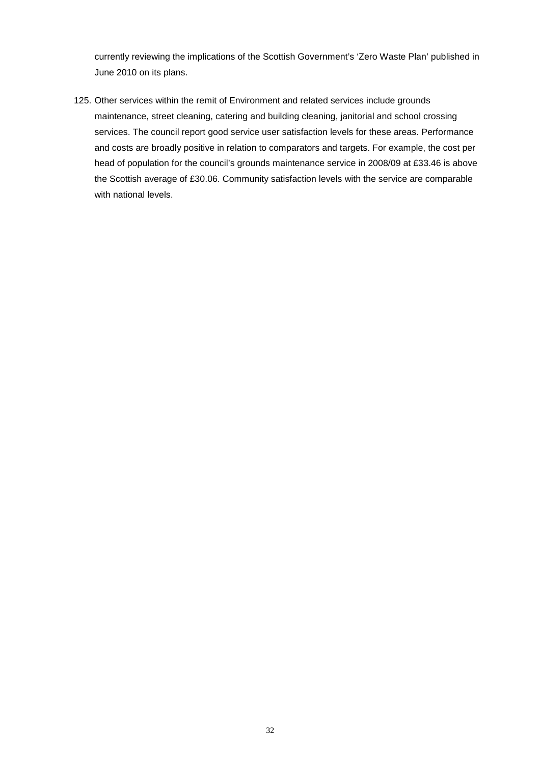currently reviewing the implications of the Scottish Government's 'Zero Waste Plan' published in June 2010 on its plans.

125. Other services within the remit of Environment and related services include grounds maintenance, street cleaning, catering and building cleaning, janitorial and school crossing services. The council report good service user satisfaction levels for these areas. Performance and costs are broadly positive in relation to comparators and targets. For example, the cost per head of population for the council's grounds maintenance service in 2008/09 at £33.46 is above the Scottish average of £30.06. Community satisfaction levels with the service are comparable with national levels.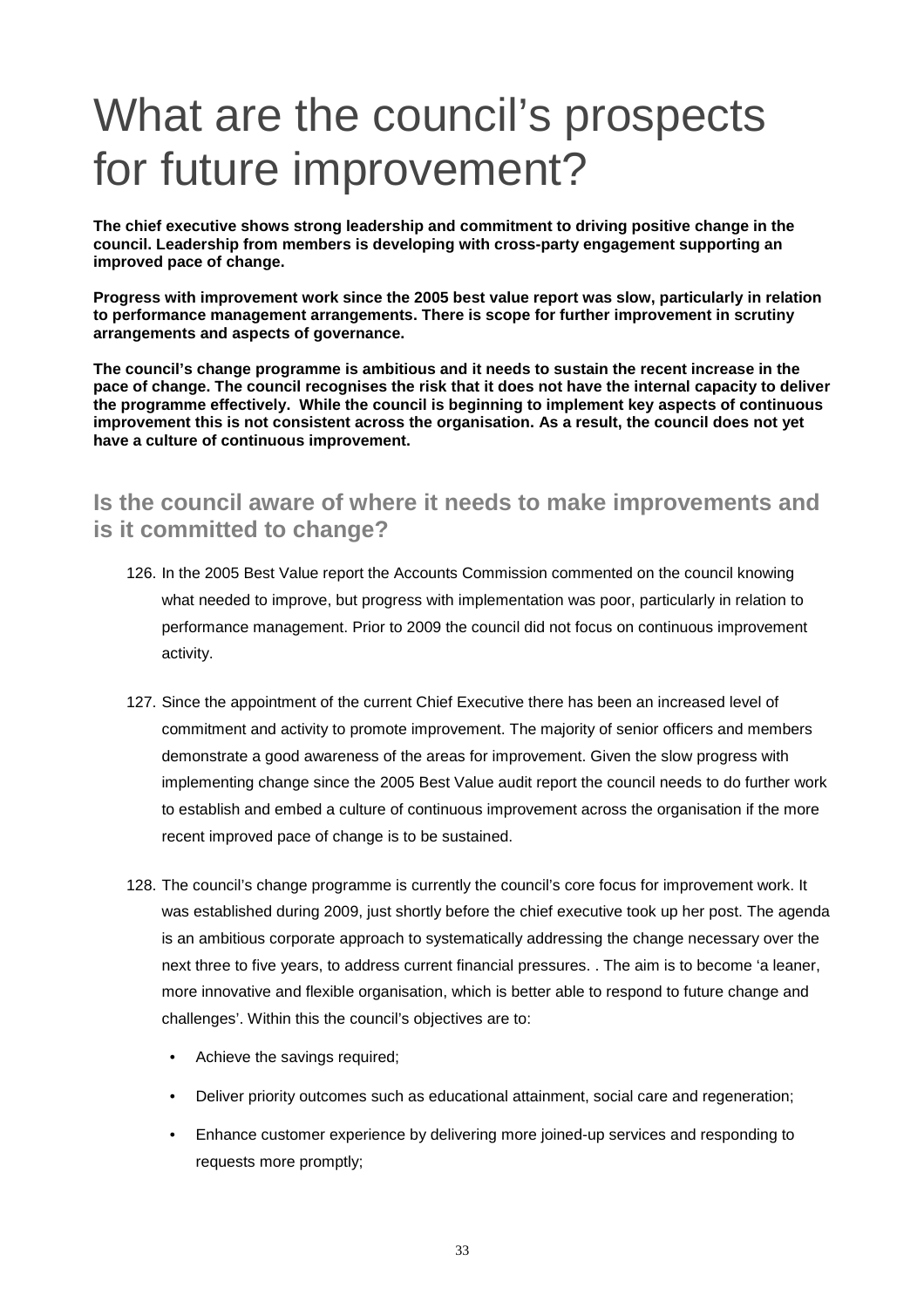# What are the council's prospects for future improvement?

**The chief executive shows strong leadership and commitment to driving positive change in the council. Leadership from members is developing with cross-party engagement supporting an improved pace of change.**

**Progress with improvement work since the 2005 best value report was slow, particularly in relation to performance management arrangements. There is scope for further improvement in scrutiny arrangements and aspects of governance.**

**The council's change programme is ambitious and it needs to sustain the recent increase in the pace of change. The council recognises the risk that it does not have the internal capacity to deliver the programme effectively. While the council is beginning to implement key aspects of continuous improvement this is not consistent across the organisation. As a result, the council does not yet have a culture of continuous improvement.**

## Is the council aware of where it needs to make improvements and is it committed to change?

126. In the 2005 Best Value report the Accounts Commission commented on the council knowing what needed to improve, but progress with implementation was poor, particularly in relation to performance management. Prior to 2009 the council did not focus on continuous improvement activity.

127. Since the appointment of the current Chief Executive there has been an increased level of commitment and activity to promote improvement. The majority of senior officers and members demonstrate a good awareness of the areas for improvement. Given the slow progress with implementing change since the 2005 Best Value audit report the council needs to do further work to establish and embed a culture of continuous improvement across the organisation if the more recent improved pace of change is to be sustained.

128. The council's change programme is currently the council's core focus for improvement work. It was established during 2009, just shortly before the chief executive took up her post. The agenda is an ambitious corporate approach to systematically addressing the change necessary over the next three to five years, to address current financial pressures. . The aim is to become 'a leaner, more innovative and flexible organisation, which is better able to respond to future change and challenges'. Within this the council's objectives are to:

- Achieve the savings required;
- Deliver priority outcomes such as educational attainment, social care and regeneration;
- Enhance customer experience by delivering more joined-up services and responding to requests more promptly;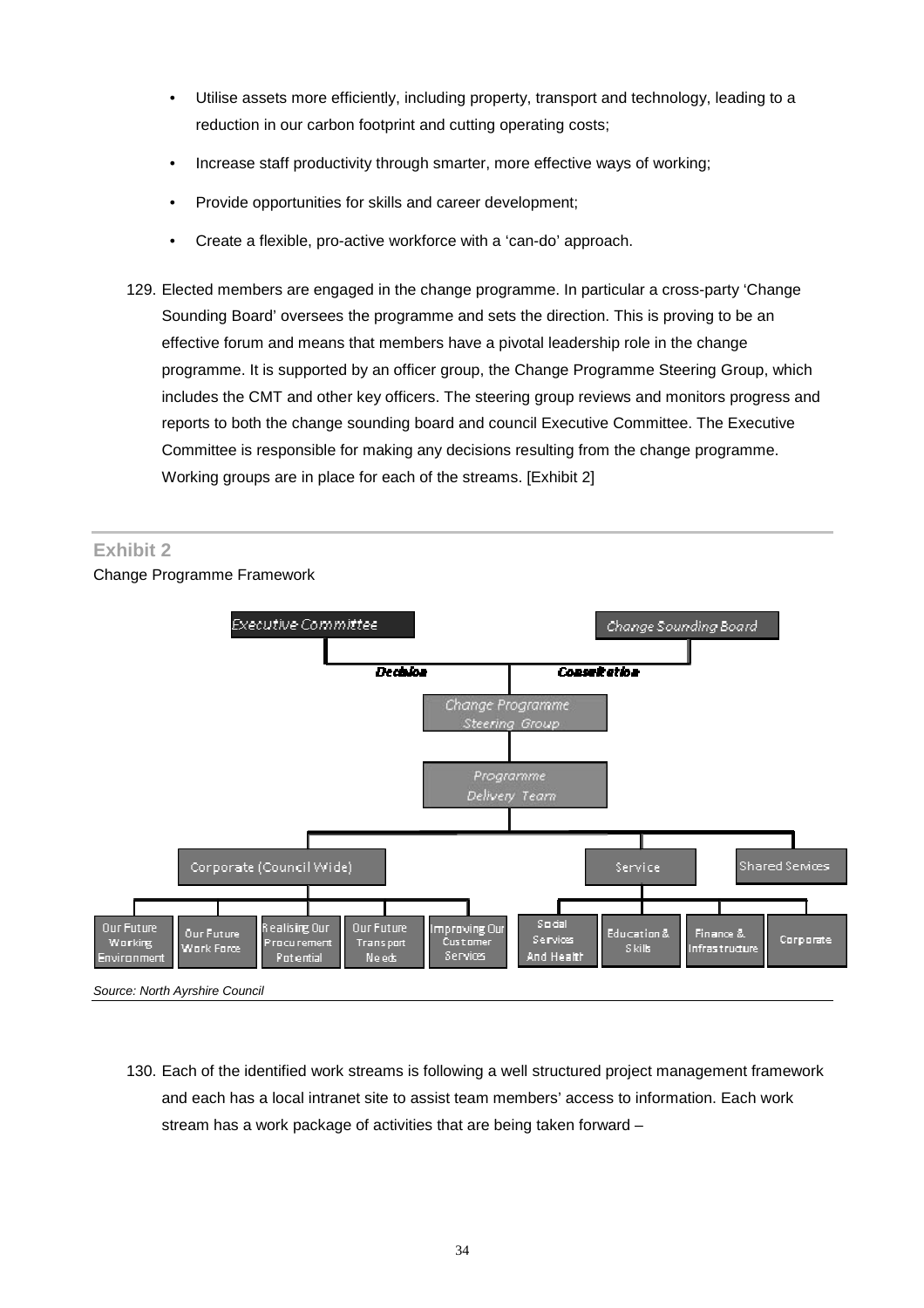- Utilise assets more efficiently, including property, transport and technology, leading to a reduction in our carbon footprint and cutting operating costs;
- Increase staff productivity through smarter, more effective ways of working;
- Provide opportunities for skills and career development;
- Create a flexible, pro-active workforce with a 'can-do' approach.

129. Elected members are engaged in the change programme. In particular a cross-party 'Change Sounding Board' oversees the programme and sets the direction. This is proving to be an effective forum and means that members have a pivotal leadership role in the change programme. It is supported by an officer group, the Change Programme Steering Group, which includes the CMT and other key officers. The steering group reviews and monitors progress and reports to both the change sounding board and council Executive Committee. The Executive Committee is responsible for making any decisions resulting from the change programme. Working groups are in place for each of the streams. [Exhibit 2]

**Exhibit 2**

Change Programme Framework

Executive Committee — Decision

Change Sounding Board — Consultation

Change Programme Steering Group

Programme Delivery Team

- Corporate (Council Wide)
  - Our Future Working Environment
  - Our Future Work Force
  - Realising Our Procurement Potential
  - Our Future Transport Needs
  - Improving Our Customer Services
- Service
  - Social Services And Health
  - Education & Skills
  - Finance & Infrastructure
  - Corporate
- Shared Services

*Source: North Ayrshire Council*

130. Each of the identified work streams is following a well structured project management framework and each has a local intranet site to assist team members' access to information. Each work stream has a work package of activities that are being taken forward –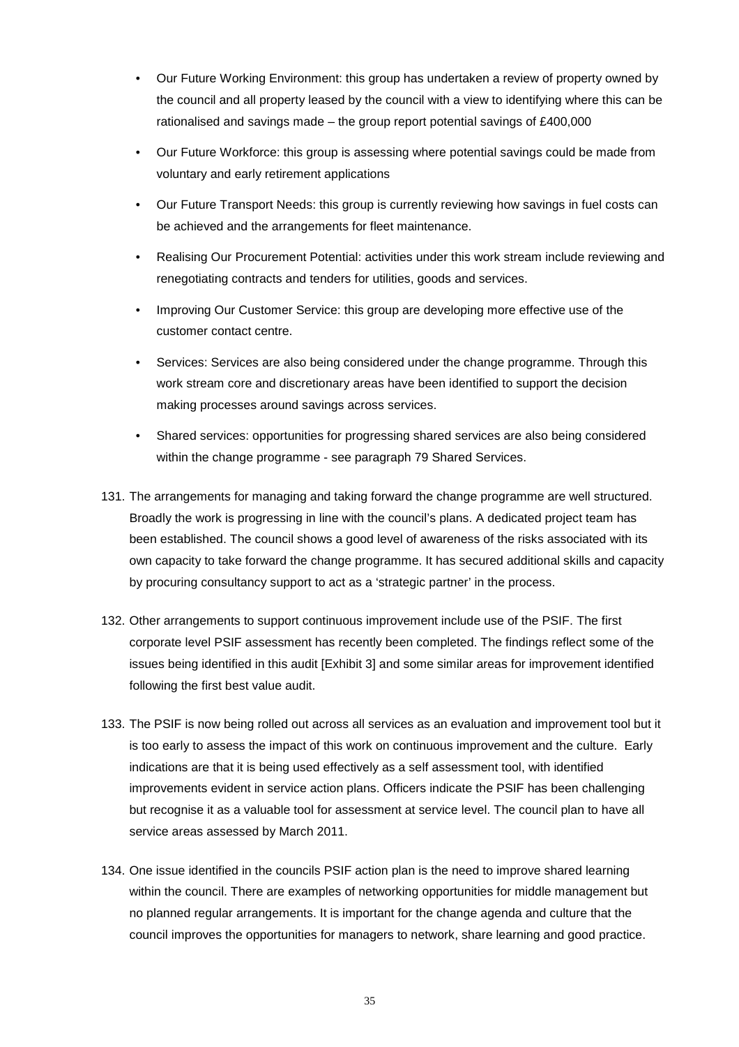- Our Future Working Environment: this group has undertaken a review of property owned by the council and all property leased by the council with a view to identifying where this can be rationalised and savings made – the group report potential savings of £400,000
- Our Future Workforce: this group is assessing where potential savings could be made from voluntary and early retirement applications
- Our Future Transport Needs: this group is currently reviewing how savings in fuel costs can be achieved and the arrangements for fleet maintenance.
- Realising Our Procurement Potential: activities under this work stream include reviewing and renegotiating contracts and tenders for utilities, goods and services.
- Improving Our Customer Service: this group are developing more effective use of the customer contact centre.
- Services: Services are also being considered under the change programme. Through this work stream core and discretionary areas have been identified to support the decision making processes around savings across services.
- Shared services: opportunities for progressing shared services are also being considered within the change programme - see paragraph 79 Shared Services.

131. The arrangements for managing and taking forward the change programme are well structured. Broadly the work is progressing in line with the council's plans. A dedicated project team has been established. The council shows a good level of awareness of the risks associated with its own capacity to take forward the change programme. It has secured additional skills and capacity by procuring consultancy support to act as a 'strategic partner' in the process.

132. Other arrangements to support continuous improvement include use of the PSIF. The first corporate level PSIF assessment has recently been completed. The findings reflect some of the issues being identified in this audit [Exhibit 3] and some similar areas for improvement identified following the first best value audit.

133. The PSIF is now being rolled out across all services as an evaluation and improvement tool but it is too early to assess the impact of this work on continuous improvement and the culture. Early indications are that it is being used effectively as a self assessment tool, with identified improvements evident in service action plans. Officers indicate the PSIF has been challenging but recognise it as a valuable tool for assessment at service level. The council plan to have all service areas assessed by March 2011.

134. One issue identified in the councils PSIF action plan is the need to improve shared learning within the council. There are examples of networking opportunities for middle management but no planned regular arrangements. It is important for the change agenda and culture that the council improves the opportunities for managers to network, share learning and good practice.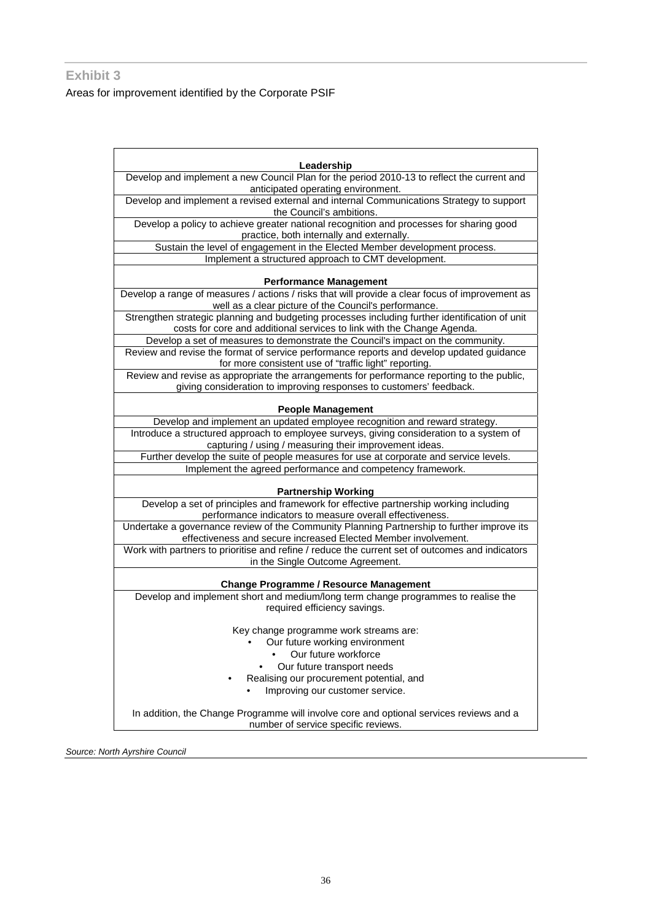## Exhibit 3

Areas for improvement identified by the Corporate PSIF

| **Leadership** |
|---|
| Develop and implement a new Council Plan for the period 2010-13 to reflect the current and anticipated operating environment. |
| Develop and implement a revised external and internal Communications Strategy to support the Council's ambitions. |
| Develop a policy to achieve greater national recognition and processes for sharing good practice, both internally and externally. |
| Sustain the level of engagement in the Elected Member development process. |
| Implement a structured approach to CMT development. |
| **Performance Management** |
| Develop a range of measures / actions / risks that will provide a clear focus of improvement as well as a clear picture of the Council's performance. |
| Strengthen strategic planning and budgeting processes including further identification of unit costs for core and additional services to link with the Change Agenda. |
| Develop a set of measures to demonstrate the Council's impact on the community. |
| Review and revise the format of service performance reports and develop updated guidance for more consistent use of "traffic light" reporting. |
| Review and revise as appropriate the arrangements for performance reporting to the public, giving consideration to improving responses to customers' feedback. |
| **People Management** |
| Develop and implement an updated employee recognition and reward strategy. |
| Introduce a structured approach to employee surveys, giving consideration to a system of capturing / using / measuring their improvement ideas. |
| Further develop the suite of people measures for use at corporate and service levels. |
| Implement the agreed performance and competency framework. |
| **Partnership Working** |
| Develop a set of principles and framework for effective partnership working including performance indicators to measure overall effectiveness. |
| Undertake a governance review of the Community Planning Partnership to further improve its effectiveness and secure increased Elected Member involvement. |
| Work with partners to prioritise and refine / reduce the current set of outcomes and indicators in the Single Outcome Agreement. |
| **Change Programme / Resource Management** |
| Develop and implement short and medium/long term change programmes to realise the required efficiency savings.<br><br>Key change programme work streams are:<br>• Our future working environment<br>• Our future workforce<br>• Our future transport needs<br>• Realising our procurement potential, and<br>• Improving our customer service.<br><br>In addition, the Change Programme will involve core and optional services reviews and a number of service specific reviews. |

*Source: North Ayrshire Council*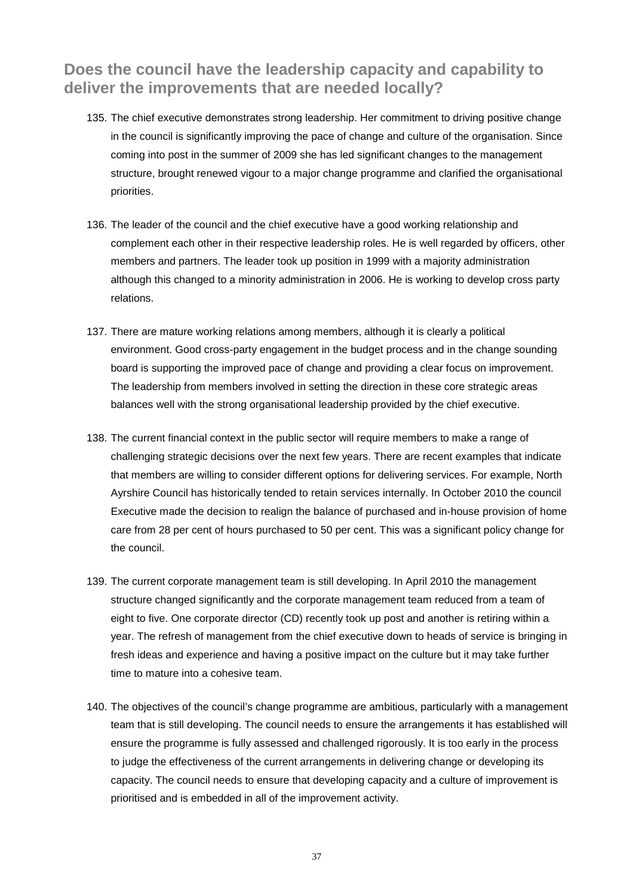## Does the council have the leadership capacity and capability to deliver the improvements that are needed locally?

135. The chief executive demonstrates strong leadership. Her commitment to driving positive change in the council is significantly improving the pace of change and culture of the organisation. Since coming into post in the summer of 2009 she has led significant changes to the management structure, brought renewed vigour to a major change programme and clarified the organisational priorities.

136. The leader of the council and the chief executive have a good working relationship and complement each other in their respective leadership roles. He is well regarded by officers, other members and partners. The leader took up position in 1999 with a majority administration although this changed to a minority administration in 2006. He is working to develop cross party relations.

137. There are mature working relations among members, although it is clearly a political environment. Good cross-party engagement in the budget process and in the change sounding board is supporting the improved pace of change and providing a clear focus on improvement. The leadership from members involved in setting the direction in these core strategic areas balances well with the strong organisational leadership provided by the chief executive.

138. The current financial context in the public sector will require members to make a range of challenging strategic decisions over the next few years. There are recent examples that indicate that members are willing to consider different options for delivering services. For example, North Ayrshire Council has historically tended to retain services internally. In October 2010 the council Executive made the decision to realign the balance of purchased and in-house provision of home care from 28 per cent of hours purchased to 50 per cent. This was a significant policy change for the council.

139. The current corporate management team is still developing. In April 2010 the management structure changed significantly and the corporate management team reduced from a team of eight to five. One corporate director (CD) recently took up post and another is retiring within a year. The refresh of management from the chief executive down to heads of service is bringing in fresh ideas and experience and having a positive impact on the culture but it may take further time to mature into a cohesive team.

140. The objectives of the council's change programme are ambitious, particularly with a management team that is still developing. The council needs to ensure the arrangements it has established will ensure the programme is fully assessed and challenged rigorously. It is too early in the process to judge the effectiveness of the current arrangements in delivering change or developing its capacity. The council needs to ensure that developing capacity and a culture of improvement is prioritised and is embedded in all of the improvement activity.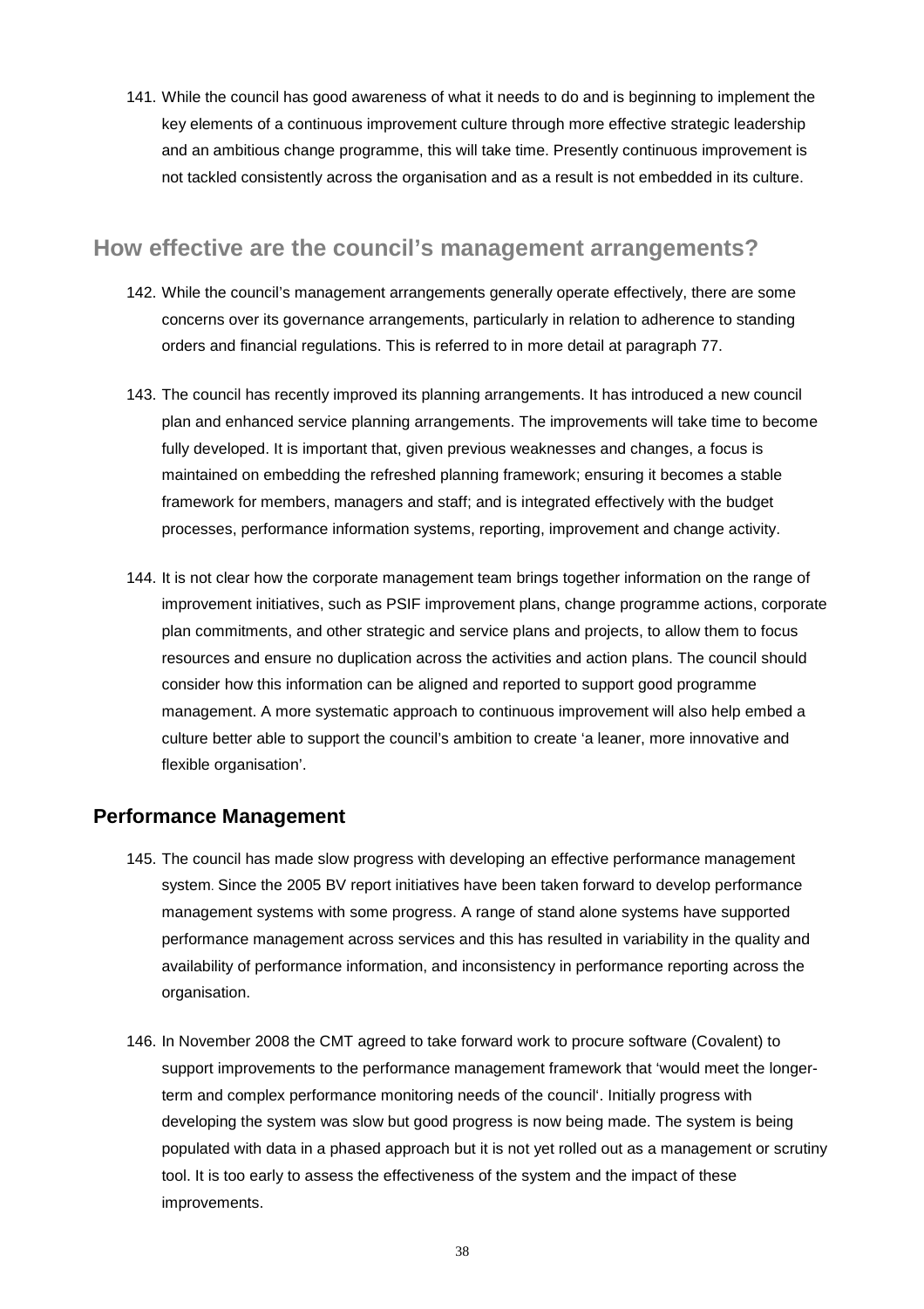141. While the council has good awareness of what it needs to do and is beginning to implement the key elements of a continuous improvement culture through more effective strategic leadership and an ambitious change programme, this will take time. Presently continuous improvement is not tackled consistently across the organisation and as a result is not embedded in its culture.

## How effective are the council's management arrangements?

142. While the council's management arrangements generally operate effectively, there are some concerns over its governance arrangements, particularly in relation to adherence to standing orders and financial regulations. This is referred to in more detail at paragraph 77.

143. The council has recently improved its planning arrangements. It has introduced a new council plan and enhanced service planning arrangements. The improvements will take time to become fully developed. It is important that, given previous weaknesses and changes, a focus is maintained on embedding the refreshed planning framework; ensuring it becomes a stable framework for members, managers and staff; and is integrated effectively with the budget processes, performance information systems, reporting, improvement and change activity.

144. It is not clear how the corporate management team brings together information on the range of improvement initiatives, such as PSIF improvement plans, change programme actions, corporate plan commitments, and other strategic and service plans and projects, to allow them to focus resources and ensure no duplication across the activities and action plans. The council should consider how this information can be aligned and reported to support good programme management. A more systematic approach to continuous improvement will also help embed a culture better able to support the council's ambition to create 'a leaner, more innovative and flexible organisation'.

### Performance Management

145. The council has made slow progress with developing an effective performance management system. Since the 2005 BV report initiatives have been taken forward to develop performance management systems with some progress. A range of stand alone systems have supported performance management across services and this has resulted in variability in the quality and availability of performance information, and inconsistency in performance reporting across the organisation.

146. In November 2008 the CMT agreed to take forward work to procure software (Covalent) to support improvements to the performance management framework that 'would meet the longer-term and complex performance monitoring needs of the council'. Initially progress with developing the system was slow but good progress is now being made. The system is being populated with data in a phased approach but it is not yet rolled out as a management or scrutiny tool. It is too early to assess the effectiveness of the system and the impact of these improvements.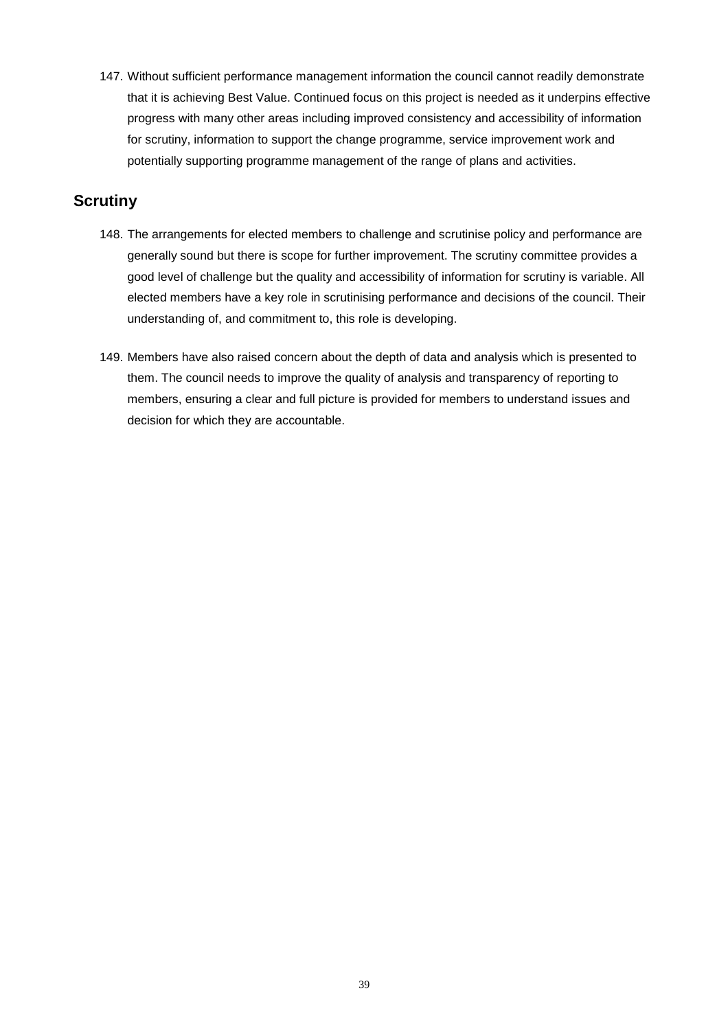147. Without sufficient performance management information the council cannot readily demonstrate that it is achieving Best Value. Continued focus on this project is needed as it underpins effective progress with many other areas including improved consistency and accessibility of information for scrutiny, information to support the change programme, service improvement work and potentially supporting programme management of the range of plans and activities.

## Scrutiny

148. The arrangements for elected members to challenge and scrutinise policy and performance are generally sound but there is scope for further improvement. The scrutiny committee provides a good level of challenge but the quality and accessibility of information for scrutiny is variable. All elected members have a key role in scrutinising performance and decisions of the council. Their understanding of, and commitment to, this role is developing.

149. Members have also raised concern about the depth of data and analysis which is presented to them. The council needs to improve the quality of analysis and transparency of reporting to members, ensuring a clear and full picture is provided for members to understand issues and decision for which they are accountable.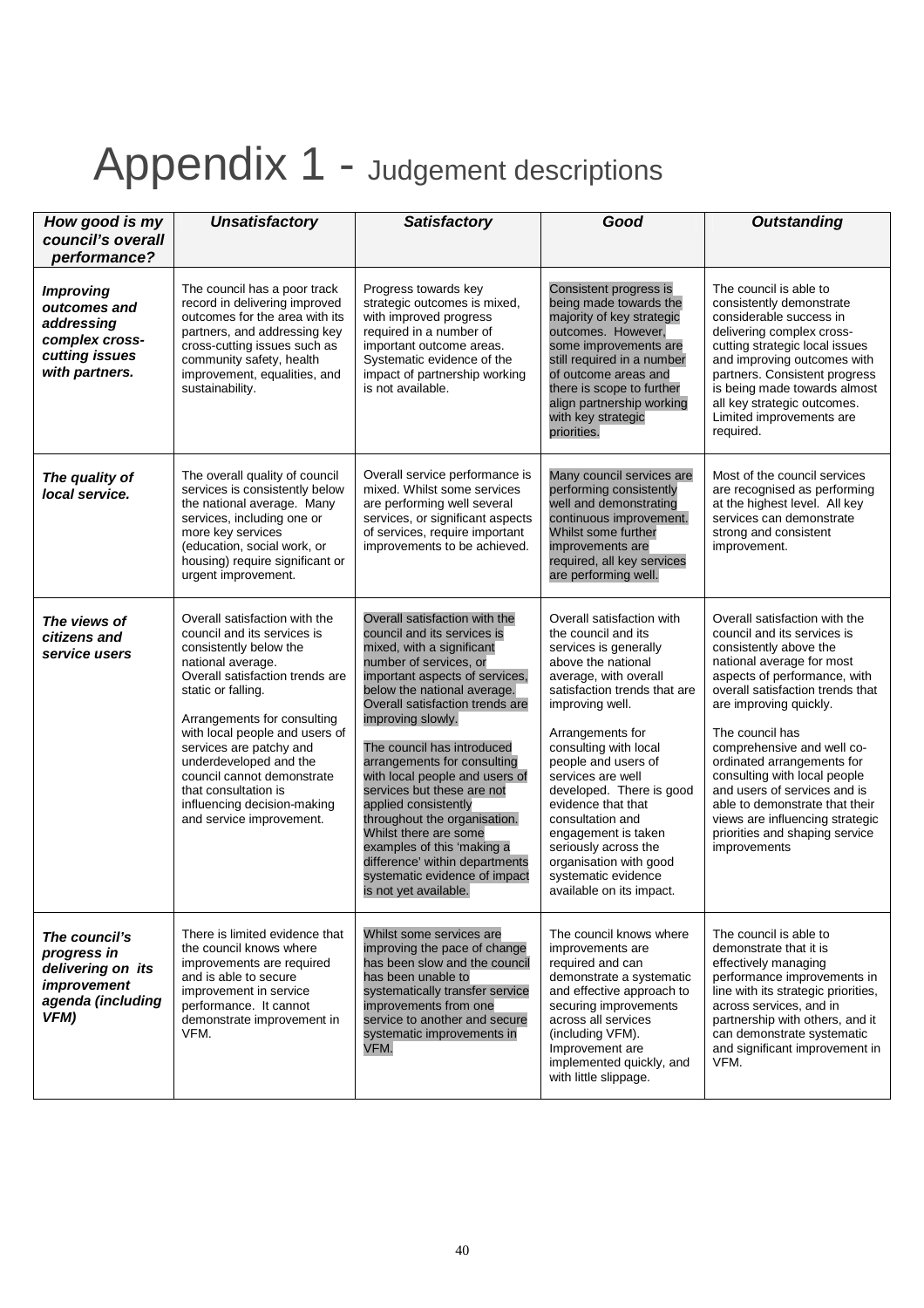# Appendix 1 - Judgement descriptions

| *How good is my council's overall performance?* | *Unsatisfactory* | *Satisfactory* | *Good* | *Outstanding* |
|---|---|---|---|---|
| ***Improving outcomes and addressing complex cross-cutting issues with partners.*** | The council has a poor track record in delivering improved outcomes for the area with its partners, and addressing key cross-cutting issues such as community safety, health improvement, equalities, and sustainability. | Progress towards key strategic outcomes is mixed, with improved progress required in a number of important outcome areas. Systematic evidence of the impact of partnership working is not available. | Consistent progress is being made towards the majority of key strategic outcomes. However, some improvements are still required in a number of outcome areas and there is scope to further align partnership working with key strategic priorities. | The council is able to consistently demonstrate considerable success in delivering complex cross-cutting strategic local issues and improving outcomes with partners. Consistent progress is being made towards almost all key strategic outcomes. Limited improvements are required. |
| ***The quality of local service.*** | The overall quality of council services is consistently below the national average. Many services, including one or more key services (education, social work, or housing) require significant or urgent improvement. | Overall service performance is mixed. Whilst some services are performing well several services, or significant aspects of services, require important improvements to be achieved. | Many council services are performing consistently well and demonstrating continuous improvement. Whilst some further improvements are required, all key services are performing well. | Most of the council services are recognised as performing at the highest level. All key services can demonstrate strong and consistent improvement. |
| ***The views of citizens and service users*** | Overall satisfaction with the council and its services is consistently below the national average. Overall satisfaction trends are static or falling.<br><br>Arrangements for consulting with local people and users of services are patchy and underdeveloped and the council cannot demonstrate that consultation is influencing decision-making and service improvement. | Overall satisfaction with the council and its services is mixed, with a significant number of services, or important aspects of services, below the national average. Overall satisfaction trends are improving slowly.<br><br>The council has introduced arrangements for consulting with local people and users of services but these are not applied consistently throughout the organisation. Whilst there are some examples of this 'making a difference' within departments systematic evidence of impact is not yet available. | Overall satisfaction with the council and its services is generally above the national average, with overall satisfaction trends that are improving well.<br><br>Arrangements for consulting with local people and users of services are well developed. There is good evidence that that consultation and engagement is taken seriously across the organisation with good systematic evidence available on its impact. | Overall satisfaction with the council and its services is consistently above the national average for most aspects of performance, with overall satisfaction trends that are improving quickly.<br><br>The council has comprehensive and well co-ordinated arrangements for consulting with local people and users of services and is able to demonstrate that their views are influencing strategic priorities and shaping service improvements |
| ***The council's progress in delivering on its improvement agenda (including VFM)*** | There is limited evidence that the council knows where improvements are required and is able to secure improvement in service performance. It cannot demonstrate improvement in VFM. | Whilst some services are improving the pace of change has been slow and the council has been unable to systematically transfer service improvements from one service to another and secure systematic improvements in VFM. | The council knows where improvements are required and can demonstrate a systematic and effective approach to securing improvements across all services (including VFM). Improvement are implemented quickly, and with little slippage. | The council is able to demonstrate that it is effectively managing performance improvements in line with its strategic priorities, across services, and in partnership with others, and it can demonstrate systematic and significant improvement in VFM. |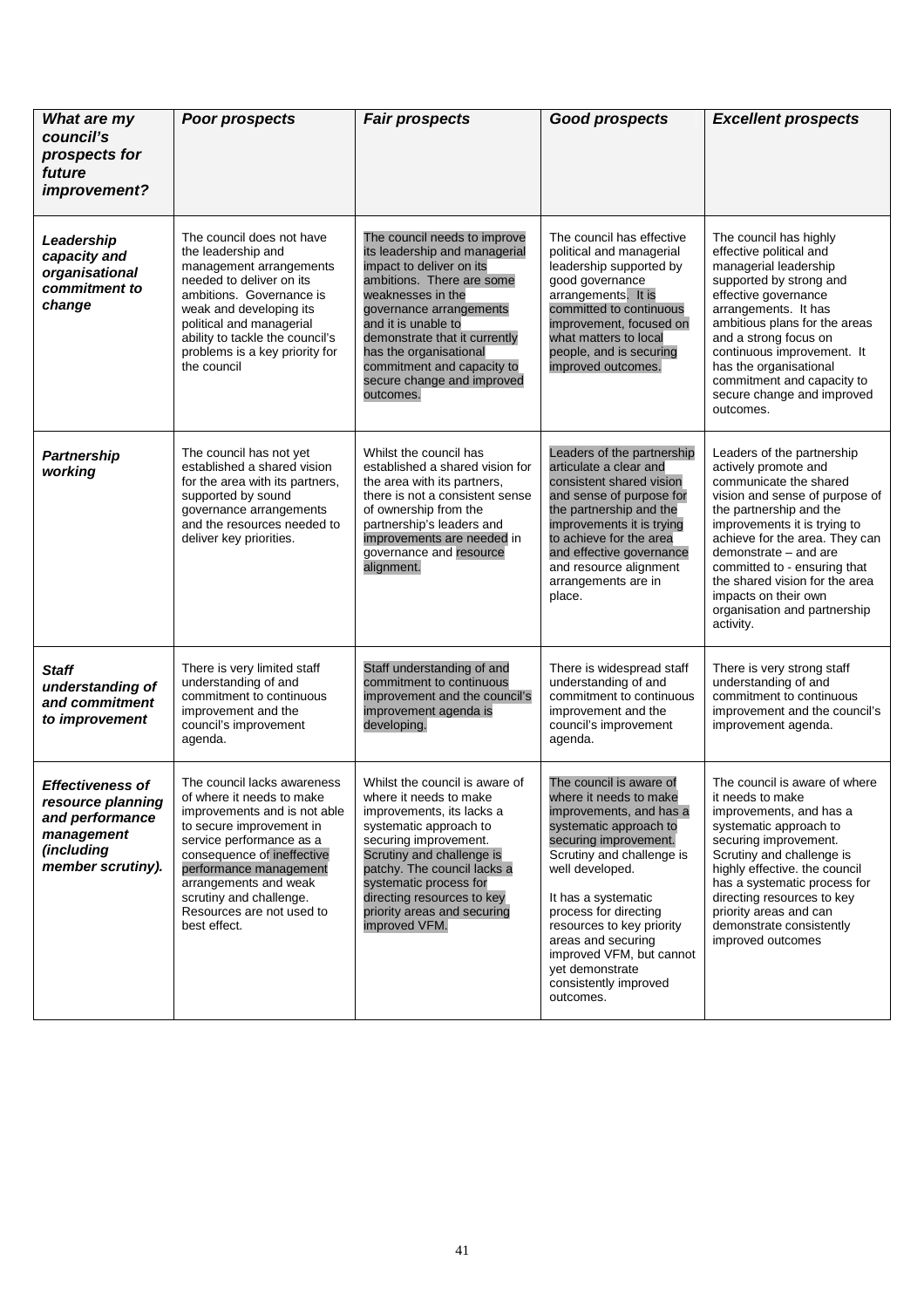| *What are my council's prospects for future improvement?* | *Poor prospects* | *Fair prospects* | *Good prospects* | *Excellent prospects* |
|---|---|---|---|---|
| ***Leadership capacity and organisational commitment to change*** | The council does not have the leadership and management arrangements needed to deliver on its ambitions. Governance is weak and developing its political and managerial ability to tackle the council's problems is a key priority for the council | The council needs to improve its leadership and managerial impact to deliver on its ambitions. There are some weaknesses in the governance arrangements and it is unable to demonstrate that it currently has the organisational commitment and capacity to secure change and improved outcomes. | The council has effective political and managerial leadership supported by good governance arrangements. It is committed to continuous improvement, focused on what matters to local people, and is securing improved outcomes. | The council has highly effective political and managerial leadership supported by strong and effective governance arrangements. It has ambitious plans for the areas and a strong focus on continuous improvement. It has the organisational commitment and capacity to secure change and improved outcomes. |
| ***Partnership working*** | The council has not yet established a shared vision for the area with its partners, supported by sound governance arrangements and the resources needed to deliver key priorities. | Whilst the council has established a shared vision for the area with its partners, there is not a consistent sense of ownership from the partnership's leaders and improvements are needed in governance and resource alignment. | Leaders of the partnership articulate a clear and consistent shared vision and sense of purpose for the partnership and the improvements it is trying to achieve for the area and effective governance and resource alignment arrangements are in place. | Leaders of the partnership actively promote and communicate the shared vision and sense of purpose of the partnership and the improvements it is trying to achieve for the area. They can demonstrate – and are committed to - ensuring that the shared vision for the area impacts on their own organisation and partnership activity. |
| ***Staff understanding of and commitment to improvement*** | There is very limited staff understanding of and commitment to continuous improvement and the council's improvement agenda. | Staff understanding of and commitment to continuous improvement and the council's improvement agenda is developing. | There is widespread staff understanding of and commitment to continuous improvement and the council's improvement agenda. | There is very strong staff understanding of and commitment to continuous improvement and the council's improvement agenda. |
| ***Effectiveness of resource planning and performance management (including member scrutiny).*** | The council lacks awareness of where it needs to make improvements and is not able to secure improvement in service performance as a consequence of ineffective performance management arrangements and weak scrutiny and challenge. Resources are not used to best effect. | Whilst the council is aware of where it needs to make improvements, its lacks a systematic approach to securing improvement. Scrutiny and challenge is patchy. The council lacks a systematic process for directing resources to key priority areas and securing improved VFM. | The council is aware of where it needs to make improvements, and has a systematic approach to securing improvement. Scrutiny and challenge is well developed.<br><br>It has a systematic process for directing resources to key priority areas and securing improved VFM, but cannot yet demonstrate consistently improved outcomes. | The council is aware of where it needs to make improvements, and has a systematic approach to securing improvement. Scrutiny and challenge is highly effective. the council has a systematic process for directing resources to key priority areas and can demonstrate consistently improved outcomes |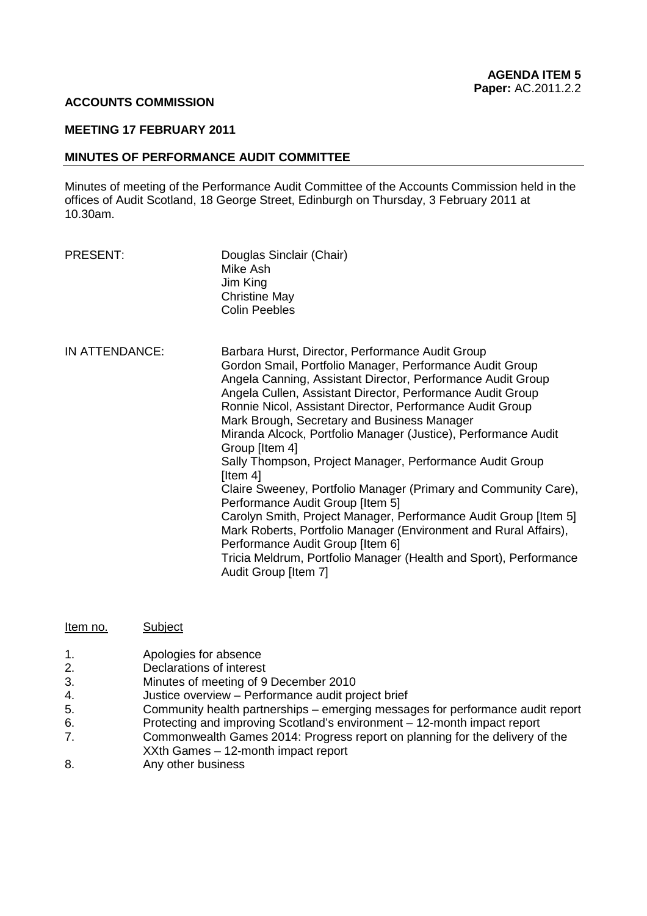**AGENDA ITEM 5**
**Paper:** AC.2011.2.2

**ACCOUNTS COMMISSION**

**MEETING 17 FEBRUARY 2011**

**MINUTES OF PERFORMANCE AUDIT COMMITTEE**

Minutes of meeting of the Performance Audit Committee of the Accounts Commission held in the offices of Audit Scotland, 18 George Street, Edinburgh on Thursday, 3 February 2011 at 10.30am.

| | |
|---|---|
| PRESENT: | Douglas Sinclair (Chair)<br>Mike Ash<br>Jim King<br>Christine May<br>Colin Peebles |
| IN ATTENDANCE: | Barbara Hurst, Director, Performance Audit Group<br>Gordon Smail, Portfolio Manager, Performance Audit Group<br>Angela Canning, Assistant Director, Performance Audit Group<br>Angela Cullen, Assistant Director, Performance Audit Group<br>Ronnie Nicol, Assistant Director, Performance Audit Group<br>Mark Brough, Secretary and Business Manager<br>Miranda Alcock, Portfolio Manager (Justice), Performance Audit Group [Item 4]<br>Sally Thompson, Project Manager, Performance Audit Group [Item 4]<br>Claire Sweeney, Portfolio Manager (Primary and Community Care), Performance Audit Group [Item 5]<br>Carolyn Smith, Project Manager, Performance Audit Group [Item 5]<br>Mark Roberts, Portfolio Manager (Environment and Rural Affairs), Performance Audit Group [Item 6]<br>Tricia Meldrum, Portfolio Manager (Health and Sport), Performance Audit Group [Item 7] |

| Item no. | Subject |
|---|---|
| 1. | Apologies for absence |
| 2. | Declarations of interest |
| 3. | Minutes of meeting of 9 December 2010 |
| 4. | Justice overview – Performance audit project brief |
| 5. | Community health partnerships – emerging messages for performance audit report |
| 6. | Protecting and improving Scotland's environment – 12-month impact report |
| 7. | Commonwealth Games 2014: Progress report on planning for the delivery of the XXth Games – 12-month impact report |
| 8. | Any other business |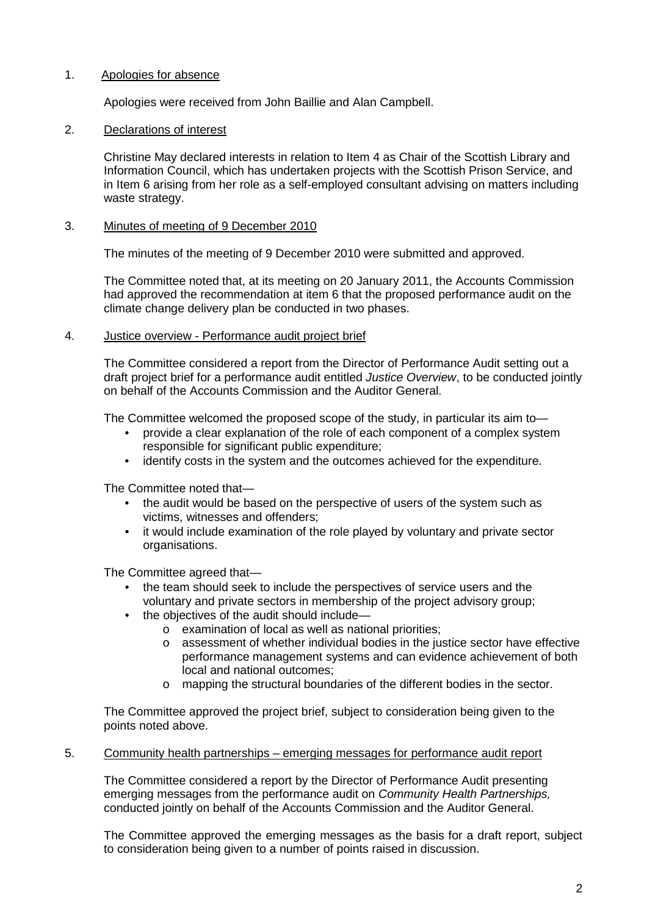1. Apologies for absence

   Apologies were received from John Baillie and Alan Campbell.

2. Declarations of interest

   Christine May declared interests in relation to Item 4 as Chair of the Scottish Library and Information Council, which has undertaken projects with the Scottish Prison Service, and in Item 6 arising from her role as a self-employed consultant advising on matters including waste strategy.

3. Minutes of meeting of 9 December 2010

   The minutes of the meeting of 9 December 2010 were submitted and approved.

   The Committee noted that, at its meeting on 20 January 2011, the Accounts Commission had approved the recommendation at item 6 that the proposed performance audit on the climate change delivery plan be conducted in two phases.

4. Justice overview - Performance audit project brief

   The Committee considered a report from the Director of Performance Audit setting out a draft project brief for a performance audit entitled *Justice Overview*, to be conducted jointly on behalf of the Accounts Commission and the Auditor General.

   The Committee welcomed the proposed scope of the study, in particular its aim to—

   - provide a clear explanation of the role of each component of a complex system responsible for significant public expenditure;
   - identify costs in the system and the outcomes achieved for the expenditure.

   The Committee noted that—

   - the audit would be based on the perspective of users of the system such as victims, witnesses and offenders;
   - it would include examination of the role played by voluntary and private sector organisations.

   The Committee agreed that—

   - the team should seek to include the perspectives of service users and the voluntary and private sectors in membership of the project advisory group;
   - the objectives of the audit should include—
     - examination of local as well as national priorities;
     - assessment of whether individual bodies in the justice sector have effective performance management systems and can evidence achievement of both local and national outcomes;
     - mapping the structural boundaries of the different bodies in the sector.

   The Committee approved the project brief, subject to consideration being given to the points noted above.

5. Community health partnerships – emerging messages for performance audit report

   The Committee considered a report by the Director of Performance Audit presenting emerging messages from the performance audit on *Community Health Partnerships,* conducted jointly on behalf of the Accounts Commission and the Auditor General.

   The Committee approved the emerging messages as the basis for a draft report, subject to consideration being given to a number of points raised in discussion.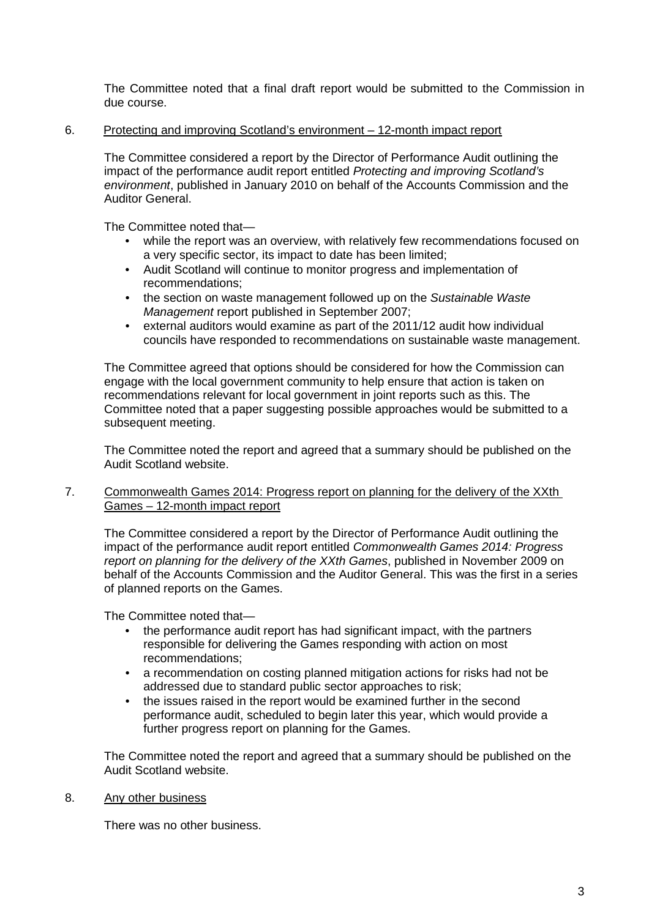The Committee noted that a final draft report would be submitted to the Commission in due course.

6. Protecting and improving Scotland's environment – 12-month impact report

The Committee considered a report by the Director of Performance Audit outlining the impact of the performance audit report entitled *Protecting and improving Scotland's environment*, published in January 2010 on behalf of the Accounts Commission and the Auditor General.

The Committee noted that—

- while the report was an overview, with relatively few recommendations focused on a very specific sector, its impact to date has been limited;
- Audit Scotland will continue to monitor progress and implementation of recommendations;
- the section on waste management followed up on the *Sustainable Waste Management* report published in September 2007;
- external auditors would examine as part of the 2011/12 audit how individual councils have responded to recommendations on sustainable waste management.

The Committee agreed that options should be considered for how the Commission can engage with the local government community to help ensure that action is taken on recommendations relevant for local government in joint reports such as this. The Committee noted that a paper suggesting possible approaches would be submitted to a subsequent meeting.

The Committee noted the report and agreed that a summary should be published on the Audit Scotland website.

7. Commonwealth Games 2014: Progress report on planning for the delivery of the XXth Games – 12-month impact report

The Committee considered a report by the Director of Performance Audit outlining the impact of the performance audit report entitled *Commonwealth Games 2014: Progress report on planning for the delivery of the XXth Games*, published in November 2009 on behalf of the Accounts Commission and the Auditor General. This was the first in a series of planned reports on the Games.

The Committee noted that—

- the performance audit report has had significant impact, with the partners responsible for delivering the Games responding with action on most recommendations;
- a recommendation on costing planned mitigation actions for risks had not be addressed due to standard public sector approaches to risk;
- the issues raised in the report would be examined further in the second performance audit, scheduled to begin later this year, which would provide a further progress report on planning for the Games.

The Committee noted the report and agreed that a summary should be published on the Audit Scotland website.

8. Any other business

There was no other business.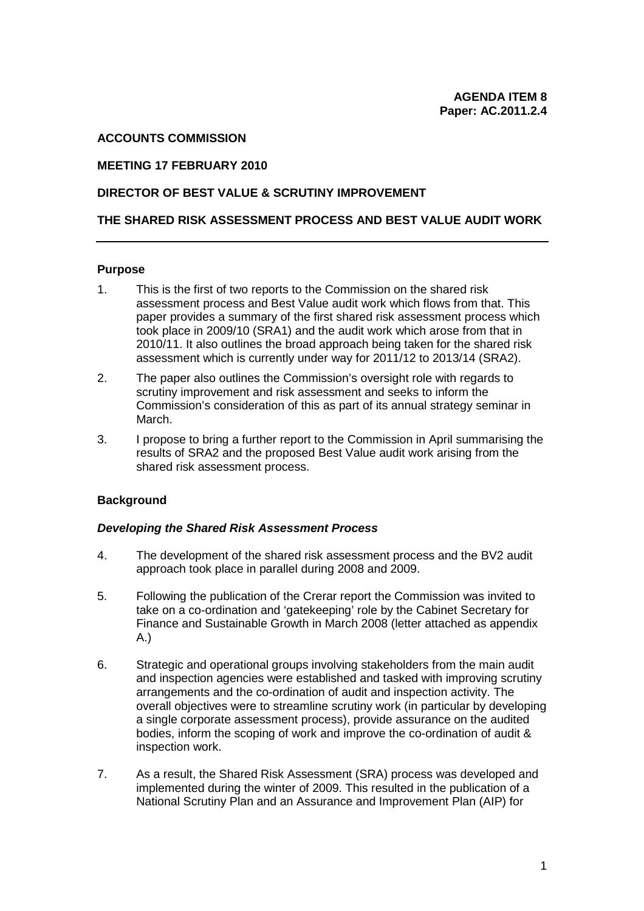**AGENDA ITEM 8**
**Paper: AC.2011.2.4**

**ACCOUNTS COMMISSION**

**MEETING 17 FEBRUARY 2010**

**DIRECTOR OF BEST VALUE & SCRUTINY IMPROVEMENT**

**THE SHARED RISK ASSESSMENT PROCESS AND BEST VALUE AUDIT WORK**

---

**Purpose**

1. This is the first of two reports to the Commission on the shared risk assessment process and Best Value audit work which flows from that. This paper provides a summary of the first shared risk assessment process which took place in 2009/10 (SRA1) and the audit work which arose from that in 2010/11. It also outlines the broad approach being taken for the shared risk assessment which is currently under way for 2011/12 to 2013/14 (SRA2).

2. The paper also outlines the Commission's oversight role with regards to scrutiny improvement and risk assessment and seeks to inform the Commission's consideration of this as part of its annual strategy seminar in March.

3. I propose to bring a further report to the Commission in April summarising the results of SRA2 and the proposed Best Value audit work arising from the shared risk assessment process.

**Background**

***Developing the Shared Risk Assessment Process***

4. The development of the shared risk assessment process and the BV2 audit approach took place in parallel during 2008 and 2009.

5. Following the publication of the Crerar report the Commission was invited to take on a co-ordination and 'gatekeeping' role by the Cabinet Secretary for Finance and Sustainable Growth in March 2008 (letter attached as appendix A.)

6. Strategic and operational groups involving stakeholders from the main audit and inspection agencies were established and tasked with improving scrutiny arrangements and the co-ordination of audit and inspection activity. The overall objectives were to streamline scrutiny work (in particular by developing a single corporate assessment process), provide assurance on the audited bodies, inform the scoping of work and improve the co-ordination of audit & inspection work.

7. As a result, the Shared Risk Assessment (SRA) process was developed and implemented during the winter of 2009. This resulted in the publication of a National Scrutiny Plan and an Assurance and Improvement Plan (AIP) for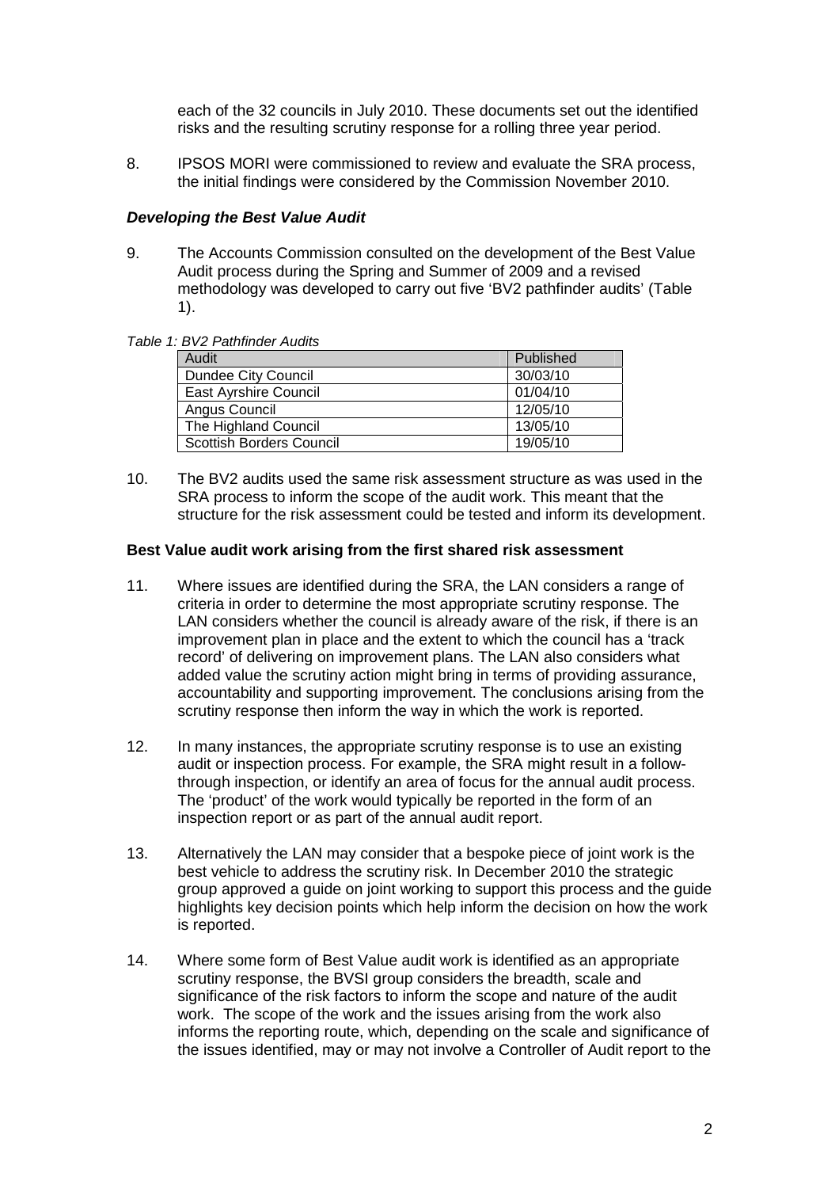each of the 32 councils in July 2010. These documents set out the identified risks and the resulting scrutiny response for a rolling three year period.

8. IPSOS MORI were commissioned to review and evaluate the SRA process, the initial findings were considered by the Commission November 2010.

### *Developing the Best Value Audit*

9. The Accounts Commission consulted on the development of the Best Value Audit process during the Spring and Summer of 2009 and a revised methodology was developed to carry out five 'BV2 pathfinder audits' (Table 1).

*Table 1: BV2 Pathfinder Audits*

| Audit | Published |
|---|---|
| Dundee City Council | 30/03/10 |
| East Ayrshire Council | 01/04/10 |
| Angus Council | 12/05/10 |
| The Highland Council | 13/05/10 |
| Scottish Borders Council | 19/05/10 |

10. The BV2 audits used the same risk assessment structure as was used in the SRA process to inform the scope of the audit work. This meant that the structure for the risk assessment could be tested and inform its development.

### Best Value audit work arising from the first shared risk assessment

11. Where issues are identified during the SRA, the LAN considers a range of criteria in order to determine the most appropriate scrutiny response. The LAN considers whether the council is already aware of the risk, if there is an improvement plan in place and the extent to which the council has a 'track record' of delivering on improvement plans. The LAN also considers what added value the scrutiny action might bring in terms of providing assurance, accountability and supporting improvement. The conclusions arising from the scrutiny response then inform the way in which the work is reported.

12. In many instances, the appropriate scrutiny response is to use an existing audit or inspection process. For example, the SRA might result in a follow-through inspection, or identify an area of focus for the annual audit process. The 'product' of the work would typically be reported in the form of an inspection report or as part of the annual audit report.

13. Alternatively the LAN may consider that a bespoke piece of joint work is the best vehicle to address the scrutiny risk. In December 2010 the strategic group approved a guide on joint working to support this process and the guide highlights key decision points which help inform the decision on how the work is reported.

14. Where some form of Best Value audit work is identified as an appropriate scrutiny response, the BVSI group considers the breadth, scale and significance of the risk factors to inform the scope and nature of the audit work. The scope of the work and the issues arising from the work also informs the reporting route, which, depending on the scale and significance of the issues identified, may or may not involve a Controller of Audit report to the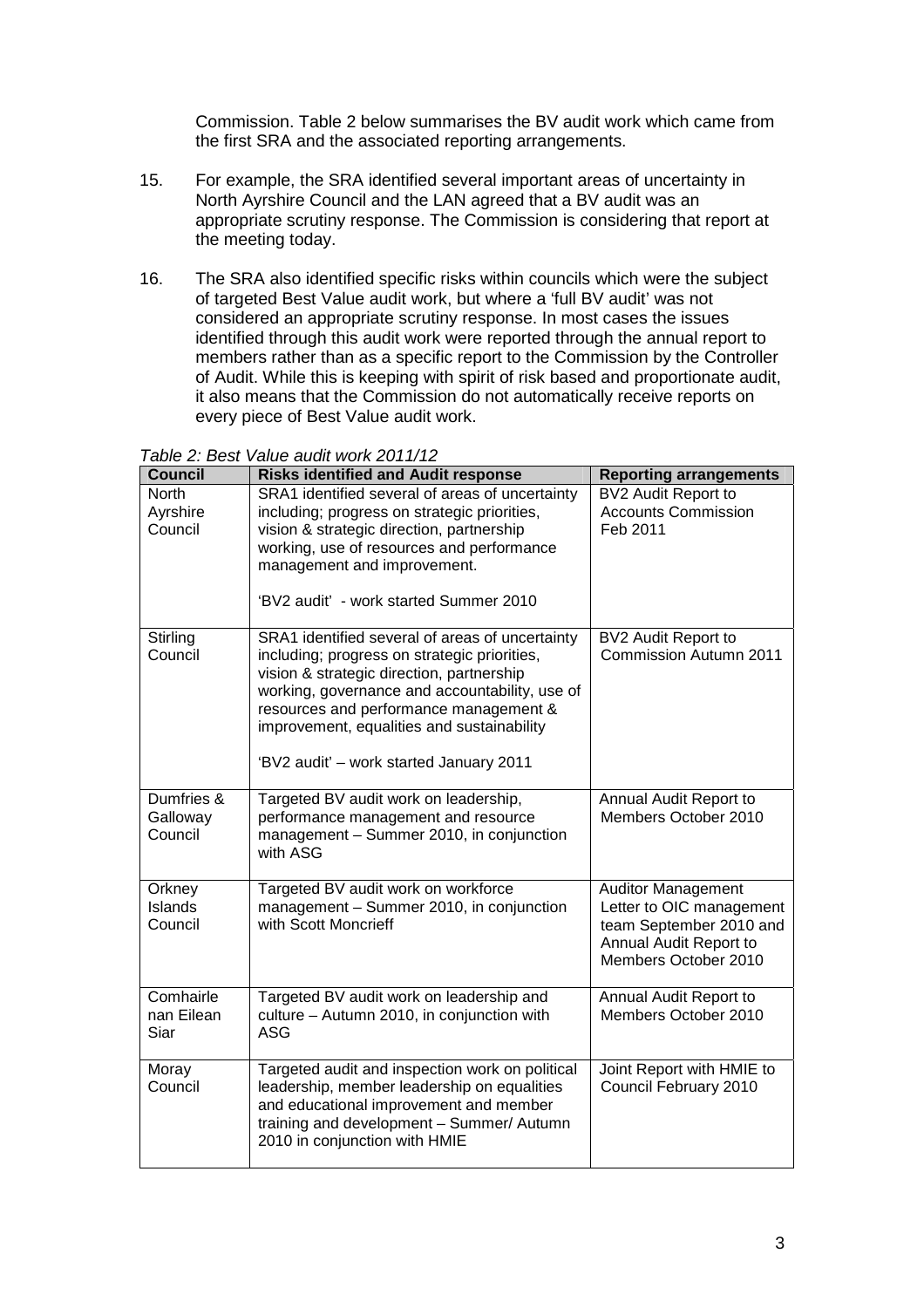Commission. Table 2 below summarises the BV audit work which came from the first SRA and the associated reporting arrangements.

15. For example, the SRA identified several important areas of uncertainty in North Ayrshire Council and the LAN agreed that a BV audit was an appropriate scrutiny response. The Commission is considering that report at the meeting today.

16. The SRA also identified specific risks within councils which were the subject of targeted Best Value audit work, but where a 'full BV audit' was not considered an appropriate scrutiny response. In most cases the issues identified through this audit work were reported through the annual report to members rather than as a specific report to the Commission by the Controller of Audit. While this is keeping with spirit of risk based and proportionate audit, it also means that the Commission do not automatically receive reports on every piece of Best Value audit work.

*Table 2: Best Value audit work 2011/12*

| Council | Risks identified and Audit response | Reporting arrangements |
|---|---|---|
| North Ayrshire Council | SRA1 identified several of areas of uncertainty including; progress on strategic priorities, vision & strategic direction, partnership working, use of resources and performance management and improvement.<br><br>'BV2 audit' - work started Summer 2010 | BV2 Audit Report to Accounts Commission Feb 2011 |
| Stirling Council | SRA1 identified several of areas of uncertainty including; progress on strategic priorities, vision & strategic direction, partnership working, governance and accountability, use of resources and performance management & improvement, equalities and sustainability<br><br>'BV2 audit' – work started January 2011 | BV2 Audit Report to Commission Autumn 2011 |
| Dumfries & Galloway Council | Targeted BV audit work on leadership, performance management and resource management – Summer 2010, in conjunction with ASG | Annual Audit Report to Members October 2010 |
| Orkney Islands Council | Targeted BV audit work on workforce management – Summer 2010, in conjunction with Scott Moncrieff | Auditor Management Letter to OIC management team September 2010 and Annual Audit Report to Members October 2010 |
| Comhairle nan Eilean Siar | Targeted BV audit work on leadership and culture – Autumn 2010, in conjunction with ASG | Annual Audit Report to Members October 2010 |
| Moray Council | Targeted audit and inspection work on political leadership, member leadership on equalities and educational improvement and member training and development – Summer/ Autumn 2010 in conjunction with HMIE | Joint Report with HMIE to Council February 2010 |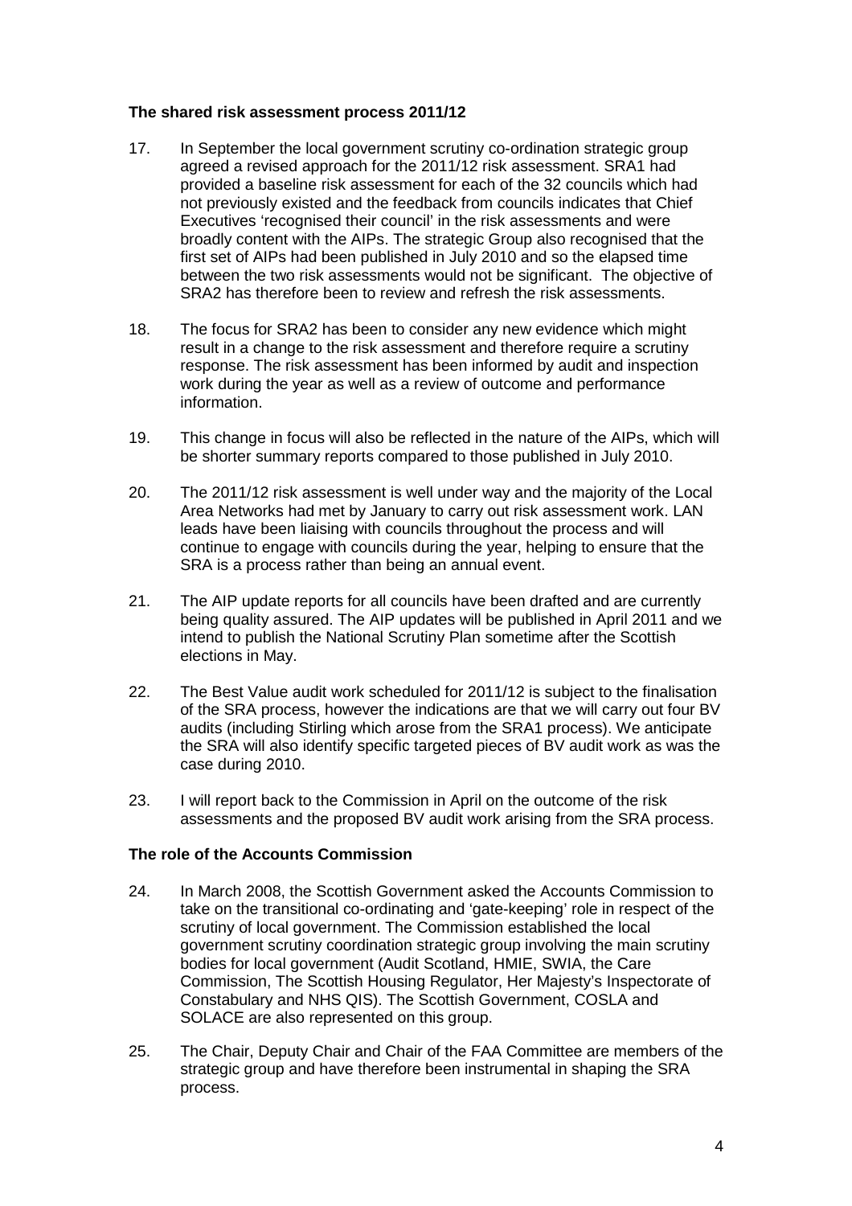**The shared risk assessment process 2011/12**

17. In September the local government scrutiny co-ordination strategic group agreed a revised approach for the 2011/12 risk assessment. SRA1 had provided a baseline risk assessment for each of the 32 councils which had not previously existed and the feedback from councils indicates that Chief Executives 'recognised their council' in the risk assessments and were broadly content with the AIPs. The strategic Group also recognised that the first set of AIPs had been published in July 2010 and so the elapsed time between the two risk assessments would not be significant. The objective of SRA2 has therefore been to review and refresh the risk assessments.

18. The focus for SRA2 has been to consider any new evidence which might result in a change to the risk assessment and therefore require a scrutiny response. The risk assessment has been informed by audit and inspection work during the year as well as a review of outcome and performance information.

19. This change in focus will also be reflected in the nature of the AIPs, which will be shorter summary reports compared to those published in July 2010.

20. The 2011/12 risk assessment is well under way and the majority of the Local Area Networks had met by January to carry out risk assessment work. LAN leads have been liaising with councils throughout the process and will continue to engage with councils during the year, helping to ensure that the SRA is a process rather than being an annual event.

21. The AIP update reports for all councils have been drafted and are currently being quality assured. The AIP updates will be published in April 2011 and we intend to publish the National Scrutiny Plan sometime after the Scottish elections in May.

22. The Best Value audit work scheduled for 2011/12 is subject to the finalisation of the SRA process, however the indications are that we will carry out four BV audits (including Stirling which arose from the SRA1 process). We anticipate the SRA will also identify specific targeted pieces of BV audit work as was the case during 2010.

23. I will report back to the Commission in April on the outcome of the risk assessments and the proposed BV audit work arising from the SRA process.

**The role of the Accounts Commission**

24. In March 2008, the Scottish Government asked the Accounts Commission to take on the transitional co-ordinating and 'gate-keeping' role in respect of the scrutiny of local government. The Commission established the local government scrutiny coordination strategic group involving the main scrutiny bodies for local government (Audit Scotland, HMIE, SWIA, the Care Commission, The Scottish Housing Regulator, Her Majesty's Inspectorate of Constabulary and NHS QIS). The Scottish Government, COSLA and SOLACE are also represented on this group.

25. The Chair, Deputy Chair and Chair of the FAA Committee are members of the strategic group and have therefore been instrumental in shaping the SRA process.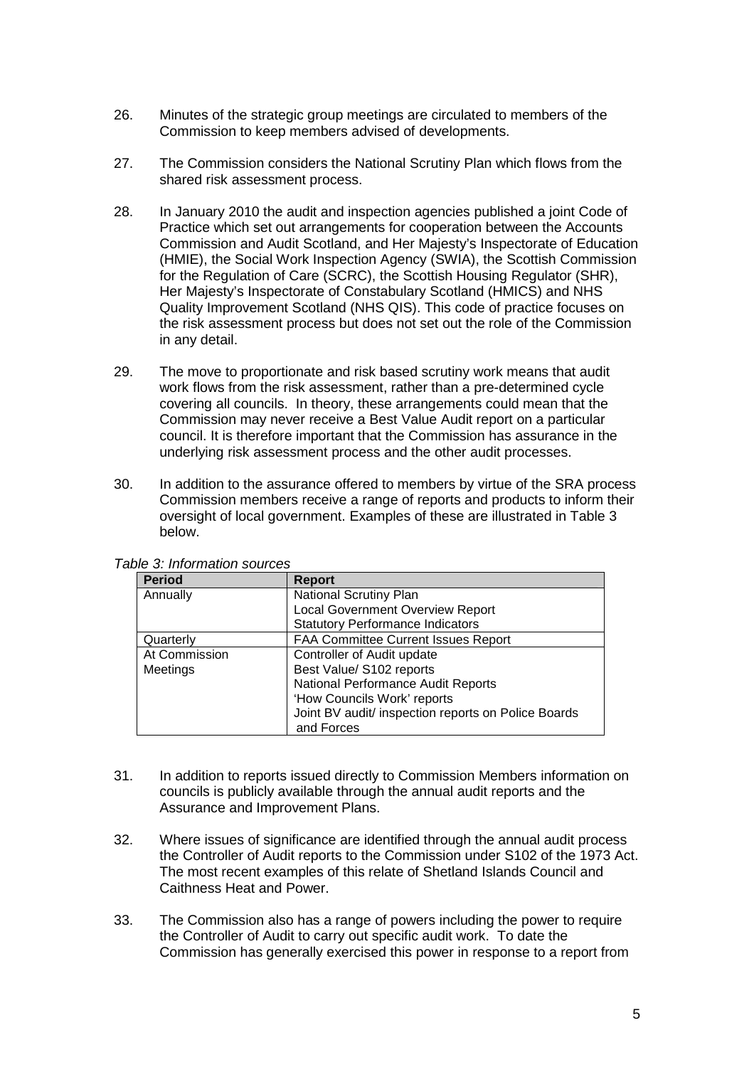26. Minutes of the strategic group meetings are circulated to members of the Commission to keep members advised of developments.

27. The Commission considers the National Scrutiny Plan which flows from the shared risk assessment process.

28. In January 2010 the audit and inspection agencies published a joint Code of Practice which set out arrangements for cooperation between the Accounts Commission and Audit Scotland, and Her Majesty's Inspectorate of Education (HMIE), the Social Work Inspection Agency (SWIA), the Scottish Commission for the Regulation of Care (SCRC), the Scottish Housing Regulator (SHR), Her Majesty's Inspectorate of Constabulary Scotland (HMICS) and NHS Quality Improvement Scotland (NHS QIS). This code of practice focuses on the risk assessment process but does not set out the role of the Commission in any detail.

29. The move to proportionate and risk based scrutiny work means that audit work flows from the risk assessment, rather than a pre-determined cycle covering all councils. In theory, these arrangements could mean that the Commission may never receive a Best Value Audit report on a particular council. It is therefore important that the Commission has assurance in the underlying risk assessment process and the other audit processes.

30. In addition to the assurance offered to members by virtue of the SRA process Commission members receive a range of reports and products to inform their oversight of local government. Examples of these are illustrated in Table 3 below.

*Table 3: Information sources*

| Period | Report |
|---|---|
| Annually | National Scrutiny Plan<br>Local Government Overview Report<br>Statutory Performance Indicators |
| Quarterly | FAA Committee Current Issues Report |
| At Commission Meetings | Controller of Audit update<br>Best Value/ S102 reports<br>National Performance Audit Reports<br>'How Councils Work' reports<br>Joint BV audit/ inspection reports on Police Boards and Forces |

31. In addition to reports issued directly to Commission Members information on councils is publicly available through the annual audit reports and the Assurance and Improvement Plans.

32. Where issues of significance are identified through the annual audit process the Controller of Audit reports to the Commission under S102 of the 1973 Act. The most recent examples of this relate of Shetland Islands Council and Caithness Heat and Power.

33. The Commission also has a range of powers including the power to require the Controller of Audit to carry out specific audit work. To date the Commission has generally exercised this power in response to a report from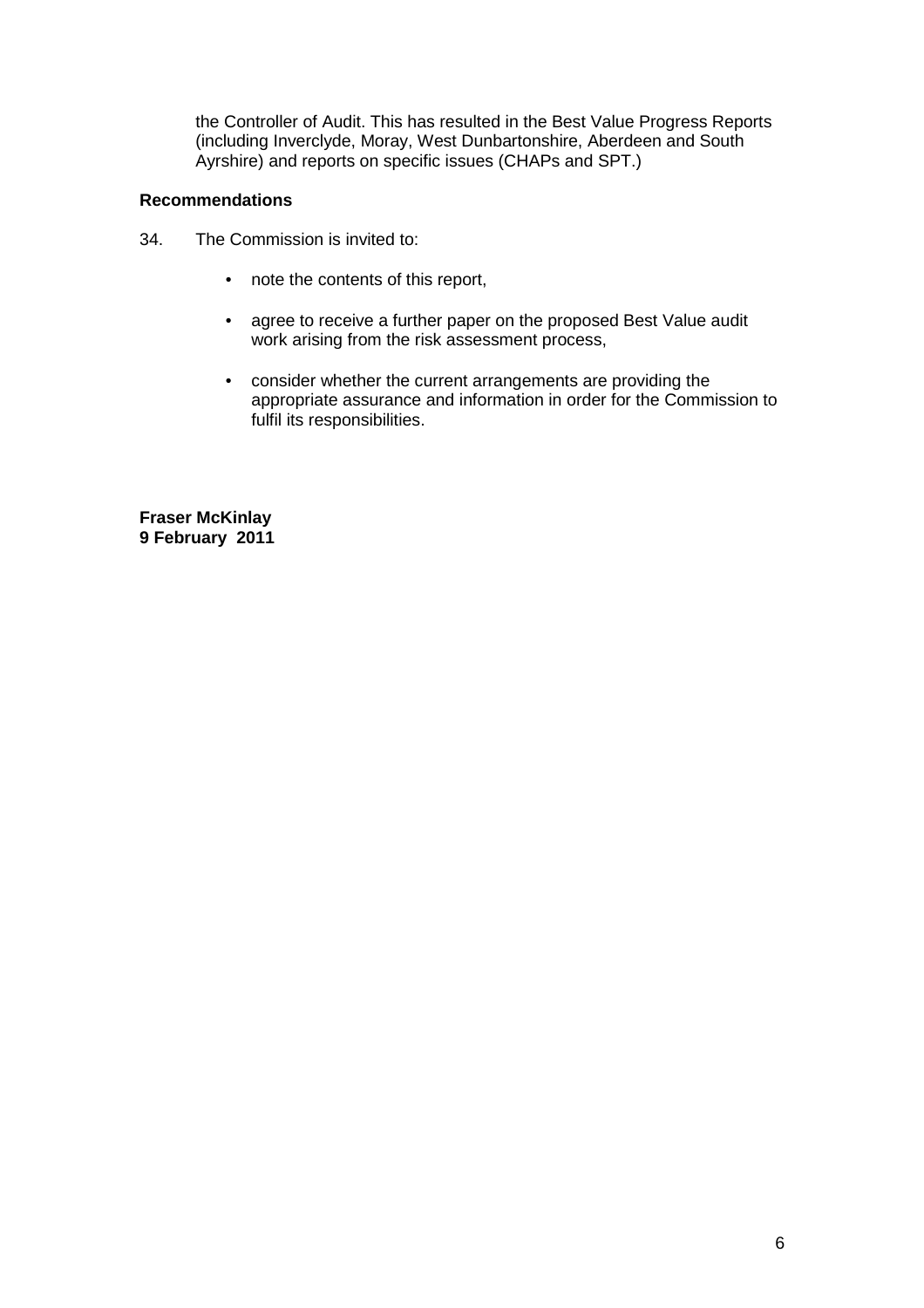the Controller of Audit. This has resulted in the Best Value Progress Reports (including Inverclyde, Moray, West Dunbartonshire, Aberdeen and South Ayrshire) and reports on specific issues (CHAPs and SPT.)

## Recommendations

34. The Commission is invited to:

- note the contents of this report,
- agree to receive a further paper on the proposed Best Value audit work arising from the risk assessment process,
- consider whether the current arrangements are providing the appropriate assurance and information in order for the Commission to fulfil its responsibilities.

**Fraser McKinlay**
**9 February 2011**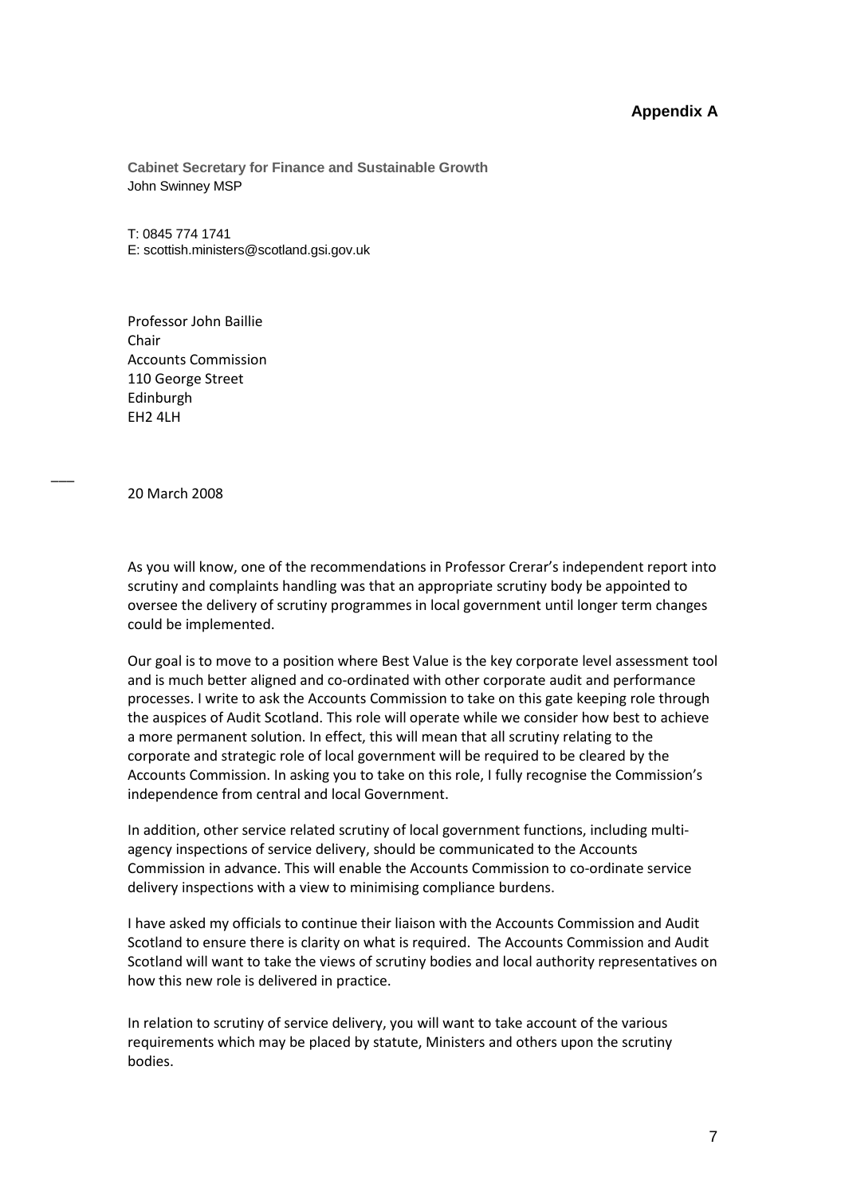**Appendix A**

**Cabinet Secretary for Finance and Sustainable Growth**
John Swinney MSP

T: 0845 774 1741
E: scottish.ministers@scotland.gsi.gov.uk

Professor John Baillie
Chair
Accounts Commission
110 George Street
Edinburgh
EH2 4LH

20 March 2008

As you will know, one of the recommendations in Professor Crerar's independent report into scrutiny and complaints handling was that an appropriate scrutiny body be appointed to oversee the delivery of scrutiny programmes in local government until longer term changes could be implemented.

Our goal is to move to a position where Best Value is the key corporate level assessment tool and is much better aligned and co-ordinated with other corporate audit and performance processes. I write to ask the Accounts Commission to take on this gate keeping role through the auspices of Audit Scotland. This role will operate while we consider how best to achieve a more permanent solution. In effect, this will mean that all scrutiny relating to the corporate and strategic role of local government will be required to be cleared by the Accounts Commission. In asking you to take on this role, I fully recognise the Commission's independence from central and local Government.

In addition, other service related scrutiny of local government functions, including multi-agency inspections of service delivery, should be communicated to the Accounts Commission in advance. This will enable the Accounts Commission to co-ordinate service delivery inspections with a view to minimising compliance burdens.

I have asked my officials to continue their liaison with the Accounts Commission and Audit Scotland to ensure there is clarity on what is required. The Accounts Commission and Audit Scotland will want to take the views of scrutiny bodies and local authority representatives on how this new role is delivered in practice.

In relation to scrutiny of service delivery, you will want to take account of the various requirements which may be placed by statute, Ministers and others upon the scrutiny bodies.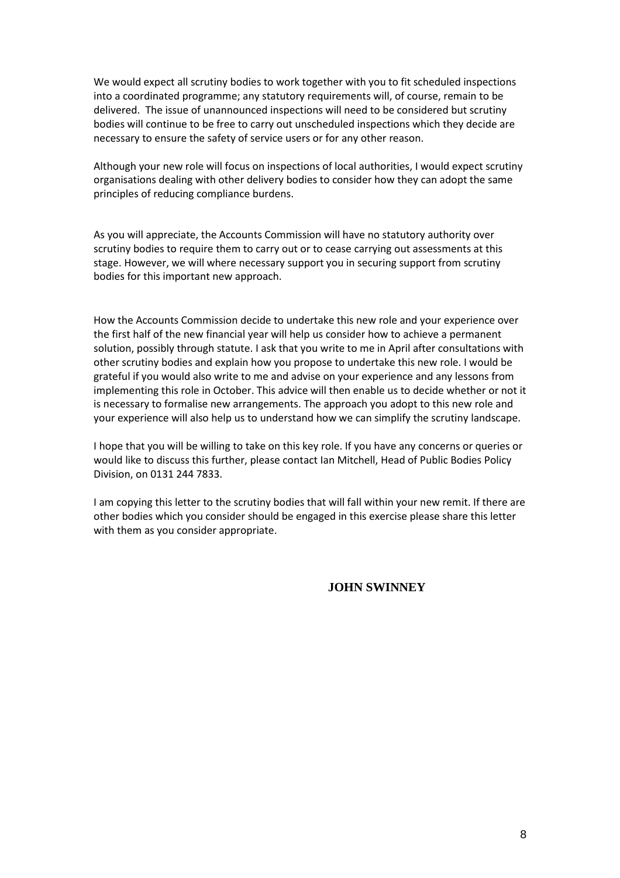We would expect all scrutiny bodies to work together with you to fit scheduled inspections into a coordinated programme; any statutory requirements will, of course, remain to be delivered. The issue of unannounced inspections will need to be considered but scrutiny bodies will continue to be free to carry out unscheduled inspections which they decide are necessary to ensure the safety of service users or for any other reason.

Although your new role will focus on inspections of local authorities, I would expect scrutiny organisations dealing with other delivery bodies to consider how they can adopt the same principles of reducing compliance burdens.

As you will appreciate, the Accounts Commission will have no statutory authority over scrutiny bodies to require them to carry out or to cease carrying out assessments at this stage. However, we will where necessary support you in securing support from scrutiny bodies for this important new approach.

How the Accounts Commission decide to undertake this new role and your experience over the first half of the new financial year will help us consider how to achieve a permanent solution, possibly through statute. I ask that you write to me in April after consultations with other scrutiny bodies and explain how you propose to undertake this new role. I would be grateful if you would also write to me and advise on your experience and any lessons from implementing this role in October. This advice will then enable us to decide whether or not it is necessary to formalise new arrangements. The approach you adopt to this new role and your experience will also help us to understand how we can simplify the scrutiny landscape.

I hope that you will be willing to take on this key role. If you have any concerns or queries or would like to discuss this further, please contact Ian Mitchell, Head of Public Bodies Policy Division, on 0131 244 7833.

I am copying this letter to the scrutiny bodies that will fall within your new remit. If there are other bodies which you consider should be engaged in this exercise please share this letter with them as you consider appropriate.

**JOHN SWINNEY**